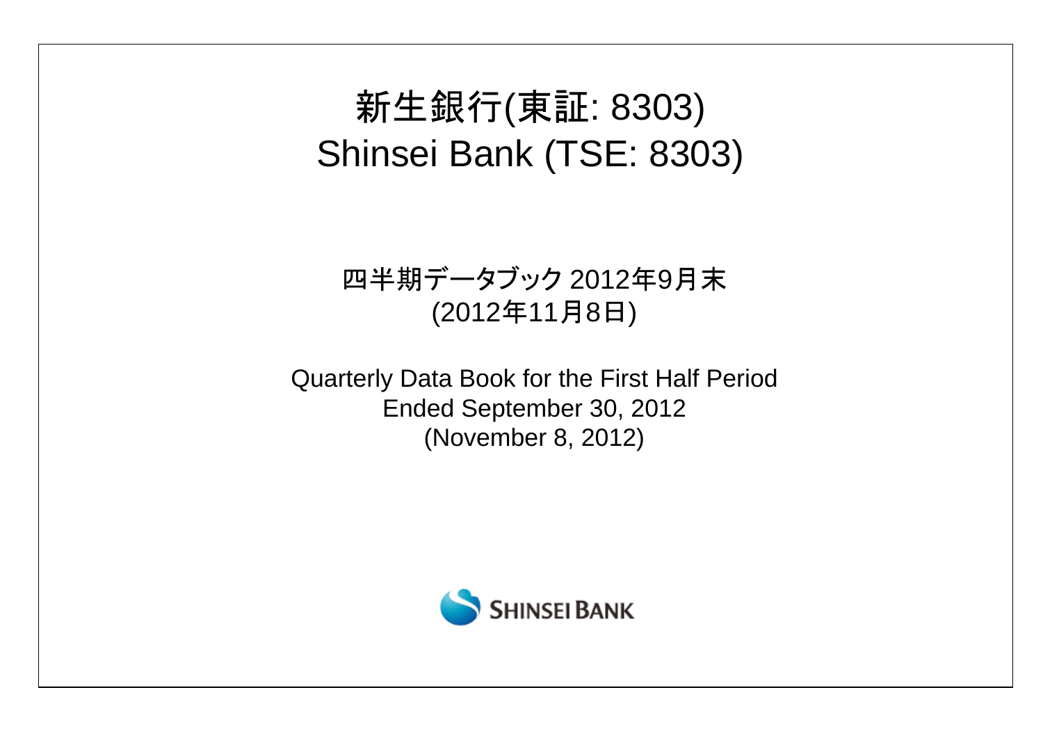# 新生銀行(東証: 8303)
# Shinsei Bank (TSE: 8303)

四半期データブック 2012年9月末
(2012年11月8日)

Quarterly Data Book for the First Half Period
Ended September 30, 2012
(November 8, 2012)

SHINSEI BANK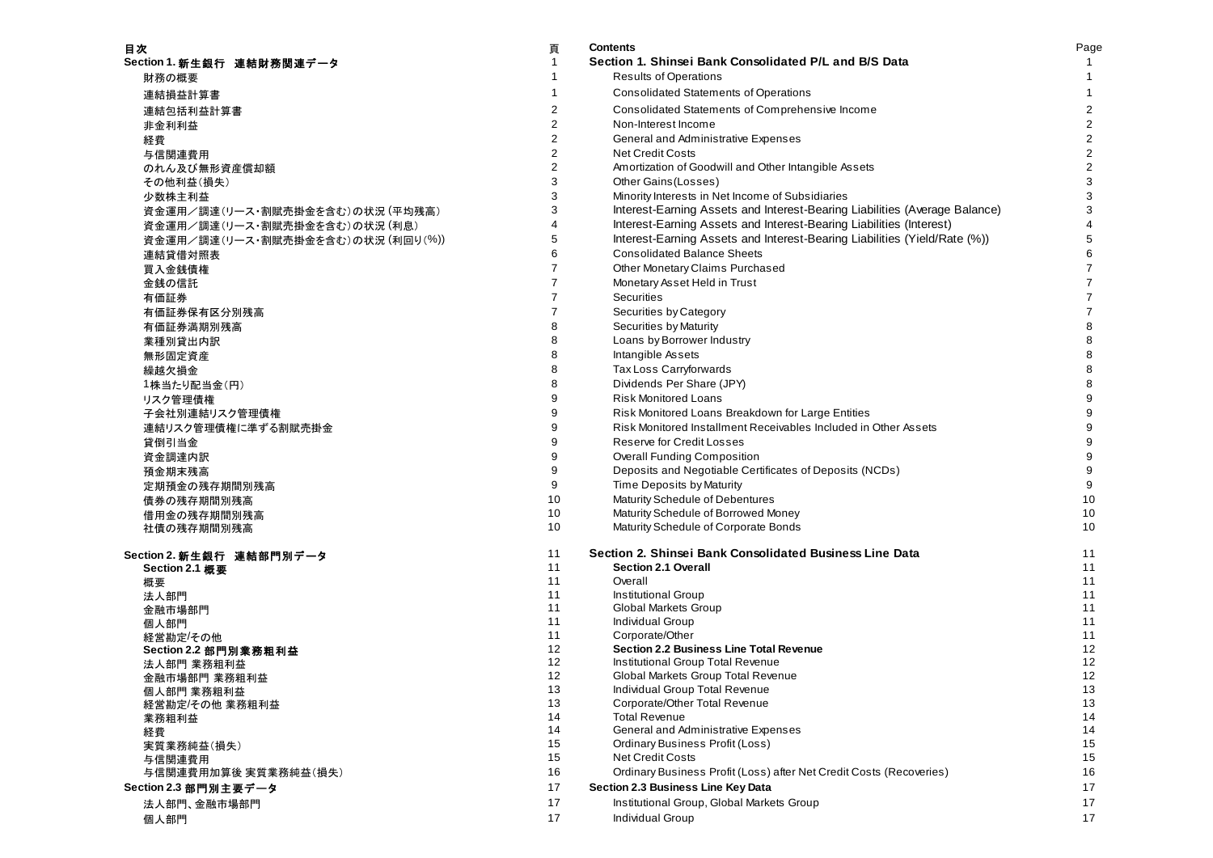| 目次 | 頁 | Contents | Page |
|---|---|---|---|
| **Section 1. 新生銀行　連結財務関連データ** | 1 | **Section 1. Shinsei Bank Consolidated P/L and B/S Data** | 1 |
| 財務の概要 | 1 | Results of Operations | 1 |
| 連結損益計算書 | 1 | Consolidated Statements of Operations | 1 |
| 連結包括利益計算書 | 2 | Consolidated Statements of Comprehensive Income | 2 |
| 非金利利益 | 2 | Non-Interest Income | 2 |
| 経費 | 2 | General and Administrative Expenses | 2 |
| 与信関連費用 | 2 | Net Credit Costs | 2 |
| のれん及び無形資産償却額 | 2 | Amortization of Goodwill and Other Intangible Assets | 2 |
| その他利益(損失) | 3 | Other Gains(Losses) | 3 |
| 少数株主利益 | 3 | Minority Interests in Net Income of Subsidiaries | 3 |
| 資金運用／調達(リース・割賦売掛金を含む)の状況 (平均残高) | 3 | Interest-Earning Assets and Interest-Bearing Liabilities (Average Balance) | 3 |
| 資金運用／調達(リース・割賦売掛金を含む)の状況 (利息) | 4 | Interest-Earning Assets and Interest-Bearing Liabilities (Interest) | 4 |
| 資金運用／調達(リース・割賦売掛金を含む)の状況 (利回り(%)) | 5 | Interest-Earning Assets and Interest-Bearing Liabilities (Yield/Rate (%)) | 5 |
| 連結貸借対照表 | 6 | Consolidated Balance Sheets | 6 |
| 買入金銭債権 | 7 | Other Monetary Claims Purchased | 7 |
| 金銭の信託 | 7 | Monetary Asset Held in Trust | 7 |
| 有価証券 | 7 | Securities | 7 |
| 有価証券保有区分別残高 | 7 | Securities by Category | 7 |
| 有価証券満期別残高 | 8 | Securities by Maturity | 8 |
| 業種別貸出内訳 | 8 | Loans by Borrower Industry | 8 |
| 無形固定資産 | 8 | Intangible Assets | 8 |
| 繰越欠損金 | 8 | Tax Loss Carryforwards | 8 |
| 1株当たり配当金(円) | 8 | Dividends Per Share (JPY) | 8 |
| リスク管理債権 | 9 | Risk Monitored Loans | 9 |
| 子会社別連結リスク管理債権 | 9 | Risk Monitored Loans Breakdown for Large Entities | 9 |
| 連結リスク管理債権に準ずる割賦売掛金 | 9 | Risk Monitored Installment Receivables Included in Other Assets | 9 |
| 貸倒引当金 | 9 | Reserve for Credit Losses | 9 |
| 資金調達内訳 | 9 | Overall Funding Composition | 9 |
| 預金期末残高 | 9 | Deposits and Negotiable Certificates of Deposits (NCDs) | 9 |
| 定期預金の残存期間別残高 | 9 | Time Deposits by Maturity | 9 |
| 債券の残存期間別残高 | 10 | Maturity Schedule of Debentures | 10 |
| 借用金の残存期間別残高 | 10 | Maturity Schedule of Borrowed Money | 10 |
| 社債の残存期間別残高 | 10 | Maturity Schedule of Corporate Bonds | 10 |
| **Section 2. 新生銀行　連結部門別データ** | 11 | **Section 2. Shinsei Bank Consolidated Business Line Data** | 11 |
| **Section 2.1 概要** | 11 | **Section 2.1 Overall** | 11 |
| 概要 | 11 | Overall | 11 |
| 法人部門 | 11 | Institutional Group | 11 |
| 金融市場部門 | 11 | Global Markets Group | 11 |
| 個人部門 | 11 | Individual Group | 11 |
| 経営勘定/その他 | 11 | Corporate/Other | 11 |
| **Section 2.2 部門別業務粗利益** | 12 | **Section 2.2 Business Line Total Revenue** | 12 |
| 法人部門 業務粗利益 | 12 | Institutional Group Total Revenue | 12 |
| 金融市場部門 業務粗利益 | 12 | Global Markets Group Total Revenue | 12 |
| 個人部門 業務粗利益 | 13 | Individual Group Total Revenue | 13 |
| 経営勘定/その他 業務粗利益 | 13 | Corporate/Other Total Revenue | 13 |
| 業務粗利益 | 14 | Total Revenue | 14 |
| 経費 | 14 | General and Administrative Expenses | 14 |
| 実質業務純益(損失) | 15 | Ordinary Business Profit (Loss) | 15 |
| 与信関連費用 | 15 | Net Credit Costs | 15 |
| 与信関連費用加算後 実質業務純益(損失) | 16 | Ordinary Business Profit (Loss) after Net Credit Costs (Recoveries) | 16 |
| **Section 2.3 部門別主要データ** | 17 | **Section 2.3 Business Line Key Data** | 17 |
| 法人部門、金融市場部門 | 17 | Institutional Group, Global Markets Group | 17 |
| 個人部門 | 17 | Individual Group | 17 |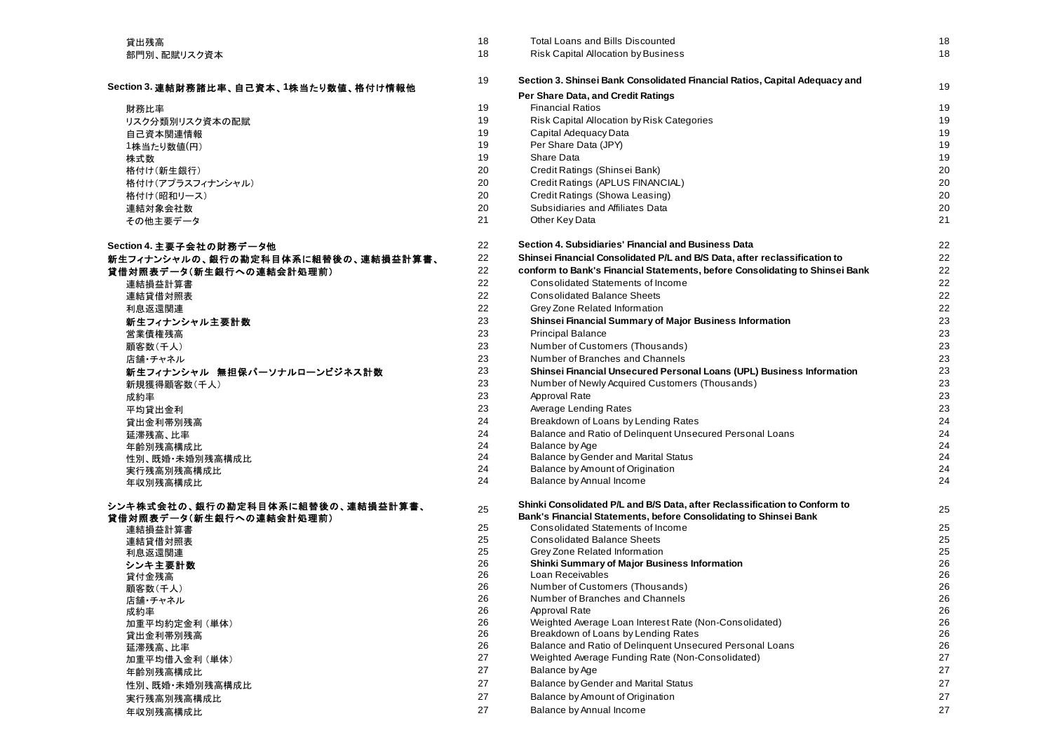| 日本語 | ページ | English | Page |
|---|---|---|---|
| 貸出残高 | 18 | Total Loans and Bills Discounted | 18 |
| 部門別、配賦リスク資本 | 18 | Risk Capital Allocation by Business | 18 |
| **Section 3. 連結財務諸比率、自己資本、1株当たり数値、格付け情報他** | 19 | **Section 3. Shinsei Bank Consolidated Financial Ratios, Capital Adequacy and Per Share Data, and Credit Ratings** | 19 |
| 財務比率 | 19 | Financial Ratios | 19 |
| リスク分類別リスク資本の配賦 | 19 | Risk Capital Allocation by Risk Categories | 19 |
| 自己資本関連情報 | 19 | Capital Adequacy Data | 19 |
| 1株当たり数値(円) | 19 | Per Share Data (JPY) | 19 |
| 株式数 | 19 | Share Data | 19 |
| 格付け(新生銀行) | 20 | Credit Ratings (Shinsei Bank) | 20 |
| 格付け(アプラスフィナンシャル) | 20 | Credit Ratings (APLUS FINANCIAL) | 20 |
| 格付け(昭和リース) | 20 | Credit Ratings (Showa Leasing) | 20 |
| 連結対象会社数 | 20 | Subsidiaries and Affiliates Data | 20 |
| その他主要データ | 21 | Other Key Data | 21 |
| **Section 4. 主要子会社の財務データ他** | 22 | **Section 4. Subsidiaries' Financial and Business Data** | 22 |
| **新生フィナンシャルの、銀行の勘定科目体系に組替後の、連結損益計算書、貸借対照表データ(新生銀行への連結会計処理前)** | 22 | **Shinsei Financial Consolidated P/L and B/S Data, after reclassification to conform to Bank's Financial Statements, before Consolidating to Shinsei Bank** | 22 |
| 連結損益計算書 | 22 | Consolidated Statements of Income | 22 |
| 連結貸借対照表 | 22 | Consolidated Balance Sheets | 22 |
| 利息返還関連 | 22 | Grey Zone Related Information | 22 |
| **新生フィナンシャル主要計数** | 23 | **Shinsei Financial Summary of Major Business Information** | 23 |
| 営業債権残高 | 23 | Principal Balance | 23 |
| 顧客数(千人) | 23 | Number of Customers (Thousands) | 23 |
| 店舗・チャネル | 23 | Number of Branches and Channels | 23 |
| **新生フィナンシャル　無担保パーソナルローンビジネス計数** | 23 | **Shinsei Financial Unsecured Personal Loans (UPL) Business Information** | 23 |
| 新規獲得顧客数(千人) | 23 | Number of Newly Acquired Customers (Thousands) | 23 |
| 成約率 | 23 | Approval Rate | 23 |
| 平均貸出金利 | 23 | Average Lending Rates | 23 |
| 貸出金利帯別残高 | 24 | Breakdown of Loans by Lending Rates | 24 |
| 延滞残高、比率 | 24 | Balance and Ratio of Delinquent Unsecured Personal Loans | 24 |
| 年齢別残高構成比 | 24 | Balance by Age | 24 |
| 性別、既婚・未婚別残高構成比 | 24 | Balance by Gender and Marital Status | 24 |
| 実行残高別残高構成比 | 24 | Balance by Amount of Origination | 24 |
| 年収別残高構成比 | 24 | Balance by Annual Income | 24 |
| **シンキ株式会社の、銀行の勘定科目体系に組替後の、連結損益計算書、貸借対照表データ(新生銀行への連結会計処理前)** | 25 | **Shinki Consolidated P/L and B/S Data, after Reclassification to Conform to Bank's Financial Statements, before Consolidating to Shinsei Bank** | 25 |
| 連結損益計算書 | 25 | Consolidated Statements of Income | 25 |
| 連結貸借対照表 | 25 | Consolidated Balance Sheets | 25 |
| 利息返還関連 | 25 | Grey Zone Related Information | 25 |
| **シンキ主要計数** | 26 | **Shinki Summary of Major Business Information** | 26 |
| 貸付金残高 | 26 | Loan Receivables | 26 |
| 顧客数(千人) | 26 | Number of Customers (Thousands) | 26 |
| 店舗・チャネル | 26 | Number of Branches and Channels | 26 |
| 成約率 | 26 | Approval Rate | 26 |
| 加重平均約定金利 (単体) | 26 | Weighted Average Loan Interest Rate (Non-Consolidated) | 26 |
| 貸出金利帯別残高 | 26 | Breakdown of Loans by Lending Rates | 26 |
| 延滞残高、比率 | 26 | Balance and Ratio of Delinquent Unsecured Personal Loans | 26 |
| 加重平均借入金利 (単体) | 27 | Weighted Average Funding Rate (Non-Consolidated) | 27 |
| 年齢別残高構成比 | 27 | Balance by Age | 27 |
| 性別、既婚・未婚別残高構成比 | 27 | Balance by Gender and Marital Status | 27 |
| 実行残高別残高構成比 | 27 | Balance by Amount of Origination | 27 |
| 年収別残高構成比 | 27 | Balance by Annual Income | 27 |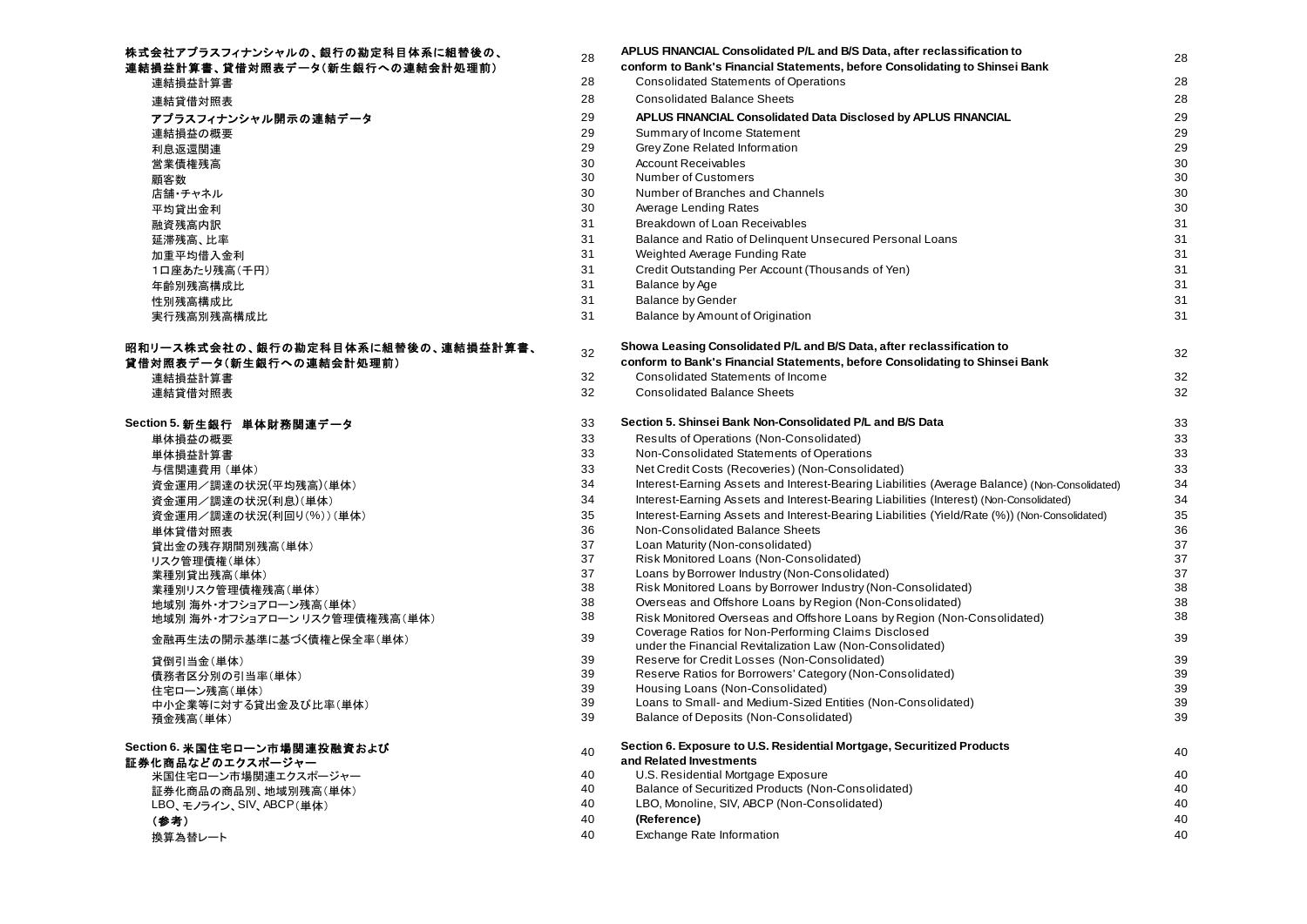| 株式会社アプラスフィナンシャルの、銀行の勘定科目体系に組替後の、連結損益計算書、貸借対照表データ(新生銀行への連結会計処理前) | 28 | APLUS FINANCIAL Consolidated P/L and B/S Data, after reclassification to conform to Bank's Financial Statements, before Consolidating to Shinsei Bank | 28 |
|---|---|---|---|
| 連結損益計算書 | 28 | Consolidated Statements of Operations | 28 |
| 連結貸借対照表 | 28 | Consolidated Balance Sheets | 28 |
| **アプラスフィナンシャル開示の連結データ** | 29 | **APLUS FINANCIAL Consolidated Data Disclosed by APLUS FINANCIAL** | 29 |
| 連結損益の概要 | 29 | Summary of Income Statement | 29 |
| 利息返還関連 | 29 | Grey Zone Related Information | 29 |
| 営業債権残高 | 30 | Account Receivables | 30 |
| 顧客数 | 30 | Number of Customers | 30 |
| 店舗･チャネル | 30 | Number of Branches and Channels | 30 |
| 平均貸出金利 | 30 | Average Lending Rates | 30 |
| 融資残高内訳 | 31 | Breakdown of Loan Receivables | 31 |
| 延滞残高、比率 | 31 | Balance and Ratio of Delinquent Unsecured Personal Loans | 31 |
| 加重平均借入金利 | 31 | Weighted Average Funding Rate | 31 |
| 1口座あたり残高(千円) | 31 | Credit Outstanding Per Account (Thousands of Yen) | 31 |
| 年齢別残高構成比 | 31 | Balance by Age | 31 |
| 性別残高構成比 | 31 | Balance by Gender | 31 |
| 実行残高別残高構成比 | 31 | Balance by Amount of Origination | 31 |
| **昭和リース株式会社の、銀行の勘定科目体系に組替後の、連結損益計算書、貸借対照表データ(新生銀行への連結会計処理前)** | 32 | **Showa Leasing Consolidated P/L and B/S Data, after reclassification to conform to Bank's Financial Statements, before Consolidating to Shinsei Bank** | 32 |
| 連結損益計算書 | 32 | Consolidated Statements of Income | 32 |
| 連結貸借対照表 | 32 | Consolidated Balance Sheets | 32 |
| **Section 5. 新生銀行　単体財務関連データ** | 33 | **Section 5. Shinsei Bank Non-Consolidated P/L and B/S Data** | 33 |
| 単体損益の概要 | 33 | Results of Operations (Non-Consolidated) | 33 |
| 単体損益計算書 | 33 | Non-Consolidated Statements of Operations | 33 |
| 与信関連費用 (単体) | 33 | Net Credit Costs (Recoveries) (Non-Consolidated) | 33 |
| 資金運用／調達の状況(平均残高)(単体) | 34 | Interest-Earning Assets and Interest-Bearing Liabilities (Average Balance) (Non-Consolidated) | 34 |
| 資金運用／調達の状況(利息)(単体) | 34 | Interest-Earning Assets and Interest-Bearing Liabilities (Interest) (Non-Consolidated) | 34 |
| 資金運用／調達の状況(利回り(%))(単体) | 35 | Interest-Earning Assets and Interest-Bearing Liabilities (Yield/Rate (%)) (Non-Consolidated) | 35 |
| 単体貸借対照表 | 36 | Non-Consolidated Balance Sheets | 36 |
| 貸出金の残存期間別残高(単体) | 37 | Loan Maturity (Non-consolidated) | 37 |
| リスク管理債権(単体) | 37 | Risk Monitored Loans (Non-Consolidated) | 37 |
| 業種別貸出残高(単体) | 37 | Loans by Borrower Industry (Non-Consolidated) | 37 |
| 業種別リスク管理債権残高(単体) | 38 | Risk Monitored Loans by Borrower Industry (Non-Consolidated) | 38 |
| 地域別 海外･オフショアローン残高(単体) | 38 | Overseas and Offshore Loans by Region (Non-Consolidated) | 38 |
| 地域別 海外･オフショアローン リスク管理債権残高(単体) | 38 | Risk Monitored Overseas and Offshore Loans by Region (Non-Consolidated) | 38 |
| 金融再生法の開示基準に基づく債権と保全率(単体) | 39 | Coverage Ratios for Non-Performing Claims Disclosed under the Financial Revitalization Law (Non-Consolidated) | 39 |
| 貸倒引当金(単体) | 39 | Reserve for Credit Losses (Non-Consolidated) | 39 |
| 債務者区分別の引当率(単体) | 39 | Reserve Ratios for Borrowers' Category (Non-Consolidated) | 39 |
| 住宅ローン残高(単体) | 39 | Housing Loans (Non-Consolidated) | 39 |
| 中小企業等に対する貸出金及び比率(単体) | 39 | Loans to Small- and Medium-Sized Entities (Non-Consolidated) | 39 |
| 預金残高(単体) | 39 | Balance of Deposits (Non-Consolidated) | 39 |
| **Section 6. 米国住宅ローン市場関連投融資および証券化商品などのエクスポージャー** | 40 | **Section 6. Exposure to U.S. Residential Mortgage, Securitized Products and Related Investments** | 40 |
| 米国住宅ローン市場関連エクスポージャー | 40 | U.S. Residential Mortgage Exposure | 40 |
| 証券化商品の商品別、地域別残高(単体) | 40 | Balance of Securitized Products (Non-Consolidated) | 40 |
| LBO、モノライン、SIV、ABCP(単体) | 40 | LBO, Monoline, SIV, ABCP (Non-Consolidated) | 40 |
| **(参考)** | 40 | **(Reference)** | 40 |
| 換算為替レート | 40 | Exchange Rate Information | 40 |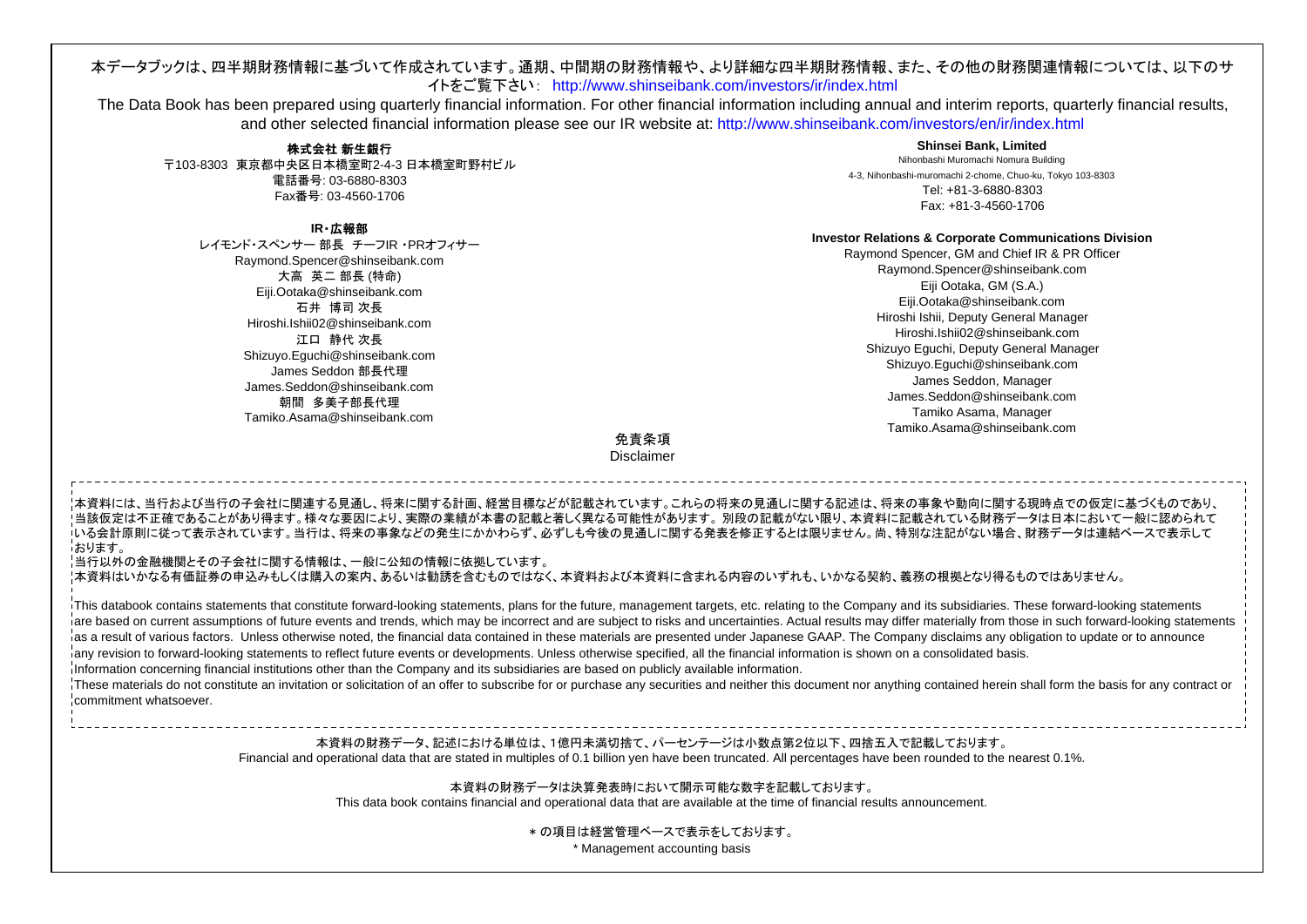本データブックは、四半期財務情報に基づいて作成されています。通期、中間期の財務情報や、より詳細な四半期財務情報、また、その他の財務関連情報については、以下のサイトをご覧下さい： http://www.shinseibank.com/investors/ir/index.html

The Data Book has been prepared using quarterly financial information. For other financial information including annual and interim reports, quarterly financial results, and other selected financial information please see our IR website at: http://www.shinseibank.com/investors/en/ir/index.html

**株式会社 新生銀行**
〒103-8303 東京都中央区日本橋室町2-4-3 日本橋室町野村ビル
電話番号: 03-6880-8303
Fax番号: 03-4560-1706

**IR・広報部**
レイモンド・スペンサー 部長 チーフIR・PRオフィサー
Raymond.Spencer@shinseibank.com
大高 英二 部長 (特命)
Eiji.Ootaka@shinseibank.com
石井 博司 次長
Hiroshi.Ishii02@shinseibank.com
江口 静代 次長
Shizuyo.Eguchi@shinseibank.com
James Seddon 部長代理
James.Seddon@shinseibank.com
朝間 多美子部長代理
Tamiko.Asama@shinseibank.com

**Shinsei Bank, Limited**
Nihonbashi Muromachi Nomura Building
4-3, Nihonbashi-muromachi 2-chome, Chuo-ku, Tokyo 103-8303
Tel: +81-3-6880-8303
Fax: +81-3-4560-1706

**Investor Relations & Corporate Communications Division**
Raymond Spencer, GM and Chief IR & PR Officer
Raymond.Spencer@shinseibank.com
Eiji Ootaka, GM (S.A.)
Eiji.Ootaka@shinseibank.com
Hiroshi Ishii, Deputy General Manager
Hiroshi.Ishii02@shinseibank.com
Shizuyo Eguchi, Deputy General Manager
Shizuyo.Eguchi@shinseibank.com
James Seddon, Manager
James.Seddon@shinseibank.com
Tamiko Asama, Manager
Tamiko.Asama@shinseibank.com

## 免責条項
## Disclaimer

本資料には、当行および当行の子会社に関連する見通し、将来に関する計画、経営目標などが記載されています。これらの将来の見通しに関する記述は、将来の事象や動向に関する現時点での仮定に基づくものであり、当該仮定は不正確であることがあり得ます。様々な要因により、実際の業績が本書の記載と著しく異なる可能性があります。別段の記載がない限り、本資料に記載されている財務データは日本において一般に認められている会計原則に従って表示されています。当行は、将来の事象などの発生にかかわらず、必ずしも今後の見通しに関する発表を修正するとは限りません。尚、特別な注記がない場合、財務データは連結ベースで表示しております。

当行以外の金融機関とその子会社に関する情報は、一般に公知の情報に依拠しています。

本資料はいかなる有価証券の申込みもしくは購入の案内、あるいは勧誘を含むものではなく、本資料および本資料に含まれる内容のいずれも、いかなる契約、義務の根拠となり得るものではありません。

This databook contains statements that constitute forward-looking statements, plans for the future, management targets, etc. relating to the Company and its subsidiaries. These forward-looking statements are based on current assumptions of future events and trends, which may be incorrect and are subject to risks and uncertainties. Actual results may differ materially from those in such forward-looking statements as a result of various factors. Unless otherwise noted, the financial data contained in these materials are presented under Japanese GAAP. The Company disclaims any obligation to update or to announce any revision to forward-looking statements to reflect future events or developments. Unless otherwise specified, all the financial information is shown on a consolidated basis.

Information concerning financial institutions other than the Company and its subsidiaries are based on publicly available information.

These materials do not constitute an invitation or solicitation of an offer to subscribe for or purchase any securities and neither this document nor anything contained herein shall form the basis for any contract or commitment whatsoever.

本資料の財務データ、記述における単位は、1億円未満切捨て、パーセンテージは小数点第2位以下、四捨五入で記載しております。
Financial and operational data that are stated in multiples of 0.1 billion yen have been truncated. All percentages have been rounded to the nearest 0.1%.

本資料の財務データは決算発表時において開示可能な数字を記載しております。
This data book contains financial and operational data that are available at the time of financial results announcement.

* の項目は経営管理ベースで表示をしております。
* Management accounting basis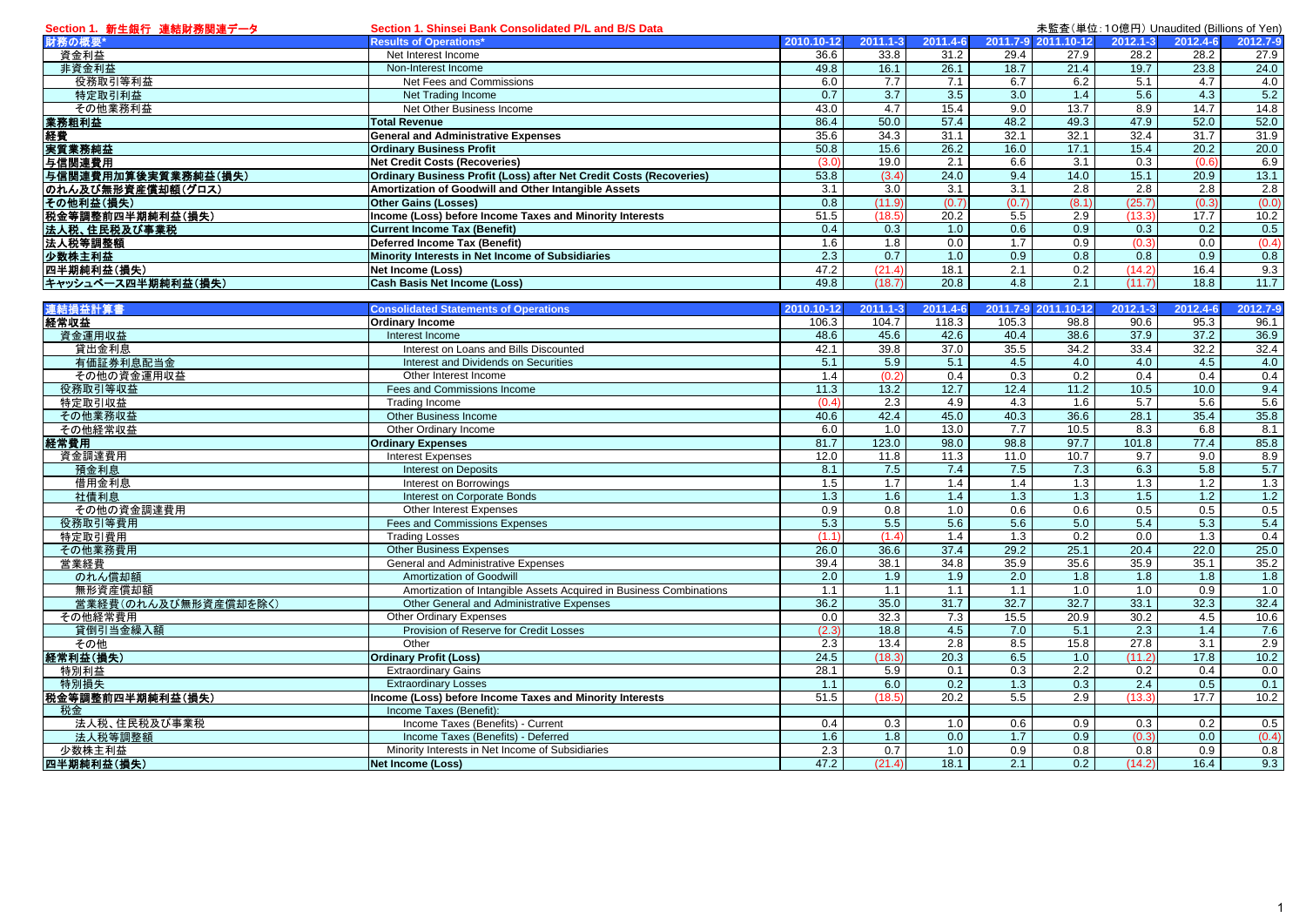## Section 1. 新生銀行 連結財務関連データ　Section 1. Shinsei Bank Consolidated P/L and B/S Data

未監査（単位：10億円） Unaudited (Billions of Yen)

| 財務の概要* | Results of Operations* | 2010.10-12 | 2011.1-3 | 2011.4-6 | 2011.7-9 | 2011.10-12 | 2012.1-3 | 2012.4-6 | 2012.7-9 |
|---|---|---|---|---|---|---|---|---|---|
| 資金利益 | Net Interest Income | 36.6 | 33.8 | 31.2 | 29.4 | 27.9 | 28.2 | 28.2 | 27.9 |
| 非資金利益 | Non-Interest Income | 49.8 | 16.1 | 26.1 | 18.7 | 21.4 | 19.7 | 23.8 | 24.0 |
| 役務取引等利益 | Net Fees and Commissions | 6.0 | 7.7 | 7.1 | 6.7 | 6.2 | 5.1 | 4.7 | 4.0 |
| 特定取引利益 | Net Trading Income | 0.7 | 3.7 | 3.5 | 3.0 | 1.4 | 5.6 | 4.3 | 5.2 |
| その他業務利益 | Net Other Business Income | 43.0 | 4.7 | 15.4 | 9.0 | 13.7 | 8.9 | 14.7 | 14.8 |
| **業務粗利益** | **Total Revenue** | 86.4 | 50.0 | 57.4 | 48.2 | 49.3 | 47.9 | 52.0 | 52.0 |
| **経費** | **General and Administrative Expenses** | 35.6 | 34.3 | 31.1 | 32.1 | 32.1 | 32.4 | 31.7 | 31.9 |
| **実質業務純益** | **Ordinary Business Profit** | 50.8 | 15.6 | 26.2 | 16.0 | 17.1 | 15.4 | 20.2 | 20.0 |
| **与信関連費用** | **Net Credit Costs (Recoveries)** | (3.0) | 19.0 | 2.1 | 6.6 | 3.1 | 0.3 | (0.6) | 6.9 |
| **与信関連費用加算後実質業務純益(損失)** | **Ordinary Business Profit (Loss) after Net Credit Costs (Recoveries)** | 53.8 | (3.4) | 24.0 | 9.4 | 14.0 | 15.1 | 20.9 | 13.1 |
| **のれん及び無形資産償却額(グロス)** | **Amortization of Goodwill and Other Intangible Assets** | 3.1 | 3.0 | 3.1 | 3.1 | 2.8 | 2.8 | 2.8 | 2.8 |
| **その他利益(損失)** | **Other Gains (Losses)** | 0.8 | (11.9) | (0.7) | (0.7) | (8.1) | (25.7) | (0.3) | (0.0) |
| **税金等調整前四半期純利益(損失)** | **Income (Loss) before Income Taxes and Minority Interests** | 51.5 | (18.5) | 20.2 | 5.5 | 2.9 | (13.3) | 17.7 | 10.2 |
| **法人税、住民税及び事業税** | **Current Income Tax (Benefit)** | 0.4 | 0.3 | 1.0 | 0.6 | 0.9 | 0.3 | 0.2 | 0.5 |
| **法人税等調整額** | **Deferred Income Tax (Benefit)** | 1.6 | 1.8 | 0.0 | 1.7 | 0.9 | (0.3) | 0.0 | (0.4) |
| **少数株主利益** | **Minority Interests in Net Income of Subsidiaries** | 2.3 | 0.7 | 1.0 | 0.9 | 0.8 | 0.8 | 0.9 | 0.8 |
| **四半期純利益(損失)** | **Net Income (Loss)** | 47.2 | (21.4) | 18.1 | 2.1 | 0.2 | (14.2) | 16.4 | 9.3 |
| **キャッシュベース四半期純利益(損失)** | **Cash Basis Net Income (Loss)** | 49.8 | (18.7) | 20.8 | 4.8 | 2.1 | (11.7) | 18.8 | 11.7 |

| 連結損益計算書 | Consolidated Statements of Operations | 2010.10-12 | 2011.1-3 | 2011.4-6 | 2011.7-9 | 2011.10-12 | 2012.1-3 | 2012.4-6 | 2012.7-9 |
|---|---|---|---|---|---|---|---|---|---|
| **経常収益** | **Ordinary Income** | 106.3 | 104.7 | 118.3 | 105.3 | 98.8 | 90.6 | 95.3 | 96.1 |
| 資金運用収益 | Interest Income | 48.6 | 45.6 | 42.6 | 40.4 | 38.6 | 37.9 | 37.2 | 36.9 |
| 貸出金利息 | Interest on Loans and Bills Discounted | 42.1 | 39.8 | 37.0 | 35.5 | 34.2 | 33.4 | 32.2 | 32.4 |
| 有価証券利息配当金 | Interest and Dividends on Securities | 5.1 | 5.9 | 5.1 | 4.5 | 4.0 | 4.0 | 4.5 | 4.0 |
| その他の資金運用収益 | Other Interest Income | 1.4 | (0.2) | 0.4 | 0.3 | 0.2 | 0.4 | 0.4 | 0.4 |
| 役務取引等収益 | Fees and Commissions Income | 11.3 | 13.2 | 12.7 | 12.4 | 11.2 | 10.5 | 10.0 | 9.4 |
| 特定取引収益 | Trading Income | (0.4) | 2.3 | 4.9 | 4.3 | 1.6 | 5.7 | 5.6 | 5.6 |
| その他業務収益 | Other Business Income | 40.6 | 42.4 | 45.0 | 40.3 | 36.6 | 28.1 | 35.4 | 35.8 |
| その他経常収益 | Other Ordinary Income | 6.0 | 1.0 | 13.0 | 7.7 | 10.5 | 8.3 | 6.8 | 8.1 |
| **経常費用** | **Ordinary Expenses** | 81.7 | 123.0 | 98.0 | 98.8 | 97.7 | 101.8 | 77.4 | 85.8 |
| 資金調達費用 | Interest Expenses | 12.0 | 11.8 | 11.3 | 11.0 | 10.7 | 9.7 | 9.0 | 8.9 |
| 預金利息 | Interest on Deposits | 8.1 | 7.5 | 7.4 | 7.5 | 7.3 | 6.3 | 5.8 | 5.7 |
| 借用金利息 | Interest on Borrowings | 1.5 | 1.7 | 1.4 | 1.4 | 1.3 | 1.3 | 1.2 | 1.3 |
| 社債利息 | Interest on Corporate Bonds | 1.3 | 1.6 | 1.4 | 1.3 | 1.3 | 1.5 | 1.2 | 1.2 |
| その他の資金調達費用 | Other Interest Expenses | 0.9 | 0.8 | 1.0 | 0.6 | 0.6 | 0.5 | 0.5 | 0.5 |
| 役務取引等費用 | Fees and Commissions Expenses | 5.3 | 5.5 | 5.6 | 5.6 | 5.0 | 5.4 | 5.3 | 5.4 |
| 特定取引費用 | Trading Losses | (1.1) | (1.4) | 1.4 | 1.3 | 0.2 | 0.0 | 1.3 | 0.4 |
| その他業務費用 | Other Business Expenses | 26.0 | 36.6 | 37.4 | 29.2 | 25.1 | 20.4 | 22.0 | 25.0 |
| 営業経費 | General and Administrative Expenses | 39.4 | 38.1 | 34.8 | 35.9 | 35.6 | 35.9 | 35.1 | 35.2 |
| のれん償却額 | Amortization of Goodwill | 2.0 | 1.9 | 1.9 | 2.0 | 1.8 | 1.8 | 1.8 | 1.8 |
| 無形資産償却額 | Amortization of Intangible Assets Acquired in Business Combinations | 1.1 | 1.1 | 1.1 | 1.1 | 1.0 | 1.0 | 0.9 | 1.0 |
| 営業経費(のれん及び無形資産償却を除く) | Other General and Administrative Expenses | 36.2 | 35.0 | 31.7 | 32.7 | 32.7 | 33.1 | 32.3 | 32.4 |
| その他経常費用 | Other Ordinary Expenses | 0.0 | 32.3 | 7.3 | 15.5 | 20.9 | 30.2 | 4.5 | 10.6 |
| 貸倒引当金繰入額 | Provision of Reserve for Credit Losses | (2.3) | 18.8 | 4.5 | 7.0 | 5.1 | 2.3 | 1.4 | 7.6 |
| その他 | Other | 2.3 | 13.4 | 2.8 | 8.5 | 15.8 | 27.8 | 3.1 | 2.9 |
| **経常利益(損失)** | **Ordinary Profit (Loss)** | 24.5 | (18.3) | 20.3 | 6.5 | 1.0 | (11.2) | 17.8 | 10.2 |
| 特別利益 | Extraordinary Gains | 28.1 | 5.9 | 0.1 | 0.3 | 2.2 | 0.2 | 0.4 | 0.0 |
| 特別損失 | Extraordinary Losses | 1.1 | 6.0 | 0.2 | 1.3 | 0.3 | 2.4 | 0.5 | 0.1 |
| **税金等調整前四半期純利益(損失)** | **Income (Loss) before Income Taxes and Minority Interests** | 51.5 | (18.5) | 20.2 | 5.5 | 2.9 | (13.3) | 17.7 | 10.2 |
| 税金 | Income Taxes (Benefit): | | | | | | | | |
| 法人税、住民税及び事業税 | Income Taxes (Benefits) - Current | 0.4 | 0.3 | 1.0 | 0.6 | 0.9 | 0.3 | 0.2 | 0.5 |
| 法人税等調整額 | Income Taxes (Benefits) - Deferred | 1.6 | 1.8 | 0.0 | 1.7 | 0.9 | (0.3) | 0.0 | (0.4) |
| 少数株主利益 | Minority Interests in Net Income of Subsidiaries | 2.3 | 0.7 | 1.0 | 0.9 | 0.8 | 0.8 | 0.9 | 0.8 |
| **四半期純利益(損失)** | **Net Income (Loss)** | 47.2 | (21.4) | 18.1 | 2.1 | 0.2 | (14.2) | 16.4 | 9.3 |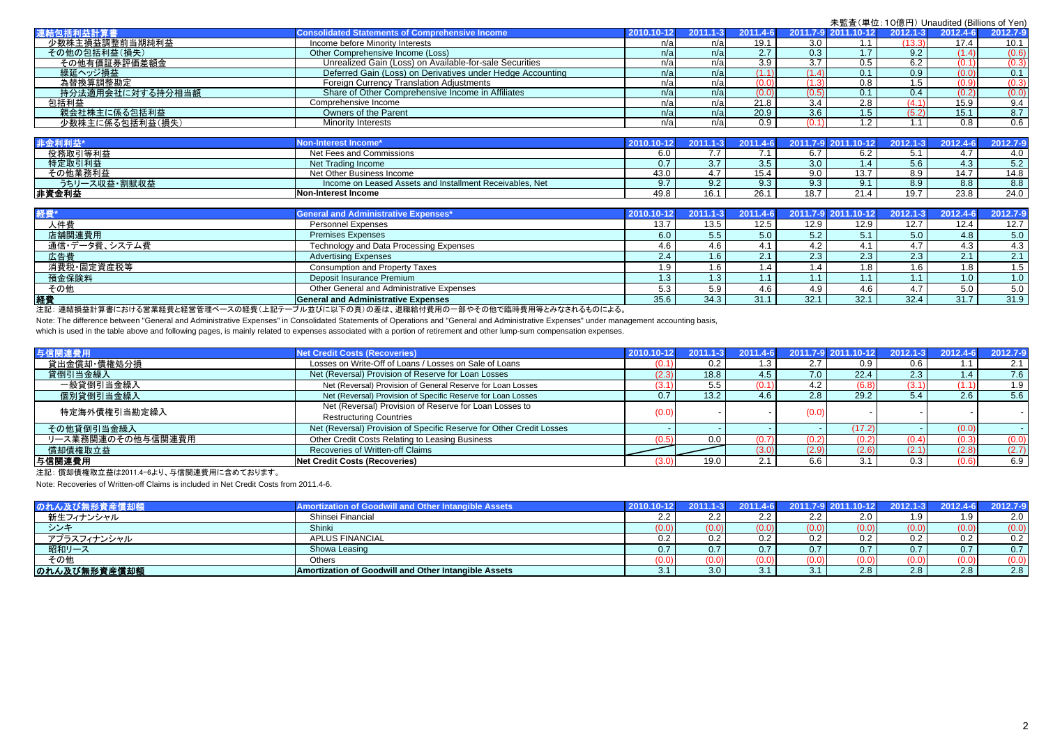未監査（単位：10億円） Unaudited (Billions of Yen)

| 連結包括利益計算書 | Consolidated Statements of Comprehensive Income | 2010.10-12 | 2011.1-3 | 2011.4-6 | 2011.7-9 | 2011.10-12 | 2012.1-3 | 2012.4-6 | 2012.7-9 |
|---|---|---|---|---|---|---|---|---|---|
| 少数株主損益調整前当期純利益 | Income before Minority Interests | n/a | n/a | 19.1 | 3.0 | 1.1 | (13.3) | 17.4 | 10.1 |
| その他の包括利益（損失） | Other Comprehensive Income (Loss) | n/a | n/a | 2.7 | 0.3 | 1.7 | 9.2 | (1.4) | (0.6) |
| その他有価証券評価差額金 | Unrealized Gain (Loss) on Available-for-sale Securities | n/a | n/a | 3.9 | 3.7 | 0.5 | 6.2 | (0.1) | (0.3) |
| 繰延ヘッジ損益 | Deferred Gain (Loss) on Derivatives under Hedge Accounting | n/a | n/a | (1.1) | (1.4) | 0.1 | 0.9 | (0.0) | 0.1 |
| 為替換算調整勘定 | Foreign Currency Translation Adjustments | n/a | n/a | (0.0) | (1.3) | 0.8 | 1.5 | (0.9) | (0.3) |
| 持分法適用会社に対する持分相当額 | Share of Other Comprehensive Income in Affiliates | n/a | n/a | (0.0) | (0.5) | 0.1 | 0.4 | (0.2) | (0.0) |
| 包括利益 | Comprehensive Income | n/a | n/a | 21.8 | 3.4 | 2.8 | (4.1) | 15.9 | 9.4 |
| 親会社株主に係る包括利益 | Owners of the Parent | n/a | n/a | 20.9 | 3.6 | 1.5 | (5.2) | 15.1 | 8.7 |
| 少数株主に係る包括利益（損失） | Minority Interests | n/a | n/a | 0.9 | (0.1) | 1.2 | 1.1 | 0.8 | 0.6 |

| 非金利益* | Non-Interest Income* | 2010.10-12 | 2011.1-3 | 2011.4-6 | 2011.7-9 | 2011.10-12 | 2012.1-3 | 2012.4-6 | 2012.7-9 |
|---|---|---|---|---|---|---|---|---|---|
| 役務取引等利益 | Net Fees and Commissions | 6.0 | 7.7 | 7.1 | 6.7 | 6.2 | 5.1 | 4.7 | 4.0 |
| 特定取引利益 | Net Trading Income | 0.7 | 3.7 | 3.5 | 3.0 | 1.4 | 5.6 | 4.3 | 5.2 |
| その他業務利益 | Net Other Business Income | 43.0 | 4.7 | 15.4 | 9.0 | 13.7 | 8.9 | 14.7 | 14.8 |
| うちリース収益・割賦収益 | Income on Leased Assets and Installment Receivables, Net | 9.7 | 9.2 | 9.3 | 9.3 | 9.1 | 8.9 | 8.8 | 8.8 |
| **非資金利益** | **Non-Interest Income** | 49.8 | 16.1 | 26.1 | 18.7 | 21.4 | 19.7 | 23.8 | 24.0 |

| 経費* | General and Administrative Expenses* | 2010.10-12 | 2011.1-3 | 2011.4-6 | 2011.7-9 | 2011.10-12 | 2012.1-3 | 2012.4-6 | 2012.7-9 |
|---|---|---|---|---|---|---|---|---|---|
| 人件費 | Personnel Expenses | 13.7 | 13.5 | 12.5 | 12.9 | 12.9 | 12.7 | 12.4 | 12.7 |
| 店舗関連費用 | Premises Expenses | 6.0 | 5.5 | 5.0 | 5.2 | 5.1 | 5.0 | 4.8 | 5.0 |
| 通信・データ費、システム費 | Technology and Data Processing Expenses | 4.6 | 4.6 | 4.1 | 4.2 | 4.1 | 4.7 | 4.3 | 4.3 |
| 広告費 | Advertising Expenses | 2.4 | 1.6 | 2.1 | 2.3 | 2.3 | 2.3 | 2.1 | 2.1 |
| 消費税・固定資産税等 | Consumption and Property Taxes | 1.9 | 1.6 | 1.4 | 1.4 | 1.8 | 1.6 | 1.8 | 1.5 |
| 預金保険料 | Deposit Insurance Premium | 1.3 | 1.3 | 1.1 | 1.1 | 1.1 | 1.1 | 1.0 | 1.0 |
| その他 | Other General and Administrative Expenses | 5.3 | 5.9 | 4.6 | 4.9 | 4.6 | 4.7 | 5.0 | 5.0 |
| **経費** | **General and Administrative Expenses** | 35.6 | 34.3 | 31.1 | 32.1 | 32.1 | 32.4 | 31.7 | 31.9 |

注記：連結損益計算書における営業経費と経営管理ベースの経費（上記テーブル並びに以下の頁）の差は、退職給付費用の一部やその他で臨時費用等とみなされるものによる。

Note: The difference between "General and Administrative Expenses" in Consolidated Statements of Operations and "General and Administrative Expenses" under management accounting basis, which is used in the table above and following pages, is mainly related to expenses associated with a portion of retirement and other lump-sum compensation expenses.

| 与信関連費用 | Net Credit Costs (Recoveries) | 2010.10-12 | 2011.1-3 | 2011.4-6 | 2011.7-9 | 2011.10-12 | 2012.1-3 | 2012.4-6 | 2012.7-9 |
|---|---|---|---|---|---|---|---|---|---|
| 貸出金償却・債権処分損 | Losses on Write-Off of Loans / Losses on Sale of Loans | (0.1) | 0.2 | 1.3 | 2.7 | 0.9 | 0.6 | 1.1 | 2.1 |
| 貸倒引当金繰入 | Net (Reversal) Provision of Reserve for Loan Losses | (2.3) | 18.8 | 4.5 | 7.0 | 22.4 | 2.3 | 1.4 | 7.6 |
| 一般貸倒引当金繰入 | Net (Reversal) Provision of General Reserve for Loan Losses | (3.1) | 5.5 | (0.1) | 4.2 | (6.8) | (3.1) | (1.1) | 1.9 |
| 個別貸倒引当金繰入 | Net (Reversal) Provision of Specific Reserve for Loan Losses | 0.7 | 13.2 | 4.6 | 2.8 | 29.2 | 5.4 | 2.6 | 5.6 |
| 特定海外債権引当勘定繰入 | Net (Reversal) Provision of Reserve for Loan Losses to Restructuring Countries | (0.0) | - | - | (0.0) | - | - | - | - |
| その他貸倒引当金繰入 | Net (Reversal) Provision of Specific Reserve for Other Credit Losses | - | - | - | - | (17.2) | - | (0.0) | - |
| リース業務関連のその他与信関連費用 | Other Credit Costs Relating to Leasing Business | (0.5) | 0.0 | (0.7) | (0.2) | (0.2) | (0.4) | (0.3) | (0.0) |
| 償却債権取立益 | Recoveries of Written-off Claims | | | (3.0) | (2.9) | (2.6) | (2.1) | (2.8) | (2.7) |
| **与信関連費用** | **Net Credit Costs (Recoveries)** | (3.0) | 19.0 | 2.1 | 6.6 | 3.1 | 0.3 | (0.6) | 6.9 |

注記：償却債権取立益は2011.4-6より、与信関連費用に含めております。

Note: Recoveries of Written-off Claims is included in Net Credit Costs from 2011.4-6.

| のれん及び無形資産償却額 | Amortization of Goodwill and Other Intangible Assets | 2010.10-12 | 2011.1-3 | 2011.4-6 | 2011.7-9 | 2011.10-12 | 2012.1-3 | 2012.4-6 | 2012.7-9 |
|---|---|---|---|---|---|---|---|---|---|
| 新生フィナンシャル | Shinsei Financial | 2.2 | 2.2 | 2.2 | 2.2 | 2.0 | 1.9 | 1.9 | 2.0 |
| シンキ | Shinki | (0.0) | (0.0) | (0.0) | (0.0) | (0.0) | (0.0) | (0.0) | (0.0) |
| アプラスフィナンシャル | APLUS FINANCIAL | 0.2 | 0.2 | 0.2 | 0.2 | 0.2 | 0.2 | 0.2 | 0.2 |
| 昭和リース | Showa Leasing | 0.7 | 0.7 | 0.7 | 0.7 | 0.7 | 0.7 | 0.7 | 0.7 |
| その他 | Others | (0.0) | (0.0) | (0.0) | (0.0) | (0.0) | (0.0) | (0.0) | (0.0) |
| **のれん及び無形資産償却額** | **Amortization of Goodwill and Other Intangible Assets** | 3.1 | 3.0 | 3.1 | 3.1 | 2.8 | 2.8 | 2.8 | 2.8 |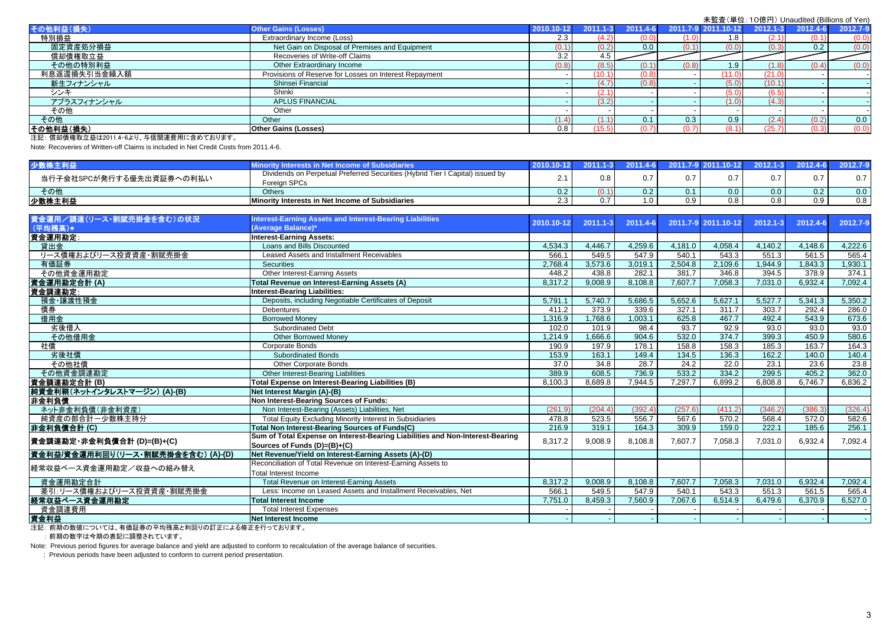未監査（単位：10億円）Unaudited (Billions of Yen)

| その他利益（損失） | Other Gains (Losses) | 2010.10-12 | 2011.1-3 | 2011.4-6 | 2011.7-9 | 2011.10-12 | 2012.1-3 | 2012.4-6 | 2012.7-9 |
|---|---|---|---|---|---|---|---|---|---|
| 特別損益 | Extraordinary Income (Loss) | 2.3 | (4.2) | (0.0) | (1.0) | 1.8 | (2.1) | (0.1) | (0.0) |
| 固定資産処分損益 | Net Gain on Disposal of Premises and Equipment | (0.1) | (0.2) | 0.0 | (0.1) | (0.0) | (0.3) | 0.2 | (0.0) |
| 償却債権取立益 | Recoveries of Write-off Claims | 3.2 | 4.5 | | | | | | |
| その他の特別利益 | Other Extraordinary Income | (0.8) | (8.5) | (0.1) | (0.8) | 1.9 | (1.8) | (0.4) | (0.0) |
| 利息返還損失引当金繰入額 | Provisions of Reserve for Losses on Interest Repayment | - | (10.1) | (0.8) | - | (11.0) | (21.0) | - | - |
| 新生フィナンシャル | Shinsei Financial | - | (4.7) | (0.8) | - | (5.0) | (10.1) | - | - |
| シンキ | Shinki | - | (2.1) | - | - | (5.0) | (6.5) | - | - |
| アプラスフィナンシャル | APLUS FINANCIAL | - | (3.2) | - | - | (1.0) | (4.3) | - | - |
| その他 | Other | - | - | - | - | - | - | - | - |
| その他 | Other | (1.4) | (1.1) | 0.1 | 0.3 | 0.9 | (2.4) | (0.2) | 0.0 |
| その他利益（損失） | Other Gains (Losses) | 0.8 | (15.5) | (0.7) | (0.7) | (8.1) | (25.7) | (0.3) | (0.0) |

注記：償却債権取立益は2011.4-6より、与信関連費用に含めております。

Note: Recoveries of Written-off Claims is included in Net Credit Costs from 2011.4-6.

| 少数株主利益 | Minority Interests in Net Income of Subsidiaries | 2010.10-12 | 2011.1-3 | 2011.4-6 | 2011.7-9 | 2011.10-12 | 2012.1-3 | 2012.4-6 | 2012.7-9 |
|---|---|---|---|---|---|---|---|---|---|
| 当行子会社SPCが発行する優先出資証券への利払い | Dividends on Perpetual Preferred Securities (Hybrid Tier I Capital) issued by Foreign SPCs | 2.1 | 0.8 | 0.7 | 0.7 | 0.7 | 0.7 | 0.7 | 0.7 |
| その他 | Others | 0.2 | (0.1) | 0.2 | 0.1 | 0.0 | 0.0 | 0.2 | 0.0 |
| 少数株主利益 | Minority Interests in Net Income of Subsidiaries | 2.3 | 0.7 | 1.0 | 0.9 | 0.8 | 0.8 | 0.9 | 0.8 |

| 資金運用／調達（リース・割賦売掛金を含む）の状況（平均残高）* | Interest-Earning Assets and Interest-Bearing Liabilities (Average Balance)* | 2010.10-12 | 2011.1-3 | 2011.4-6 | 2011.7-9 | 2011.10-12 | 2012.1-3 | 2012.4-6 | 2012.7-9 |
|---|---|---|---|---|---|---|---|---|---|
| 資金運用勘定： | Interest-Earning Assets: | | | | | | | | |
| 貸出金 | Loans and Bills Discounted | 4,534.3 | 4,446.7 | 4,259.6 | 4,181.0 | 4,058.4 | 4,140.2 | 4,148.6 | 4,222.6 |
| リース債権およびリース投資資産・割賦売掛金 | Leased Assets and Installment Receivables | 566.1 | 549.5 | 547.9 | 540.1 | 543.3 | 551.3 | 561.5 | 565.4 |
| 有価証券 | Securities | 2,768.4 | 3,573.6 | 3,019.1 | 2,504.8 | 2,109.6 | 1,944.9 | 1,843.3 | 1,930.1 |
| その他資金運用勘定 | Other Interest-Earning Assets | 448.2 | 438.8 | 282.1 | 381.7 | 346.8 | 394.5 | 378.9 | 374.1 |
| 資金運用勘定合計 (A) | Total Revenue on Interest-Earning Assets (A) | 8,317.2 | 9,008.9 | 8,108.8 | 7,607.7 | 7,058.3 | 7,031.0 | 6,932.4 | 7,092.4 |
| 資金調達勘定： | Interest-Bearing Liabilities: | | | | | | | | |
| 預金・譲渡性預金 | Deposits, including Negotiable Certificates of Deposit | 5,791.1 | 5,740.7 | 5,686.5 | 5,652.6 | 5,627.1 | 5,527.7 | 5,341.3 | 5,350.2 |
| 債券 | Debentures | 411.2 | 373.9 | 339.6 | 327.1 | 311.7 | 303.7 | 292.4 | 286.0 |
| 借用金 | Borrowed Money | 1,316.9 | 1,768.6 | 1,003.1 | 625.8 | 467.7 | 492.4 | 543.9 | 673.6 |
| 劣後借入 | Subordinated Debt | 102.0 | 101.9 | 98.4 | 93.7 | 92.9 | 93.0 | 93.0 | 93.0 |
| その他借用金 | Other Borrowed Money | 1,214.9 | 1,666.6 | 904.6 | 532.0 | 374.7 | 399.3 | 450.9 | 580.6 |
| 社債 | Corporate Bonds | 190.9 | 197.9 | 178.1 | 158.8 | 158.3 | 185.3 | 163.7 | 164.3 |
| 劣後社債 | Subordinated Bonds | 153.9 | 163.1 | 149.4 | 134.5 | 136.3 | 162.2 | 140.0 | 140.4 |
| その他社債 | Other Corporate Bonds | 37.0 | 34.8 | 28.7 | 24.2 | 22.0 | 23.1 | 23.6 | 23.8 |
| その他資金調達勘定 | Other Interest-Bearing Liabilities | 389.9 | 608.5 | 736.9 | 533.2 | 334.2 | 299.5 | 405.2 | 362.0 |
| 資金調達勘定合計 (B) | Total Expense on Interest-Bearing Liabilities (B) | 8,100.3 | 8,689.8 | 7,944.5 | 7,297.7 | 6,899.2 | 6,808.8 | 6,746.7 | 6,836.2 |
| 純資金利鞘（ネットインタレストマージン）(A)-(B) | Net Interest Margin (A)-(B) | | | | | | | | |
| 非金利負債 | Non Interest-Bearing Sources of Funds: | | | | | | | | |
| ネット非金利負債（非金利資産） | Non Interest-Bearing (Assets) Liabilities, Net | (261.9) | (204.4) | (392.4) | (257.6) | (411.2) | (346.2) | (386.3) | (326.4) |
| 純資産の部合計ー少数株主持分 | Total Equity Excluding Minority Interest in Subsidiaries | 478.8 | 523.5 | 556.7 | 567.6 | 570.2 | 568.4 | 572.0 | 582.6 |
| 非金利負債合計 (C) | Total Non Interest-Bearing Sources of Funds(C) | 216.9 | 319.1 | 164.3 | 309.9 | 159.0 | 222.1 | 185.6 | 256.1 |
| 資金調達勘定・非金利負債合計 (D)=(B)+(C) | Sum of Total Expense on Interest-Bearing Liabilities and Non-Interest-Bearing Sources of Funds (D)=(B)+(C) | 8,317.2 | 9,008.9 | 8,108.8 | 7,607.7 | 7,058.3 | 7,031.0 | 6,932.4 | 7,092.4 |
| 資金利益/資金運用利回り（リース・割賦売掛金を含む）(A)-(D) | Net Revenue/Yield on Interest-Earning Assets (A)-(D) | | | | | | | | |
| 経常収益ベース資金運用勘定／収益への組み替え | Reconciliation of Total Revenue on Interest-Earning Assets to Total Interest Income | | | | | | | | |
| 資金運用勘定合計 | Total Revenue on Interest-Earning Assets | 8,317.2 | 9,008.9 | 8,108.8 | 7,607.7 | 7,058.3 | 7,031.0 | 6,932.4 | 7,092.4 |
| 差引：リース債権およびリース投資資産・割賦売掛金 | Less: Income on Leased Assets and Installment Receivables, Net | 566.1 | 549.5 | 547.9 | 540.1 | 543.3 | 551.3 | 561.5 | 565.4 |
| 経常収益ベース資金運用勘定 | Total Interest Income | 7,751.0 | 8,459.3 | 7,560.9 | 7,067.6 | 6,514.9 | 6,479.6 | 6,370.9 | 6,527.0 |
| 資金調達費用 | Total Interest Expenses | - | - | - | - | - | - | - | - |
| 資金利益 | Net Interest Income | - | - | - | - | - | - | - | - |

注記：前期の数値については、有価証券の平均残高と利回りの訂正による修正を行っております。

：前期の数字は今期の表記に調整されています。

Note: Previous period figures for average balance and yield are adjusted to conform to recalculation of the average balance of securities.

: Previous periods have been adjusted to conform to current period presentation.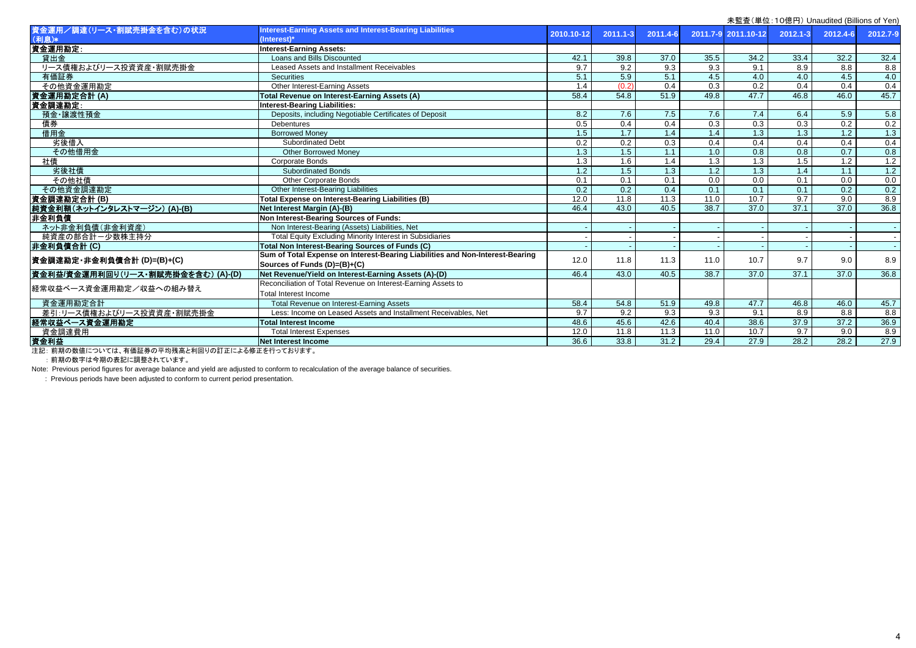未監査（単位：10億円） Unaudited (Billions of Yen)

| 資金運用／調達（リース・割賦売掛金を含む）の状況 (利息)* | Interest-Earning Assets and Interest-Bearing Liabilities (Interest)* | 2010.10-12 | 2011.1-3 | 2011.4-6 | 2011.7-9 | 2011.10-12 | 2012.1-3 | 2012.4-6 | 2012.7-9 |
|---|---|---|---|---|---|---|---|---|---|
| 資金運用勘定: | Interest-Earning Assets: | | | | | | | | |
| 貸出金 | Loans and Bills Discounted | 42.1 | 39.8 | 37.0 | 35.5 | 34.2 | 33.4 | 32.2 | 32.4 |
| リース債権およびリース投資資産・割賦売掛金 | Leased Assets and Installment Receivables | 9.7 | 9.2 | 9.3 | 9.3 | 9.1 | 8.9 | 8.8 | 8.8 |
| 有価証券 | Securities | 5.1 | 5.9 | 5.1 | 4.5 | 4.0 | 4.0 | 4.5 | 4.0 |
| その他資金運用勘定 | Other Interest-Earning Assets | 1.4 | (0.2) | 0.4 | 0.3 | 0.2 | 0.4 | 0.4 | 0.4 |
| 資金運用勘定合計 (A) | Total Revenue on Interest-Earning Assets (A) | 58.4 | 54.8 | 51.9 | 49.8 | 47.7 | 46.8 | 46.0 | 45.7 |
| 資金調達勘定: | Interest-Bearing Liabilities: | | | | | | | | |
| 預金・譲渡性預金 | Deposits, including Negotiable Certificates of Deposit | 8.2 | 7.6 | 7.5 | 7.6 | 7.4 | 6.4 | 5.9 | 5.8 |
| 債券 | Debentures | 0.5 | 0.4 | 0.4 | 0.3 | 0.3 | 0.3 | 0.2 | 0.2 |
| 借用金 | Borrowed Money | 1.5 | 1.7 | 1.4 | 1.4 | 1.3 | 1.3 | 1.2 | 1.3 |
| 劣後借入 | Subordinated Debt | 0.2 | 0.2 | 0.3 | 0.4 | 0.4 | 0.4 | 0.4 | 0.4 |
| その他借用金 | Other Borrowed Money | 1.3 | 1.5 | 1.1 | 1.0 | 0.8 | 0.8 | 0.7 | 0.8 |
| 社債 | Corporate Bonds | 1.3 | 1.6 | 1.4 | 1.3 | 1.3 | 1.5 | 1.2 | 1.2 |
| 劣後社債 | Subordinated Bonds | 1.2 | 1.5 | 1.3 | 1.2 | 1.3 | 1.4 | 1.1 | 1.2 |
| その他社債 | Other Corporate Bonds | 0.1 | 0.1 | 0.1 | 0.0 | 0.0 | 0.1 | 0.0 | 0.0 |
| その他資金調達勘定 | Other Interest-Bearing Liabilities | 0.2 | 0.2 | 0.4 | 0.1 | 0.1 | 0.1 | 0.2 | 0.2 |
| 資金調達勘定合計 (B) | Total Expense on Interest-Bearing Liabilities (B) | 12.0 | 11.8 | 11.3 | 11.0 | 10.7 | 9.7 | 9.0 | 8.9 |
| 純資金利鞘（ネットインタレストマージン） (A)-(B) | Net Interest Margin (A)-(B) | 46.4 | 43.0 | 40.5 | 38.7 | 37.0 | 37.1 | 37.0 | 36.8 |
| 非金利負債 | Non Interest-Bearing Sources of Funds: | | | | | | | | |
| ネット非金利負債（非金利資産） | Non Interest-Bearing (Assets) Liabilities, Net | - | - | - | - | - | - | - | - |
| 純資産の部合計ー少数株主持分 | Total Equity Excluding Minority Interest in Subsidiaries | - | - | - | - | - | - | - | - |
| 非金利負債合計 (C) | Total Non Interest-Bearing Sources of Funds (C) | - | - | - | - | - | - | - | - |
| 資金調達勘定・非金利負債合計 (D)=(B)+(C) | Sum of Total Expense on Interest-Bearing Liabilities and Non-Interest-Bearing Sources of Funds (D)=(B)+(C) | 12.0 | 11.8 | 11.3 | 11.0 | 10.7 | 9.7 | 9.0 | 8.9 |
| 資金利益/資金運用利回り（リース・割賦売掛金を含む） (A)-(D) | Net Revenue/Yield on Interest-Earning Assets (A)-(D) | 46.4 | 43.0 | 40.5 | 38.7 | 37.0 | 37.1 | 37.0 | 36.8 |
| 経常収益ベース資金運用勘定／収益への組み替え | Reconciliation of Total Revenue on Interest-Earning Assets to Total Interest Income | | | | | | | | |
| 資金運用勘定合計 | Total Revenue on Interest-Earning Assets | 58.4 | 54.8 | 51.9 | 49.8 | 47.7 | 46.8 | 46.0 | 45.7 |
| 差引:リース債権およびリース投資資産・割賦売掛金 | Less: Income on Leased Assets and Installment Receivables, Net | 9.7 | 9.2 | 9.3 | 9.3 | 9.1 | 8.9 | 8.8 | 8.8 |
| 経常収益ベース資金運用勘定 | Total Interest Income | 48.6 | 45.6 | 42.6 | 40.4 | 38.6 | 37.9 | 37.2 | 36.9 |
| 資金調達費用 | Total Interest Expenses | 12.0 | 11.8 | 11.3 | 11.0 | 10.7 | 9.7 | 9.0 | 8.9 |
| 資金利益 | Net Interest Income | 36.6 | 33.8 | 31.2 | 29.4 | 27.9 | 28.2 | 28.2 | 27.9 |

注記: 前期の数値については、有価証券の平均残高と利回りの訂正による修正を行っております。

: 前期の数字は今期の表記に調整されています。

Note: Previous period figures for average balance and yield are adjusted to conform to recalculation of the average balance of securities.

: Previous periods have been adjusted to conform to current period presentation.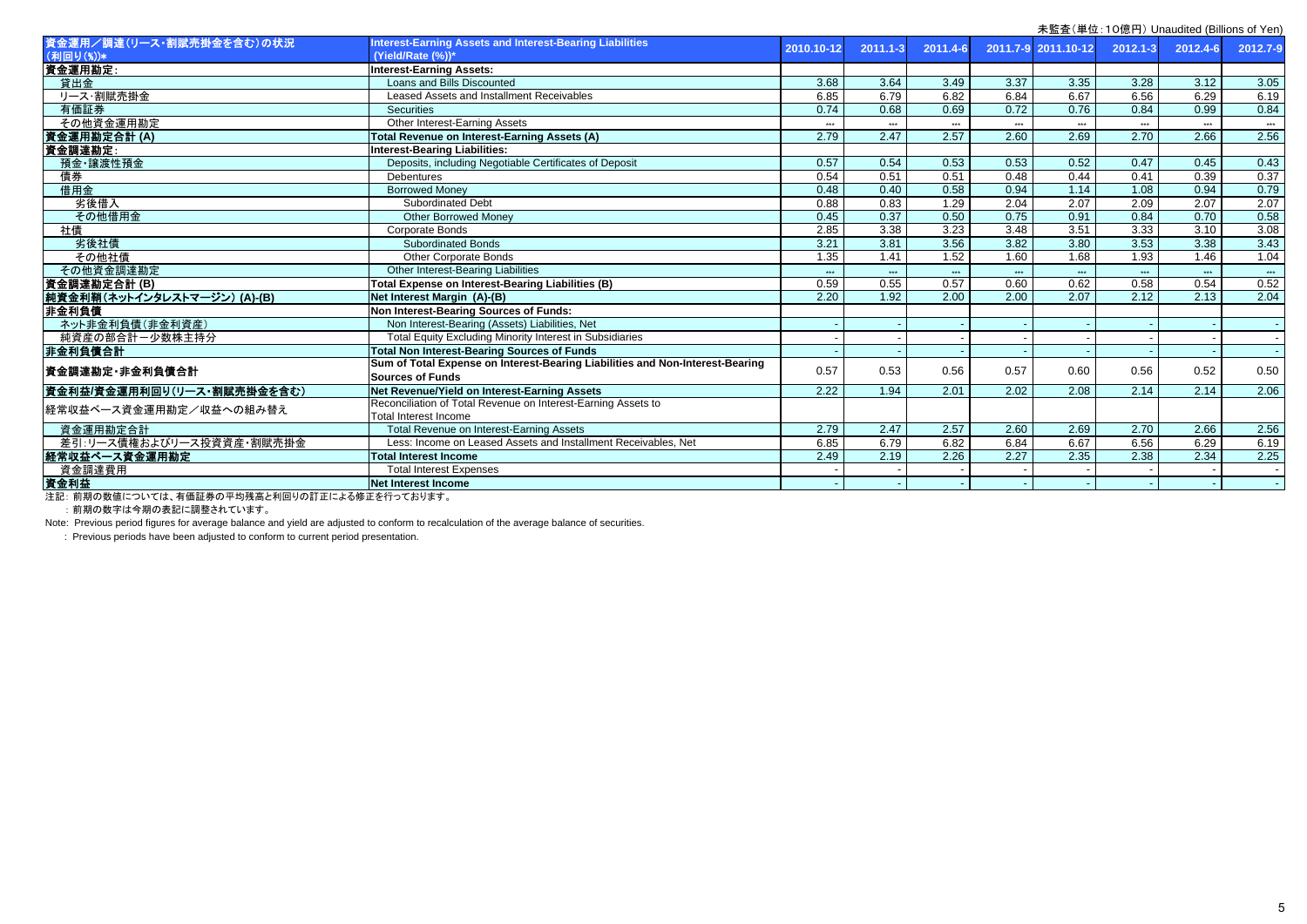未監査（単位：10億円） Unaudited (Billions of Yen)

| 資金運用／調達（リース・割賦売掛金を含む）の状況 (利回り(%))* | Interest-Earning Assets and Interest-Bearing Liabilities (Yield/Rate (%))* | 2010.10-12 | 2011.1-3 | 2011.4-6 | 2011.7-9 | 2011.10-12 | 2012.1-3 | 2012.4-6 | 2012.7-9 |
|---|---|---|---|---|---|---|---|---|---|
| **資金運用勘定:** | **Interest-Earning Assets:** | | | | | | | | |
| 貸出金 | Loans and Bills Discounted | 3.68 | 3.64 | 3.49 | 3.37 | 3.35 | 3.28 | 3.12 | 3.05 |
| リース･割賦売掛金 | Leased Assets and Installment Receivables | 6.85 | 6.79 | 6.82 | 6.84 | 6.67 | 6.56 | 6.29 | 6.19 |
| 有価証券 | Securities | 0.74 | 0.68 | 0.69 | 0.72 | 0.76 | 0.84 | 0.99 | 0.84 |
| その他資金運用勘定 | Other Interest-Earning Assets | *** | *** | *** | *** | *** | *** | *** | *** |
| **資金運用勘定合計 (A)** | **Total Revenue on Interest-Earning Assets (A)** | 2.79 | 2.47 | 2.57 | 2.60 | 2.69 | 2.70 | 2.66 | 2.56 |
| **資金調達勘定:** | **Interest-Bearing Liabilities:** | | | | | | | | |
| 預金・譲渡性預金 | Deposits, including Negotiable Certificates of Deposit | 0.57 | 0.54 | 0.53 | 0.53 | 0.52 | 0.47 | 0.45 | 0.43 |
| 債券 | Debentures | 0.54 | 0.51 | 0.51 | 0.48 | 0.44 | 0.41 | 0.39 | 0.37 |
| 借用金 | Borrowed Money | 0.48 | 0.40 | 0.58 | 0.94 | 1.14 | 1.08 | 0.94 | 0.79 |
| 劣後借入 | Subordinated Debt | 0.88 | 0.83 | 1.29 | 2.04 | 2.07 | 2.09 | 2.07 | 2.07 |
| その他借用金 | Other Borrowed Money | 0.45 | 0.37 | 0.50 | 0.75 | 0.91 | 0.84 | 0.70 | 0.58 |
| 社債 | Corporate Bonds | 2.85 | 3.38 | 3.23 | 3.48 | 3.51 | 3.33 | 3.10 | 3.08 |
| 劣後社債 | Subordinated Bonds | 3.21 | 3.81 | 3.56 | 3.82 | 3.80 | 3.53 | 3.38 | 3.43 |
| その他社債 | Other Corporate Bonds | 1.35 | 1.41 | 1.52 | 1.60 | 1.68 | 1.93 | 1.46 | 1.04 |
| その他資金調達勘定 | Other Interest-Bearing Liabilities | *** | *** | *** | *** | *** | *** | *** | *** |
| **資金調達勘定合計 (B)** | **Total Expense on Interest-Bearing Liabilities (B)** | 0.59 | 0.55 | 0.57 | 0.60 | 0.62 | 0.58 | 0.54 | 0.52 |
| **純資金利鞘（ネットインタレストマージン）(A)-(B)** | **Net Interest Margin (A)-(B)** | 2.20 | 1.92 | 2.00 | 2.00 | 2.07 | 2.12 | 2.13 | 2.04 |
| **非金利負債** | **Non Interest-Bearing Sources of Funds:** | | | | | | | | |
| ネット非金利負債（非金利資産） | Non Interest-Bearing (Assets) Liabilities, Net | - | - | - | - | - | - | - | - |
| 純資産の部合計ー少数株主持分 | Total Equity Excluding Minority Interest in Subsidiaries | - | - | - | - | - | - | - | - |
| **非金利負債合計** | **Total Non Interest-Bearing Sources of Funds** | - | - | - | - | - | - | - | - |
| **資金調達勘定・非金利負債合計** | **Sum of Total Expense on Interest-Bearing Liabilities and Non-Interest-Bearing Sources of Funds** | 0.57 | 0.53 | 0.56 | 0.57 | 0.60 | 0.56 | 0.52 | 0.50 |
| **資金利益/資金運用利回り(リース・割賦売掛金を含む)** | **Net Revenue/Yield on Interest-Earning Assets** | 2.22 | 1.94 | 2.01 | 2.02 | 2.08 | 2.14 | 2.14 | 2.06 |
| 経常収益ベース資金運用勘定／収益への組み替え | Reconciliation of Total Revenue on Interest-Earning Assets to Total Interest Income | | | | | | | | |
| 資金運用勘定合計 | Total Revenue on Interest-Earning Assets | 2.79 | 2.47 | 2.57 | 2.60 | 2.69 | 2.70 | 2.66 | 2.56 |
| 差引:リース債権およびリース投資資産・割賦売掛金 | Less: Income on Leased Assets and Installment Receivables, Net | 6.85 | 6.79 | 6.82 | 6.84 | 6.67 | 6.56 | 6.29 | 6.19 |
| **経常収益ベース資金運用勘定** | **Total Interest Income** | 2.49 | 2.19 | 2.26 | 2.27 | 2.35 | 2.38 | 2.34 | 2.25 |
| 資金調達費用 | Total Interest Expenses | - | - | - | - | - | - | - | - |
| **資金利益** | **Net Interest Income** | - | - | - | - | - | - | - | - |

注記：前期の数値については、有価証券の平均残高と利回りの訂正による修正を行っております。

：前期の数字は今期の表記に調整されています。

Note: Previous period figures for average balance and yield are adjusted to conform to recalculation of the average balance of securities.

: Previous periods have been adjusted to conform to current period presentation.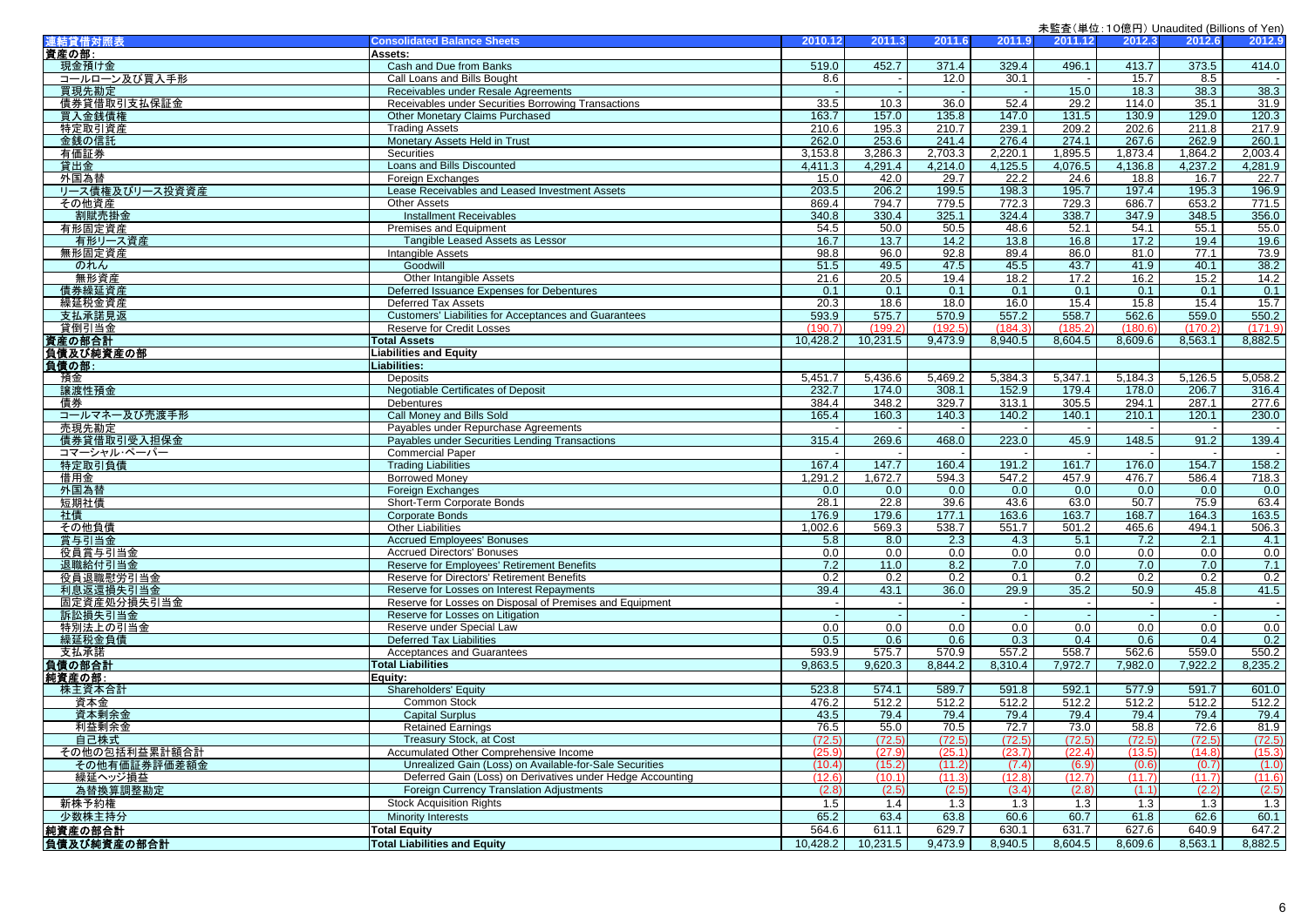未監査(単位:10億円) Unaudited (Billions of Yen)

| 連結貸借対照表 | Consolidated Balance Sheets | 2010.12 | 2011.3 | 2011.6 | 2011.9 | 2011.12 | 2012.3 | 2012.6 | 2012.9 |
|---|---|---|---|---|---|---|---|---|---|
| 資産の部: | Assets: | | | | | | | | |
| 現金預け金 | Cash and Due from Banks | 519.0 | 452.7 | 371.4 | 329.4 | 496.1 | 413.7 | 373.5 | 414.0 |
| コールローン及び買入手形 | Call Loans and Bills Bought | 8.6 | - | 12.0 | 30.1 | - | 15.7 | 8.5 | - |
| 買現先勘定 | Receivables under Resale Agreements | - | - | - | - | 15.0 | 18.3 | 38.3 | 38.3 |
| 債券貸借取引支払保証金 | Receivables under Securities Borrowing Transactions | 33.5 | 10.3 | 36.0 | 52.4 | 29.2 | 114.0 | 35.1 | 31.9 |
| 買入金銭債権 | Other Monetary Claims Purchased | 163.7 | 157.0 | 135.8 | 147.0 | 131.5 | 130.9 | 129.0 | 120.3 |
| 特定取引資産 | Trading Assets | 210.6 | 195.3 | 210.7 | 239.1 | 209.2 | 202.6 | 211.8 | 217.9 |
| 金銭の信託 | Monetary Assets Held in Trust | 262.0 | 253.6 | 241.4 | 276.4 | 274.1 | 267.6 | 262.9 | 260.1 |
| 有価証券 | Securities | 3,153.8 | 3,286.3 | 2,703.3 | 2,220.1 | 1,895.5 | 1,873.4 | 1,864.2 | 2,003.4 |
| 貸出金 | Loans and Bills Discounted | 4,411.3 | 4,291.4 | 4,214.0 | 4,125.5 | 4,076.5 | 4,136.8 | 4,237.2 | 4,281.9 |
| 外国為替 | Foreign Exchanges | 15.0 | 42.0 | 29.7 | 22.2 | 24.6 | 18.8 | 16.7 | 22.7 |
| リース債権及びリース投資資産 | Lease Receivables and Leased Investment Assets | 203.5 | 206.2 | 199.5 | 198.3 | 195.7 | 197.4 | 195.3 | 196.9 |
| その他資産 | Other Assets | 869.4 | 794.7 | 779.5 | 772.3 | 729.3 | 686.7 | 653.2 | 771.5 |
| 割賦売掛金 | Installment Receivables | 340.8 | 330.4 | 325.1 | 324.4 | 338.7 | 347.9 | 348.5 | 356.0 |
| 有形固定資産 | Premises and Equipment | 54.5 | 50.0 | 50.5 | 48.6 | 52.1 | 54.1 | 55.1 | 55.0 |
| 有形リース資産 | Tangible Leased Assets as Lessor | 16.7 | 13.7 | 14.2 | 13.8 | 16.8 | 17.2 | 19.4 | 19.6 |
| 無形固定資産 | Intangible Assets | 98.8 | 96.0 | 92.8 | 89.4 | 86.0 | 81.0 | 77.1 | 73.9 |
| のれん | Goodwill | 51.5 | 49.5 | 47.5 | 45.5 | 43.7 | 41.9 | 40.1 | 38.2 |
| 無形資産 | Other Intangible Assets | 21.6 | 20.5 | 19.4 | 18.2 | 17.2 | 16.2 | 15.2 | 14.2 |
| 債券繰延資産 | Deferred Issuance Expenses for Debentures | 0.1 | 0.1 | 0.1 | 0.1 | 0.1 | 0.1 | 0.1 | 0.1 |
| 繰延税金資産 | Deferred Tax Assets | 20.3 | 18.6 | 18.0 | 16.0 | 15.4 | 15.8 | 15.4 | 15.7 |
| 支払承諾見返 | Customers' Liabilities for Acceptances and Guarantees | 593.9 | 575.7 | 570.9 | 557.2 | 558.7 | 562.6 | 559.0 | 550.2 |
| 貸倒引当金 | Reserve for Credit Losses | (190.7) | (199.2) | (192.5) | (184.3) | (185.2) | (180.6) | (170.2) | (171.9) |
| 資産の部合計 | Total Assets | 10,428.2 | 10,231.5 | 9,473.9 | 8,940.5 | 8,604.5 | 8,609.6 | 8,563.1 | 8,882.5 |
| 負債及び純資産の部 | Liabilities and Equity | | | | | | | | |
| 負債の部: | Liabilities: | | | | | | | | |
| 預金 | Deposits | 5,451.7 | 5,436.6 | 5,469.2 | 5,384.3 | 5,347.1 | 5,184.3 | 5,126.5 | 5,058.2 |
| 譲渡性預金 | Negotiable Certificates of Deposit | 232.7 | 174.0 | 308.1 | 152.9 | 179.4 | 178.0 | 206.7 | 316.4 |
| 債券 | Debentures | 384.4 | 348.2 | 329.7 | 313.1 | 305.5 | 294.1 | 287.1 | 277.6 |
| コールマネー及び売渡手形 | Call Money and Bills Sold | 165.4 | 160.3 | 140.3 | 140.2 | 140.1 | 210.1 | 120.1 | 230.0 |
| 売現先勘定 | Payables under Repurchase Agreements | - | - | - | - | - | - | - | - |
| 債券貸借取引受入担保金 | Payables under Securities Lending Transactions | 315.4 | 269.6 | 468.0 | 223.0 | 45.9 | 148.5 | 91.2 | 139.4 |
| コマーシャル・ペーパー | Commercial Paper | - | - | - | - | - | - | - | - |
| 特定取引負債 | Trading Liabilities | 167.4 | 147.7 | 160.4 | 191.2 | 161.7 | 176.0 | 154.7 | 158.2 |
| 借用金 | Borrowed Money | 1,291.2 | 1,672.7 | 594.3 | 547.2 | 457.9 | 476.7 | 586.4 | 718.3 |
| 外国為替 | Foreign Exchanges | 0.0 | 0.0 | 0.0 | 0.0 | 0.0 | 0.0 | 0.0 | 0.0 |
| 短期社債 | Short-Term Corporate Bonds | 28.1 | 22.8 | 39.6 | 43.6 | 63.0 | 50.7 | 75.9 | 63.4 |
| 社債 | Corporate Bonds | 176.9 | 179.6 | 177.1 | 163.6 | 163.7 | 168.7 | 164.3 | 163.5 |
| その他負債 | Other Liabilities | 1,002.6 | 569.3 | 538.7 | 551.7 | 501.2 | 465.6 | 494.1 | 506.3 |
| 賞与引当金 | Accrued Employees' Bonuses | 5.8 | 8.0 | 2.3 | 4.3 | 5.1 | 7.2 | 2.1 | 4.1 |
| 役員賞与引当金 | Accrued Directors' Bonuses | 0.0 | 0.0 | 0.0 | 0.0 | 0.0 | 0.0 | 0.0 | 0.0 |
| 退職給付引当金 | Reserve for Employees' Retirement Benefits | 7.2 | 11.0 | 8.2 | 7.0 | 7.0 | 7.0 | 7.0 | 7.1 |
| 役員退職慰労引当金 | Reserve for Directors' Retirement Benefits | 0.2 | 0.2 | 0.2 | 0.1 | 0.2 | 0.2 | 0.2 | 0.2 |
| 利息返還損失引当金 | Reserve for Losses on Interest Repayments | 39.4 | 43.1 | 36.0 | 29.9 | 35.2 | 50.9 | 45.8 | 41.5 |
| 固定資産処分損失引当金 | Reserve for Losses on Disposal of Premises and Equipment | - | - | - | - | - | - | - | - |
| 訴訟損失引当金 | Reserve for Losses on Litigation | - | - | - | - | - | - | - | - |
| 特別法上の引当金 | Reserve under Special Law | 0.0 | 0.0 | 0.0 | 0.0 | 0.0 | 0.0 | 0.0 | 0.0 |
| 繰延税金負債 | Deferred Tax Liabilities | 0.5 | 0.6 | 0.6 | 0.3 | 0.4 | 0.6 | 0.4 | 0.2 |
| 支払承諾 | Acceptances and Guarantees | 593.9 | 575.7 | 570.9 | 557.2 | 558.7 | 562.6 | 559.0 | 550.2 |
| 負債の部合計 | Total Liabilities | 9,863.5 | 9,620.3 | 8,844.2 | 8,310.4 | 7,972.7 | 7,982.0 | 7,922.2 | 8,235.2 |
| 純資産の部: | Equity: | | | | | | | | |
| 株主資本合計 | Shareholders' Equity | 523.8 | 574.1 | 589.7 | 591.8 | 592.1 | 577.9 | 591.7 | 601.0 |
| 資本金 | Common Stock | 476.2 | 512.2 | 512.2 | 512.2 | 512.2 | 512.2 | 512.2 | 512.2 |
| 資本剰余金 | Capital Surplus | 43.5 | 79.4 | 79.4 | 79.4 | 79.4 | 79.4 | 79.4 | 79.4 |
| 利益剰余金 | Retained Earnings | 76.5 | 55.0 | 70.5 | 72.7 | 73.0 | 58.8 | 72.6 | 81.9 |
| 自己株式 | Treasury Stock, at Cost | (72.5) | (72.5) | (72.5) | (72.5) | (72.5) | (72.5) | (72.5) | (72.5) |
| その他の包括利益累計額合計 | Accumulated Other Comprehensive Income | (25.9) | (27.9) | (25.1) | (23.7) | (22.4) | (13.5) | (14.8) | (15.3) |
| その他有価証券評価差額金 | Unrealized Gain (Loss) on Available-for-Sale Securities | (10.4) | (15.2) | (11.2) | (7.4) | (6.9) | (0.6) | (0.7) | (1.0) |
| 繰延ヘッジ損益 | Deferred Gain (Loss) on Derivatives under Hedge Accounting | (12.6) | (10.1) | (11.3) | (12.8) | (12.7) | (11.7) | (11.7) | (11.6) |
| 為替換算調整勘定 | Foreign Currency Translation Adjustments | (2.8) | (2.5) | (2.5) | (3.4) | (2.8) | (1.1) | (2.2) | (2.5) |
| 新株予約権 | Stock Acquisition Rights | 1.5 | 1.4 | 1.3 | 1.3 | 1.3 | 1.3 | 1.3 | 1.3 |
| 少数株主持分 | Minority Interests | 65.2 | 63.4 | 63.8 | 60.6 | 60.7 | 61.8 | 62.6 | 60.1 |
| 純資産の部合計 | Total Equity | 564.6 | 611.1 | 629.7 | 630.1 | 631.7 | 627.6 | 640.9 | 647.2 |
| 負債及び純資産の部合計 | Total Liabilities and Equity | 10,428.2 | 10,231.5 | 9,473.9 | 8,940.5 | 8,604.5 | 8,609.6 | 8,563.1 | 8,882.5 |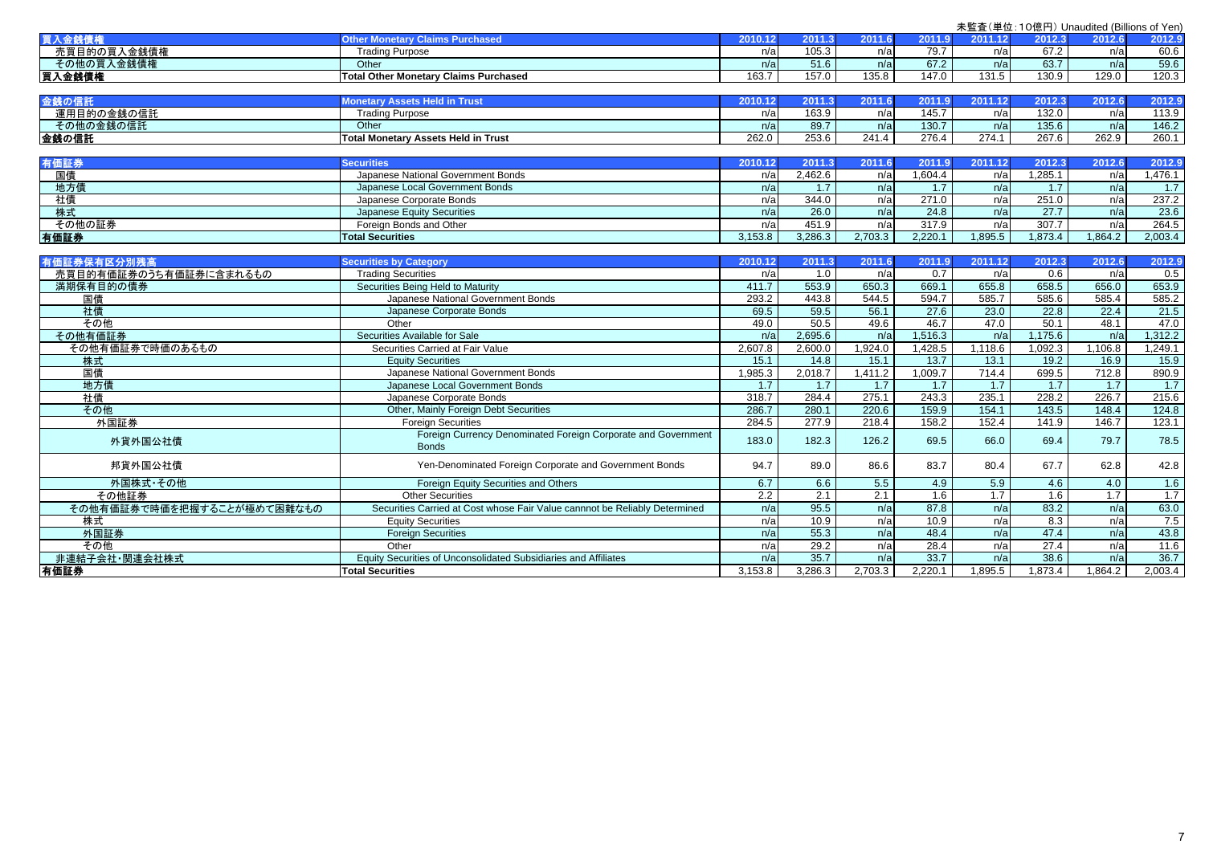未監査（単位：10億円）Unaudited (Billions of Yen)

| 買入金銭債権 | Other Monetary Claims Purchased | 2010.12 | 2011.3 | 2011.6 | 2011.9 | 2011.12 | 2012.3 | 2012.6 | 2012.9 |
|---|---|---|---|---|---|---|---|---|---|
| 売買目的の買入金銭債権 | Trading Purpose | n/a | 105.3 | n/a | 79.7 | n/a | 67.2 | n/a | 60.6 |
| その他の買入金銭債権 | Other | n/a | 51.6 | n/a | 67.2 | n/a | 63.7 | n/a | 59.6 |
| 買入金銭債権 | Total Other Monetary Claims Purchased | 163.7 | 157.0 | 135.8 | 147.0 | 131.5 | 130.9 | 129.0 | 120.3 |

| 金銭の信託 | Monetary Assets Held in Trust | 2010.12 | 2011.3 | 2011.6 | 2011.9 | 2011.12 | 2012.3 | 2012.6 | 2012.9 |
|---|---|---|---|---|---|---|---|---|---|
| 運用目的の金銭の信託 | Trading Purpose | n/a | 163.9 | n/a | 145.7 | n/a | 132.0 | n/a | 113.9 |
| その他の金銭の信託 | Other | n/a | 89.7 | n/a | 130.7 | n/a | 135.6 | n/a | 146.2 |
| 金銭の信託 | Total Monetary Assets Held in Trust | 262.0 | 253.6 | 241.4 | 276.4 | 274.1 | 267.6 | 262.9 | 260.1 |

| 有価証券 | Securities | 2010.12 | 2011.3 | 2011.6 | 2011.9 | 2011.12 | 2012.3 | 2012.6 | 2012.9 |
|---|---|---|---|---|---|---|---|---|---|
| 国債 | Japanese National Government Bonds | n/a | 2,462.6 | n/a | 1,604.4 | n/a | 1,285.1 | n/a | 1,476.1 |
| 地方債 | Japanese Local Government Bonds | n/a | 1.7 | n/a | 1.7 | n/a | 1.7 | n/a | 1.7 |
| 社債 | Japanese Corporate Bonds | n/a | 344.0 | n/a | 271.0 | n/a | 251.0 | n/a | 237.2 |
| 株式 | Japanese Equity Securities | n/a | 26.0 | n/a | 24.8 | n/a | 27.7 | n/a | 23.6 |
| その他の証券 | Foreign Bonds and Other | n/a | 451.9 | n/a | 317.9 | n/a | 307.7 | n/a | 264.5 |
| 有価証券 | Total Securities | 3,153.8 | 3,286.3 | 2,703.3 | 2,220.1 | 1,895.5 | 1,873.4 | 1,864.2 | 2,003.4 |

| 有価証券保有区分別残高 | Securities by Category | 2010.12 | 2011.3 | 2011.6 | 2011.9 | 2011.12 | 2012.3 | 2012.6 | 2012.9 |
|---|---|---|---|---|---|---|---|---|---|
| 売買目的有価証券のうち有価証券に含まれるもの | Trading Securities | n/a | 1.0 | n/a | 0.7 | n/a | 0.6 | n/a | 0.5 |
| 満期保有目的の債券 | Securities Being Held to Maturity | 411.7 | 553.9 | 650.3 | 669.1 | 655.8 | 658.5 | 656.0 | 653.9 |
| 国債 | Japanese National Government Bonds | 293.2 | 443.8 | 544.5 | 594.7 | 585.7 | 585.6 | 585.4 | 585.2 |
| 社債 | Japanese Corporate Bonds | 69.5 | 59.5 | 56.1 | 27.6 | 23.0 | 22.8 | 22.4 | 21.5 |
| その他 | Other | 49.0 | 50.5 | 49.6 | 46.7 | 47.0 | 50.1 | 48.1 | 47.0 |
| その他有価証券 | Securities Available for Sale | n/a | 2,695.6 | n/a | 1,516.3 | n/a | 1,175.6 | n/a | 1,312.2 |
| その他有価証券で時価のあるもの | Securities Carried at Fair Value | 2,607.8 | 2,600.0 | 1,924.0 | 1,428.5 | 1,118.6 | 1,092.3 | 1,106.8 | 1,249.1 |
| 株式 | Equity Securities | 15.1 | 14.8 | 15.1 | 13.7 | 13.1 | 19.2 | 16.9 | 15.9 |
| 国債 | Japanese National Government Bonds | 1,985.3 | 2,018.7 | 1,411.2 | 1,009.7 | 714.4 | 699.5 | 712.8 | 890.9 |
| 地方債 | Japanese Local Government Bonds | 1.7 | 1.7 | 1.7 | 1.7 | 1.7 | 1.7 | 1.7 | 1.7 |
| 社債 | Japanese Corporate Bonds | 318.7 | 284.4 | 275.1 | 243.3 | 235.1 | 228.2 | 226.7 | 215.6 |
| その他 | Other, Mainly Foreign Debt Securities | 286.7 | 280.1 | 220.6 | 159.9 | 154.1 | 143.5 | 148.4 | 124.8 |
| 外国証券 | Foreign Securities | 284.5 | 277.9 | 218.4 | 158.2 | 152.4 | 141.9 | 146.7 | 123.1 |
| 外貨外国公社債 | Foreign Currency Denominated Foreign Corporate and Government Bonds | 183.0 | 182.3 | 126.2 | 69.5 | 66.0 | 69.4 | 79.7 | 78.5 |
| 邦貨外国公社債 | Yen-Denominated Foreign Corporate and Government Bonds | 94.7 | 89.0 | 86.6 | 83.7 | 80.4 | 67.7 | 62.8 | 42.8 |
| 外国株式・その他 | Foreign Equity Securities and Others | 6.7 | 6.6 | 5.5 | 4.9 | 5.9 | 4.6 | 4.0 | 1.6 |
| その他証券 | Other Securities | 2.2 | 2.1 | 2.1 | 1.6 | 1.7 | 1.6 | 1.7 | 1.7 |
| その他有価証券で時価を把握することが極めて困難なもの | Securities Carried at Cost whose Fair Value cannnot be Reliably Determined | n/a | 95.5 | n/a | 87.8 | n/a | 83.2 | n/a | 63.0 |
| 株式 | Equity Securities | n/a | 10.9 | n/a | 10.9 | n/a | 8.3 | n/a | 7.5 |
| 外国証券 | Foreign Securities | n/a | 55.3 | n/a | 48.4 | n/a | 47.4 | n/a | 43.8 |
| その他 | Other | n/a | 29.2 | n/a | 28.4 | n/a | 27.4 | n/a | 11.6 |
| 非連結子会社・関連会社株式 | Equity Securities of Unconsolidated Subsidiaries and Affiliates | n/a | 35.7 | n/a | 33.7 | n/a | 38.6 | n/a | 36.7 |
| 有価証券 | Total Securities | 3,153.8 | 3,286.3 | 2,703.3 | 2,220.1 | 1,895.5 | 1,873.4 | 1,864.2 | 2,003.4 |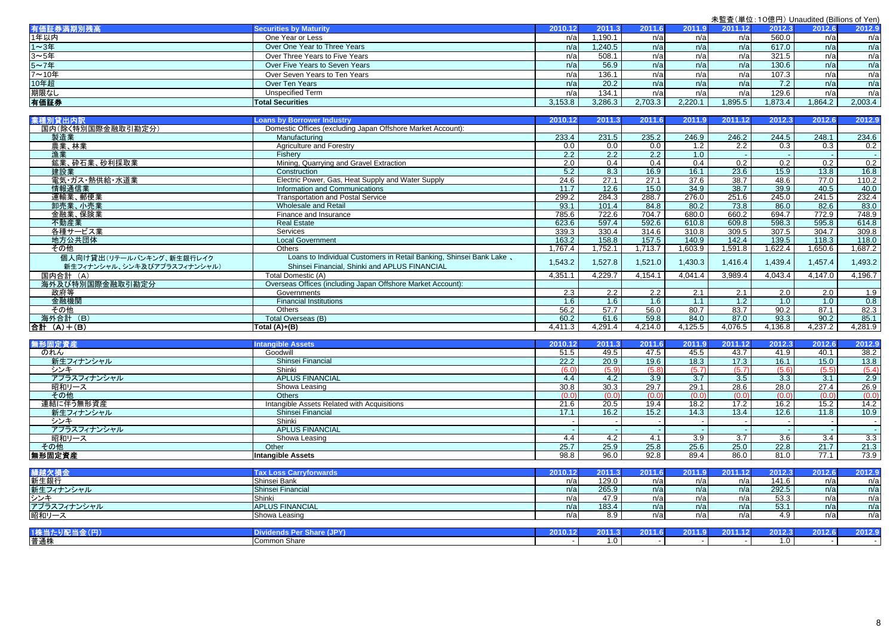未監査(単位:10億円) Unaudited (Billions of Yen)

| 有価証券満期別残高 | Securities by Maturity | 2010.12 | 2011.3 | 2011.6 | 2011.9 | 2011.12 | 2012.3 | 2012.6 | 2012.9 |
|---|---|---|---|---|---|---|---|---|---|
| 1年以内 | One Year or Less | n/a | 1,190.1 | n/a | n/a | n/a | 560.0 | n/a | n/a |
| 1～3年 | Over One Year to Three Years | n/a | 1,240.5 | n/a | n/a | n/a | 617.0 | n/a | n/a |
| 3～5年 | Over Three Years to Five Years | n/a | 508.1 | n/a | n/a | n/a | 321.5 | n/a | n/a |
| 5～7年 | Over Five Years to Seven Years | n/a | 56.9 | n/a | n/a | n/a | 130.6 | n/a | n/a |
| 7～10年 | Over Seven Years to Ten Years | n/a | 136.1 | n/a | n/a | n/a | 107.3 | n/a | n/a |
| 10年超 | Over Ten Years | n/a | 20.2 | n/a | n/a | n/a | 7.2 | n/a | n/a |
| 期限なし | Unspecified Term | n/a | 134.1 | n/a | n/a | n/a | 129.6 | n/a | n/a |
| 有価証券 | Total Securities | 3,153.8 | 3,286.3 | 2,703.3 | 2,220.1 | 1,895.5 | 1,873.4 | 1,864.2 | 2,003.4 |

| 業種別貸出内訳 | Loans by Borrower Industry | 2010.12 | 2011.3 | 2011.6 | 2011.9 | 2011.12 | 2012.3 | 2012.6 | 2012.9 |
|---|---|---|---|---|---|---|---|---|---|
| 国内(除く特別国際金融取引勘定分) | Domestic Offices (excluding Japan Offshore Market Account): | | | | | | | | |
| 製造業 | Manufacturing | 233.4 | 231.5 | 235.2 | 246.9 | 246.2 | 244.5 | 248.1 | 234.6 |
| 農業、林業 | Agriculture and Forestry | 0.0 | 0.0 | 0.0 | 1.2 | 2.2 | 0.3 | 0.3 | 0.2 |
| 漁業 | Fishery | 2.2 | 2.2 | 2.2 | 1.0 | - | - | - | - |
| 鉱業、砕石業、砂利採取業 | Mining, Quarrying and Gravel Extraction | 2.0 | 0.4 | 0.4 | 0.4 | 0.2 | 0.2 | 0.2 | 0.2 |
| 建設業 | Construction | 5.2 | 8.3 | 16.9 | 16.1 | 23.6 | 15.9 | 13.8 | 16.8 |
| 電気・ガス・熱供給・水道業 | Electric Power, Gas, Heat Supply and Water Supply | 24.6 | 27.1 | 27.1 | 37.6 | 38.7 | 48.6 | 77.0 | 110.2 |
| 情報通信業 | Information and Communications | 11.7 | 12.6 | 15.0 | 34.9 | 38.7 | 39.9 | 40.5 | 40.0 |
| 運輸業、郵便業 | Transportation and Postal Service | 299.2 | 284.3 | 288.7 | 276.0 | 251.6 | 245.0 | 241.5 | 232.4 |
| 卸売業、小売業 | Wholesale and Retail | 93.1 | 101.4 | 84.8 | 80.2 | 73.8 | 86.0 | 82.6 | 83.0 |
| 金融業、保険業 | Finance and Insurance | 785.6 | 722.6 | 704.7 | 680.0 | 660.2 | 694.7 | 772.9 | 748.9 |
| 不動産業 | Real Estate | 623.6 | 597.4 | 592.6 | 610.8 | 609.8 | 598.3 | 595.8 | 614.8 |
| 各種サービス業 | Services | 339.3 | 330.4 | 314.6 | 310.8 | 309.5 | 307.5 | 304.7 | 309.8 |
| 地方公共団体 | Local Government | 163.2 | 158.8 | 157.5 | 140.9 | 142.4 | 139.5 | 118.3 | 118.0 |
| その他 | Others | 1,767.4 | 1,752.1 | 1,713.7 | 1,603.9 | 1,591.8 | 1,622.4 | 1,650.6 | 1,687.2 |
| 個人向け貸出(リテールバンキング、新生銀行レイク 新生フィナンシャル、シンキ及びアプラスフィナンシャル) | Loans to Individual Customers in Retail Banking, Shinsei Bank Lake 、Shinsei Financial, Shinki and APLUS FINANCIAL | 1,543.2 | 1,527.8 | 1,521.0 | 1,430.3 | 1,416.4 | 1,439.4 | 1,457.4 | 1,493.2 |
| 国内合計 (A) | Total Domestic (A) | 4,351.1 | 4,229.7 | 4,154.1 | 4,041.4 | 3,989.4 | 4,043.4 | 4,147.0 | 4,196.7 |
| 海外及び特別国際金融取引勘定分 | Overseas Offices (including Japan Offshore Market Account): | | | | | | | | |
| 政府等 | Governments | 2.3 | 2.2 | 2.2 | 2.1 | 2.1 | 2.0 | 2.0 | 1.9 |
| 金融機関 | Financial Institutions | 1.6 | 1.6 | 1.6 | 1.1 | 1.2 | 1.0 | 1.0 | 0.8 |
| その他 | Others | 56.2 | 57.7 | 56.0 | 80.7 | 83.7 | 90.2 | 87.1 | 82.3 |
| 海外合計 (B) | Total Overseas (B) | 60.2 | 61.6 | 59.8 | 84.0 | 87.0 | 93.3 | 90.2 | 85.1 |
| 合計 (A)+(B) | Total (A)+(B) | 4,411.3 | 4,291.4 | 4,214.0 | 4,125.5 | 4,076.5 | 4,136.8 | 4,237.2 | 4,281.9 |

| 無形固定資産 | Intangible Assets | 2010.12 | 2011.3 | 2011.6 | 2011.9 | 2011.12 | 2012.3 | 2012.6 | 2012.9 |
|---|---|---|---|---|---|---|---|---|---|
| のれん | Goodwill | 51.5 | 49.5 | 47.5 | 45.5 | 43.7 | 41.9 | 40.1 | 38.2 |
| 新生フィナンシャル | Shinsei Financial | 22.2 | 20.9 | 19.6 | 18.3 | 17.3 | 16.1 | 15.0 | 13.8 |
| シンキ | Shinki | (6.0) | (5.9) | (5.8) | (5.7) | (5.7) | (5.6) | (5.5) | (5.4) |
| アプラスフィナンシャル | APLUS FINANCIAL | 4.4 | 4.2 | 3.9 | 3.7 | 3.5 | 3.3 | 3.1 | 2.9 |
| 昭和リース | Showa Leasing | 30.8 | 30.3 | 29.7 | 29.1 | 28.6 | 28.0 | 27.4 | 26.9 |
| その他 | Others | (0.0) | (0.0) | (0.0) | (0.0) | (0.0) | (0.0) | (0.0) | (0.0) |
| 連結に伴う無形資産 | Intangible Assets Related with Acquisitions | 21.6 | 20.5 | 19.4 | 18.2 | 17.2 | 16.2 | 15.2 | 14.2 |
| 新生フィナンシャル | Shinsei Financial | 17.1 | 16.2 | 15.2 | 14.3 | 13.4 | 12.6 | 11.8 | 10.9 |
| シンキ | Shinki | - | - | - | - | - | - | - | - |
| アプラスフィナンシャル | APLUS FINANCIAL | - | - | - | - | - | - | - | - |
| 昭和リース | Showa Leasing | 4.4 | 4.2 | 4.1 | 3.9 | 3.7 | 3.6 | 3.4 | 3.3 |
| その他 | Other | 25.7 | 25.9 | 25.8 | 25.6 | 25.0 | 22.8 | 21.7 | 21.3 |
| 無形固定資産 | Intangible Assets | 98.8 | 96.0 | 92.8 | 89.4 | 86.0 | 81.0 | 77.1 | 73.9 |

| 繰越欠損金 | Tax Loss Carryforwards | 2010.12 | 2011.3 | 2011.6 | 2011.9 | 2011.12 | 2012.3 | 2012.6 | 2012.9 |
|---|---|---|---|---|---|---|---|---|---|
| 新生銀行 | Shinsei Bank | n/a | 129.0 | n/a | n/a | n/a | 141.6 | n/a | n/a |
| 新生フィナンシャル | Shinsei Financial | n/a | 265.9 | n/a | n/a | n/a | 292.5 | n/a | n/a |
| シンキ | Shinki | n/a | 47.9 | n/a | n/a | n/a | 53.3 | n/a | n/a |
| アプラスフィナンシャル | APLUS FINANCIAL | n/a | 183.4 | n/a | n/a | n/a | 53.1 | n/a | n/a |
| 昭和リース | Showa Leasing | n/a | 8.9 | n/a | n/a | n/a | 4.9 | n/a | n/a |

| 1株当たり配当金(円) | Dividends Per Share (JPY) | 2010.12 | 2011.3 | 2011.6 | 2011.9 | 2011.12 | 2012.3 | 2012.6 | 2012.9 |
|---|---|---|---|---|---|---|---|---|---|
| 普通株 | Common Share | - | 1.0 | - | - | - | 1.0 | - | - |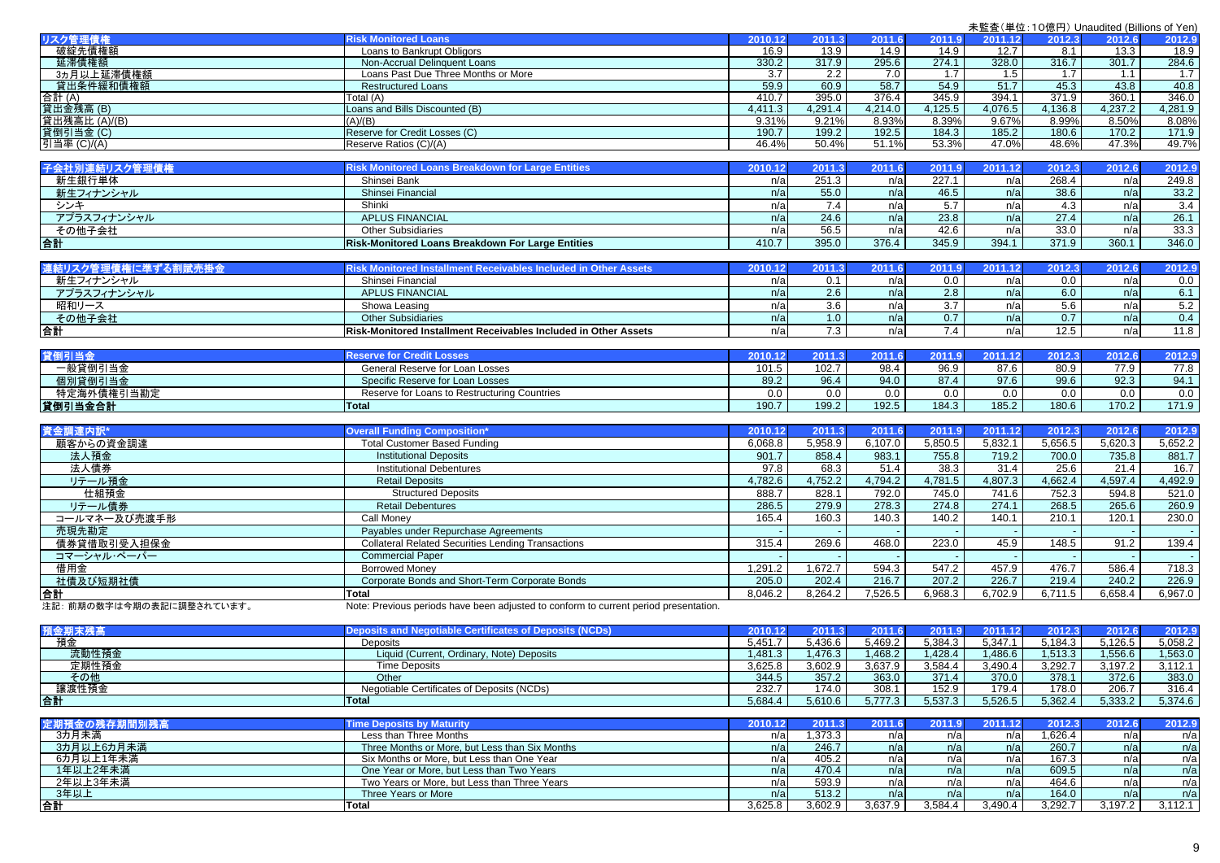未監査（単位：10億円） Unaudited (Billions of Yen)

| リスク管理債権 | Risk Monitored Loans | 2010.12 | 2011.3 | 2011.6 | 2011.9 | 2011.12 | 2012.3 | 2012.6 | 2012.9 |
|---|---|---|---|---|---|---|---|---|---|
| 破綻先債権額 | Loans to Bankrupt Obligors | 16.9 | 13.9 | 14.9 | 14.9 | 12.7 | 8.1 | 13.3 | 18.9 |
| 延滞債権額 | Non-Accrual Delinquent Loans | 330.2 | 317.9 | 295.6 | 274.1 | 328.0 | 316.7 | 301.7 | 284.6 |
| 3カ月以上延滞債権額 | Loans Past Due Three Months or More | 3.7 | 2.2 | 7.0 | 1.7 | 1.5 | 1.7 | 1.1 | 1.7 |
| 貸出条件緩和債権額 | Restructured Loans | 59.9 | 60.9 | 58.7 | 54.9 | 51.7 | 45.3 | 43.8 | 40.8 |
| 合計 (A) | Total (A) | 410.7 | 395.0 | 376.4 | 345.9 | 394.1 | 371.9 | 360.1 | 346.0 |
| 貸出金残高 (B) | Loans and Bills Discounted (B) | 4,411.3 | 4,291.4 | 4,214.0 | 4,125.5 | 4,076.5 | 4,136.8 | 4,237.2 | 4,281.9 |
| 貸出残高比 (A)/(B) | (A)/(B) | 9.31% | 9.21% | 8.93% | 8.39% | 9.67% | 8.99% | 8.50% | 8.08% |
| 貸倒引当金 (C) | Reserve for Credit Losses (C) | 190.7 | 199.2 | 192.5 | 184.3 | 185.2 | 180.6 | 170.2 | 171.9 |
| 引当率 (C)/(A) | Reserve Ratios (C)/(A) | 46.4% | 50.4% | 51.1% | 53.3% | 47.0% | 48.6% | 47.3% | 49.7% |

| 子会社別連結リスク管理債権 | Risk Monitored Loans Breakdown for Large Entities | 2010.12 | 2011.3 | 2011.6 | 2011.9 | 2011.12 | 2012.3 | 2012.6 | 2012.9 |
|---|---|---|---|---|---|---|---|---|---|
| 新生銀行単体 | Shinsei Bank | n/a | 251.3 | n/a | 227.1 | n/a | 268.4 | n/a | 249.8 |
| 新生フィナンシャル | Shinsei Financial | n/a | 55.0 | n/a | 46.5 | n/a | 38.6 | n/a | 33.2 |
| シンキ | Shinki | n/a | 7.4 | n/a | 5.7 | n/a | 4.3 | n/a | 3.4 |
| アプラスフィナンシャル | APLUS FINANCIAL | n/a | 24.6 | n/a | 23.8 | n/a | 27.4 | n/a | 26.1 |
| その他子会社 | Other Subsidiaries | n/a | 56.5 | n/a | 42.6 | n/a | 33.0 | n/a | 33.3 |
| 合計 | Risk-Monitored Loans Breakdown For Large Entities | 410.7 | 395.0 | 376.4 | 345.9 | 394.1 | 371.9 | 360.1 | 346.0 |

| 連結リスク管理債権に準ずる割賦売掛金 | Risk Monitored Installment Receivables Included in Other Assets | 2010.12 | 2011.3 | 2011.6 | 2011.9 | 2011.12 | 2012.3 | 2012.6 | 2012.9 |
|---|---|---|---|---|---|---|---|---|---|
| 新生フィナンシャル | Shinsei Financial | n/a | 0.1 | n/a | 0.0 | n/a | 0.0 | n/a | 0.0 |
| アプラスフィナンシャル | APLUS FINANCIAL | n/a | 2.6 | n/a | 2.8 | n/a | 6.0 | n/a | 6.1 |
| 昭和リース | Showa Leasing | n/a | 3.6 | n/a | 3.7 | n/a | 5.6 | n/a | 5.2 |
| その他子会社 | Other Subsidiaries | n/a | 1.0 | n/a | 0.7 | n/a | 0.7 | n/a | 0.4 |
| 合計 | Risk-Monitored Installment Receivables Included in Other Assets | n/a | 7.3 | n/a | 7.4 | n/a | 12.5 | n/a | 11.8 |

| 貸倒引当金 | Reserve for Credit Losses | 2010.12 | 2011.3 | 2011.6 | 2011.9 | 2011.12 | 2012.3 | 2012.6 | 2012.9 |
|---|---|---|---|---|---|---|---|---|---|
| 一般貸倒引当金 | General Reserve for Loan Losses | 101.5 | 102.7 | 98.4 | 96.9 | 87.6 | 80.9 | 77.9 | 77.8 |
| 個別貸倒引当金 | Specific Reserve for Loan Losses | 89.2 | 96.4 | 94.0 | 87.4 | 97.6 | 99.6 | 92.3 | 94.1 |
| 特定海外債権引当勘定 | Reserve for Loans to Restructuring Countries | 0.0 | 0.0 | 0.0 | 0.0 | 0.0 | 0.0 | 0.0 | 0.0 |
| 貸倒引当金合計 | Total | 190.7 | 199.2 | 192.5 | 184.3 | 185.2 | 180.6 | 170.2 | 171.9 |

| 資金調達内訳* | Overall Funding Composition* | 2010.12 | 2011.3 | 2011.6 | 2011.9 | 2011.12 | 2012.3 | 2012.6 | 2012.9 |
|---|---|---|---|---|---|---|---|---|---|
| 顧客からの資金調達 | Total Customer Based Funding | 6,068.8 | 5,958.9 | 6,107.0 | 5,850.5 | 5,832.1 | 5,656.5 | 5,620.3 | 5,652.2 |
| 法人預金 | Institutional Deposits | 901.7 | 858.4 | 983.1 | 755.8 | 719.2 | 700.0 | 735.8 | 881.7 |
| 法人債券 | Institutional Debentures | 97.8 | 68.3 | 51.4 | 38.3 | 31.4 | 25.6 | 21.4 | 16.7 |
| リテール預金 | Retail Deposits | 4,782.6 | 4,752.2 | 4,794.2 | 4,781.5 | 4,807.3 | 4,662.4 | 4,597.4 | 4,492.9 |
| 仕組預金 | Structured Deposits | 888.7 | 828.1 | 792.0 | 745.0 | 741.6 | 752.3 | 594.8 | 521.0 |
| リテール債券 | Retail Debentures | 286.5 | 279.9 | 278.3 | 274.8 | 274.1 | 268.5 | 265.6 | 260.9 |
| コールマネー及び売渡手形 | Call Money | 165.4 | 160.3 | 140.3 | 140.2 | 140.1 | 210.1 | 120.1 | 230.0 |
| 売現先勘定 | Payables under Repurchase Agreements | - | - | - | - | - | - | - | - |
| 債券貸借取引受入担保金 | Collateral Related Securities Lending Transactions | 315.4 | 269.6 | 468.0 | 223.0 | 45.9 | 148.5 | 91.2 | 139.4 |
| コマーシャル・ペーパー | Commercial Paper | - | - | - | - | - | - | - | - |
| 借用金 | Borrowed Money | 1,291.2 | 1,672.7 | 594.3 | 547.2 | 457.9 | 476.7 | 586.4 | 718.3 |
| 社債及び短期社債 | Corporate Bonds and Short-Term Corporate Bonds | 205.0 | 202.4 | 216.7 | 207.2 | 226.7 | 219.4 | 240.2 | 226.9 |
| 合計 | Total | 8,046.2 | 8,264.2 | 7,526.5 | 6,968.3 | 6,702.9 | 6,711.5 | 6,658.4 | 6,967.0 |

注記：前期の数字は今期の表記に調整されています。 Note: Previous periods have been adjusted to conform to current period presentation.

| 預金期末残高 | Deposits and Negotiable Certificates of Deposits (NCDs) | 2010.12 | 2011.3 | 2011.6 | 2011.9 | 2011.12 | 2012.3 | 2012.6 | 2012.9 |
|---|---|---|---|---|---|---|---|---|---|
| 預金 | Deposits | 5,451.7 | 5,436.6 | 5,469.2 | 5,384.3 | 5,347.1 | 5,184.3 | 5,126.5 | 5,058.2 |
| 流動性預金 | Liquid (Current, Ordinary, Note) Deposits | 1,481.3 | 1,476.3 | 1,468.2 | 1,428.4 | 1,486.6 | 1,513.3 | 1,556.6 | 1,563.0 |
| 定期性預金 | Time Deposits | 3,625.8 | 3,602.9 | 3,637.9 | 3,584.4 | 3,490.4 | 3,292.7 | 3,197.2 | 3,112.1 |
| その他 | Other | 344.5 | 357.2 | 363.0 | 371.4 | 370.0 | 378.1 | 372.6 | 383.0 |
| 譲渡性預金 | Negotiable Certificates of Deposits (NCDs) | 232.7 | 174.0 | 308.1 | 152.9 | 179.4 | 178.0 | 206.7 | 316.4 |
| 合計 | Total | 5,684.4 | 5,610.6 | 5,777.3 | 5,537.3 | 5,526.5 | 5,362.4 | 5,333.2 | 5,374.6 |

| 定期預金の残存期間別残高 | Time Deposits by Maturity | 2010.12 | 2011.3 | 2011.6 | 2011.9 | 2011.12 | 2012.3 | 2012.6 | 2012.9 |
|---|---|---|---|---|---|---|---|---|---|
| 3カ月未満 | Less than Three Months | n/a | 1,373.3 | n/a | n/a | n/a | 1,626.4 | n/a | n/a |
| 3カ月以上6カ月未満 | Three Months or More, but Less than Six Months | n/a | 246.7 | n/a | n/a | n/a | 260.7 | n/a | n/a |
| 6カ月以上1年未満 | Six Months or More, but Less than One Year | n/a | 405.2 | n/a | n/a | n/a | 167.3 | n/a | n/a |
| 1年以上2年未満 | One Year or More, but Less than Two Years | n/a | 470.4 | n/a | n/a | n/a | 609.5 | n/a | n/a |
| 2年以上3年未満 | Two Years or More, but Less than Three Years | n/a | 593.9 | n/a | n/a | n/a | 464.6 | n/a | n/a |
| 3年以上 | Three Years or More | n/a | 513.2 | n/a | n/a | n/a | 164.0 | n/a | n/a |
| 合計 | Total | 3,625.8 | 3,602.9 | 3,637.9 | 3,584.4 | 3,490.4 | 3,292.7 | 3,197.2 | 3,112.1 |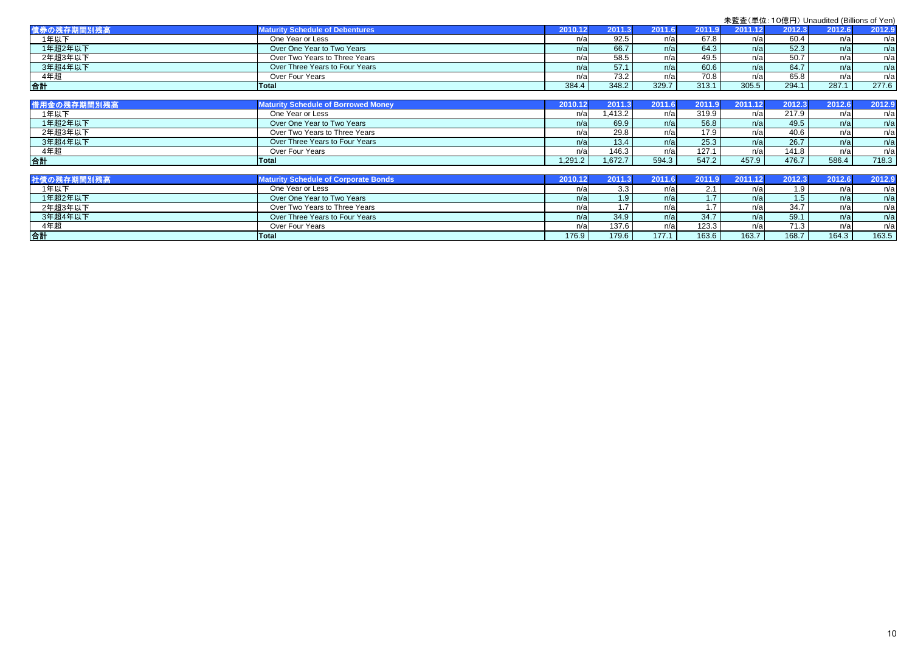未監査（単位：10億円）Unaudited (Billions of Yen)

| 債券の残存期間別残高 | Maturity Schedule of Debentures | 2010.12 | 2011.3 | 2011.6 | 2011.9 | 2011.12 | 2012.3 | 2012.6 | 2012.9 |
|---|---|---|---|---|---|---|---|---|---|
| 1年以下 | One Year or Less | n/a | 92.5 | n/a | 67.8 | n/a | 60.4 | n/a | n/a |
| 1年超2年以下 | Over One Year to Two Years | n/a | 66.7 | n/a | 64.3 | n/a | 52.3 | n/a | n/a |
| 2年超3年以下 | Over Two Years to Three Years | n/a | 58.5 | n/a | 49.5 | n/a | 50.7 | n/a | n/a |
| 3年超4年以下 | Over Three Years to Four Years | n/a | 57.1 | n/a | 60.6 | n/a | 64.7 | n/a | n/a |
| 4年超 | Over Four Years | n/a | 73.2 | n/a | 70.8 | n/a | 65.8 | n/a | n/a |
| 合計 | Total | 384.4 | 348.2 | 329.7 | 313.1 | 305.5 | 294.1 | 287.1 | 277.6 |

| 借用金の残存期間別残高 | Maturity Schedule of Borrowed Money | 2010.12 | 2011.3 | 2011.6 | 2011.9 | 2011.12 | 2012.3 | 2012.6 | 2012.9 |
|---|---|---|---|---|---|---|---|---|---|
| 1年以下 | One Year or Less | n/a | 1,413.2 | n/a | 319.9 | n/a | 217.9 | n/a | n/a |
| 1年超2年以下 | Over One Year to Two Years | n/a | 69.9 | n/a | 56.8 | n/a | 49.5 | n/a | n/a |
| 2年超3年以下 | Over Two Years to Three Years | n/a | 29.8 | n/a | 17.9 | n/a | 40.6 | n/a | n/a |
| 3年超4年以下 | Over Three Years to Four Years | n/a | 13.4 | n/a | 25.3 | n/a | 26.7 | n/a | n/a |
| 4年超 | Over Four Years | n/a | 146.3 | n/a | 127.1 | n/a | 141.8 | n/a | n/a |
| 合計 | Total | 1,291.2 | 1,672.7 | 594.3 | 547.2 | 457.9 | 476.7 | 586.4 | 718.3 |

| 社債の残存期間別残高 | Maturity Schedule of Corporate Bonds | 2010.12 | 2011.3 | 2011.6 | 2011.9 | 2011.12 | 2012.3 | 2012.6 | 2012.9 |
|---|---|---|---|---|---|---|---|---|---|
| 1年以下 | One Year or Less | n/a | 3.3 | n/a | 2.1 | n/a | 1.9 | n/a | n/a |
| 1年超2年以下 | Over One Year to Two Years | n/a | 1.9 | n/a | 1.7 | n/a | 1.5 | n/a | n/a |
| 2年超3年以下 | Over Two Years to Three Years | n/a | 1.7 | n/a | 1.7 | n/a | 34.7 | n/a | n/a |
| 3年超4年以下 | Over Three Years to Four Years | n/a | 34.9 | n/a | 34.7 | n/a | 59.1 | n/a | n/a |
| 4年超 | Over Four Years | n/a | 137.6 | n/a | 123.3 | n/a | 71.3 | n/a | n/a |
| 合計 | Total | 176.9 | 179.6 | 177.1 | 163.6 | 163.7 | 168.7 | 164.3 | 163.5 |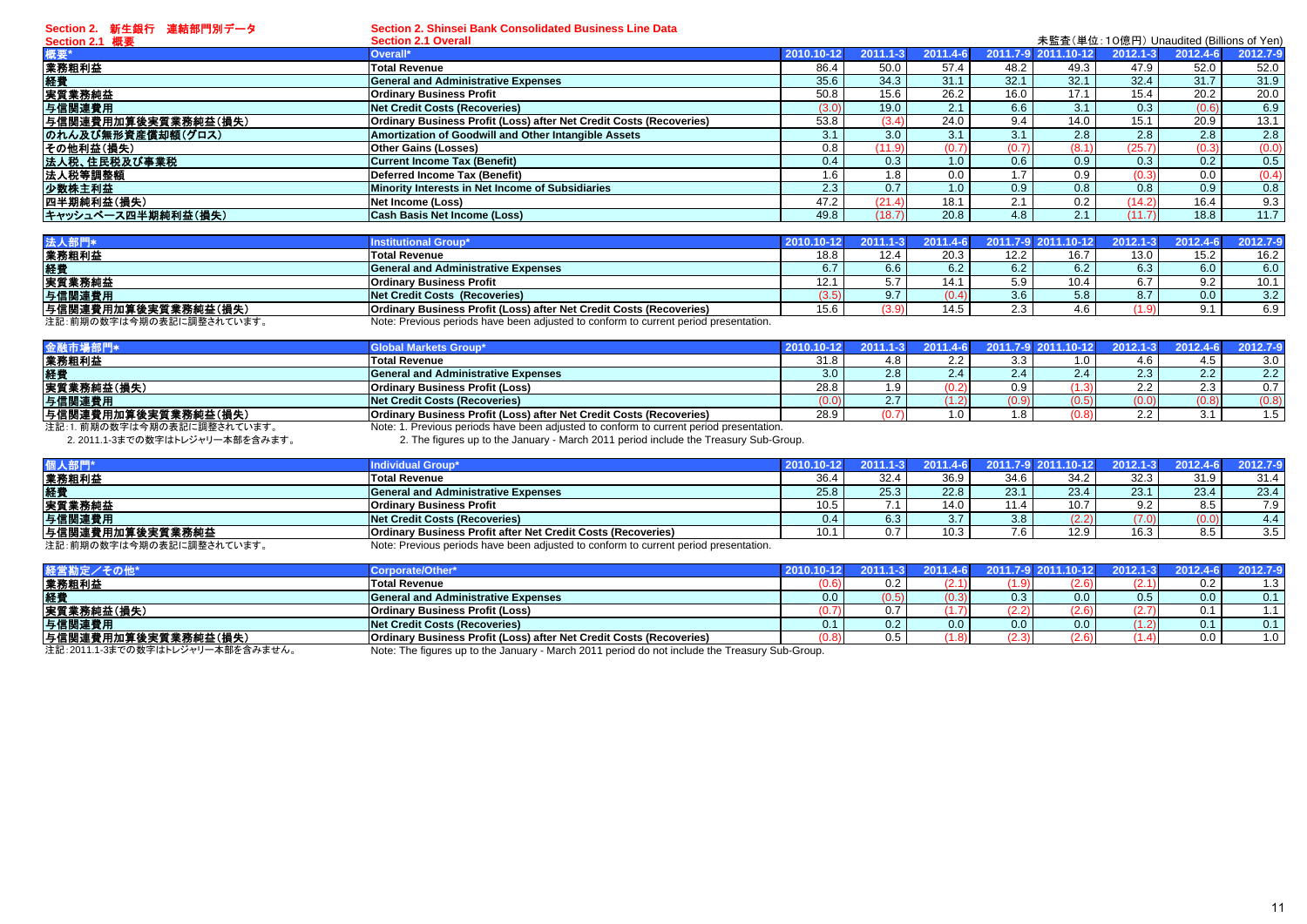## Section 2. 新生銀行 連結部門別データ
## Section 2. Shinsei Bank Consolidated Business Line Data

### Section 2.1 概要
### Section 2.1 Overall

未監査(単位:10億円) Unaudited (Billions of Yen)

| 概要* | Overall* | 2010.10-12 | 2011.1-3 | 2011.4-6 | 2011.7-9 | 2011.10-12 | 2012.1-3 | 2012.4-6 | 2012.7-9 |
|---|---|---|---|---|---|---|---|---|---|
| 業務粗利益 | Total Revenue | 86.4 | 50.0 | 57.4 | 48.2 | 49.3 | 47.9 | 52.0 | 52.0 |
| 経費 | General and Administrative Expenses | 35.6 | 34.3 | 31.1 | 32.1 | 32.1 | 32.4 | 31.7 | 31.9 |
| 実質業務純益 | Ordinary Business Profit | 50.8 | 15.6 | 26.2 | 16.0 | 17.1 | 15.4 | 20.2 | 20.0 |
| 与信関連費用 | Net Credit Costs (Recoveries) | (3.0) | 19.0 | 2.1 | 6.6 | 3.1 | 0.3 | (0.6) | 6.9 |
| 与信関連費用加算後実質業務純益(損失) | Ordinary Business Profit (Loss) after Net Credit Costs (Recoveries) | 53.8 | (3.4) | 24.0 | 9.4 | 14.0 | 15.1 | 20.9 | 13.1 |
| のれん及び無形資産償却額(グロス) | Amortization of Goodwill and Other Intangible Assets | 3.1 | 3.0 | 3.1 | 3.1 | 2.8 | 2.8 | 2.8 | 2.8 |
| その他利益(損失) | Other Gains (Losses) | 0.8 | (11.9) | (0.7) | (0.7) | (8.1) | (25.7) | (0.3) | (0.0) |
| 法人税、住民税及び事業税 | Current Income Tax (Benefit) | 0.4 | 0.3 | 1.0 | 0.6 | 0.9 | 0.3 | 0.2 | 0.5 |
| 法人税等調整額 | Deferred Income Tax (Benefit) | 1.6 | 1.8 | 0.0 | 1.7 | 0.9 | (0.3) | 0.0 | (0.4) |
| 少数株主利益 | Minority Interests in Net Income of Subsidiaries | 2.3 | 0.7 | 1.0 | 0.9 | 0.8 | 0.8 | 0.9 | 0.8 |
| 四半期純利益(損失) | Net Income (Loss) | 47.2 | (21.4) | 18.1 | 2.1 | 0.2 | (14.2) | 16.4 | 9.3 |
| キャッシュベース四半期純利益(損失) | Cash Basis Net Income (Loss) | 49.8 | (18.7) | 20.8 | 4.8 | 2.1 | (11.7) | 18.8 | 11.7 |

| 法人部門* | Institutional Group* | 2010.10-12 | 2011.1-3 | 2011.4-6 | 2011.7-9 | 2011.10-12 | 2012.1-3 | 2012.4-6 | 2012.7-9 |
|---|---|---|---|---|---|---|---|---|---|
| 業務粗利益 | Total Revenue | 18.8 | 12.4 | 20.3 | 12.2 | 16.7 | 13.0 | 15.2 | 16.2 |
| 経費 | General and Administrative Expenses | 6.7 | 6.6 | 6.2 | 6.2 | 6.2 | 6.3 | 6.0 | 6.0 |
| 実質業務純益 | Ordinary Business Profit | 12.1 | 5.7 | 14.1 | 5.9 | 10.4 | 6.7 | 9.2 | 10.1 |
| 与信関連費用 | Net Credit Costs (Recoveries) | (3.5) | 9.7 | (0.4) | 3.6 | 5.8 | 8.7 | 0.0 | 3.2 |
| 与信関連費用加算後実質業務純益(損失) | Ordinary Business Profit (Loss) after Net Credit Costs (Recoveries) | 15.6 | (3.9) | 14.5 | 2.3 | 4.6 | (1.9) | 9.1 | 6.9 |

注記:前期の数字は今期の表記に調整されています。
Note: Previous periods have been adjusted to conform to current period presentation.

| 金融市場部門* | Global Markets Group* | 2010.10-12 | 2011.1-3 | 2011.4-6 | 2011.7-9 | 2011.10-12 | 2012.1-3 | 2012.4-6 | 2012.7-9 |
|---|---|---|---|---|---|---|---|---|---|
| 業務粗利益 | Total Revenue | 31.8 | 4.8 | 2.2 | 3.3 | 1.0 | 4.6 | 4.5 | 3.0 |
| 経費 | General and Administrative Expenses | 3.0 | 2.8 | 2.4 | 2.4 | 2.4 | 2.3 | 2.2 | 2.2 |
| 実質業務純益(損失) | Ordinary Business Profit (Loss) | 28.8 | 1.9 | (0.2) | 0.9 | (1.3) | 2.2 | 2.3 | 0.7 |
| 与信関連費用 | Net Credit Costs (Recoveries) | (0.0) | 2.7 | (1.2) | (0.9) | (0.5) | (0.0) | (0.8) | (0.8) |
| 与信関連費用加算後実質業務純益(損失) | Ordinary Business Profit (Loss) after Net Credit Costs (Recoveries) | 28.9 | (0.7) | 1.0 | 1.8 | (0.8) | 2.2 | 3.1 | 1.5 |

注記:1. 前期の数字は今期の表記に調整されています。
2. 2011.1-3までの数字はトレジャリー本部を含みます。

Note: 1. Previous periods have been adjusted to conform to current period presentation.
2. The figures up to the January - March 2011 period include the Treasury Sub-Group.

| 個人部門* | Individual Group* | 2010.10-12 | 2011.1-3 | 2011.4-6 | 2011.7-9 | 2011.10-12 | 2012.1-3 | 2012.4-6 | 2012.7-9 |
|---|---|---|---|---|---|---|---|---|---|
| 業務粗利益 | Total Revenue | 36.4 | 32.4 | 36.9 | 34.6 | 34.2 | 32.3 | 31.9 | 31.4 |
| 経費 | General and Administrative Expenses | 25.8 | 25.3 | 22.8 | 23.1 | 23.4 | 23.1 | 23.4 | 23.4 |
| 実質業務純益 | Ordinary Business Profit | 10.5 | 7.1 | 14.0 | 11.4 | 10.7 | 9.2 | 8.5 | 7.9 |
| 与信関連費用 | Net Credit Costs (Recoveries) | 0.4 | 6.3 | 3.7 | 3.8 | (2.2) | (7.0) | (0.0) | 4.4 |
| 与信関連費用加算後実質業務純益 | Ordinary Business Profit after Net Credit Costs (Recoveries) | 10.1 | 0.7 | 10.3 | 7.6 | 12.9 | 16.3 | 8.5 | 3.5 |

注記:前期の数字は今期の表記に調整されています。
Note: Previous periods have been adjusted to conform to current period presentation.

| 経営勘定/その他* | Corporate/Other* | 2010.10-12 | 2011.1-3 | 2011.4-6 | 2011.7-9 | 2011.10-12 | 2012.1-3 | 2012.4-6 | 2012.7-9 |
|---|---|---|---|---|---|---|---|---|---|
| 業務粗利益 | Total Revenue | (0.6) | 0.2 | (2.1) | (1.9) | (2.6) | (2.1) | 0.2 | 1.3 |
| 経費 | General and Administrative Expenses | 0.0 | (0.5) | (0.3) | 0.3 | 0.0 | 0.5 | 0.0 | 0.1 |
| 実質業務純益(損失) | Ordinary Business Profit (Loss) | (0.7) | 0.7 | (1.7) | (2.2) | (2.6) | (2.7) | 0.1 | 1.1 |
| 与信関連費用 | Net Credit Costs (Recoveries) | 0.1 | 0.2 | 0.0 | 0.0 | 0.0 | (1.2) | 0.1 | 0.1 |
| 与信関連費用加算後実質業務純益(損失) | Ordinary Business Profit (Loss) after Net Credit Costs (Recoveries) | (0.8) | 0.5 | (1.8) | (2.3) | (2.6) | (1.4) | 0.0 | 1.0 |

注記:2011.1-3までの数字はトレジャリー本部を含みません。
Note: The figures up to the January - March 2011 period do not include the Treasury Sub-Group.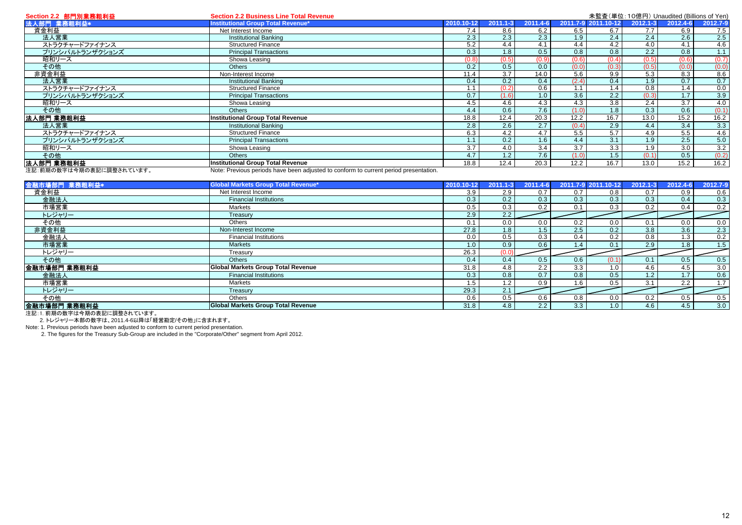## Section 2.2 部門別業務粗利益 / Section 2.2 Business Line Total Revenue

未監査（単位：10億円）Unaudited (Billions of Yen)

| 法人部門 業務粗利益* | Institutional Group Total Revenue* | 2010.10-12 | 2011.1-3 | 2011.4-6 | 2011.7-9 | 2011.10-12 | 2012.1-3 | 2012.4-6 | 2012.7-9 |
|---|---|---|---|---|---|---|---|---|---|
| 資金利益 | Net Interest Income | 7.4 | 8.6 | 6.2 | 6.5 | 6.7 | 7.7 | 6.9 | 7.5 |
| 法人営業 | Institutional Banking | 2.3 | 2.3 | 2.3 | 1.9 | 2.4 | 2.4 | 2.6 | 2.5 |
| ストラクチャードファイナンス | Structured Finance | 5.2 | 4.4 | 4.1 | 4.4 | 4.2 | 4.0 | 4.1 | 4.6 |
| プリンシパルトランザクションズ | Principal Transactions | 0.3 | 1.8 | 0.5 | 0.8 | 0.8 | 2.2 | 0.8 | 1.1 |
| 昭和リース | Showa Leasing | (0.8) | (0.5) | (0.9) | (0.6) | (0.4) | (0.5) | (0.6) | (0.7) |
| その他 | Others | 0.2 | 0.5 | 0.0 | (0.0) | (0.3) | (0.5) | (0.0) | (0.0) |
| 非資金利益 | Non-Interest Income | 11.4 | 3.7 | 14.0 | 5.6 | 9.9 | 5.3 | 8.3 | 8.6 |
| 法人営業 | Institutional Banking | 0.4 | 0.2 | 0.4 | (2.4) | 0.4 | 1.9 | 0.7 | 0.7 |
| ストラクチャードファイナンス | Structured Finance | 1.1 | (0.2) | 0.6 | 1.1 | 1.4 | 0.8 | 1.4 | 0.0 |
| プリンシパルトランザクションズ | Principal Transactions | 0.7 | (1.6) | 1.0 | 3.6 | 2.2 | (0.3) | 1.7 | 3.9 |
| 昭和リース | Showa Leasing | 4.5 | 4.6 | 4.3 | 4.3 | 3.8 | 2.4 | 3.7 | 4.0 |
| その他 | Others | 4.4 | 0.6 | 7.6 | (1.0) | 1.8 | 0.3 | 0.6 | (0.1) |
| **法人部門 業務粗利益** | **Institutional Group Total Revenue** | 18.8 | 12.4 | 20.3 | 12.2 | 16.7 | 13.0 | 15.2 | 16.2 |
| 法人営業 | Institutional Banking | 2.8 | 2.6 | 2.7 | (0.4) | 2.9 | 4.4 | 3.4 | 3.3 |
| ストラクチャードファイナンス | Structured Finance | 6.3 | 4.2 | 4.7 | 5.5 | 5.7 | 4.9 | 5.5 | 4.6 |
| プリンシパルトランザクションズ | Principal Transactions | 1.1 | 0.2 | 1.6 | 4.4 | 3.1 | 1.9 | 2.5 | 5.0 |
| 昭和リース | Showa Leasing | 3.7 | 4.0 | 3.4 | 3.7 | 3.3 | 1.9 | 3.0 | 3.2 |
| その他 | Others | 4.7 | 1.2 | 7.6 | (1.0) | 1.5 | (0.1) | 0.5 | (0.2) |
| **法人部門 業務粗利益** | **Institutional Group Total Revenue** | 18.8 | 12.4 | 20.3 | 12.2 | 16.7 | 13.0 | 15.2 | 16.2 |

注記：前期の数字は今期の表記に調整されています。
Note: Previous periods have been adjusted to conform to current period presentation.

| 金融市場部門 業務粗利益* | Global Markets Group Total Revenue* | 2010.10-12 | 2011.1-3 | 2011.4-6 | 2011.7-9 | 2011.10-12 | 2012.1-3 | 2012.4-6 | 2012.7-9 |
|---|---|---|---|---|---|---|---|---|---|
| 資金利益 | Net Interest Income | 3.9 | 2.9 | 0.7 | 0.7 | 0.8 | 0.7 | 0.9 | 0.6 |
| 金融法人 | Financial Institutions | 0.3 | 0.2 | 0.3 | 0.3 | 0.3 | 0.3 | 0.4 | 0.3 |
| 市場営業 | Markets | 0.5 | 0.3 | 0.2 | 0.1 | 0.3 | 0.2 | 0.4 | 0.2 |
| トレジャリー | Treasury | 2.9 | 2.2 | | | | | | |
| その他 | Others | 0.1 | 0.0 | 0.0 | 0.2 | 0.0 | 0.1 | 0.0 | 0.0 |
| 非資金利益 | Non-Interest Income | 27.8 | 1.8 | 1.5 | 2.5 | 0.2 | 3.8 | 3.6 | 2.3 |
| 金融法人 | Financial Institutions | 0.0 | 0.5 | 0.3 | 0.4 | 0.2 | 0.8 | 1.3 | 0.2 |
| 市場営業 | Markets | 1.0 | 0.9 | 0.6 | 1.4 | 0.1 | 2.9 | 1.8 | 1.5 |
| トレジャリー | Treasury | 26.3 | (0.0) | | | | | | |
| その他 | Others | 0.4 | 0.4 | 0.5 | 0.6 | (0.1) | 0.1 | 0.5 | 0.5 |
| **金融市場部門 業務粗利益** | **Global Markets Group Total Revenue** | 31.8 | 4.8 | 2.2 | 3.3 | 1.0 | 4.6 | 4.5 | 3.0 |
| 金融法人 | Financial Institutions | 0.3 | 0.8 | 0.7 | 0.8 | 0.5 | 1.2 | 1.7 | 0.6 |
| 市場営業 | Markets | 1.5 | 1.2 | 0.9 | 1.6 | 0.5 | 3.1 | 2.2 | 1.7 |
| トレジャリー | Treasury | 29.3 | 2.1 | | | | | | |
| その他 | Others | 0.6 | 0.5 | 0.6 | 0.8 | 0.0 | 0.2 | 0.5 | 0.5 |
| **金融市場部門 業務粗利益** | **Global Markets Group Total Revenue** | 31.8 | 4.8 | 2.2 | 3.3 | 1.0 | 4.6 | 4.5 | 3.0 |

注記：1. 前期の数字は今期の表記に調整されています。
2. トレジャリー本部の数字は、2011.4-6以降は「経営勘定/その他」に含まれます。

Note: 1. Previous periods have been adjusted to conform to current period presentation.
2. The figures for the Treasury Sub-Group are included in the "Corporate/Other" segment from April 2012.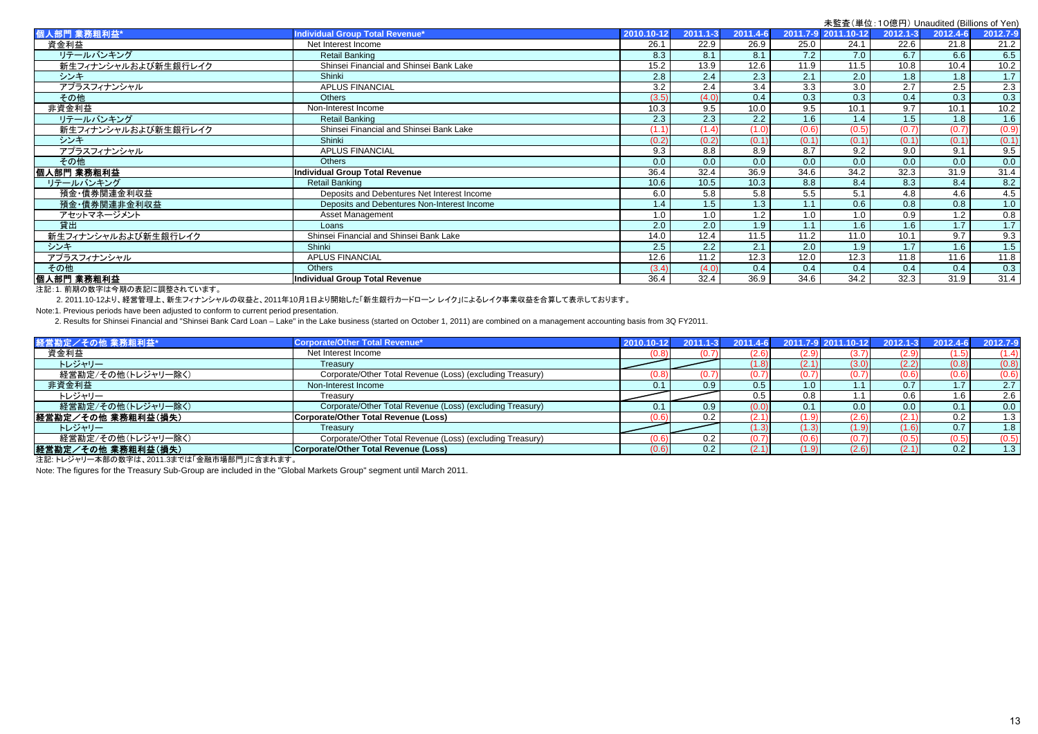未監査（単位：10億円） Unaudited (Billions of Yen)

| 個人部門 業務粗利益* | Individual Group Total Revenue* | 2010.10-12 | 2011.1-3 | 2011.4-6 | 2011.7-9 | 2011.10-12 | 2012.1-3 | 2012.4-6 | 2012.7-9 |
|---|---|---|---|---|---|---|---|---|---|
| 資金利益 | Net Interest Income | 26.1 | 22.9 | 26.9 | 25.0 | 24.1 | 22.6 | 21.8 | 21.2 |
| リテールバンキング | Retail Banking | 8.3 | 8.1 | 8.1 | 7.2 | 7.0 | 6.7 | 6.6 | 6.5 |
| 新生フィナンシャルおよび新生銀行レイク | Shinsei Financial and Shinsei Bank Lake | 15.2 | 13.9 | 12.6 | 11.9 | 11.5 | 10.8 | 10.4 | 10.2 |
| シンキ | Shinki | 2.8 | 2.4 | 2.3 | 2.1 | 2.0 | 1.8 | 1.8 | 1.7 |
| アプラスフィナンシャル | APLUS FINANCIAL | 3.2 | 2.4 | 3.4 | 3.3 | 3.0 | 2.7 | 2.5 | 2.3 |
| その他 | Others | (3.5) | (4.0) | 0.4 | 0.3 | 0.3 | 0.4 | 0.3 | 0.3 |
| 非資金利益 | Non-Interest Income | 10.3 | 9.5 | 10.0 | 9.5 | 10.1 | 9.7 | 10.1 | 10.2 |
| リテールバンキング | Retail Banking | 2.3 | 2.3 | 2.2 | 1.6 | 1.4 | 1.5 | 1.8 | 1.6 |
| 新生フィナンシャルおよび新生銀行レイク | Shinsei Financial and Shinsei Bank Lake | (1.1) | (1.4) | (1.0) | (0.6) | (0.5) | (0.7) | (0.7) | (0.9) |
| シンキ | Shinki | (0.2) | (0.2) | (0.1) | (0.1) | (0.1) | (0.1) | (0.1) | (0.1) |
| アプラスフィナンシャル | APLUS FINANCIAL | 9.3 | 8.8 | 8.9 | 8.7 | 9.2 | 9.0 | 9.1 | 9.5 |
| その他 | Others | 0.0 | 0.0 | 0.0 | 0.0 | 0.0 | 0.0 | 0.0 | 0.0 |
| **個人部門 業務粗利益** | **Individual Group Total Revenue** | 36.4 | 32.4 | 36.9 | 34.6 | 34.2 | 32.3 | 31.9 | 31.4 |
| リテールバンキング | Retail Banking | 10.6 | 10.5 | 10.3 | 8.8 | 8.4 | 8.3 | 8.4 | 8.2 |
| 預金・債券関連金利収益 | Deposits and Debentures Net Interest Income | 6.0 | 5.8 | 5.8 | 5.5 | 5.1 | 4.8 | 4.6 | 4.5 |
| 預金・債券関連非金利収益 | Deposits and Debentures Non-Interest Income | 1.4 | 1.5 | 1.3 | 1.1 | 0.6 | 0.8 | 0.8 | 1.0 |
| アセットマネージメント | Asset Management | 1.0 | 1.0 | 1.2 | 1.0 | 1.0 | 0.9 | 1.2 | 0.8 |
| 貸出 | Loans | 2.0 | 2.0 | 1.9 | 1.1 | 1.6 | 1.6 | 1.7 | 1.7 |
| 新生フィナンシャルおよび新生銀行レイク | Shinsei Financial and Shinsei Bank Lake | 14.0 | 12.4 | 11.5 | 11.2 | 11.0 | 10.1 | 9.7 | 9.3 |
| シンキ | Shinki | 2.5 | 2.2 | 2.1 | 2.0 | 1.9 | 1.7 | 1.6 | 1.5 |
| アプラスフィナンシャル | APLUS FINANCIAL | 12.6 | 11.2 | 12.3 | 12.0 | 12.3 | 11.8 | 11.6 | 11.8 |
| その他 | Others | (3.4) | (4.0) | 0.4 | 0.4 | 0.4 | 0.4 | 0.4 | 0.3 |
| **個人部門 業務粗利益** | **Individual Group Total Revenue** | 36.4 | 32.4 | 36.9 | 34.6 | 34.2 | 32.3 | 31.9 | 31.4 |

注記：1. 前期の数字は今期の表記に調整されています。

2. 2011.10-12より、経営管理上、新生フィナンシャルの収益と、2011年10月1日より開始した「新生銀行カードローン レイク」によるレイク事業収益を合算して表示しております。

Note:1. Previous periods have been adjusted to conform to current period presentation.

2. Results for Shinsei Financial and "Shinsei Bank Card Loan – Lake" in the Lake business (started on October 1, 2011) are combined on a management accounting basis from 3Q FY2011.

| 経営勘定／その他 業務粗利益* | Corporate/Other Total Revenue* | 2010.10-12 | 2011.1-3 | 2011.4-6 | 2011.7-9 | 2011.10-12 | 2012.1-3 | 2012.4-6 | 2012.7-9 |
|---|---|---|---|---|---|---|---|---|---|
| 資金利益 | Net Interest Income | (0.8) | (0.7) | (2.6) | (2.9) | (3.7) | (2.9) | (1.5) | (1.4) |
| トレジャリー | Treasury | | | (1.8) | (2.1) | (3.0) | (2.2) | (0.8) | (0.8) |
| 経営勘定/その他(トレジャリー除く) | Corporate/Other Total Revenue (Loss) (excluding Treasury) | (0.8) | (0.7) | (0.7) | (0.7) | (0.7) | (0.6) | (0.6) | (0.6) |
| 非資金利益 | Non-Interest Income | 0.1 | 0.9 | 0.5 | 1.0 | 1.1 | 0.7 | 1.7 | 2.7 |
| トレジャリー | Treasury | | | 0.5 | 0.8 | 1.1 | 0.6 | 1.6 | 2.6 |
| 経営勘定/その他(トレジャリー除く) | Corporate/Other Total Revenue (Loss) (excluding Treasury) | 0.1 | 0.9 | (0.0) | 0.1 | 0.0 | 0.0 | 0.1 | 0.0 |
| **経営勘定／その他 業務粗利益(損失)** | **Corporate/Other Total Revenue (Loss)** | (0.6) | 0.2 | (2.1) | (1.9) | (2.6) | (2.1) | 0.2 | 1.3 |
| トレジャリー | Treasury | | | (1.3) | (1.3) | (1.9) | (1.6) | 0.7 | 1.8 |
| 経営勘定/その他(トレジャリー除く) | Corporate/Other Total Revenue (Loss) (excluding Treasury) | (0.6) | 0.2 | (0.7) | (0.6) | (0.7) | (0.5) | (0.5) | (0.5) |
| **経営勘定／その他 業務粗利益(損失)** | **Corporate/Other Total Revenue (Loss)** | (0.6) | 0.2 | (2.1) | (1.9) | (2.6) | (2.1) | 0.2 | 1.3 |

注記: トレジャリー本部の数字は、2011.3までは「金融市場部門」に含まれます。

Note: The figures for the Treasury Sub-Group are included in the "Global Markets Group" segment until March 2011.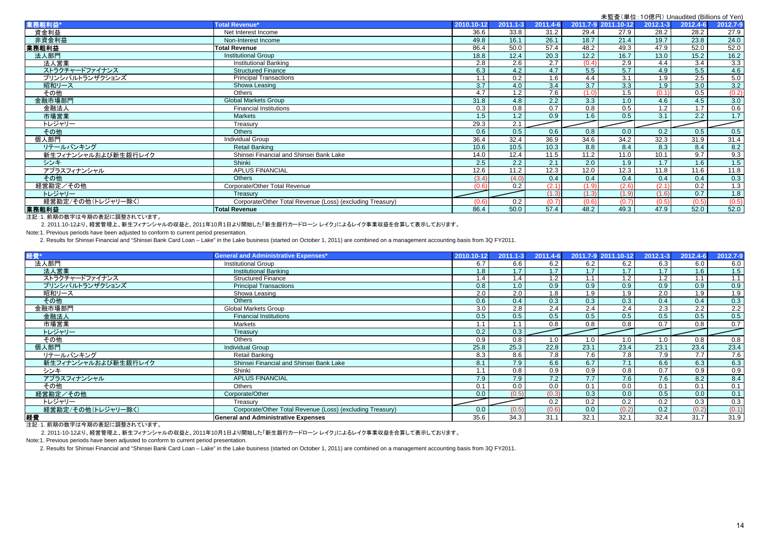未監査（単位：10億円） Unaudited (Billions of Yen)

| 業務粗利益* | Total Revenue* | 2010.10-12 | 2011.1-3 | 2011.4-6 | 2011.7-9 | 2011.10-12 | 2012.1-3 | 2012.4-6 | 2012.7-9 |
|---|---|---|---|---|---|---|---|---|---|
| 資金利益 | Net Interest Income | 36.6 | 33.8 | 31.2 | 29.4 | 27.9 | 28.2 | 28.2 | 27.9 |
| 非資金利益 | Non-Interest Income | 49.8 | 16.1 | 26.1 | 18.7 | 21.4 | 19.7 | 23.8 | 24.0 |
| **業務粗利益** | **Total Revenue** | 86.4 | 50.0 | 57.4 | 48.2 | 49.3 | 47.9 | 52.0 | 52.0 |
| 法人部門 | Institutional Group | 18.8 | 12.4 | 20.3 | 12.2 | 16.7 | 13.0 | 15.2 | 16.2 |
| 法人営業 | Institutional Banking | 2.8 | 2.6 | 2.7 | (0.4) | 2.9 | 4.4 | 3.4 | 3.3 |
| ストラクチャードファイナンス | Structured Finance | 6.3 | 4.2 | 4.7 | 5.5 | 5.7 | 4.9 | 5.5 | 4.6 |
| プリンシパルトランザクションズ | Principal Transactions | 1.1 | 0.2 | 1.6 | 4.4 | 3.1 | 1.9 | 2.5 | 5.0 |
| 昭和リース | Showa Leasing | 3.7 | 4.0 | 3.4 | 3.7 | 3.3 | 1.9 | 3.0 | 3.2 |
| その他 | Others | 4.7 | 1.2 | 7.6 | (1.0) | 1.5 | (0.1) | 0.5 | (0.2) |
| 金融市場部門 | Global Markets Group | 31.8 | 4.8 | 2.2 | 3.3 | 1.0 | 4.6 | 4.5 | 3.0 |
| 金融法人 | Financial Institutions | 0.3 | 0.8 | 0.7 | 0.8 | 0.5 | 1.2 | 1.7 | 0.6 |
| 市場営業 | Markets | 1.5 | 1.2 | 0.9 | 1.6 | 0.5 | 3.1 | 2.2 | 1.7 |
| トレジャリー | Treasury | 29.3 | 2.1 | | | | | | |
| その他 | Others | 0.6 | 0.5 | 0.6 | 0.8 | 0.0 | 0.2 | 0.5 | 0.5 |
| 個人部門 | Individual Group | 36.4 | 32.4 | 36.9 | 34.6 | 34.2 | 32.3 | 31.9 | 31.4 |
| リテールバンキング | Retail Banking | 10.6 | 10.5 | 10.3 | 8.8 | 8.4 | 8.3 | 8.4 | 8.2 |
| 新生フィナンシャルおよび新生銀行レイク | Shinsei Financial and Shinsei Bank Lake | 14.0 | 12.4 | 11.5 | 11.2 | 11.0 | 10.1 | 9.7 | 9.3 |
| シンキ | Shinki | 2.5 | 2.2 | 2.1 | 2.0 | 1.9 | 1.7 | 1.6 | 1.5 |
| アプラスフィナンシャル | APLUS FINANCIAL | 12.6 | 11.2 | 12.3 | 12.0 | 12.3 | 11.8 | 11.6 | 11.8 |
| その他 | Others | (3.4) | (4.0) | 0.4 | 0.4 | 0.4 | 0.4 | 0.4 | 0.3 |
| 経営勘定／その他 | Corporate/Other Total Revenue | (0.6) | 0.2 | (2.1) | (1.9) | (2.6) | (2.1) | 0.2 | 1.3 |
| トレジャリー | Treasury | | | (1.3) | (1.3) | (1.9) | (1.6) | 0.7 | 1.8 |
| 経営勘定/その他（トレジャリー除く） | Corporate/Other Total Revenue (Loss) (excluding Treasury) | (0.6) | 0.2 | (0.7) | (0.6) | (0.7) | (0.5) | (0.5) | (0.5) |
| **業務粗利益** | **Total Revenue** | 86.4 | 50.0 | 57.4 | 48.2 | 49.3 | 47.9 | 52.0 | 52.0 |

注記：1. 前期の数字は今期の表記に調整されています。

2. 2011.10-12より、経営管理上、新生フィナンシャルの収益と、2011年10月1日より開始した「新生銀行カードローン レイク」によるレイク事業収益を合算して表示しております。

Note:1. Previous periods have been adjusted to conform to current period presentation.

2. Results for Shinsei Financial and "Shinsei Bank Card Loan – Lake" in the Lake business (started on October 1, 2011) are combined on a management accounting basis from 3Q FY2011.

| 経費* | General and Administrative Expenses* | 2010.10-12 | 2011.1-3 | 2011.4-6 | 2011.7-9 | 2011.10-12 | 2012.1-3 | 2012.4-6 | 2012.7-9 |
|---|---|---|---|---|---|---|---|---|---|
| 法人部門 | Institutional Group | 6.7 | 6.6 | 6.2 | 6.2 | 6.2 | 6.3 | 6.0 | 6.0 |
| 法人営業 | Institutional Banking | 1.8 | 1.7 | 1.7 | 1.7 | 1.7 | 1.7 | 1.6 | 1.5 |
| ストラクチャードファイナンス | Structured Finance | 1.4 | 1.4 | 1.2 | 1.1 | 1.2 | 1.2 | 1.1 | 1.1 |
| プリンシパルトランザクションズ | Principal Transactions | 0.8 | 1.0 | 0.9 | 0.9 | 0.9 | 0.9 | 0.9 | 0.9 |
| 昭和リース | Showa Leasing | 2.0 | 2.0 | 1.8 | 1.9 | 1.9 | 2.0 | 1.9 | 1.9 |
| その他 | Others | 0.6 | 0.4 | 0.3 | 0.3 | 0.3 | 0.4 | 0.4 | 0.3 |
| 金融市場部門 | Global Markets Group | 3.0 | 2.8 | 2.4 | 2.4 | 2.4 | 2.3 | 2.2 | 2.2 |
| 金融法人 | Financial Institutions | 0.5 | 0.5 | 0.5 | 0.5 | 0.5 | 0.5 | 0.5 | 0.5 |
| 市場営業 | Markets | 1.1 | 1.1 | 0.8 | 0.8 | 0.8 | 0.7 | 0.8 | 0.7 |
| トレジャリー | Treasury | 0.2 | 0.3 | | | | | | |
| その他 | Others | 0.9 | 0.8 | 1.0 | 1.0 | 1.0 | 1.0 | 0.8 | 0.8 |
| 個人部門 | Individual Group | 25.8 | 25.3 | 22.8 | 23.1 | 23.4 | 23.1 | 23.4 | 23.4 |
| リテールバンキング | Retail Banking | 8.3 | 8.6 | 7.8 | 7.6 | 7.8 | 7.9 | 7.7 | 7.6 |
| 新生フィナンシャルおよび新生銀行レイク | Shinsei Financial and Shinsei Bank Lake | 8.1 | 7.9 | 6.6 | 6.7 | 7.1 | 6.6 | 6.3 | 6.3 |
| シンキ | Shinki | 1.1 | 0.8 | 0.9 | 0.9 | 0.8 | 0.7 | 0.9 | 0.9 |
| アプラスフィナンシャル | APLUS FINANCIAL | 7.9 | 7.9 | 7.2 | 7.7 | 7.6 | 7.6 | 8.2 | 8.4 |
| その他 | Others | 0.1 | 0.0 | 0.0 | 0.1 | 0.0 | 0.1 | 0.1 | 0.1 |
| 経営勘定／その他 | Corporate/Other | 0.0 | (0.5) | (0.3) | 0.3 | 0.0 | 0.5 | 0.0 | 0.1 |
| トレジャリー | Treasury | | | 0.2 | 0.2 | 0.2 | 0.2 | 0.3 | 0.3 |
| 経営勘定/その他（トレジャリー除く） | Corporate/Other Total Revenue (Loss) (excluding Treasury) | 0.0 | (0.5) | (0.6) | 0.0 | (0.2) | 0.2 | (0.2) | (0.1) |
| **経費** | **General and Administrative Expenses** | 35.6 | 34.3 | 31.1 | 32.1 | 32.1 | 32.4 | 31.7 | 31.9 |

注記：1. 前期の数字は今期の表記に調整されています。

2. 2011-10-12より、経営管理上、新生フィナンシャルの収益と、2011年10月1日より開始した「新生銀行カードローン レイク」によるレイク事業収益を合算して表示しております。

Note:1. Previous periods have been adjusted to conform to current period presentation.

2. Results for Shinsei Financial and "Shinsei Bank Card Loan – Lake" in the Lake business (started on October 1, 2011) are combined on a management accounting basis from 3Q FY2011.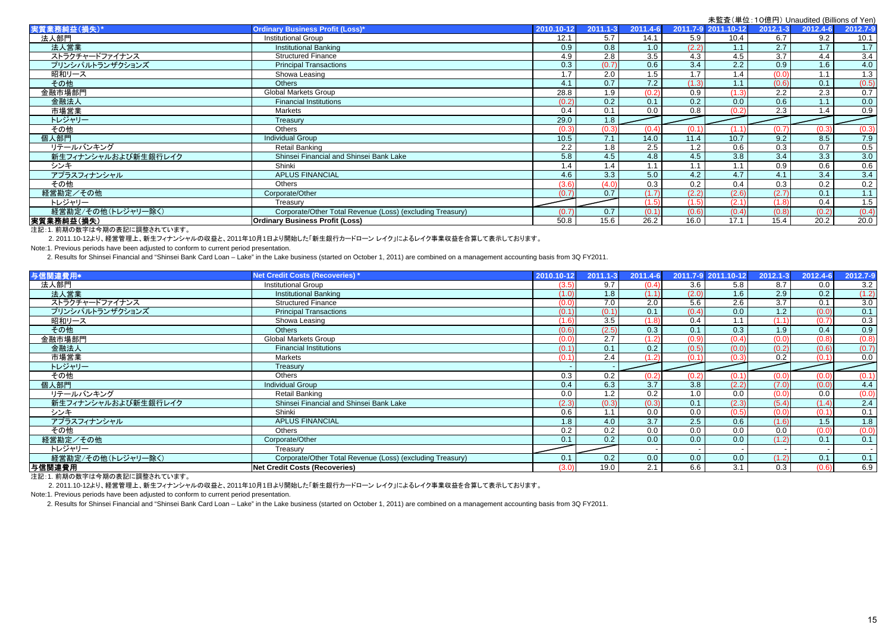未監査（単位：10億円） Unaudited (Billions of Yen)

| 実質業務純益(損失)* | Ordinary Business Profit (Loss)* | 2010.10-12 | 2011.1-3 | 2011.4-6 | 2011.7-9 | 2011.10-12 | 2012.1-3 | 2012.4-6 | 2012.7-9 |
|---|---|---|---|---|---|---|---|---|---|
| 法人部門 | Institutional Group | 12.1 | 5.7 | 14.1 | 5.9 | 10.4 | 6.7 | 9.2 | 10.1 |
| 法人営業 | Institutional Banking | 0.9 | 0.8 | 1.0 | (2.2) | 1.1 | 2.7 | 1.7 | 1.7 |
| ストラクチャードファイナンス | Structured Finance | 4.9 | 2.8 | 3.5 | 4.3 | 4.5 | 3.7 | 4.4 | 3.4 |
| プリンシパルトランザクションズ | Principal Transactions | 0.3 | (0.7) | 0.6 | 3.4 | 2.2 | 0.9 | 1.6 | 4.0 |
| 昭和リース | Showa Leasing | 1.7 | 2.0 | 1.5 | 1.7 | 1.4 | (0.0) | 1.1 | 1.3 |
| その他 | Others | 4.1 | 0.7 | 7.2 | (1.3) | 1.1 | (0.6) | 0.1 | (0.5) |
| 金融市場部門 | Global Markets Group | 28.8 | 1.9 | (0.2) | 0.9 | (1.3) | 2.2 | 2.3 | 0.7 |
| 金融法人 | Financial Institutions | (0.2) | 0.2 | 0.1 | 0.2 | 0.0 | 0.6 | 1.1 | 0.0 |
| 市場営業 | Markets | 0.4 | 0.1 | 0.0 | 0.8 | (0.2) | 2.3 | 1.4 | 0.9 |
| トレジャリー | Treasury | 29.0 | 1.8 | | | | | | |
| その他 | Others | (0.3) | (0.3) | (0.4) | (0.1) | (1.1) | (0.7) | (0.3) | (0.3) |
| 個人部門 | Individual Group | 10.5 | 7.1 | 14.0 | 11.4 | 10.7 | 9.2 | 8.5 | 7.9 |
| リテールバンキング | Retail Banking | 2.2 | 1.8 | 2.5 | 1.2 | 0.6 | 0.3 | 0.7 | 0.5 |
| 新生フィナンシャルおよび新生銀行レイク | Shinsei Financial and Shinsei Bank Lake | 5.8 | 4.5 | 4.8 | 4.5 | 3.8 | 3.4 | 3.3 | 3.0 |
| シンキ | Shinki | 1.4 | 1.4 | 1.1 | 1.1 | 1.1 | 0.9 | 0.6 | 0.6 |
| アプラスフィナンシャル | APLUS FINANCIAL | 4.6 | 3.3 | 5.0 | 4.2 | 4.7 | 4.1 | 3.4 | 3.4 |
| その他 | Others | (3.6) | (4.0) | 0.3 | 0.2 | 0.4 | 0.3 | 0.2 | 0.2 |
| 経営勘定／その他 | Corporate/Other | (0.7) | 0.7 | (1.7) | (2.2) | (2.6) | (2.7) | 0.1 | 1.1 |
| トレジャリー | Treasury | | | (1.5) | (1.5) | (2.1) | (1.8) | 0.4 | 1.5 |
| 経営勘定/その他(トレジャリー除く) | Corporate/Other Total Revenue (Loss) (excluding Treasury) | (0.7) | 0.7 | (0.1) | (0.6) | (0.4) | (0.8) | (0.2) | (0.4) |
| **実質業務純益(損失)** | **Ordinary Business Profit (Loss)** | 50.8 | 15.6 | 26.2 | 16.0 | 17.1 | 15.4 | 20.2 | 20.0 |

注記：1. 前期の数字は今期の表記に調整されています。

2. 2011.10-12より、経営管理上、新生フィナンシャルの収益と、2011年10月1日より開始した「新生銀行カードローン レイク」によるレイク事業収益を合算して表示しております。

Note:1. Previous periods have been adjusted to conform to current period presentation.

2. Results for Shinsei Financial and "Shinsei Bank Card Loan – Lake" in the Lake business (started on October 1, 2011) are combined on a management accounting basis from 3Q FY2011.

| 与信関連費用* | Net Credit Costs (Recoveries) * | 2010.10-12 | 2011.1-3 | 2011.4-6 | 2011.7-9 | 2011.10-12 | 2012.1-3 | 2012.4-6 | 2012.7-9 |
|---|---|---|---|---|---|---|---|---|---|
| 法人部門 | Institutional Group | (3.5) | 9.7 | (0.4) | 3.6 | 5.8 | 8.7 | 0.0 | 3.2 |
| 法人営業 | Institutional Banking | (1.0) | 1.8 | (1.1) | (2.0) | 1.6 | 2.9 | 0.2 | (1.2) |
| ストラクチャードファイナンス | Structured Finance | (0.0) | 7.0 | 2.0 | 5.6 | 2.6 | 3.7 | 0.1 | 3.0 |
| プリンシパルトランザクションズ | Principal Transactions | (0.1) | (0.1) | 0.1 | (0.4) | 0.0 | 1.2 | (0.0) | 0.1 |
| 昭和リース | Showa Leasing | (1.6) | 3.5 | (1.8) | 0.4 | 1.1 | (1.1) | (0.7) | 0.3 |
| その他 | Others | (0.6) | (2.5) | 0.3 | 0.1 | 0.3 | 1.9 | 0.4 | 0.9 |
| 金融市場部門 | Global Markets Group | (0.0) | 2.7 | (1.2) | (0.9) | (0.4) | (0.0) | (0.8) | (0.8) |
| 金融法人 | Financial Institutions | (0.1) | 0.1 | 0.2 | (0.5) | (0.0) | (0.2) | (0.6) | (0.7) |
| 市場営業 | Markets | (0.1) | 2.4 | (1.2) | (0.1) | (0.3) | 0.2 | (0.1) | 0.0 |
| トレジャリー | Treasury | - | - | | | | | | |
| その他 | Others | 0.3 | 0.2 | (0.2) | (0.2) | (0.1) | (0.0) | (0.0) | (0.1) |
| 個人部門 | Individual Group | 0.4 | 6.3 | 3.7 | 3.8 | (2.2) | (7.0) | (0.0) | 4.4 |
| リテールバンキング | Retail Banking | 0.0 | 1.2 | 0.2 | 1.0 | 0.0 | (0.0) | 0.0 | (0.0) |
| 新生フィナンシャルおよび新生銀行レイク | Shinsei Financial and Shinsei Bank Lake | (2.3) | (0.3) | (0.3) | 0.1 | (2.3) | (5.4) | (1.4) | 2.4 |
| シンキ | Shinki | 0.6 | 1.1 | 0.0 | 0.0 | (0.5) | (0.0) | (0.1) | 0.1 |
| アプラスフィナンシャル | APLUS FINANCIAL | 1.8 | 4.0 | 3.7 | 2.5 | 0.6 | (1.6) | 1.5 | 1.8 |
| その他 | Others | 0.2 | 0.2 | 0.0 | 0.0 | 0.0 | 0.0 | (0.0) | (0.0) |
| 経営勘定／その他 | Corporate/Other | 0.1 | 0.2 | 0.0 | 0.0 | 0.0 | (1.2) | 0.1 | 0.1 |
| トレジャリー | Treasury | | | - | - | - | - | - | - |
| 経営勘定/その他(トレジャリー除く) | Corporate/Other Total Revenue (Loss) (excluding Treasury) | 0.1 | 0.2 | 0.0 | 0.0 | 0.0 | (1.2) | 0.1 | 0.1 |
| **与信関連費用** | **Net Credit Costs (Recoveries)** | (3.0) | 19.0 | 2.1 | 6.6 | 3.1 | 0.3 | (0.6) | 6.9 |

注記：1. 前期の数字は今期の表記に調整されています。

2. 2011.10-12より、経営管理上、新生フィナンシャルの収益と、2011年10月1日より開始した「新生銀行カードローン レイク」によるレイク事業収益を合算して表示しております。

Note:1. Previous periods have been adjusted to conform to current period presentation.

2. Results for Shinsei Financial and "Shinsei Bank Card Loan – Lake" in the Lake business (started on October 1, 2011) are combined on a management accounting basis from 3Q FY2011.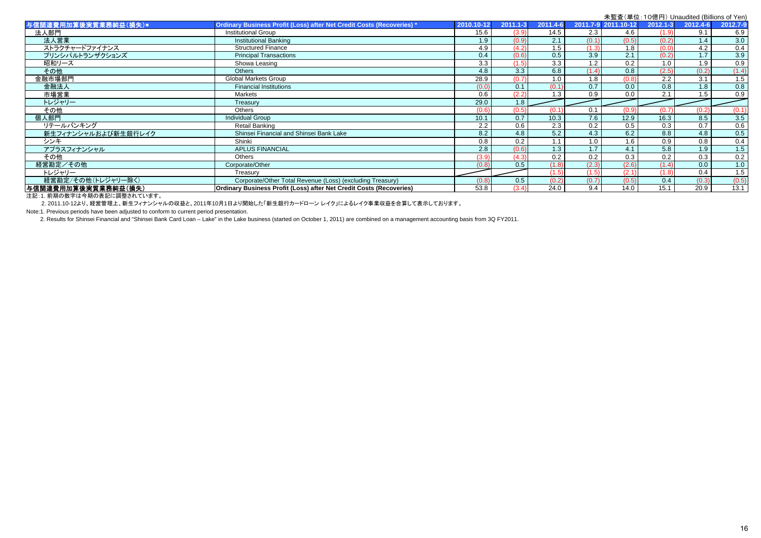未監査（単位：10億円） Unaudited (Billions of Yen)

| 与信関連費用加算後実質業務純益（損失）* | Ordinary Business Profit (Loss) after Net Credit Costs (Recoveries) * | 2010.10-12 | 2011.1-3 | 2011.4-6 | 2011.7-9 | 2011.10-12 | 2012.1-3 | 2012.4-6 | 2012.7-9 |
|---|---|---|---|---|---|---|---|---|---|
| 法人部門 | Institutional Group | 15.6 | (3.9) | 14.5 | 2.3 | 4.6 | (1.9) | 9.1 | 6.9 |
| 法人営業 | Institutional Banking | 1.9 | (0.9) | 2.1 | (0.1) | (0.5) | (0.2) | 1.4 | 3.0 |
| ストラクチャードファイナンス | Structured Finance | 4.9 | (4.2) | 1.5 | (1.3) | 1.8 | (0.0) | 4.2 | 0.4 |
| プリンシパルトランザクションズ | Principal Transactions | 0.4 | (0.6) | 0.5 | 3.9 | 2.1 | (0.2) | 1.7 | 3.9 |
| 昭和リース | Showa Leasing | 3.3 | (1.5) | 3.3 | 1.2 | 0.2 | 1.0 | 1.9 | 0.9 |
| その他 | Others | 4.8 | 3.3 | 6.8 | (1.4) | 0.8 | (2.5) | (0.2) | (1.4) |
| 金融市場部門 | Global Markets Group | 28.9 | (0.7) | 1.0 | 1.8 | (0.8) | 2.2 | 3.1 | 1.5 |
| 金融法人 | Financial Institutions | (0.0) | 0.1 | (0.1) | 0.7 | 0.0 | 0.8 | 1.8 | 0.8 |
| 市場営業 | Markets | 0.6 | (2.2) | 1.3 | 0.9 | 0.0 | 2.1 | 1.5 | 0.9 |
| トレジャリー | Treasury | 29.0 | 1.8 | | | | | | |
| その他 | Others | (0.6) | (0.5) | (0.1) | 0.1 | (0.9) | (0.7) | (0.2) | (0.1) |
| 個人部門 | Individual Group | 10.1 | 0.7 | 10.3 | 7.6 | 12.9 | 16.3 | 8.5 | 3.5 |
| リテールバンキング | Retail Banking | 2.2 | 0.6 | 2.3 | 0.2 | 0.5 | 0.3 | 0.7 | 0.6 |
| 新生フィナンシャルおよび新生銀行レイク | Shinsei Financial and Shinsei Bank Lake | 8.2 | 4.8 | 5.2 | 4.3 | 6.2 | 8.8 | 4.8 | 0.5 |
| シンキ | Shinki | 0.8 | 0.2 | 1.1 | 1.0 | 1.6 | 0.9 | 0.8 | 0.4 |
| アプラスフィナンシャル | APLUS FINANCIAL | 2.8 | (0.6) | 1.3 | 1.7 | 4.1 | 5.8 | 1.9 | 1.5 |
| その他 | Others | (3.9) | (4.3) | 0.2 | 0.2 | 0.3 | 0.2 | 0.3 | 0.2 |
| 経営勘定／その他 | Corporate/Other | (0.8) | 0.5 | (1.8) | (2.3) | (2.6) | (1.4) | 0.0 | 1.0 |
| トレジャリー | Treasury | | | (1.5) | (1.5) | (2.1) | (1.8) | 0.4 | 1.5 |
| 経営勘定/その他（トレジャリー除く） | Corporate/Other Total Revenue (Loss) (excluding Treasury) | (0.8) | 0.5 | (0.2) | (0.7) | (0.5) | 0.4 | (0.3) | (0.5) |
| **与信関連費用加算後実質業務純益（損失）** | **Ordinary Business Profit (Loss) after Net Credit Costs (Recoveries)** | 53.8 | (3.4) | 24.0 | 9.4 | 14.0 | 15.1 | 20.9 | 13.1 |

注記：1. 前期の数字は今期の表記に調整されています。

2. 2011.10-12より、経営管理上、新生フィナンシャルの収益と、2011年10月1日より開始した「新生銀行カードローン レイク」によるレイク事業収益を合算して表示しております。

Note:1. Previous periods have been adjusted to conform to current period presentation.

2. Results for Shinsei Financial and "Shinsei Bank Card Loan – Lake" in the Lake business (started on October 1, 2011) are combined on a management accounting basis from 3Q FY2011.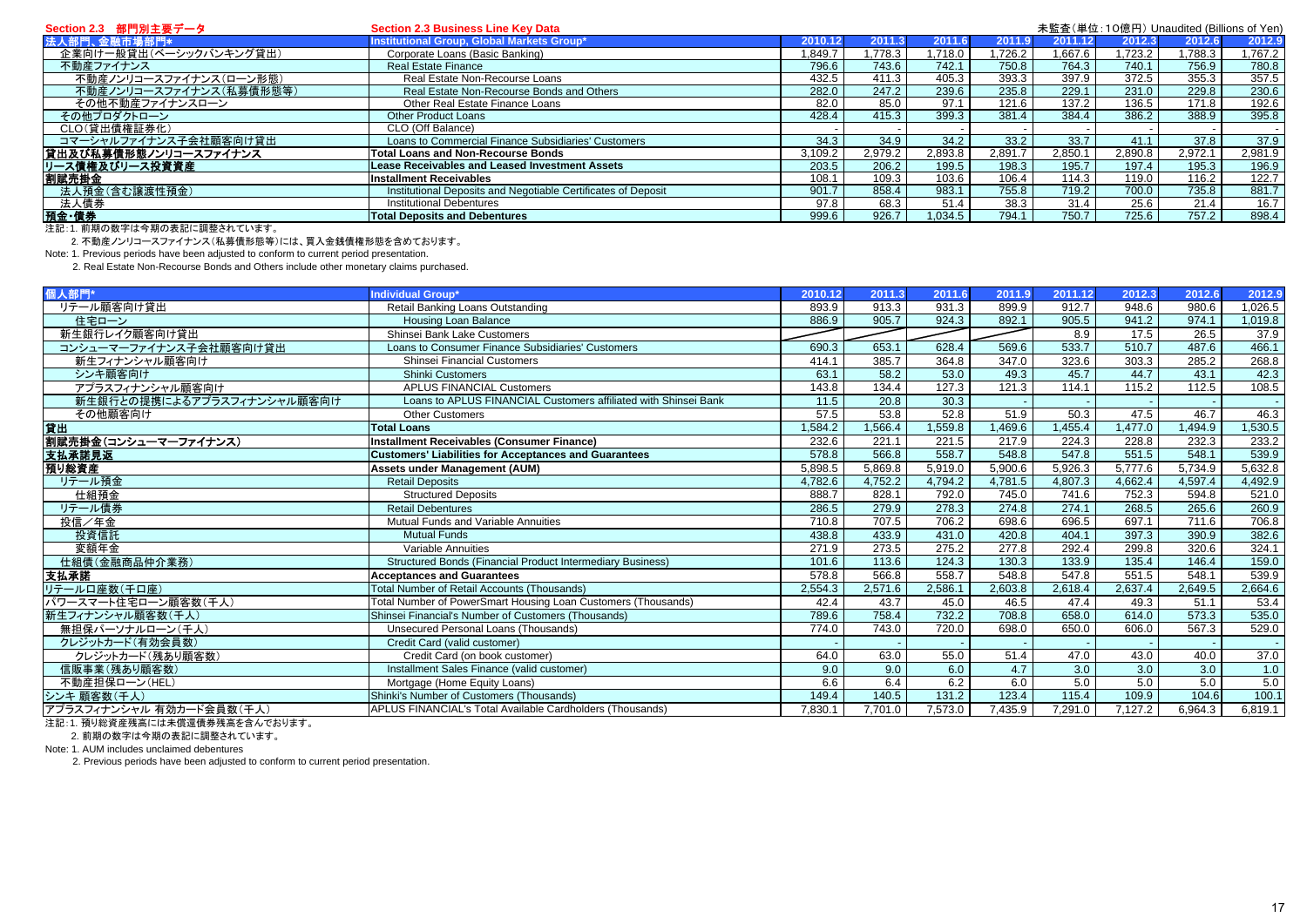## Section 2.3 部門別主要データ / Section 2.3 Business Line Key Data

未監査（単位：10億円） Unaudited (Billions of Yen)

| 法人部門、金融市場部門* | Institutional Group, Global Markets Group* | 2010.12 | 2011.3 | 2011.6 | 2011.9 | 2011.12 | 2012.3 | 2012.6 | 2012.9 |
|---|---|---|---|---|---|---|---|---|---|
| 企業向け一般貸出（ベーシックバンキング貸出） | Corporate Loans (Basic Banking) | 1,849.7 | 1,778.3 | 1,718.0 | 1,726.2 | 1,667.6 | 1,723.2 | 1,788.3 | 1,767.2 |
| 不動産ファイナンス | Real Estate Finance | 796.6 | 743.6 | 742.1 | 750.8 | 764.3 | 740.1 | 756.9 | 780.8 |
| 不動産ノンリコースファイナンス（ローン形態） | Real Estate Non-Recourse Loans | 432.5 | 411.3 | 405.3 | 393.3 | 397.9 | 372.5 | 355.3 | 357.5 |
| 不動産ノンリコースファイナンス（私募債形態等） | Real Estate Non-Recourse Bonds and Others | 282.0 | 247.2 | 239.6 | 235.8 | 229.1 | 231.0 | 229.8 | 230.6 |
| その他不動産ファイナンスローン | Other Real Estate Finance Loans | 82.0 | 85.0 | 97.1 | 121.6 | 137.2 | 136.5 | 171.8 | 192.6 |
| その他プロダクトローン | Other Product Loans | 428.4 | 415.3 | 399.3 | 381.4 | 384.4 | 386.2 | 388.9 | 395.8 |
| CLO（貸出債権証券化） | CLO (Off Balance) | - | - | - | - | - | - | - | - |
| コマーシャルファイナンス子会社顧客向け貸出 | Loans to Commercial Finance Subsidiaries' Customers | 34.3 | 34.9 | 34.2 | 33.2 | 33.7 | 41.1 | 37.8 | 37.9 |
| **貸出及び私募債形態ノンリコースファイナンス** | **Total Loans and Non-Recourse Bonds** | 3,109.2 | 2,979.2 | 2,893.8 | 2,891.7 | 2,850.1 | 2,890.8 | 2,972.1 | 2,981.9 |
| **リース債権及びリース投資資産** | **Lease Receivables and Leased Investment Assets** | 203.5 | 206.2 | 199.5 | 198.3 | 195.7 | 197.4 | 195.3 | 196.9 |
| **割賦売掛金** | **Installment Receivables** | 108.1 | 109.3 | 103.6 | 106.4 | 114.3 | 119.0 | 116.2 | 122.7 |
| 法人預金（含む譲渡性預金） | Institutional Deposits and Negotiable Certificates of Deposit | 901.7 | 858.4 | 983.1 | 755.8 | 719.2 | 700.0 | 735.8 | 881.7 |
| 法人債券 | Institutional Debentures | 97.8 | 68.3 | 51.4 | 38.3 | 31.4 | 25.6 | 21.4 | 16.7 |
| **預金・債券** | **Total Deposits and Debentures** | 999.6 | 926.7 | 1,034.5 | 794.1 | 750.7 | 725.6 | 757.2 | 898.4 |

注記：1. 前期の数字は今期の表記に調整されています。

2. 不動産ノンリコースファイナンス（私募債形態等）には、買入金銭債権形態を含めております。

Note: 1. Previous periods have been adjusted to conform to current period presentation.

2. Real Estate Non-Recourse Bonds and Others include other monetary claims purchased.

| 個人部門* | Individual Group* | 2010.12 | 2011.3 | 2011.6 | 2011.9 | 2011.12 | 2012.3 | 2012.6 | 2012.9 |
|---|---|---|---|---|---|---|---|---|---|
| リテール顧客向け貸出 | Retail Banking Loans Outstanding | 893.9 | 913.3 | 931.3 | 899.9 | 912.7 | 948.6 | 980.6 | 1,026.5 |
| 住宅ローン | Housing Loan Balance | 886.9 | 905.7 | 924.3 | 892.1 | 905.5 | 941.2 | 974.1 | 1,019.8 |
| 新生銀行レイク顧客向け貸出 | Shinsei Bank Lake Customers | | | | | 8.9 | 17.5 | 26.5 | 37.9 |
| コンシューマーファイナンス子会社顧客向け貸出 | Loans to Consumer Finance Subsidiaries' Customers | 690.3 | 653.1 | 628.4 | 569.6 | 533.7 | 510.7 | 487.6 | 466.1 |
| 新生フィナンシャル顧客向け | Shinsei Financial Customers | 414.1 | 385.7 | 364.8 | 347.0 | 323.6 | 303.3 | 285.2 | 268.8 |
| シンキ顧客向け | Shinki Customers | 63.1 | 58.2 | 53.0 | 49.3 | 45.7 | 44.7 | 43.1 | 42.3 |
| アプラスフィナンシャル顧客向け | APLUS FINANCIAL Customers | 143.8 | 134.4 | 127.3 | 121.3 | 114.1 | 115.2 | 112.5 | 108.5 |
| 新生銀行との提携によるアプラスフィナンシャル顧客向け | Loans to APLUS FINANCIAL Customers affiliated with Shinsei Bank | 11.5 | 20.8 | 30.3 | - | - | - | - | - |
| その他顧客向け | Other Customers | 57.5 | 53.8 | 52.8 | 51.9 | 50.3 | 47.5 | 46.7 | 46.3 |
| **貸出** | **Total Loans** | 1,584.2 | 1,566.4 | 1,559.8 | 1,469.6 | 1,455.4 | 1,477.0 | 1,494.9 | 1,530.5 |
| **割賦売掛金（コンシューマーファイナンス）** | **Installment Receivables (Consumer Finance)** | 232.6 | 221.1 | 221.5 | 217.9 | 224.3 | 228.8 | 232.3 | 233.2 |
| **支払承諾見返** | **Customers' Liabilities for Acceptances and Guarantees** | 578.8 | 566.8 | 558.7 | 548.8 | 547.8 | 551.5 | 548.1 | 539.9 |
| **預り総資産** | **Assets under Management (AUM)** | 5,898.5 | 5,869.8 | 5,919.0 | 5,900.6 | 5,926.3 | 5,777.6 | 5,734.9 | 5,632.8 |
| リテール預金 | Retail Deposits | 4,782.6 | 4,752.2 | 4,794.2 | 4,781.5 | 4,807.3 | 4,662.4 | 4,597.4 | 4,492.9 |
| 仕組預金 | Structured Deposits | 888.7 | 828.1 | 792.0 | 745.0 | 741.6 | 752.3 | 594.8 | 521.0 |
| リテール債券 | Retail Debentures | 286.5 | 279.9 | 278.3 | 274.8 | 274.1 | 268.5 | 265.6 | 260.9 |
| 投信／年金 | Mutual Funds and Variable Annuities | 710.8 | 707.5 | 706.2 | 698.6 | 696.5 | 697.1 | 711.6 | 706.8 |
| 投資信託 | Mutual Funds | 438.8 | 433.9 | 431.0 | 420.8 | 404.1 | 397.3 | 390.9 | 382.6 |
| 変額年金 | Variable Annuities | 271.9 | 273.5 | 275.2 | 277.8 | 292.4 | 299.8 | 320.6 | 324.1 |
| 仕組債（金融商品仲介業務） | Structured Bonds (Financial Product Intermediary Business) | 101.6 | 113.6 | 124.3 | 130.3 | 133.9 | 135.4 | 146.4 | 159.0 |
| **支払承諾** | **Acceptances and Guarantees** | 578.8 | 566.8 | 558.7 | 548.8 | 547.8 | 551.5 | 548.1 | 539.9 |
| リテール口座数（千口座） | Total Number of Retail Accounts (Thousands) | 2,554.3 | 2,571.6 | 2,586.1 | 2,603.8 | 2,618.4 | 2,637.4 | 2,649.5 | 2,664.6 |
| パワースマート住宅ローン顧客数（千人） | Total Number of PowerSmart Housing Loan Customers (Thousands) | 42.4 | 43.7 | 45.0 | 46.5 | 47.4 | 49.3 | 51.1 | 53.4 |
| 新生フィナンシャル顧客数（千人） | Shinsei Financial's Number of Customers (Thousands) | 789.6 | 758.4 | 732.2 | 708.8 | 658.0 | 614.0 | 573.3 | 535.0 |
| 無担保パーソナルローン（千人） | Unsecured Personal Loans (Thousands) | 774.0 | 743.0 | 720.0 | 698.0 | 650.0 | 606.0 | 567.3 | 529.0 |
| クレジットカード（有効会員数） | Credit Card (valid customer) | - | - | - | - | - | - | - | - |
| クレジットカード（残あり顧客数） | Credit Card (on book customer) | 64.0 | 63.0 | 55.0 | 51.4 | 47.0 | 43.0 | 40.0 | 37.0 |
| 信販事業（残あり顧客数） | Installment Sales Finance (valid customer) | 9.0 | 9.0 | 6.0 | 4.7 | 3.0 | 3.0 | 3.0 | 1.0 |
| 不動産担保ローン（HEL） | Mortgage (Home Equity Loans) | 6.6 | 6.4 | 6.2 | 6.0 | 5.0 | 5.0 | 5.0 | 5.0 |
| シンキ 顧客数（千人） | Shinki's Number of Customers (Thousands) | 149.4 | 140.5 | 131.2 | 123.4 | 115.4 | 109.9 | 104.6 | 100.1 |
| アプラスフィナンシャル 有効カード会員数（千人） | APLUS FINANCIAL's Total Available Cardholders (Thousands) | 7,830.1 | 7,701.0 | 7,573.0 | 7,435.9 | 7,291.0 | 7,127.2 | 6,964.3 | 6,819.1 |

注記：1. 預り総資産残高には未償還債券残高を含んでおります。

2. 前期の数字は今期の表記に調整されています。

Note: 1. AUM includes unclaimed debentures

2. Previous periods have been adjusted to conform to current period presentation.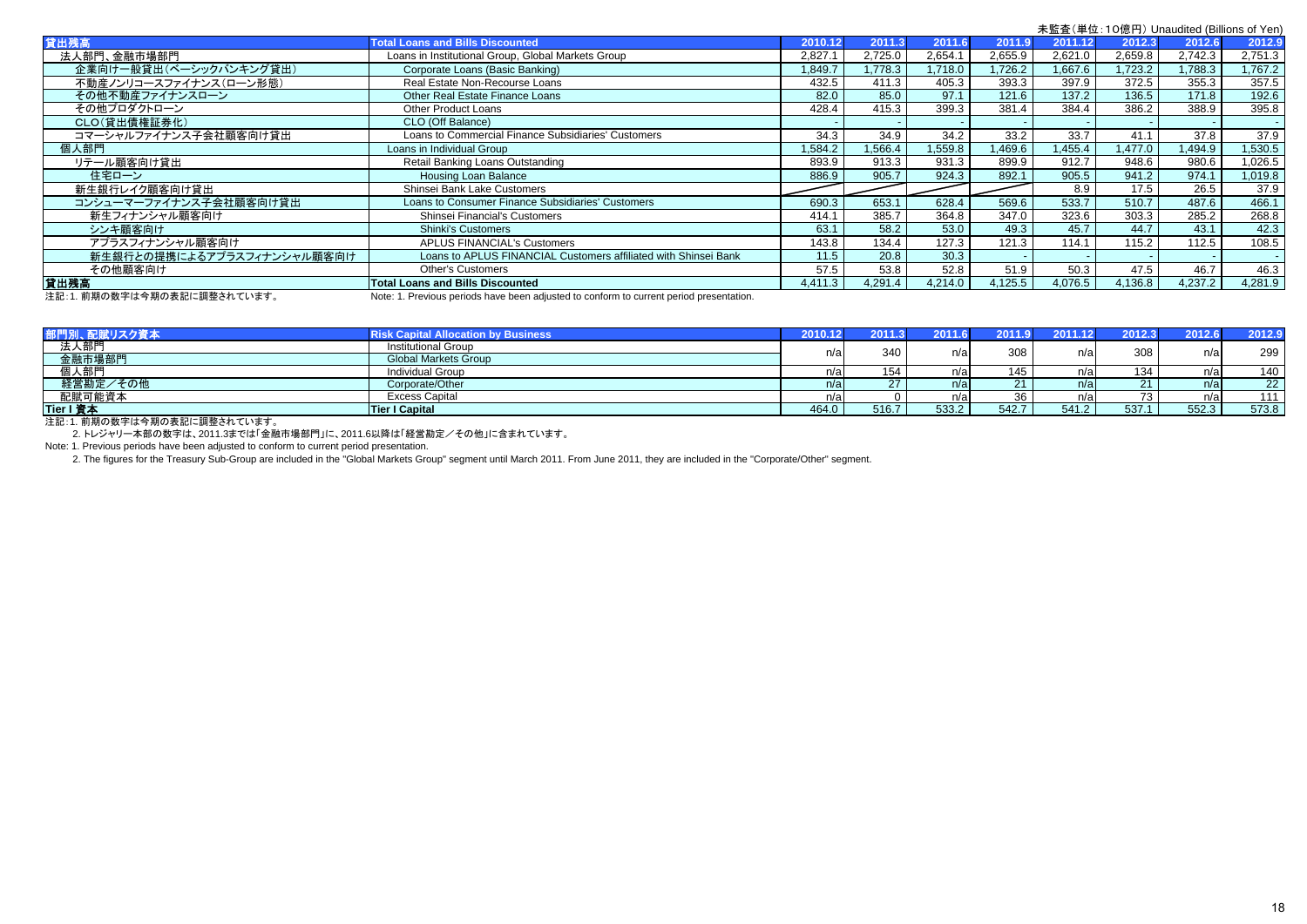未監査(単位:10億円) Unaudited (Billions of Yen)

| 貸出残高 | Total Loans and Bills Discounted | 2010.12 | 2011.3 | 2011.6 | 2011.9 | 2011.12 | 2012.3 | 2012.6 | 2012.9 |
|---|---|---|---|---|---|---|---|---|---|
| 法人部門、金融市場部門 | Loans in Institutional Group, Global Markets Group | 2,827.1 | 2,725.0 | 2,654.1 | 2,655.9 | 2,621.0 | 2,659.8 | 2,742.3 | 2,751.3 |
| 企業向け一般貸出(ベーシックバンキング貸出) | Corporate Loans (Basic Banking) | 1,849.7 | 1,778.3 | 1,718.0 | 1,726.2 | 1,667.6 | 1,723.2 | 1,788.3 | 1,767.2 |
| 不動産ノンリコースファイナンス(ローン形態) | Real Estate Non-Recourse Loans | 432.5 | 411.3 | 405.3 | 393.3 | 397.9 | 372.5 | 355.3 | 357.5 |
| その他不動産ファイナンスローン | Other Real Estate Finance Loans | 82.0 | 85.0 | 97.1 | 121.6 | 137.2 | 136.5 | 171.8 | 192.6 |
| その他プロダクトローン | Other Product Loans | 428.4 | 415.3 | 399.3 | 381.4 | 384.4 | 386.2 | 388.9 | 395.8 |
| CLO(貸出債権証券化) | CLO (Off Balance) | - | - | - | - | - | - | - | - |
| コマーシャルファイナンス子会社顧客向け貸出 | Loans to Commercial Finance Subsidiaries' Customers | 34.3 | 34.9 | 34.2 | 33.2 | 33.7 | 41.1 | 37.8 | 37.9 |
| 個人部門 | Loans in Individual Group | 1,584.2 | 1,566.4 | 1,559.8 | 1,469.6 | 1,455.4 | 1,477.0 | 1,494.9 | 1,530.5 |
| リテール顧客向け貸出 | Retail Banking Loans Outstanding | 893.9 | 913.3 | 931.3 | 899.9 | 912.7 | 948.6 | 980.6 | 1,026.5 |
| 住宅ローン | Housing Loan Balance | 886.9 | 905.7 | 924.3 | 892.1 | 905.5 | 941.2 | 974.1 | 1,019.8 |
| 新生銀行レイク顧客向け貸出 | Shinsei Bank Lake Customers | | | | | 8.9 | 17.5 | 26.5 | 37.9 |
| コンシューマーファイナンス子会社顧客向け貸出 | Loans to Consumer Finance Subsidiaries' Customers | 690.3 | 653.1 | 628.4 | 569.6 | 533.7 | 510.7 | 487.6 | 466.1 |
| 新生フィナンシャル顧客向け | Shinsei Financial's Customers | 414.1 | 385.7 | 364.8 | 347.0 | 323.6 | 303.3 | 285.2 | 268.8 |
| シンキ顧客向け | Shinki's Customers | 63.1 | 58.2 | 53.0 | 49.3 | 45.7 | 44.7 | 43.1 | 42.3 |
| アプラスフィナンシャル顧客向け | APLUS FINANCIAL's Customers | 143.8 | 134.4 | 127.3 | 121.3 | 114.1 | 115.2 | 112.5 | 108.5 |
| 新生銀行との提携によるアプラスフィナンシャル顧客向け | Loans to APLUS FINANCIAL Customers affiliated with Shinsei Bank | 11.5 | 20.8 | 30.3 | - | - | - | - | - |
| その他顧客向け | Other's Customers | 57.5 | 53.8 | 52.8 | 51.9 | 50.3 | 47.5 | 46.7 | 46.3 |
| **貸出残高** | **Total Loans and Bills Discounted** | 4,411.3 | 4,291.4 | 4,214.0 | 4,125.5 | 4,076.5 | 4,136.8 | 4,237.2 | 4,281.9 |

注記:1. 前期の数字は今期の表記に調整されています。　Note: 1. Previous periods have been adjusted to conform to current period presentation.

| 部門別、配賦リスク資本 | Risk Capital Allocation by Business | 2010.12 | 2011.3 | 2011.6 | 2011.9 | 2011.12 | 2012.3 | 2012.6 | 2012.9 |
|---|---|---|---|---|---|---|---|---|---|
| 法人部門<br>金融市場部門 | Institutional Group<br>Global Markets Group | n/a | 340 | n/a | 308 | n/a | 308 | n/a | 299 |
| 個人部門 | Individual Group | n/a | 154 | n/a | 145 | n/a | 134 | n/a | 140 |
| 経営勘定/その他 | Corporate/Other | n/a | 27 | n/a | 21 | n/a | 21 | n/a | 22 |
| 配賦可能資本 | Excess Capital | n/a | 0 | n/a | 36 | n/a | 73 | n/a | 111 |
| **Tier I 資本** | **Tier I Capital** | 464.0 | 516.7 | 533.2 | 542.7 | 541.2 | 537.1 | 552.3 | 573.8 |

注記:1. 前期の数字は今期の表記に調整されています。

2. トレジャリー本部の数字は、2011.3までは「金融市場部門」に、2011.6以降は「経営勘定/その他」に含まれています。

Note: 1. Previous periods have been adjusted to conform to current period presentation.

2. The figures for the Treasury Sub-Group are included in the "Global Markets Group" segment until March 2011. From June 2011, they are included in the "Corporate/Other" segment.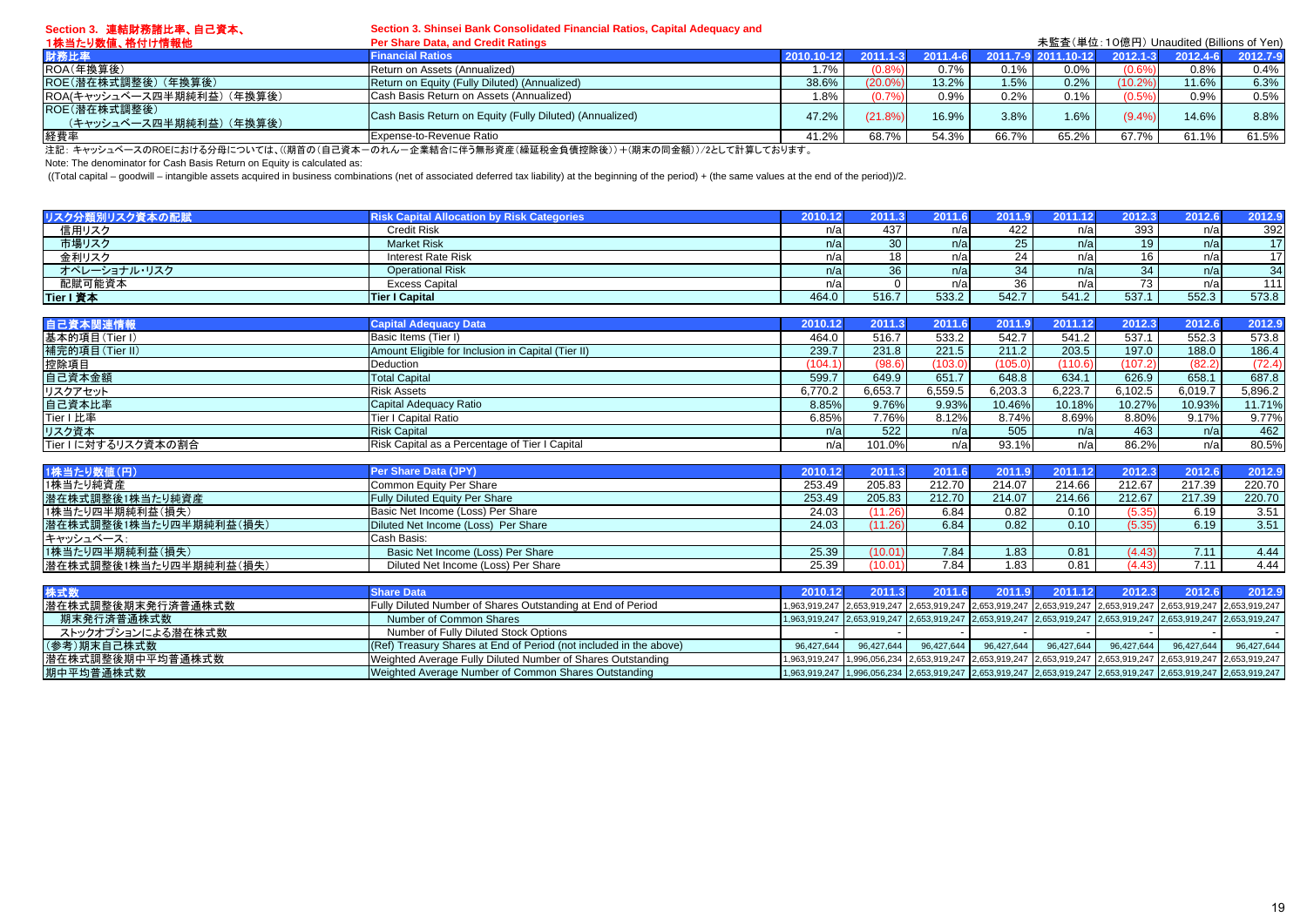## Section 3. 連結財務諸比率、自己資本、1株当たり数値、格付け情報他

## Section 3. Shinsei Bank Consolidated Financial Ratios, Capital Adequacy and Per Share Data, and Credit Ratings

未監査（単位：10億円）Unaudited (Billions of Yen)

| 財務比率 | Financial Ratios | 2010.10-12 | 2011.1-3 | 2011.4-6 | 2011.7-9 | 2011.10-12 | 2012.1-3 | 2012.4-6 | 2012.7-9 |
|---|---|---|---|---|---|---|---|---|---|
| ROA（年換算後） | Return on Assets (Annualized) | 1.7% | (0.8%) | 0.7% | 0.1% | 0.0% | (0.6%) | 0.8% | 0.4% |
| ROE（潜在株式調整後）（年換算後） | Return on Equity (Fully Diluted) (Annualized) | 38.6% | (20.0%) | 13.2% | 1.5% | 0.2% | (10.2%) | 11.6% | 6.3% |
| ROA(キャッシュベース四半期純利益）（年換算後） | Cash Basis Return on Assets (Annualized) | 1.8% | (0.7%) | 0.9% | 0.2% | 0.1% | (0.5%) | 0.9% | 0.5% |
| ROE（潜在株式調整後）（キャッシュベース四半期純利益）（年換算後） | Cash Basis Return on Equity (Fully Diluted) (Annualized) | 47.2% | (21.8%) | 16.9% | 3.8% | 1.6% | (9.4%) | 14.6% | 8.8% |
| 経費率 | Expense-to-Revenue Ratio | 41.2% | 68.7% | 54.3% | 66.7% | 65.2% | 67.7% | 61.1% | 61.5% |

注記：キャッシュベースのROEにおける分母については、((期首の(自己資本ーのれんー企業結合に伴う無形資産(繰延税金負債控除後))＋(期末の同金額))/2として計算しております。

Note: The denominator for Cash Basis Return on Equity is calculated as:

((Total capital – goodwill – intangible assets acquired in business combinations (net of associated deferred tax liability) at the beginning of the period) + (the same values at the end of the period))/2.

| リスク分類別リスク資本の配賦 | Risk Capital Allocation by Risk Categories | 2010.12 | 2011.3 | 2011.6 | 2011.9 | 2011.12 | 2012.3 | 2012.6 | 2012.9 |
|---|---|---|---|---|---|---|---|---|---|
| 信用リスク | Credit Risk | n/a | 437 | n/a | 422 | n/a | 393 | n/a | 392 |
| 市場リスク | Market Risk | n/a | 30 | n/a | 25 | n/a | 19 | n/a | 17 |
| 金利リスク | Interest Rate Risk | n/a | 18 | n/a | 24 | n/a | 16 | n/a | 17 |
| オペレーショナル・リスク | Operational Risk | n/a | 36 | n/a | 34 | n/a | 34 | n/a | 34 |
| 配賦可能資本 | Excess Capital | n/a | 0 | n/a | 36 | n/a | 73 | n/a | 111 |
| **Tier I 資本** | **Tier I Capital** | 464.0 | 516.7 | 533.2 | 542.7 | 541.2 | 537.1 | 552.3 | 573.8 |

| 自己資本関連情報 | Capital Adequacy Data | 2010.12 | 2011.3 | 2011.6 | 2011.9 | 2011.12 | 2012.3 | 2012.6 | 2012.9 |
|---|---|---|---|---|---|---|---|---|---|
| 基本的項目（Tier I） | Basic Items (Tier I) | 464.0 | 516.7 | 533.2 | 542.7 | 541.2 | 537.1 | 552.3 | 573.8 |
| 補完的項目（Tier II） | Amount Eligible for Inclusion in Capital (Tier II) | 239.7 | 231.8 | 221.5 | 211.2 | 203.5 | 197.0 | 188.0 | 186.4 |
| 控除項目 | Deduction | (104.1) | (98.6) | (103.0) | (105.0) | (110.6) | (107.2) | (82.2) | (72.4) |
| 自己資本金額 | Total Capital | 599.7 | 649.9 | 651.7 | 648.8 | 634.1 | 626.9 | 658.1 | 687.8 |
| リスクアセット | Risk Assets | 6,770.2 | 6,653.7 | 6,559.5 | 6,203.3 | 6,223.7 | 6,102.5 | 6,019.7 | 5,896.2 |
| 自己資本比率 | Capital Adequacy Ratio | 8.85% | 9.76% | 9.93% | 10.46% | 10.18% | 10.27% | 10.93% | 11.71% |
| Tier I 比率 | Tier I Capital Ratio | 6.85% | 7.76% | 8.12% | 8.74% | 8.69% | 8.80% | 9.17% | 9.77% |
| リスク資本 | Risk Capital | n/a | 522 | n/a | 505 | n/a | 463 | n/a | 462 |
| Tier I に対するリスク資本の割合 | Risk Capital as a Percentage of Tier I Capital | n/a | 101.0% | n/a | 93.1% | n/a | 86.2% | n/a | 80.5% |

| 1株当たり数値（円） | Per Share Data (JPY) | 2010.12 | 2011.3 | 2011.6 | 2011.9 | 2011.12 | 2012.3 | 2012.6 | 2012.9 |
|---|---|---|---|---|---|---|---|---|---|
| 1株当たり純資産 | Common Equity Per Share | 253.49 | 205.83 | 212.70 | 214.07 | 214.66 | 212.67 | 217.39 | 220.70 |
| 潜在株式調整後1株当たり純資産 | Fully Diluted Equity Per Share | 253.49 | 205.83 | 212.70 | 214.07 | 214.66 | 212.67 | 217.39 | 220.70 |
| 1株当たり四半期純利益（損失） | Basic Net Income (Loss) Per Share | 24.03 | (11.26) | 6.84 | 0.82 | 0.10 | (5.35) | 6.19 | 3.51 |
| 潜在株式調整後1株当たり四半期純利益（損失） | Diluted Net Income (Loss) Per Share | 24.03 | (11.26) | 6.84 | 0.82 | 0.10 | (5.35) | 6.19 | 3.51 |
| キャッシュベース： | Cash Basis: | | | | | | | | |
| 1株当たり四半期純利益（損失） | Basic Net Income (Loss) Per Share | 25.39 | (10.01) | 7.84 | 1.83 | 0.81 | (4.43) | 7.11 | 4.44 |
| 潜在株式調整後1株当たり四半期純利益（損失） | Diluted Net Income (Loss) Per Share | 25.39 | (10.01) | 7.84 | 1.83 | 0.81 | (4.43) | 7.11 | 4.44 |

| 株式数 | Share Data | 2010.12 | 2011.3 | 2011.6 | 2011.9 | 2011.12 | 2012.3 | 2012.6 | 2012.9 |
|---|---|---|---|---|---|---|---|---|---|
| 潜在株式調整後期末発行済普通株式数 | Fully Diluted Number of Shares Outstanding at End of Period | 1,963,919,247 | 2,653,919,247 | 2,653,919,247 | 2,653,919,247 | 2,653,919,247 | 2,653,919,247 | 2,653,919,247 | 2,653,919,247 |
| 期末発行済普通株式数 | Number of Common Shares | 1,963,919,247 | 2,653,919,247 | 2,653,919,247 | 2,653,919,247 | 2,653,919,247 | 2,653,919,247 | 2,653,919,247 | 2,653,919,247 |
| ストックオプションによる潜在株式数 | Number of Fully Diluted Stock Options | - | - | - | - | - | - | - | - |
| （参考）期末自己株式数 | (Ref) Treasury Shares at End of Period (not included in the above) | 96,427,644 | 96,427,644 | 96,427,644 | 96,427,644 | 96,427,644 | 96,427,644 | 96,427,644 | 96,427,644 |
| 潜在株式調整後期中平均普通株式数 | Weighted Average Fully Diluted Number of Shares Outstanding | 1,963,919,247 | 1,996,056,234 | 2,653,919,247 | 2,653,919,247 | 2,653,919,247 | 2,653,919,247 | 2,653,919,247 | 2,653,919,247 |
| 期中平均普通株式数 | Weighted Average Number of Common Shares Outstanding | 1,963,919,247 | 1,996,056,234 | 2,653,919,247 | 2,653,919,247 | 2,653,919,247 | 2,653,919,247 | 2,653,919,247 | 2,653,919,247 |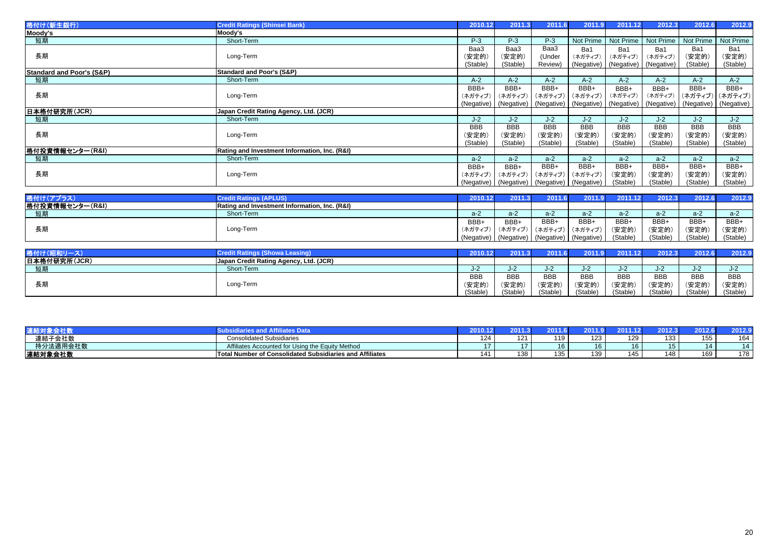| 格付け(新生銀行) | Credit Ratings (Shinsei Bank) | 2010.12 | 2011.3 | 2011.6 | 2011.9 | 2011.12 | 2012.3 | 2012.6 | 2012.9 |
|---|---|---|---|---|---|---|---|---|---|
| **Moody's** | **Moody's** | | | | | | | | |
| 短期 | Short-Term | P-3 | P-3 | P-3 | Not Prime | Not Prime | Not Prime | Not Prime | Not Prime |
| 長期 | Long-Term | Baa3 (安定的) (Stable) | Baa3 (安定的) (Stable) | Baa3 (Under Review) | Ba1 (ネガティブ) (Negative) | Ba1 (ネガティブ) (Negative) | Ba1 (ネガティブ) (Negative) | Ba1 (安定的) (Stable) | Ba1 (安定的) (Stable) |
| **Standard and Poor's (S&P)** | **Standard and Poor's (S&P)** | | | | | | | | |
| 短期 | Short-Term | A-2 | A-2 | A-2 | A-2 | A-2 | A-2 | A-2 | A-2 |
| 長期 | Long-Term | BBB+ (ネガティブ) (Negative) | BBB+ (ネガティブ) (Negative) | BBB+ (ネガティブ) (Negative) | BBB+ (ネガティブ) (Negative) | BBB+ (ネガティブ) (Negative) | BBB+ (ネガティブ) (Negative) | BBB+ (ネガティブ) (Negative) | BBB+ (ネガティブ) (Negative) |
| **日本格付研究所(JCR)** | **Japan Credit Rating Agency, Ltd. (JCR)** | | | | | | | | |
| 短期 | Short-Term | J-2 | J-2 | J-2 | J-2 | J-2 | J-2 | J-2 | J-2 |
| 長期 | Long-Term | BBB (安定的) (Stable) | BBB (安定的) (Stable) | BBB (安定的) (Stable) | BBB (安定的) (Stable) | BBB (安定的) (Stable) | BBB (安定的) (Stable) | BBB (安定的) (Stable) | BBB (安定的) (Stable) |
| **格付投資情報センター(R&I)** | **Rating and Investment Information, Inc. (R&I)** | | | | | | | | |
| 短期 | Short-Term | a-2 | a-2 | a-2 | a-2 | a-2 | a-2 | a-2 | a-2 |
| 長期 | Long-Term | BBB+ (ネガティブ) (Negative) | BBB+ (ネガティブ) (Negative) | BBB+ (ネガティブ) (Negative) | BBB+ (ネガティブ) (Negative) | BBB+ (安定的) (Stable) | BBB+ (安定的) (Stable) | BBB+ (安定的) (Stable) | BBB+ (安定的) (Stable) |

| 格付け(アプラス) | Credit Ratings (APLUS) | 2010.12 | 2011.3 | 2011.6 | 2011.9 | 2011.12 | 2012.3 | 2012.6 | 2012.9 |
|---|---|---|---|---|---|---|---|---|---|
| **格付投資情報センター(R&I)** | **Rating and Investment Information, Inc. (R&I)** | | | | | | | | |
| 短期 | Short-Term | a-2 | a-2 | a-2 | a-2 | a-2 | a-2 | a-2 | a-2 |
| 長期 | Long-Term | BBB+ (ネガティブ) (Negative) | BBB+ (ネガティブ) (Negative) | BBB+ (ネガティブ) (Negative) | BBB+ (ネガティブ) (Negative) | BBB+ (安定的) (Stable) | BBB+ (安定的) (Stable) | BBB+ (安定的) (Stable) | BBB+ (安定的) (Stable) |

| 格付け(昭和リース) | Credit Ratings (Showa Leasing) | 2010.12 | 2011.3 | 2011.6 | 2011.9 | 2011.12 | 2012.3 | 2012.6 | 2012.9 |
|---|---|---|---|---|---|---|---|---|---|
| **日本格付研究所(JCR)** | **Japan Credit Rating Agency, Ltd. (JCR)** | | | | | | | | |
| 短期 | Short-Term | J-2 | J-2 | J-2 | J-2 | J-2 | J-2 | J-2 | J-2 |
| 長期 | Long-Term | BBB (安定的) (Stable) | BBB (安定的) (Stable) | BBB (安定的) (Stable) | BBB (安定的) (Stable) | BBB (安定的) (Stable) | BBB (安定的) (Stable) | BBB (安定的) (Stable) | BBB (安定的) (Stable) |

| 連結対象会社数 | Subsidiaries and Affiliates Data | 2010.12 | 2011.3 | 2011.6 | 2011.9 | 2011.12 | 2012.3 | 2012.6 | 2012.9 |
|---|---|---|---|---|---|---|---|---|---|
| 連結子会社数 | Consolidated Subsidiaries | 124 | 121 | 119 | 123 | 129 | 133 | 155 | 164 |
| 持分法適用会社数 | Affiliates Accounted for Using the Equity Method | 17 | 17 | 16 | 16 | 16 | 15 | 14 | 14 |
| **連結対象会社数** | **Total Number of Consolidated Subsidiaries and Affiliates** | 141 | 138 | 135 | 139 | 145 | 148 | 169 | 178 |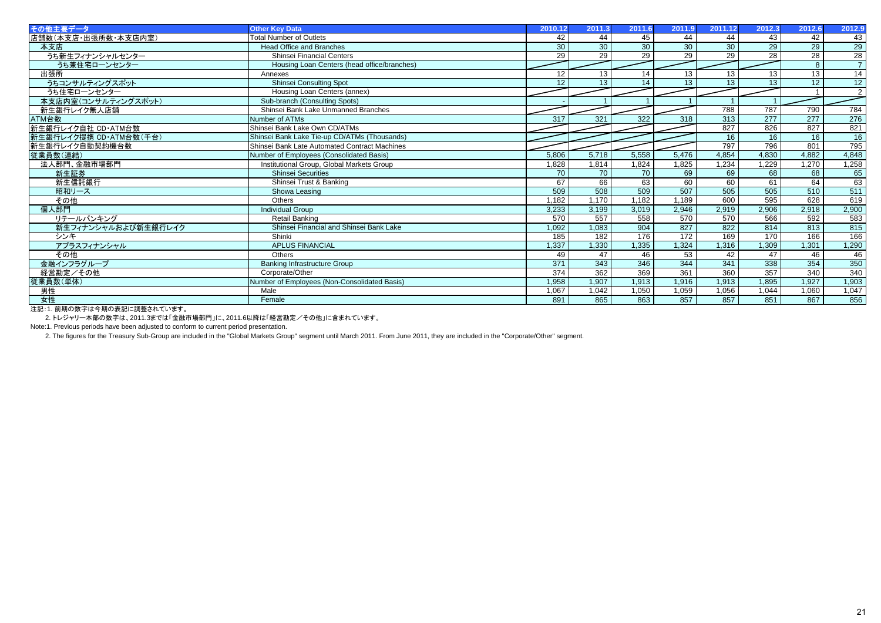| その他主要データ | Other Key Data | 2010.12 | 2011.3 | 2011.6 | 2011.9 | 2011.12 | 2012.3 | 2012.6 | 2012.9 |
|---|---|---|---|---|---|---|---|---|---|
| 店舗数(本支店・出張所数・本支店内室) | Total Number of Outlets | 42 | 44 | 45 | 44 | 44 | 43 | 42 | 43 |
| 本支店 | Head Office and Branches | 30 | 30 | 30 | 30 | 30 | 29 | 29 | 29 |
| うち新生フィナンシャルセンター | Shinsei Financial Centers | 29 | 29 | 29 | 29 | 29 | 28 | 28 | 28 |
| うち兼住宅ローンセンター | Housing Loan Centers (head office/branches) | | | | | | | 8 | 7 |
| 出張所 | Annexes | 12 | 13 | 14 | 13 | 13 | 13 | 13 | 14 |
| うちコンサルティングスポット | Shinsei Consulting Spot | 12 | 13 | 14 | 13 | 13 | 13 | 12 | 12 |
| うち住宅ローンセンター | Housing Loan Centers (annex) | | | | | | | 1 | 2 |
| 本支店内室(コンサルティングスポット) | Sub-branch (Consulting Spots) | - | 1 | 1 | 1 | 1 | 1 | | |
| 新生銀行レイク無人店舗 | Shinsei Bank Lake Unmanned Branches | | | | | 788 | 787 | 790 | 784 |
| ATM台数 | Number of ATMs | 317 | 321 | 322 | 318 | 313 | 277 | 277 | 276 |
| 新生銀行レイク自社 CD・ATM台数 | Shinsei Bank Lake Own CD/ATMs | | | | | 827 | 826 | 827 | 821 |
| 新生銀行レイク提携 CD・ATM台数(千台) | Shinsei Bank Lake Tie-up CD/ATMs (Thousands) | | | | | 16 | 16 | 16 | 16 |
| 新生銀行レイク自動契約機台数 | Shinsei Bank Late Automated Contract Machines | | | | | 797 | 796 | 801 | 795 |
| 従業員数(連結) | Number of Employees (Consolidated Basis) | 5,806 | 5,718 | 5,558 | 5,476 | 4,854 | 4,830 | 4,882 | 4,848 |
| 法人部門、金融市場部門 | Institutional Group, Global Markets Group | 1,828 | 1,814 | 1,824 | 1,825 | 1,234 | 1,229 | 1,270 | 1,258 |
| 新生証券 | Shinsei Securities | 70 | 70 | 70 | 69 | 69 | 68 | 68 | 65 |
| 新生信託銀行 | Shinsei Trust & Banking | 67 | 66 | 63 | 60 | 60 | 61 | 64 | 63 |
| 昭和リース | Showa Leasing | 509 | 508 | 509 | 507 | 505 | 505 | 510 | 511 |
| その他 | Others | 1,182 | 1,170 | 1,182 | 1,189 | 600 | 595 | 628 | 619 |
| 個人部門 | Individual Group | 3,233 | 3,199 | 3,019 | 2,946 | 2,919 | 2,906 | 2,918 | 2,900 |
| リテールバンキング | Retail Banking | 570 | 557 | 558 | 570 | 570 | 566 | 592 | 583 |
| 新生フィナンシャルおよび新生銀行レイク | Shinsei Financial and Shinsei Bank Lake | 1,092 | 1,083 | 904 | 827 | 822 | 814 | 813 | 815 |
| シンキ | Shinki | 185 | 182 | 176 | 172 | 169 | 170 | 166 | 166 |
| アプラスフィナンシャル | APLUS FINANCIAL | 1,337 | 1,330 | 1,335 | 1,324 | 1,316 | 1,309 | 1,301 | 1,290 |
| その他 | Others | 49 | 47 | 46 | 53 | 42 | 47 | 46 | 46 |
| 金融インフラグループ | Banking Infrastructure Group | 371 | 343 | 346 | 344 | 341 | 338 | 354 | 350 |
| 経営勘定/その他 | Corporate/Other | 374 | 362 | 369 | 361 | 360 | 357 | 340 | 340 |
| 従業員数(単体) | Number of Employees (Non-Consolidated Basis) | 1,958 | 1,907 | 1,913 | 1,916 | 1,913 | 1,895 | 1,927 | 1,903 |
| 男性 | Male | 1,067 | 1,042 | 1,050 | 1,059 | 1,056 | 1,044 | 1,060 | 1,047 |
| 女性 | Female | 891 | 865 | 863 | 857 | 857 | 851 | 867 | 856 |

注記:1. 前期の数字は今期の表記に調整されています。

2. トレジャリー本部の数字は、2011.3までは「金融市場部門」に、2011.6以降は「経営勘定/その他」に含まれています。

Note:1. Previous periods have been adjusted to conform to current period presentation.

2. The figures for the Treasury Sub-Group are included in the "Global Markets Group" segment until March 2011. From June 2011, they are included in the "Corporate/Other" segment.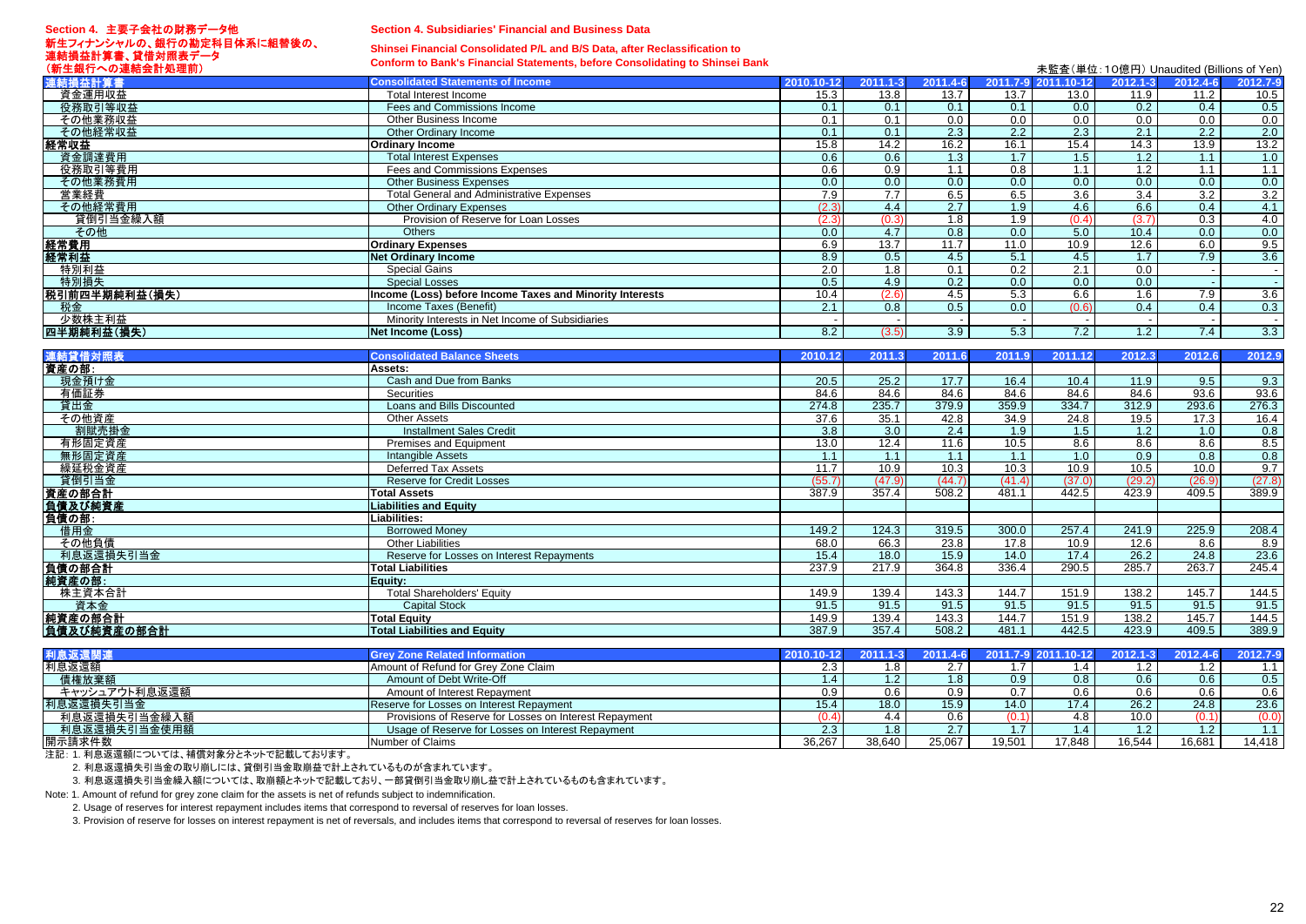## Section 4. 主要子会社の財務データ他

## Section 4. Subsidiaries' Financial and Business Data

### 新生フィナンシャルの、銀行の勘定科目体系に組替後の、連結損益計算書、貸借対照表データ（新生銀行への連結会計処理前）

### Shinsei Financial Consolidated P/L and B/S Data, after Reclassification to Conform to Bank's Financial Statements, before Consolidating to Shinsei Bank

未監査（単位：10億円）Unaudited (Billions of Yen)

| 連結損益計算書 | Consolidated Statements of Income | 2010.10-12 | 2011.1-3 | 2011.4-6 | 2011.7-9 | 2011.10-12 | 2012.1-3 | 2012.4-6 | 2012.7-9 |
|---|---|---|---|---|---|---|---|---|---|
| 資金運用収益 | Total Interest Income | 15.3 | 13.8 | 13.7 | 13.7 | 13.0 | 11.9 | 11.2 | 10.5 |
| 役務取引等収益 | Fees and Commissions Income | 0.1 | 0.1 | 0.1 | 0.1 | 0.0 | 0.2 | 0.4 | 0.5 |
| その他業務収益 | Other Business Income | 0.1 | 0.1 | 0.0 | 0.0 | 0.0 | 0.0 | 0.0 | 0.0 |
| その他経常収益 | Other Ordinary Income | 0.1 | 0.1 | 2.3 | 2.2 | 2.3 | 2.1 | 2.2 | 2.0 |
| **経常収益** | **Ordinary Income** | 15.8 | 14.2 | 16.2 | 16.1 | 15.4 | 14.3 | 13.9 | 13.2 |
| 資金調達費用 | Total Interest Expenses | 0.6 | 0.6 | 1.3 | 1.7 | 1.5 | 1.2 | 1.1 | 1.0 |
| 役務取引等費用 | Fees and Commissions Expenses | 0.6 | 0.9 | 1.1 | 0.8 | 1.1 | 1.2 | 1.1 | 1.1 |
| その他業務費用 | Other Business Expenses | 0.0 | 0.0 | 0.0 | 0.0 | 0.0 | 0.0 | 0.0 | 0.0 |
| 営業経費 | Total General and Administrative Expenses | 7.9 | 7.7 | 6.5 | 6.5 | 3.6 | 3.4 | 3.2 | 3.2 |
| その他経常費用 | Other Ordinary Expenses | (2.3) | 4.4 | 2.7 | 1.9 | 4.6 | 6.6 | 0.4 | 4.1 |
| 貸倒引当金繰入額 | Provision of Reserve for Loan Losses | (2.3) | (0.3) | 1.8 | 1.9 | (0.4) | (3.7) | 0.3 | 4.0 |
| その他 | Others | 0.0 | 4.7 | 0.8 | 0.0 | 5.0 | 10.4 | 0.0 | 0.0 |
| **経常費用** | **Ordinary Expenses** | 6.9 | 13.7 | 11.7 | 11.0 | 10.9 | 12.6 | 6.0 | 9.5 |
| **経常利益** | **Net Ordinary Income** | 8.9 | 0.5 | 4.5 | 5.1 | 4.5 | 1.7 | 7.9 | 3.6 |
| 特別利益 | Special Gains | 2.0 | 1.8 | 0.1 | 0.2 | 2.1 | 0.0 | - | - |
| 特別損失 | Special Losses | 0.5 | 4.9 | 0.2 | 0.0 | 0.0 | 0.0 | - | - |
| **税引前四半期純利益(損失)** | **Income (Loss) before Income Taxes and Minority Interests** | 10.4 | (2.6) | 4.5 | 5.3 | 6.6 | 1.6 | 7.9 | 3.6 |
| 税金 | Income Taxes (Benefit) | 2.1 | 0.8 | 0.5 | 0.0 | (0.6) | 0.4 | 0.4 | 0.3 |
| 少数株主利益 | Minority Interests in Net Income of Subsidiaries | - | - | - | - | - | - | - | - |
| **四半期純利益(損失)** | **Net Income (Loss)** | 8.2 | (3.5) | 3.9 | 5.3 | 7.2 | 1.2 | 7.4 | 3.3 |

| 連結貸借対照表 | Consolidated Balance Sheets | 2010.12 | 2011.3 | 2011.6 | 2011.9 | 2011.12 | 2012.3 | 2012.6 | 2012.9 |
|---|---|---|---|---|---|---|---|---|---|
| **資産の部:** | **Assets:** | | | | | | | | |
| 現金預け金 | Cash and Due from Banks | 20.5 | 25.2 | 17.7 | 16.4 | 10.4 | 11.9 | 9.5 | 9.3 |
| 有価証券 | Securities | 84.6 | 84.6 | 84.6 | 84.6 | 84.6 | 84.6 | 93.6 | 93.6 |
| 貸出金 | Loans and Bills Discounted | 274.8 | 235.7 | 379.9 | 359.9 | 334.7 | 312.9 | 293.6 | 276.3 |
| その他資産 | Other Assets | 37.6 | 35.1 | 42.8 | 34.9 | 24.8 | 19.5 | 17.3 | 16.4 |
| 割賦売掛金 | Installment Sales Credit | 3.8 | 3.0 | 2.4 | 1.9 | 1.5 | 1.2 | 1.0 | 0.8 |
| 有形固定資産 | Premises and Equipment | 13.0 | 12.4 | 11.6 | 10.5 | 8.6 | 8.6 | 8.6 | 8.5 |
| 無形固定資産 | Intangible Assets | 1.1 | 1.1 | 1.1 | 1.1 | 1.0 | 0.9 | 0.8 | 0.8 |
| 繰延税金資産 | Deferred Tax Assets | 11.7 | 10.9 | 10.3 | 10.3 | 10.9 | 10.5 | 10.0 | 9.7 |
| 貸倒引当金 | Reserve for Credit Losses | (55.7) | (47.9) | (44.7) | (41.4) | (37.0) | (29.2) | (26.9) | (27.8) |
| **資産の部合計** | **Total Assets** | 387.9 | 357.4 | 508.2 | 481.1 | 442.5 | 423.9 | 409.5 | 389.9 |
| **負債及び純資産** | **Liabilities and Equity** | | | | | | | | |
| **負債の部:** | **Liabilities:** | | | | | | | | |
| 借用金 | Borrowed Money | 149.2 | 124.3 | 319.5 | 300.0 | 257.4 | 241.9 | 225.9 | 208.4 |
| その他負債 | Other Liabilities | 68.0 | 66.3 | 23.8 | 17.8 | 10.9 | 12.6 | 8.6 | 8.9 |
| 利息返還損失引当金 | Reserve for Losses on Interest Repayments | 15.4 | 18.0 | 15.9 | 14.0 | 17.4 | 26.2 | 24.8 | 23.6 |
| **負債の部合計** | **Total Liabilities** | 237.9 | 217.9 | 364.8 | 336.4 | 290.5 | 285.7 | 263.7 | 245.4 |
| **純資産の部:** | **Equity:** | | | | | | | | |
| 株主資本合計 | Total Shareholders' Equity | 149.9 | 139.4 | 143.3 | 144.7 | 151.9 | 138.2 | 145.7 | 144.5 |
| 資本金 | Capital Stock | 91.5 | 91.5 | 91.5 | 91.5 | 91.5 | 91.5 | 91.5 | 91.5 |
| **純資産の部合計** | **Total Equity** | 149.9 | 139.4 | 143.3 | 144.7 | 151.9 | 138.2 | 145.7 | 144.5 |
| **負債及び純資産の部合計** | **Total Liabilities and Equity** | 387.9 | 357.4 | 508.2 | 481.1 | 442.5 | 423.9 | 409.5 | 389.9 |

| 利息返還関連 | Grey Zone Related Information | 2010.10-12 | 2011.1-3 | 2011.4-6 | 2011.7-9 | 2011.10-12 | 2012.1-3 | 2012.4-6 | 2012.7-9 |
|---|---|---|---|---|---|---|---|---|---|
| 利息返還額 | Amount of Refund for Grey Zone Claim | 2.3 | 1.8 | 2.7 | 1.7 | 1.4 | 1.2 | 1.2 | 1.1 |
| 債権放棄額 | Amount of Debt Write-Off | 1.4 | 1.2 | 1.8 | 0.9 | 0.8 | 0.6 | 0.6 | 0.5 |
| キャッシュアウト利息返還額 | Amount of Interest Repayment | 0.9 | 0.6 | 0.9 | 0.7 | 0.6 | 0.6 | 0.6 | 0.6 |
| 利息返還損失引当金 | Reserve for Losses on Interest Repayment | 15.4 | 18.0 | 15.9 | 14.0 | 17.4 | 26.2 | 24.8 | 23.6 |
| 利息返還損失引当金繰入額 | Provisions of Reserve for Losses on Interest Repayment | (0.4) | 4.4 | 0.6 | (0.1) | 4.8 | 10.0 | (0.1) | (0.0) |
| 利息返還損失引当金使用額 | Usage of Reserve for Losses on Interest Repayment | 2.3 | 1.8 | 2.7 | 1.7 | 1.4 | 1.2 | 1.2 | 1.1 |
| 開示請求件数 | Number of Claims | 36,267 | 38,640 | 25,067 | 19,501 | 17,848 | 16,544 | 16,681 | 14,418 |

注記: 1. 利息返還額については、補償対象分とネットで記載しております。

2. 利息返還損失引当金の取り崩しには、貸倒引当金取崩益で計上されているものが含まれています。

3. 利息返還損失引当金繰入額については、取崩額とネットで記載しており、一部貸倒引当金取り崩し益で計上されているものも含まれています。

Note: 1. Amount of refund for grey zone claim for the assets is net of refunds subject to indemnification.

2. Usage of reserves for interest repayment includes items that correspond to reversal of reserves for loan losses.

3. Provision of reserve for losses on interest repayment is net of reversals, and includes items that correspond to reversal of reserves for loan losses.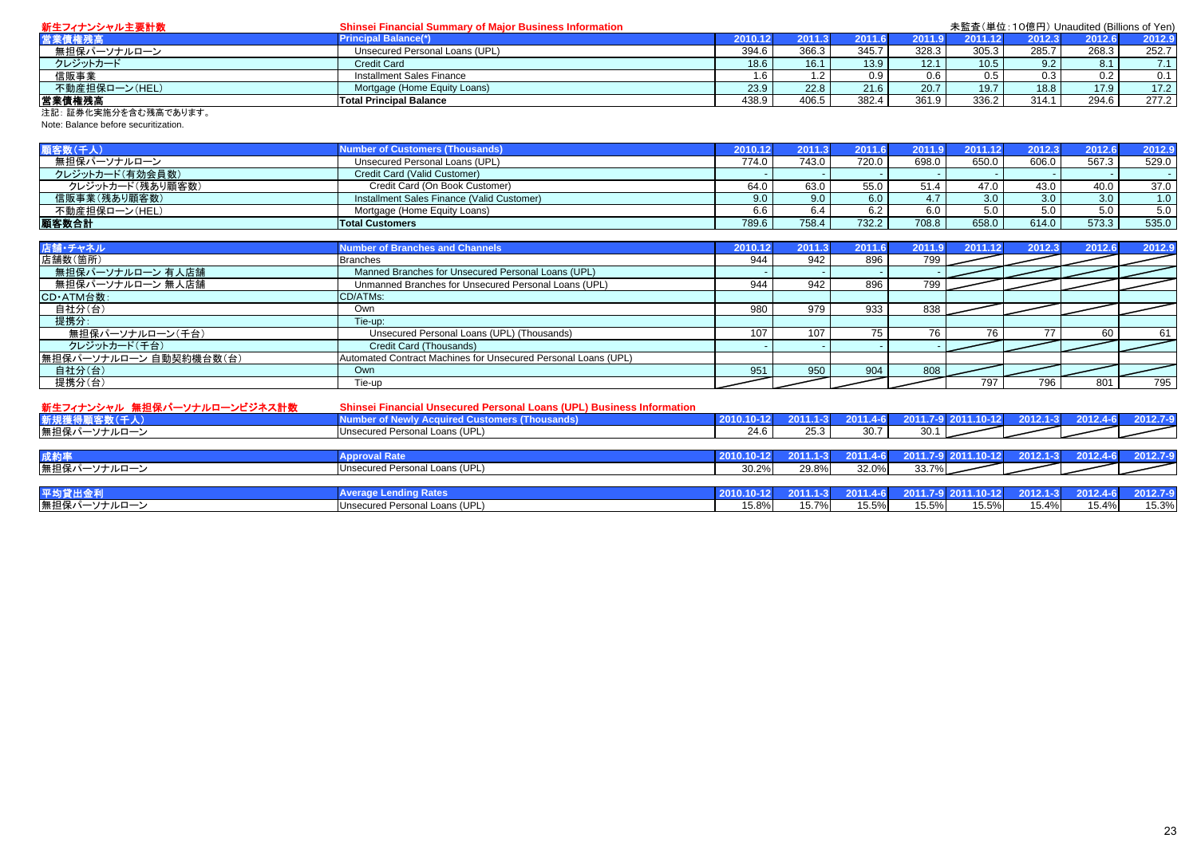**新生フィナンシャル主要計数　Shinsei Financial Summary of Major Business Information**

未監査（単位：10億円） Unaudited (Billions of Yen)

| 営業債権残高 | Principal Balance(*) | 2010.12 | 2011.3 | 2011.6 | 2011.9 | 2011.12 | 2012.3 | 2012.6 | 2012.9 |
|---|---|---|---|---|---|---|---|---|---|
| 無担保パーソナルローン | Unsecured Personal Loans (UPL) | 394.6 | 366.3 | 345.7 | 328.3 | 305.3 | 285.7 | 268.3 | 252.7 |
| クレジットカード | Credit Card | 18.6 | 16.1 | 13.9 | 12.1 | 10.5 | 9.2 | 8.1 | 7.1 |
| 信販事業 | Installment Sales Finance | 1.6 | 1.2 | 0.9 | 0.6 | 0.5 | 0.3 | 0.2 | 0.1 |
| 不動産担保ローン(HEL) | Mortgage (Home Equity Loans) | 23.9 | 22.8 | 21.6 | 20.7 | 19.7 | 18.8 | 17.9 | 17.2 |
| 営業債権残高 | Total Principal Balance | 438.9 | 406.5 | 382.4 | 361.9 | 336.2 | 314.1 | 294.6 | 277.2 |

注記：証券化実施分を含む残高であります。
Note: Balance before securitization.

| 顧客数(千人) | Number of Customers (Thousands) | 2010.12 | 2011.3 | 2011.6 | 2011.9 | 2011.12 | 2012.3 | 2012.6 | 2012.9 |
|---|---|---|---|---|---|---|---|---|---|
| 無担保パーソナルローン | Unsecured Personal Loans (UPL) | 774.0 | 743.0 | 720.0 | 698.0 | 650.0 | 606.0 | 567.3 | 529.0 |
| クレジットカード(有効会員数) | Credit Card (Valid Customer) | - | - | - | - | - | - | - | - |
| クレジットカード(残あり顧客数) | Credit Card (On Book Customer) | 64.0 | 63.0 | 55.0 | 51.4 | 47.0 | 43.0 | 40.0 | 37.0 |
| 信販事業(残あり顧客数) | Installment Sales Finance (Valid Customer) | 9.0 | 9.0 | 6.0 | 4.7 | 3.0 | 3.0 | 3.0 | 1.0 |
| 不動産担保ローン(HEL) | Mortgage (Home Equity Loans) | 6.6 | 6.4 | 6.2 | 6.0 | 5.0 | 5.0 | 5.0 | 5.0 |
| 顧客数合計 | Total Customers | 789.6 | 758.4 | 732.2 | 708.8 | 658.0 | 614.0 | 573.3 | 535.0 |

| 店舗・チャネル | Number of Branches and Channels | 2010.12 | 2011.3 | 2011.6 | 2011.9 | 2011.12 | 2012.3 | 2012.6 | 2012.9 |
|---|---|---|---|---|---|---|---|---|---|
| 店舗数(箇所) | Branches | 944 | 942 | 896 | 799 | | | | |
| 無担保パーソナルローン 有人店舗 | Manned Branches for Unsecured Personal Loans (UPL) | - | - | - | - | | | | |
| 無担保パーソナルローン 無人店舗 | Unmanned Branches for Unsecured Personal Loans (UPL) | 944 | 942 | 896 | 799 | | | | |
| CD・ATM台数： | CD/ATMs: | | | | | | | | |
| 自社分(台) | Own | 980 | 979 | 933 | 838 | | | | |
| 提携分： | Tie-up: | | | | | | | | |
| 無担保パーソナルローン(千台) | Unsecured Personal Loans (UPL) (Thousands) | 107 | 107 | 75 | 76 | 76 | 77 | 60 | 61 |
| クレジットカード(千台) | Credit Card (Thousands) | - | - | - | - | | | | |
| 無担保パーソナルローン 自動契約機台数(台) | Automated Contract Machines for Unsecured Personal Loans (UPL) | | | | | | | | |
| 自社分(台) | Own | 951 | 950 | 904 | 808 | | | | |
| 提携分(台) | Tie-up | | | | | 797 | 796 | 801 | 795 |

**新生フィナンシャル　無担保パーソナルローンビジネス計数　Shinsei Financial Unsecured Personal Loans (UPL) Business Information**

| 新規獲得顧客数(千人) | Number of Newly Acquired Customers (Thousands) | 2010.10-12 | 2011.1-3 | 2011.4-6 | 2011.7-9 | 2011.10-12 | 2012.1-3 | 2012.4-6 | 2012.7-9 |
|---|---|---|---|---|---|---|---|---|---|
| 無担保パーソナルローン | Unsecured Personal Loans (UPL) | 24.6 | 25.3 | 30.7 | 30.1 | | | | |

| 成約率 | Approval Rate | 2010.10-12 | 2011.1-3 | 2011.4-6 | 2011.7-9 | 2011.10-12 | 2012.1-3 | 2012.4-6 | 2012.7-9 |
|---|---|---|---|---|---|---|---|---|---|
| 無担保パーソナルローン | Unsecured Personal Loans (UPL) | 30.2% | 29.8% | 32.0% | 33.7% | | | | |

| 平均貸出金利 | Average Lending Rates | 2010.10-12 | 2011.1-3 | 2011.4-6 | 2011.7-9 | 2011.10-12 | 2012.1-3 | 2012.4-6 | 2012.7-9 |
|---|---|---|---|---|---|---|---|---|---|
| 無担保パーソナルローン | Unsecured Personal Loans (UPL) | 15.8% | 15.7% | 15.5% | 15.5% | 15.5% | 15.4% | 15.4% | 15.3% |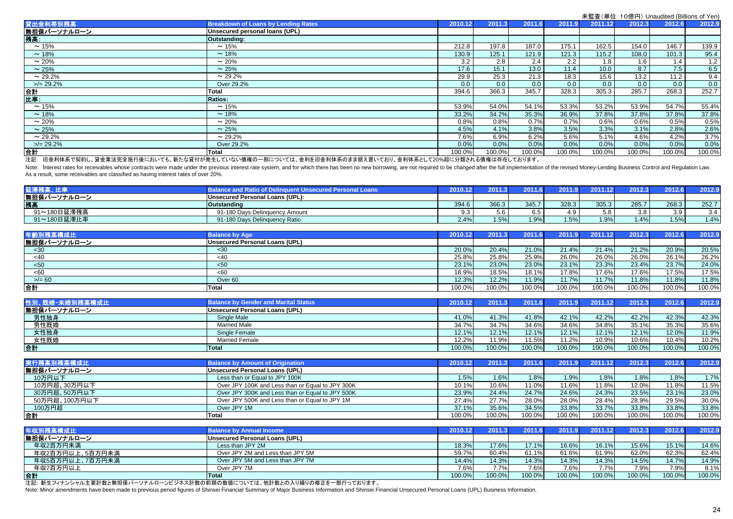未監査（単位：10億円）Unaudited (Billions of Yen)

| 貸出金利帯別残高 | Breakdown of Loans by Lending Rates | 2010.12 | 2011.3 | 2011.6 | 2011.9 | 2011.12 | 2012.3 | 2012.6 | 2012.9 |
|---|---|---|---|---|---|---|---|---|---|
| 無担保パーソナルローン | Unsecured personal loans (UPL) | | | | | | | | |
| 残高: | Outstanding: | | | | | | | | |
| ～15% | ～15% | 212.8 | 197.8 | 187.0 | 175.1 | 162.5 | 154.0 | 146.7 | 139.9 |
| ～18% | ～18% | 130.9 | 125.1 | 121.9 | 121.3 | 115.2 | 108.0 | 101.3 | 95.4 |
| ～20% | ～20% | 3.2 | 2.8 | 2.4 | 2.2 | 1.8 | 1.6 | 1.4 | 1.2 |
| ～25% | ～25% | 17.6 | 15.1 | 13.0 | 11.4 | 10.0 | 8.7 | 7.5 | 6.5 |
| ～29.2% | ～29.2% | 29.9 | 25.3 | 21.3 | 18.3 | 15.6 | 13.2 | 11.2 | 9.4 |
| >/= 29.2% | Over 29.2% | 0.0 | 0.0 | 0.0 | 0.0 | 0.0 | 0.0 | 0.0 | 0.0 |
| 合計 | Total | 394.6 | 366.3 | 345.7 | 328.3 | 305.3 | 285.7 | 268.3 | 252.7 |
| 比率: | Ratios: | | | | | | | | |
| ～15% | ～15% | 53.9% | 54.0% | 54.1% | 53.3% | 53.2% | 53.9% | 54.7% | 55.4% |
| ～18% | ～18% | 33.2% | 34.2% | 35.3% | 36.9% | 37.8% | 37.8% | 37.8% | 37.8% |
| ～20% | ～20% | 0.8% | 0.8% | 0.7% | 0.7% | 0.6% | 0.6% | 0.5% | 0.5% |
| ～25% | ～25% | 4.5% | 4.1% | 3.8% | 3.5% | 3.3% | 3.1% | 2.8% | 2.6% |
| ～29.2% | ～29.2% | 7.6% | 6.9% | 6.2% | 5.6% | 5.1% | 4.6% | 4.2% | 3.7% |
| >/= 29.2% | Over 29.2% | 0.0% | 0.0% | 0.0% | 0.0% | 0.0% | 0.0% | 0.0% | 0.0% |
| 合計 | Total | 100.0% | 100.0% | 100.0% | 100.0% | 100.0% | 100.0% | 100.0% | 100.0% |

注記：旧金利体系で契約し、貸金業法完全施行後においても、新たな貸付が発生していない債権の一部については、金利を旧金利体系のまま据え置いており、金利体系として20%超に分類される債権は存在しております。

Note: Interest rates for receivables whose contracts were made under the previous interest rate system, and for which there has been no new borrowing, are not required to be changed after the full implementation of the revised Money-Lending Business Control and Regulation Law. As a result, some receivables are classified as having interest rates of over 20%.

| 延滞残高、比率 | Balance and Ratio of Delinquent Unsecured Personal Loans | 2010.12 | 2011.3 | 2011.6 | 2011.9 | 2011.12 | 2012.3 | 2012.6 | 2012.9 |
|---|---|---|---|---|---|---|---|---|---|
| 無担保パーソナルローン | Unsecured Personal Loans (UPL): | | | | | | | | |
| 残高 | Outstanding | 394.6 | 366.3 | 345.7 | 328.3 | 305.3 | 285.7 | 268.3 | 252.7 |
| 91～180日延滞残高 | 91-180 Days Delinquency Amount | 9.3 | 5.6 | 6.5 | 4.9 | 5.8 | 3.8 | 3.9 | 3.4 |
| 91～180日延滞比率 | 91-180 Days Delinquency Ratio | 2.4% | 1.5% | 1.9% | 1.5% | 1.9% | 1.4% | 1.5% | 1.4% |

| 年齢別残高構成比 | Balance by Age | 2010.12 | 2011.3 | 2011.6 | 2011.9 | 2011.12 | 2012.3 | 2012.6 | 2012.9 |
|---|---|---|---|---|---|---|---|---|---|
| 無担保パーソナルローン | Unsecured Personal Loans (UPL) | | | | | | | | |
| <30 | <30 | 20.0% | 20.4% | 21.0% | 21.4% | 21.4% | 21.2% | 20.9% | 20.5% |
| <40 | <40 | 25.8% | 25.8% | 25.9% | 26.0% | 26.0% | 26.0% | 26.1% | 26.2% |
| <50 | <50 | 23.1% | 23.0% | 23.0% | 23.1% | 23.3% | 23.4% | 23.7% | 24.0% |
| <60 | <60 | 18.9% | 18.5% | 18.1% | 17.8% | 17.6% | 17.6% | 17.5% | 17.5% |
| >/= 60 | Over 60 | 12.3% | 12.2% | 11.9% | 11.7% | 11.7% | 11.8% | 11.8% | 11.8% |
| 合計 | Total | 100.0% | 100.0% | 100.0% | 100.0% | 100.0% | 100.0% | 100.0% | 100.0% |

| 性別、既婚・未婚別残高構成比 | Balance by Gender and Marital Status | 2010.12 | 2011.3 | 2011.6 | 2011.9 | 2011.12 | 2012.3 | 2012.6 | 2012.9 |
|---|---|---|---|---|---|---|---|---|---|
| 無担保パーソナルローン | Unsecured Personal Loans (UPL) | | | | | | | | |
| 男性独身 | Single Male | 41.0% | 41.3% | 41.8% | 42.1% | 42.2% | 42.2% | 42.3% | 42.3% |
| 男性既婚 | Married Male | 34.7% | 34.7% | 34.6% | 34.6% | 34.8% | 35.1% | 35.3% | 35.6% |
| 女性独身 | Single Female | 12.1% | 12.1% | 12.1% | 12.1% | 12.1% | 12.1% | 12.0% | 11.9% |
| 女性既婚 | Married Female | 12.2% | 11.9% | 11.5% | 11.2% | 10.9% | 10.6% | 10.4% | 10.2% |
| 合計 | Total | 100.0% | 100.0% | 100.0% | 100.0% | 100.0% | 100.0% | 100.0% | 100.0% |

| 実行残高別残高構成比 | Balance by Amount of Origination | 2010.12 | 2011.3 | 2011.6 | 2011.9 | 2011.12 | 2012.3 | 2012.6 | 2012.9 |
|---|---|---|---|---|---|---|---|---|---|
| 無担保パーソナルローン | Unsecured Personal Loans (UPL) | | | | | | | | |
| 10万円以下 | Less than or Equal to JPY 100K | 1.5% | 1.6% | 1.8% | 1.9% | 1.8% | 1.8% | 1.8% | 1.7% |
| 10万円超、30万円以下 | Over JPY 100K and Less than or Equal to JPY 300K | 10.1% | 10.6% | 11.0% | 11.6% | 11.8% | 12.0% | 11.8% | 11.5% |
| 30万円超、50万円以下 | Over JPY 300K and Less than or Equal to JPY 500K | 23.9% | 24.4% | 24.7% | 24.6% | 24.3% | 23.5% | 23.1% | 23.0% |
| 50万円超、100万円以下 | Over JPY 500K and Less than or Equal to JPY 1M | 27.4% | 27.7% | 28.0% | 28.0% | 28.4% | 28.9% | 29.5% | 30.0% |
| 100万円超 | Over JPY 1M | 37.1% | 35.6% | 34.5% | 33.8% | 33.7% | 33.8% | 33.8% | 33.8% |
| 合計 | Total | 100.0% | 100.0% | 100.0% | 100.0% | 100.0% | 100.0% | 100.0% | 100.0% |

| 年収別残高構成比 | Balance by Annual Income | 2010.12 | 2011.3 | 2011.6 | 2011.9 | 2011.12 | 2012.3 | 2012.6 | 2012.9 |
|---|---|---|---|---|---|---|---|---|---|
| 無担保パーソナルローン | Unsecured Personal Loans (UPL) | | | | | | | | |
| 年収2百万円未満 | Less than JPY 2M | 18.3% | 17.6% | 17.1% | 16.6% | 16.1% | 15.6% | 15.1% | 14.6% |
| 年収2百万円以上、5百万円未満 | Over JPY 2M and Less than JPY 5M | 59.7% | 60.4% | 61.1% | 61.6% | 61.9% | 62.0% | 62.3% | 62.4% |
| 年収5百万円以上、7百万円未満 | Over JPY 5M and Less than JPY 7M | 14.4% | 14.3% | 14.3% | 14.3% | 14.3% | 14.5% | 14.7% | 14.9% |
| 年収7百万円以上 | Over JPY 7M | 7.6% | 7.7% | 7.6% | 7.6% | 7.7% | 7.9% | 7.9% | 8.1% |
| 合計 | Total | 100.0% | 100.0% | 100.0% | 100.0% | 100.0% | 100.0% | 100.0% | 100.0% |

注記：新生フィナンシャル主要計数と無担保パーソナルローンビジネス計数の前期の数値については、他計数との入り繰りの修正を一部行っております。

Note: Minor amendments have been made to previous period figures of Shinsei Financial Summary of Major Business Information and Shinsei Financial Unsecured Personal Loans (UPL) Business Information.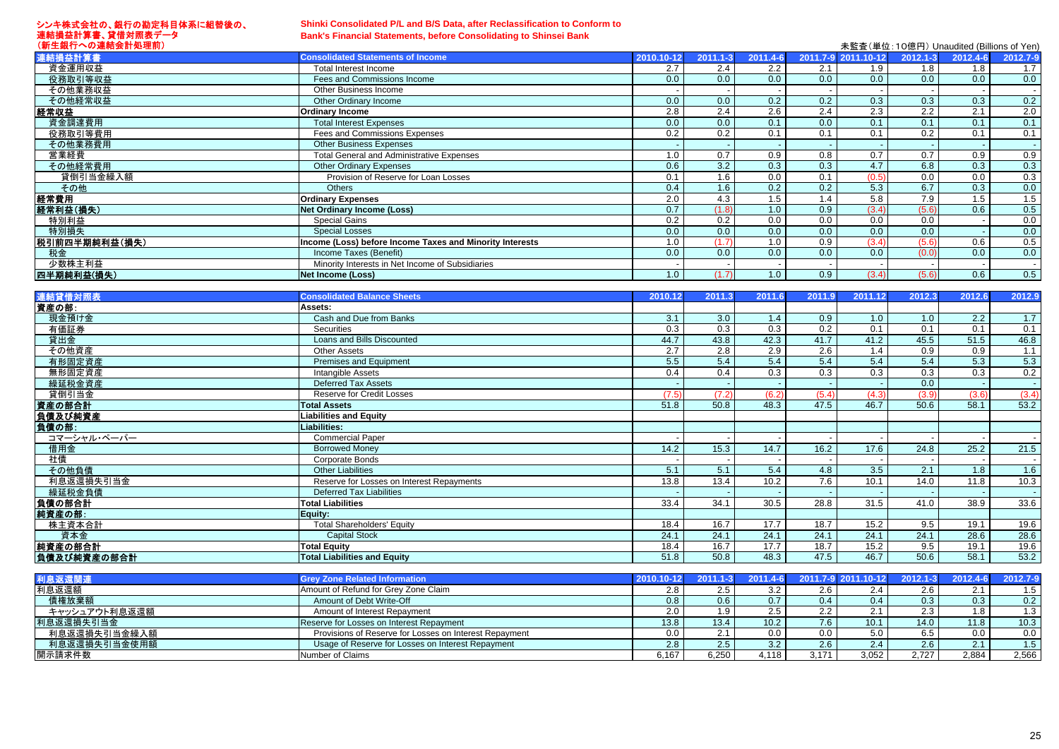シンキ株式会社の、銀行の勘定科目体系に組替後の、連結損益計算書、貸借対照表データ（新生銀行への連結会計処理前）

**Shinki Consolidated P/L and B/S Data, after Reclassification to Conform to Bank's Financial Statements, before Consolidating to Shinsei Bank**

未監査(単位：10億円) Unaudited (Billions of Yen)

| 連結損益計算書 | Consolidated Statements of Income | 2010.10-12 | 2011.1-3 | 2011.4-6 | 2011.7-9 | 2011.10-12 | 2012.1-3 | 2012.4-6 | 2012.7-9 |
|---|---|---|---|---|---|---|---|---|---|
| 資金運用収益 | Total Interest Income | 2.7 | 2.4 | 2.2 | 2.1 | 1.9 | 1.8 | 1.8 | 1.7 |
| 役務取引等収益 | Fees and Commissions Income | 0.0 | 0.0 | 0.0 | 0.0 | 0.0 | 0.0 | 0.0 | 0.0 |
| その他業務収益 | Other Business Income | - | - | - | - | - | - | - | - |
| その他経常収益 | Other Ordinary Income | 0.0 | 0.0 | 0.2 | 0.2 | 0.3 | 0.3 | 0.3 | 0.2 |
| **経常収益** | **Ordinary Income** | 2.8 | 2.4 | 2.6 | 2.4 | 2.3 | 2.2 | 2.1 | 2.0 |
| 資金調達費用 | Total Interest Expenses | 0.0 | 0.0 | 0.1 | 0.0 | 0.1 | 0.1 | 0.1 | 0.1 |
| 役務取引等費用 | Fees and Commissions Expenses | 0.2 | 0.2 | 0.1 | 0.1 | 0.1 | 0.2 | 0.1 | 0.1 |
| その他業務費用 | Other Business Expenses | - | - | - | - | - | - | - | - |
| 営業経費 | Total General and Administrative Expenses | 1.0 | 0.7 | 0.9 | 0.8 | 0.7 | 0.7 | 0.9 | 0.9 |
| その他経常費用 | Other Ordinary Expenses | 0.6 | 3.2 | 0.3 | 0.3 | 4.7 | 6.8 | 0.3 | 0.3 |
| 貸倒引当金繰入額 | Provision of Reserve for Loan Losses | 0.1 | 1.6 | 0.0 | 0.1 | (0.5) | 0.0 | 0.0 | 0.3 |
| その他 | Others | 0.4 | 1.6 | 0.2 | 0.2 | 5.3 | 6.7 | 0.3 | 0.0 |
| **経常費用** | **Ordinary Expenses** | 2.0 | 4.3 | 1.5 | 1.4 | 5.8 | 7.9 | 1.5 | 1.5 |
| **経常利益(損失)** | **Net Ordinary Income (Loss)** | 0.7 | (1.8) | 1.0 | 0.9 | (3.4) | (5.6) | 0.6 | 0.5 |
| 特別利益 | Special Gains | 0.2 | 0.2 | 0.0 | 0.0 | 0.0 | 0.0 | - | 0.0 |
| 特別損失 | Special Losses | 0.0 | 0.0 | 0.0 | 0.0 | 0.0 | 0.0 | - | 0.0 |
| **税引前四半期純利益(損失)** | **Income (Loss) before Income Taxes and Minority Interests** | 1.0 | (1.7) | 1.0 | 0.9 | (3.4) | (5.6) | 0.6 | 0.5 |
| 税金 | Income Taxes (Benefit) | 0.0 | 0.0 | 0.0 | 0.0 | 0.0 | (0.0) | 0.0 | 0.0 |
| 少数株主利益 | Minority Interests in Net Income of Subsidiaries | - | - | - | - | - | - | - | - |
| **四半期純利益(損失)** | **Net Income (Loss)** | 1.0 | (1.7) | 1.0 | 0.9 | (3.4) | (5.6) | 0.6 | 0.5 |

| 連結貸借対照表 | Consolidated Balance Sheets | 2010.12 | 2011.3 | 2011.6 | 2011.9 | 2011.12 | 2012.3 | 2012.6 | 2012.9 |
|---|---|---|---|---|---|---|---|---|---|
| **資産の部:** | **Assets:** | | | | | | | | |
| 現金預け金 | Cash and Due from Banks | 3.1 | 3.0 | 1.4 | 0.9 | 1.0 | 1.0 | 2.2 | 1.7 |
| 有価証券 | Securities | 0.3 | 0.3 | 0.3 | 0.2 | 0.1 | 0.1 | 0.1 | 0.1 |
| 貸出金 | Loans and Bills Discounted | 44.7 | 43.8 | 42.3 | 41.7 | 41.2 | 45.5 | 51.5 | 46.8 |
| その他資産 | Other Assets | 2.7 | 2.8 | 2.9 | 2.6 | 1.4 | 0.9 | 0.9 | 1.1 |
| 有形固定資産 | Premises and Equipment | 5.5 | 5.4 | 5.4 | 5.4 | 5.4 | 5.4 | 5.3 | 5.3 |
| 無形固定資産 | Intangible Assets | 0.4 | 0.4 | 0.3 | 0.3 | 0.3 | 0.3 | 0.3 | 0.2 |
| 繰延税金資産 | Deferred Tax Assets | - | - | - | - | - | 0.0 | - | - |
| 貸倒引当金 | Reserve for Credit Losses | (7.5) | (7.2) | (6.2) | (5.4) | (4.3) | (3.9) | (3.6) | (3.4) |
| **資産の部合計** | **Total Assets** | 51.8 | 50.8 | 48.3 | 47.5 | 46.7 | 50.6 | 58.1 | 53.2 |
| **負債及び純資産** | **Liabilities and Equity** | | | | | | | | |
| **負債の部:** | **Liabilities:** | | | | | | | | |
| コマーシャル・ペーパー | Commercial Paper | - | - | - | - | - | - | - | - |
| 借用金 | Borrowed Money | 14.2 | 15.3 | 14.7 | 16.2 | 17.6 | 24.8 | 25.2 | 21.5 |
| 社債 | Corporate Bonds | - | - | - | - | - | - | - | - |
| その他負債 | Other Liabilities | 5.1 | 5.1 | 5.4 | 4.8 | 3.5 | 2.1 | 1.8 | 1.6 |
| 利息返還損失引当金 | Reserve for Losses on Interest Repayments | 13.8 | 13.4 | 10.2 | 7.6 | 10.1 | 14.0 | 11.8 | 10.3 |
| 繰延税金負債 | Deferred Tax Liabilities | - | - | - | - | - | - | - | - |
| **負債の部合計** | **Total Liabilities** | 33.4 | 34.1 | 30.5 | 28.8 | 31.5 | 41.0 | 38.9 | 33.6 |
| **純資産の部:** | **Equity:** | | | | | | | | |
| 株主資本合計 | Total Shareholders' Equity | 18.4 | 16.7 | 17.7 | 18.7 | 15.2 | 9.5 | 19.1 | 19.6 |
| 資本金 | Capital Stock | 24.1 | 24.1 | 24.1 | 24.1 | 24.1 | 24.1 | 28.6 | 28.6 |
| **純資産の部合計** | **Total Equity** | 18.4 | 16.7 | 17.7 | 18.7 | 15.2 | 9.5 | 19.1 | 19.6 |
| **負債及び純資産の部合計** | **Total Liabilities and Equity** | 51.8 | 50.8 | 48.3 | 47.5 | 46.7 | 50.6 | 58.1 | 53.2 |

| 利息返還関連 | Grey Zone Related Information | 2010.10-12 | 2011.1-3 | 2011.4-6 | 2011.7-9 | 2011.10-12 | 2012.1-3 | 2012.4-6 | 2012.7-9 |
|---|---|---|---|---|---|---|---|---|---|
| 利息返還額 | Amount of Refund for Grey Zone Claim | 2.8 | 2.5 | 3.2 | 2.6 | 2.4 | 2.6 | 2.1 | 1.5 |
| 債権放棄額 | Amount of Debt Write-Off | 0.8 | 0.6 | 0.7 | 0.4 | 0.4 | 0.3 | 0.3 | 0.2 |
| キャッシュアウト利息返還額 | Amount of Interest Repayment | 2.0 | 1.9 | 2.5 | 2.2 | 2.1 | 2.3 | 1.8 | 1.3 |
| 利息返還損失引当金 | Reserve for Losses on Interest Repayment | 13.8 | 13.4 | 10.2 | 7.6 | 10.1 | 14.0 | 11.8 | 10.3 |
| 利息返還損失引当金繰入額 | Provisions of Reserve for Losses on Interest Repayment | 0.0 | 2.1 | 0.0 | 0.0 | 5.0 | 6.5 | 0.0 | 0.0 |
| 利息返還損失引当金使用額 | Usage of Reserve for Losses on Interest Repayment | 2.8 | 2.5 | 3.2 | 2.6 | 2.4 | 2.6 | 2.1 | 1.5 |
| 開示請求件数 | Number of Claims | 6,167 | 6,250 | 4,118 | 3,171 | 3,052 | 2,727 | 2,884 | 2,566 |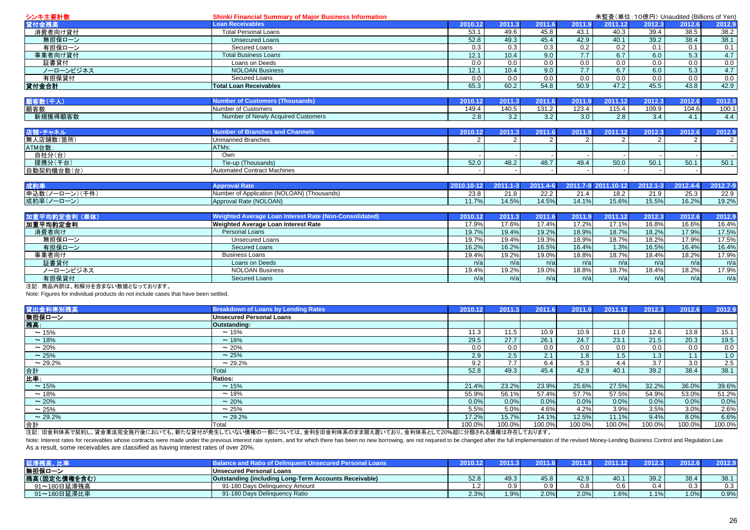# シンキ主要計数 / Shinki Financial Summary of Major Business Information

未監査（単位：10億円）Unaudited (Billions of Yen)

| 貸付金残高 | Loan Receivables | 2010.12 | 2011.3 | 2011.6 | 2011.9 | 2011.12 | 2012.3 | 2012.6 | 2012.9 |
|---|---|---|---|---|---|---|---|---|---|
| 消費者向け貸付 | Total Personal Loans | 53.1 | 49.6 | 45.8 | 43.1 | 40.3 | 39.4 | 38.5 | 38.2 |
| 無担保ローン | Unsecured Loans | 52.8 | 49.3 | 45.4 | 42.9 | 40.1 | 39.2 | 38.4 | 38.1 |
| 有担保ローン | Secured Loans | 0.3 | 0.3 | 0.3 | 0.2 | 0.2 | 0.1 | 0.1 | 0.1 |
| 事業者向け貸付 | Total Business Loans | 12.1 | 10.4 | 9.0 | 7.7 | 6.7 | 6.0 | 5.3 | 4.7 |
| 証書貸付 | Loans on Deeds | 0.0 | 0.0 | 0.0 | 0.0 | 0.0 | 0.0 | 0.0 | 0.0 |
| ノーローンビジネス | NOLOAN Business | 12.1 | 10.4 | 9.0 | 7.7 | 6.7 | 6.0 | 5.3 | 4.7 |
| 有担保貸付 | Secured Loans | 0.0 | 0.0 | 0.0 | 0.0 | 0.0 | 0.0 | 0.0 | 0.0 |
| **貸付金合計** | **Total Loan Receivables** | 65.3 | 60.2 | 54.8 | 50.9 | 47.2 | 45.5 | 43.8 | 42.9 |

| 顧客数（千人） | Number of Customers (Thousands) | 2010.12 | 2011.3 | 2011.6 | 2011.9 | 2011.12 | 2012.3 | 2012.6 | 2012.9 |
|---|---|---|---|---|---|---|---|---|---|
| 顧客数 | Number of Customers | 149.4 | 140.5 | 131.2 | 123.4 | 115.4 | 109.9 | 104.6 | 100.1 |
| 新規獲得顧客数 | Number of Newly Acquired Customers | 2.8 | 3.2 | 3.2 | 3.0 | 2.8 | 3.4 | 4.1 | 4.4 |

| 店舗・チャネル | Number of Branches and Channels | 2010.12 | 2011.3 | 2011.6 | 2011.9 | 2011.12 | 2012.3 | 2012.6 | 2012.9 |
|---|---|---|---|---|---|---|---|---|---|
| 無人店舗数（箇所） | Unmanned Branches | 2 | 2 | 2 | 2 | 2 | 2 | 2 | 2 |
| ATM台数: | ATMs: | | | | | | | | |
| 自社分（台） | Own | - | - | - | - | - | - | - | - |
| 提携分（千台） | Tie-up (Thousands) | 52.0 | 48.2 | 48.7 | 49.4 | 50.0 | 50.1 | 50.1 | 50.1 |
| 自動契約機台数（台） | Automated Contract Machines | - | - | - | - | - | - | - | - |

| 成約率 | Approval Rate | 2010.10-12 | 2011.1-3 | 2011.4-6 | 2011.7-9 | 2011.10-12 | 2012.1-3 | 2012.4-6 | 2012.7-9 |
|---|---|---|---|---|---|---|---|---|---|
| 申込数（ノーローン）（千件） | Number of Application (NOLOAN) (Thousands) | 23.8 | 21.8 | 22.2 | 21.4 | 18.2 | 21.9 | 25.3 | 22.9 |
| 成約率（ノーローン） | Approval Rate (NOLOAN) | 11.7% | 14.5% | 14.5% | 14.1% | 15.6% | 15.5% | 16.2% | 19.2% |

| 加重平均約定金利（単体） | Weighted Average Loan Interest Rate (Non-Consolidated) | 2010.12 | 2011.3 | 2011.6 | 2011.9 | 2011.12 | 2012.3 | 2012.6 | 2012.9 |
|---|---|---|---|---|---|---|---|---|---|
| **加重平均約定金利** | **Weighted Average Loan Interest Rate** | 17.9% | 17.6% | 17.4% | 17.2% | 17.1% | 16.8% | 16.6% | 16.4% |
| 消費者向け | Personal Loans | 19.7% | 19.4% | 19.2% | 18.9% | 18.7% | 18.2% | 17.9% | 17.5% |
| 無担保ローン | Unsecured Loans | 19.7% | 19.4% | 19.3% | 18.9% | 18.7% | 18.2% | 17.9% | 17.5% |
| 有担保ローン | Secured Loans | 16.2% | 16.2% | 16.5% | 16.4% | 1.3% | 16.5% | 16.4% | 16.4% |
| 事業者向け | Business Loans | 19.4% | 19.2% | 19.0% | 18.8% | 18.7% | 18.4% | 18.2% | 17.9% |
| 証書貸付 | Loans on Deeds | n/a | n/a | n/a | n/a | n/a | n/a | n/a | n/a |
| ノーローンビジネス | NOLOAN Business | 19.4% | 19.2% | 19.0% | 18.8% | 18.7% | 18.4% | 18.2% | 17.9% |
| 有担保貸付 | Secured Loans | n/a | n/a | n/a | n/a | n/a | n/a | n/a | n/a |

注記：商品内訳は、和解分を含まない数値となっております。

Note: Figures for individual products do not include cases that have been settled.

| 貸出金利帯別残高 | Breakdown of Loans by Lending Rates | 2010.12 | 2011.3 | 2011.6 | 2011.9 | 2011.12 | 2012.3 | 2012.6 | 2012.9 |
|---|---|---|---|---|---|---|---|---|---|
| **無担保ローン** | **Unsecured Personal Loans** | | | | | | | | |
| **残高:** | **Outstanding:** | | | | | | | | |
| ～15% | ～15% | 11.3 | 11.5 | 10.9 | 10.9 | 11.0 | 12.6 | 13.8 | 15.1 |
| ～18% | ～18% | 29.5 | 27.7 | 26.1 | 24.7 | 23.1 | 21.5 | 20.3 | 19.5 |
| ～20% | ～20% | 0.0 | 0.0 | 0.0 | 0.0 | 0.0 | 0.0 | 0.0 | 0.0 |
| ～25% | ～25% | 2.9 | 2.5 | 2.1 | 1.8 | 1.5 | 1.3 | 1.1 | 1.0 |
| ～29.2% | ～29.2% | 9.2 | 7.7 | 6.4 | 5.3 | 4.4 | 3.7 | 3.0 | 2.5 |
| 合計 | Total | 52.8 | 49.3 | 45.4 | 42.9 | 40.1 | 39.2 | 38.4 | 38.1 |
| **比率:** | **Ratios:** | | | | | | | | |
| ～15% | ～15% | 21.4% | 23.2% | 23.9% | 25.6% | 27.5% | 32.2% | 36.0% | 39.6% |
| ～18% | ～18% | 55.9% | 56.1% | 57.4% | 57.7% | 57.5% | 54.9% | 53.0% | 51.2% |
| ～20% | ～20% | 0.0% | 0.0% | 0.0% | 0.0% | 0.0% | 0.0% | 0.0% | 0.0% |
| ～25% | ～25% | 5.5% | 5.0% | 4.6% | 4.2% | 3.9% | 3.5% | 3.0% | 2.6% |
| ～29.2% | ～29.2% | 17.2% | 15.7% | 14.1% | 12.5% | 11.1% | 9.4% | 8.0% | 6.6% |
| 合計 | Total | 100.0% | 100.0% | 100.0% | 100.0% | 100.0% | 100.0% | 100.0% | 100.0% |

注記：旧金利体系で契約し、貸金業法完全施行後においても、新たな貸付が発生していない債権の一部については、金利を旧金利体系のまま据え置いており、金利体系として20%超に分類される債権は存在しております。

Note: Interest rates for receivables whose contracts were made under the previous interest rate system, and for which there has been no new borrowing, are not required to be changed after the full implementation of the revised Money-Lending Business Control and Regulation Law. As a result, some receivables are classified as having interest rates of over 20%.

| 延滞残高、比率 | Balance and Ratio of Delinquent Unsecured Personal Loans | 2010.12 | 2011.3 | 2011.6 | 2011.9 | 2011.12 | 2012.3 | 2012.6 | 2012.9 |
|---|---|---|---|---|---|---|---|---|---|
| **無担保ローン** | **Unsecured Personal Loans** | | | | | | | | |
| **残高（固定化債権を含む）** | **Outstanding (including Long-Term Accounts Receivable)** | 52.8 | 49.3 | 45.8 | 42.9 | 40.1 | 39.2 | 38.4 | 38.1 |
| 91～180日延滞残高 | 91-180 Days Delinquency Amount | 1.2 | 0.9 | 0.9 | 0.8 | 0.6 | 0.4 | 0.3 | 0.3 |
| 91～180日延滞比率 | 91-180 Days Delinquency Ratio | 2.3% | 1.9% | 2.0% | 2.0% | 1.6% | 1.1% | 1.0% | 0.9% |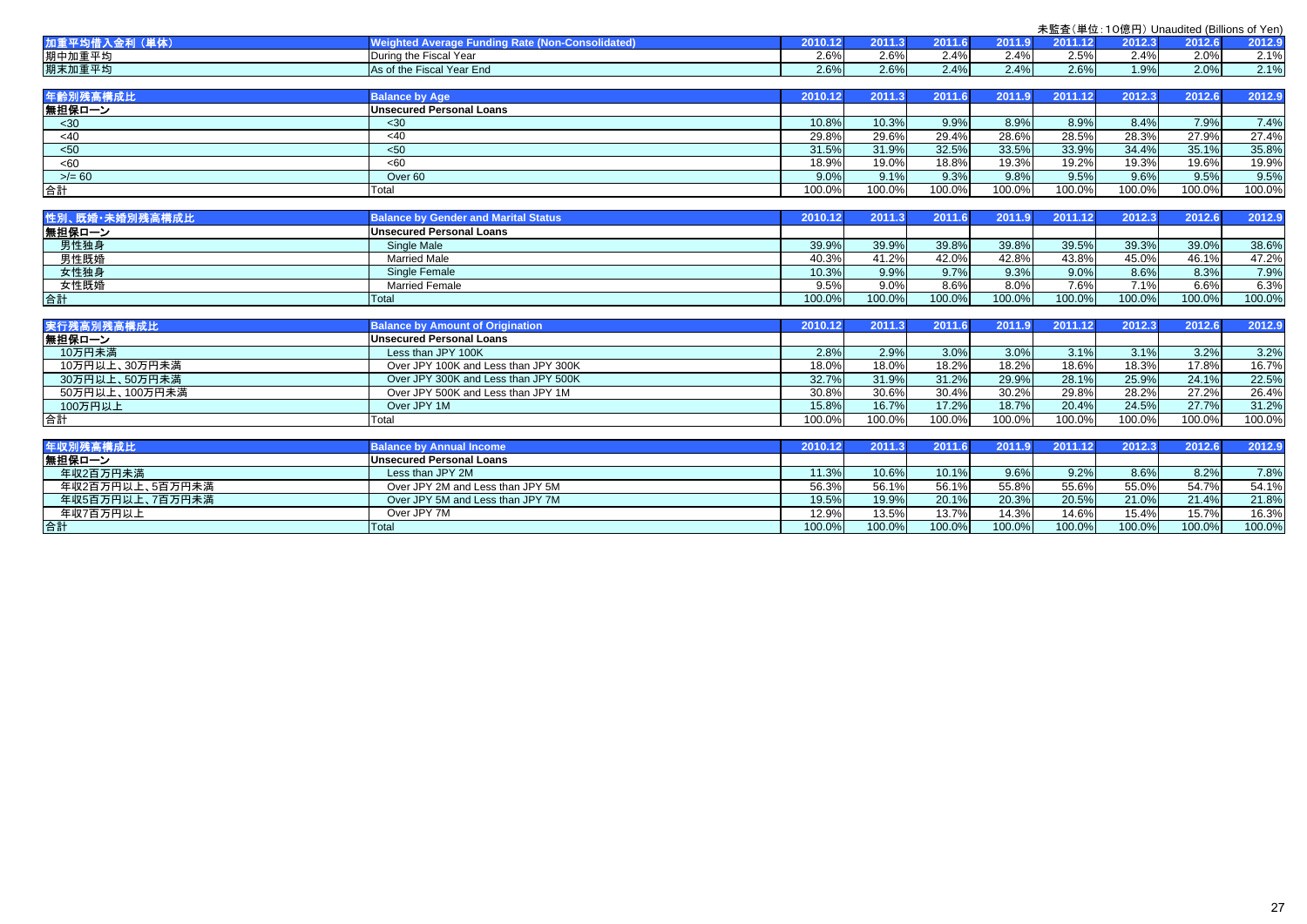未監査（単位：10億円） Unaudited (Billions of Yen)

| 加重平均借入金利（単体） | Weighted Average Funding Rate (Non-Consolidated) | 2010.12 | 2011.3 | 2011.6 | 2011.9 | 2011.12 | 2012.3 | 2012.6 | 2012.9 |
|---|---|---|---|---|---|---|---|---|---|
| 期中加重平均 | During the Fiscal Year | 2.6% | 2.6% | 2.4% | 2.4% | 2.5% | 2.4% | 2.0% | 2.1% |
| 期末加重平均 | As of the Fiscal Year End | 2.6% | 2.6% | 2.4% | 2.4% | 2.6% | 1.9% | 2.0% | 2.1% |

| 年齢別残高構成比 | Balance by Age | 2010.12 | 2011.3 | 2011.6 | 2011.9 | 2011.12 | 2012.3 | 2012.6 | 2012.9 |
|---|---|---|---|---|---|---|---|---|---|
| 無担保ローン | Unsecured Personal Loans | | | | | | | | |
| <30 | <30 | 10.8% | 10.3% | 9.9% | 8.9% | 8.9% | 8.4% | 7.9% | 7.4% |
| <40 | <40 | 29.8% | 29.6% | 29.4% | 28.6% | 28.5% | 28.3% | 27.9% | 27.4% |
| <50 | <50 | 31.5% | 31.9% | 32.5% | 33.5% | 33.9% | 34.4% | 35.1% | 35.8% |
| <60 | <60 | 18.9% | 19.0% | 18.8% | 19.3% | 19.2% | 19.3% | 19.6% | 19.9% |
| >/= 60 | Over 60 | 9.0% | 9.1% | 9.3% | 9.8% | 9.5% | 9.6% | 9.5% | 9.5% |
| 合計 | Total | 100.0% | 100.0% | 100.0% | 100.0% | 100.0% | 100.0% | 100.0% | 100.0% |

| 性別、既婚・未婚別残高構成比 | Balance by Gender and Marital Status | 2010.12 | 2011.3 | 2011.6 | 2011.9 | 2011.12 | 2012.3 | 2012.6 | 2012.9 |
|---|---|---|---|---|---|---|---|---|---|
| 無担保ローン | Unsecured Personal Loans | | | | | | | | |
| 男性独身 | Single Male | 39.9% | 39.9% | 39.8% | 39.8% | 39.5% | 39.3% | 39.0% | 38.6% |
| 男性既婚 | Married Male | 40.3% | 41.2% | 42.0% | 42.8% | 43.8% | 45.0% | 46.1% | 47.2% |
| 女性独身 | Single Female | 10.3% | 9.9% | 9.7% | 9.3% | 9.0% | 8.6% | 8.3% | 7.9% |
| 女性既婚 | Married Female | 9.5% | 9.0% | 8.6% | 8.0% | 7.6% | 7.1% | 6.6% | 6.3% |
| 合計 | Total | 100.0% | 100.0% | 100.0% | 100.0% | 100.0% | 100.0% | 100.0% | 100.0% |

| 実行残高別残高構成比 | Balance by Amount of Origination | 2010.12 | 2011.3 | 2011.6 | 2011.9 | 2011.12 | 2012.3 | 2012.6 | 2012.9 |
|---|---|---|---|---|---|---|---|---|---|
| 無担保ローン | Unsecured Personal Loans | | | | | | | | |
| 10万円未満 | Less than JPY 100K | 2.8% | 2.9% | 3.0% | 3.0% | 3.1% | 3.1% | 3.2% | 3.2% |
| 10万円以上、30万円未満 | Over JPY 100K and Less than JPY 300K | 18.0% | 18.0% | 18.2% | 18.2% | 18.6% | 18.3% | 17.8% | 16.7% |
| 30万円以上、50万円未満 | Over JPY 300K and Less than JPY 500K | 32.7% | 31.9% | 31.2% | 29.9% | 28.1% | 25.9% | 24.1% | 22.5% |
| 50万円以上、100万円未満 | Over JPY 500K and Less than JPY 1M | 30.8% | 30.6% | 30.4% | 30.2% | 29.8% | 28.2% | 27.2% | 26.4% |
| 100万円以上 | Over JPY 1M | 15.8% | 16.7% | 17.2% | 18.7% | 20.4% | 24.5% | 27.7% | 31.2% |
| 合計 | Total | 100.0% | 100.0% | 100.0% | 100.0% | 100.0% | 100.0% | 100.0% | 100.0% |

| 年収別残高構成比 | Balance by Annual Income | 2010.12 | 2011.3 | 2011.6 | 2011.9 | 2011.12 | 2012.3 | 2012.6 | 2012.9 |
|---|---|---|---|---|---|---|---|---|---|
| 無担保ローン | Unsecured Personal Loans | | | | | | | | |
| 年収2百万円未満 | Less than JPY 2M | 11.3% | 10.6% | 10.1% | 9.6% | 9.2% | 8.6% | 8.2% | 7.8% |
| 年収2百万円以上、5百万円未満 | Over JPY 2M and Less than JPY 5M | 56.3% | 56.1% | 56.1% | 55.8% | 55.6% | 55.0% | 54.7% | 54.1% |
| 年収5百万円以上、7百万円未満 | Over JPY 5M and Less than JPY 7M | 19.5% | 19.9% | 20.1% | 20.3% | 20.5% | 21.0% | 21.4% | 21.8% |
| 年収7百万円以上 | Over JPY 7M | 12.9% | 13.5% | 13.7% | 14.3% | 14.6% | 15.4% | 15.7% | 16.3% |
| 合計 | Total | 100.0% | 100.0% | 100.0% | 100.0% | 100.0% | 100.0% | 100.0% | 100.0% |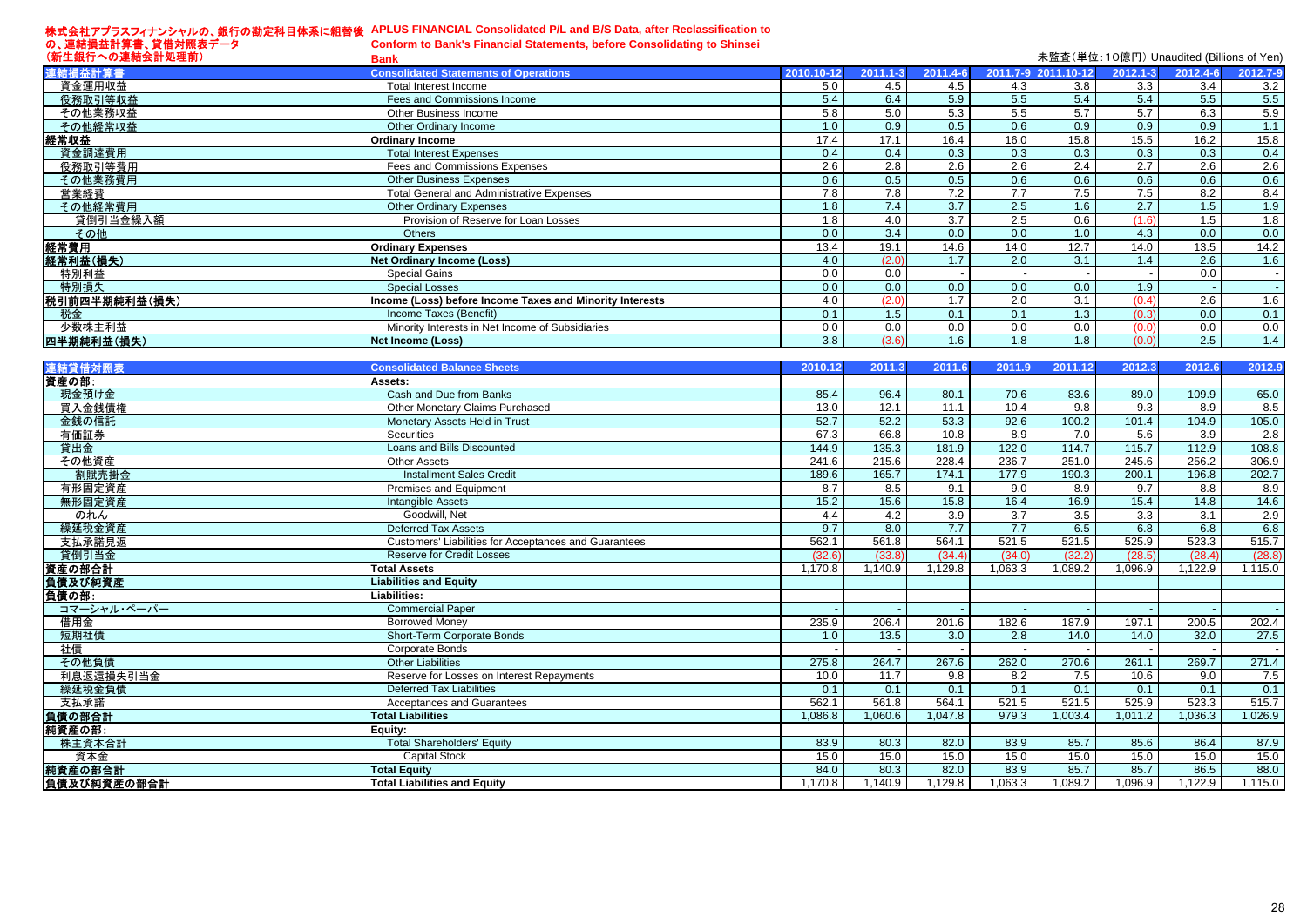# 株式会社アプラスフィナンシャルの、銀行の勘定科目体系に組替後の、連結損益計算書、貸借対照表データ（新生銀行への連結会計処理前）

# APLUS FINANCIAL Consolidated P/L and B/S Data, after Reclassification to Conform to Bank's Financial Statements, before Consolidating to Shinsei Bank

未監査（単位：10億円） Unaudited (Billions of Yen)

| 連結損益計算書 | Consolidated Statements of Operations | 2010.10-12 | 2011.1-3 | 2011.4-6 | 2011.7-9 | 2011.10-12 | 2012.1-3 | 2012.4-6 | 2012.7-9 |
|---|---|---|---|---|---|---|---|---|---|
| 資金運用収益 | Total Interest Income | 5.0 | 4.5 | 4.5 | 4.3 | 3.8 | 3.3 | 3.4 | 3.2 |
| 役務取引等収益 | Fees and Commissions Income | 5.4 | 6.4 | 5.9 | 5.5 | 5.4 | 5.4 | 5.5 | 5.5 |
| その他業務収益 | Other Business Income | 5.8 | 5.0 | 5.3 | 5.5 | 5.7 | 5.7 | 6.3 | 5.9 |
| その他経常収益 | Other Ordinary Income | 1.0 | 0.9 | 0.5 | 0.6 | 0.9 | 0.9 | 0.9 | 1.1 |
| **経常収益** | **Ordinary Income** | 17.4 | 17.1 | 16.4 | 16.0 | 15.8 | 15.5 | 16.2 | 15.8 |
| 資金調達費用 | Total Interest Expenses | 0.4 | 0.4 | 0.3 | 0.3 | 0.3 | 0.3 | 0.3 | 0.4 |
| 役務取引等費用 | Fees and Commissions Expenses | 2.6 | 2.8 | 2.6 | 2.6 | 2.4 | 2.7 | 2.6 | 2.6 |
| その他業務費用 | Other Business Expenses | 0.6 | 0.5 | 0.5 | 0.6 | 0.6 | 0.6 | 0.6 | 0.6 |
| 営業経費 | Total General and Administrative Expenses | 7.8 | 7.8 | 7.2 | 7.7 | 7.5 | 7.5 | 8.2 | 8.4 |
| その他経常費用 | Other Ordinary Expenses | 1.8 | 7.4 | 3.7 | 2.5 | 1.6 | 2.7 | 1.5 | 1.9 |
| 貸倒引当金繰入額 | Provision of Reserve for Loan Losses | 1.8 | 4.0 | 3.7 | 2.5 | 0.6 | (1.6) | 1.5 | 1.8 |
| その他 | Others | 0.0 | 3.4 | 0.0 | 0.0 | 1.0 | 4.3 | 0.0 | 0.0 |
| **経常費用** | **Ordinary Expenses** | 13.4 | 19.1 | 14.6 | 14.0 | 12.7 | 14.0 | 13.5 | 14.2 |
| **経常利益（損失）** | **Net Ordinary Income (Loss)** | 4.0 | (2.0) | 1.7 | 2.0 | 3.1 | 1.4 | 2.6 | 1.6 |
| 特別利益 | Special Gains | 0.0 | 0.0 | - | - | - | - | 0.0 | - |
| 特別損失 | Special Losses | 0.0 | 0.0 | 0.0 | 0.0 | 0.0 | 1.9 | - | - |
| **税引前四半期純利益（損失）** | **Income (Loss) before Income Taxes and Minority Interests** | 4.0 | (2.0) | 1.7 | 2.0 | 3.1 | (0.4) | 2.6 | 1.6 |
| 税金 | Income Taxes (Benefit) | 0.1 | 1.5 | 0.1 | 0.1 | 1.3 | (0.3) | 0.0 | 0.1 |
| 少数株主利益 | Minority Interests in Net Income of Subsidiaries | 0.0 | 0.0 | 0.0 | 0.0 | 0.0 | (0.0) | 0.0 | 0.0 |
| **四半期純利益（損失）** | **Net Income (Loss)** | 3.8 | (3.6) | 1.6 | 1.8 | 1.8 | (0.0) | 2.5 | 1.4 |

| 連結貸借対照表 | Consolidated Balance Sheets | 2010.12 | 2011.3 | 2011.6 | 2011.9 | 2011.12 | 2012.3 | 2012.6 | 2012.9 |
|---|---|---|---|---|---|---|---|---|---|
| **資産の部：** | **Assets:** | | | | | | | | |
| 現金預け金 | Cash and Due from Banks | 85.4 | 96.4 | 80.1 | 70.6 | 83.6 | 89.0 | 109.9 | 65.0 |
| 買入金銭債権 | Other Monetary Claims Purchased | 13.0 | 12.1 | 11.1 | 10.4 | 9.8 | 9.3 | 8.9 | 8.5 |
| 金銭の信託 | Monetary Assets Held in Trust | 52.7 | 52.2 | 53.3 | 92.6 | 100.2 | 101.4 | 104.9 | 105.0 |
| 有価証券 | Securities | 67.3 | 66.8 | 10.8 | 8.9 | 7.0 | 5.6 | 3.9 | 2.8 |
| 貸出金 | Loans and Bills Discounted | 144.9 | 135.3 | 181.9 | 122.0 | 114.7 | 115.7 | 112.9 | 108.8 |
| その他資産 | Other Assets | 241.6 | 215.6 | 228.4 | 236.7 | 251.0 | 245.6 | 256.2 | 306.9 |
| 割賦売掛金 | Installment Sales Credit | 189.6 | 165.7 | 174.1 | 177.9 | 190.3 | 200.1 | 196.8 | 202.7 |
| 有形固定資産 | Premises and Equipment | 8.7 | 8.5 | 9.1 | 9.0 | 8.9 | 9.7 | 8.8 | 8.9 |
| 無形固定資産 | Intangible Assets | 15.2 | 15.6 | 15.8 | 16.4 | 16.9 | 15.4 | 14.8 | 14.6 |
| のれん | Goodwill, Net | 4.4 | 4.2 | 3.9 | 3.7 | 3.5 | 3.3 | 3.1 | 2.9 |
| 繰延税金資産 | Deferred Tax Assets | 9.7 | 8.0 | 7.7 | 7.7 | 6.5 | 6.8 | 6.8 | 6.8 |
| 支払承諾見返 | Customers' Liabilities for Acceptances and Guarantees | 562.1 | 561.8 | 564.1 | 521.5 | 521.5 | 525.9 | 523.3 | 515.7 |
| 貸倒引当金 | Reserve for Credit Losses | (32.6) | (33.8) | (34.4) | (34.0) | (32.2) | (28.5) | (28.4) | (28.8) |
| **資産の部合計** | **Total Assets** | 1,170.8 | 1,140.9 | 1,129.8 | 1,063.3 | 1,089.2 | 1,096.9 | 1,122.9 | 1,115.0 |
| **負債及び純資産** | **Liabilities and Equity** | | | | | | | | |
| **負債の部：** | **Liabilities:** | | | | | | | | |
| コマーシャル・ペーパー | Commercial Paper | - | - | - | - | - | - | - | - |
| 借用金 | Borrowed Money | 235.9 | 206.4 | 201.6 | 182.6 | 187.9 | 197.1 | 200.5 | 202.4 |
| 短期社債 | Short-Term Corporate Bonds | 1.0 | 13.5 | 3.0 | 2.8 | 14.0 | 14.0 | 32.0 | 27.5 |
| 社債 | Corporate Bonds | - | - | - | - | - | - | - | - |
| その他負債 | Other Liabilities | 275.8 | 264.7 | 267.6 | 262.0 | 270.6 | 261.1 | 269.7 | 271.4 |
| 利息返還損失引当金 | Reserve for Losses on Interest Repayments | 10.0 | 11.7 | 9.8 | 8.2 | 7.5 | 10.6 | 9.0 | 7.5 |
| 繰延税金負債 | Deferred Tax Liabilities | 0.1 | 0.1 | 0.1 | 0.1 | 0.1 | 0.1 | 0.1 | 0.1 |
| 支払承諾 | Acceptances and Guarantees | 562.1 | 561.8 | 564.1 | 521.5 | 521.5 | 525.9 | 523.3 | 515.7 |
| **負債の部合計** | **Total Liabilities** | 1,086.8 | 1,060.6 | 1,047.8 | 979.3 | 1,003.4 | 1,011.2 | 1,036.3 | 1,026.9 |
| **純資産の部：** | **Equity:** | | | | | | | | |
| 株主資本合計 | Total Shareholders' Equity | 83.9 | 80.3 | 82.0 | 83.9 | 85.7 | 85.6 | 86.4 | 87.9 |
| 資本金 | Capital Stock | 15.0 | 15.0 | 15.0 | 15.0 | 15.0 | 15.0 | 15.0 | 15.0 |
| **純資産の部合計** | **Total Equity** | 84.0 | 80.3 | 82.0 | 83.9 | 85.7 | 85.7 | 86.5 | 88.0 |
| **負債及び純資産の部合計** | **Total Liabilities and Equity** | 1,170.8 | 1,140.9 | 1,129.8 | 1,063.3 | 1,089.2 | 1,096.9 | 1,122.9 | 1,115.0 |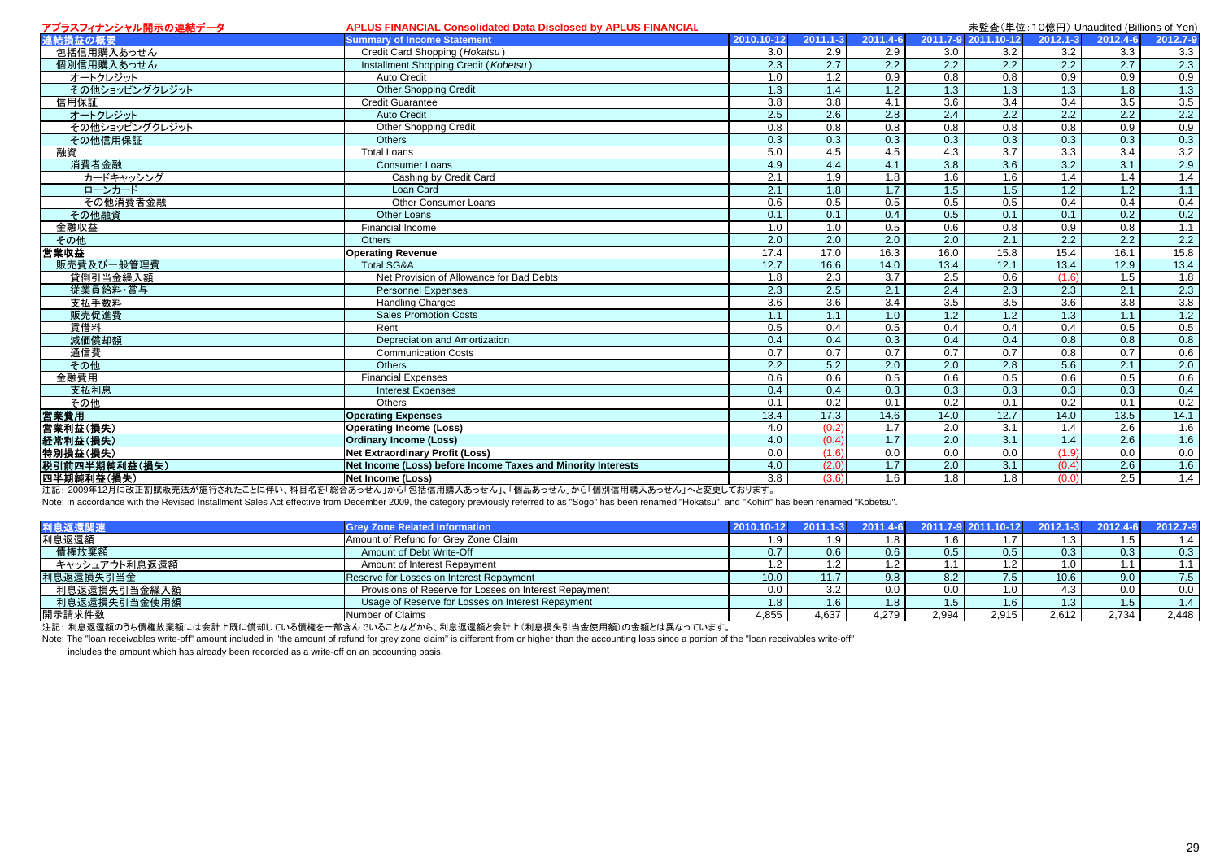アプラスフィナンシャル開示の連結データ　APLUS FINANCIAL Consolidated Data Disclosed by APLUS FINANCIAL

未監査（単位：10億円）Unaudited (Billions of Yen)

| 連結損益の概要 | Summary of Income Statement | 2010.10-12 | 2011.1-3 | 2011.4-6 | 2011.7-9 | 2011.10-12 | 2012.1-3 | 2012.4-6 | 2012.7-9 |
|---|---|---|---|---|---|---|---|---|---|
| 包括信用購入あっせん | Credit Card Shopping (*Hokatsu*) | 3.0 | 2.9 | 2.9 | 3.0 | 3.2 | 3.2 | 3.3 | 3.3 |
| 個別信用購入あっせん | Installment Shopping Credit (*Kobetsu*) | 2.3 | 2.7 | 2.2 | 2.2 | 2.2 | 2.2 | 2.7 | 2.3 |
| オートクレジット | Auto Credit | 1.0 | 1.2 | 0.9 | 0.8 | 0.8 | 0.9 | 0.9 | 0.9 |
| その他ショッピングクレジット | Other Shopping Credit | 1.3 | 1.4 | 1.2 | 1.3 | 1.3 | 1.3 | 1.8 | 1.3 |
| 信用保証 | Credit Guarantee | 3.8 | 3.8 | 4.1 | 3.6 | 3.4 | 3.4 | 3.5 | 3.5 |
| オートクレジット | Auto Credit | 2.5 | 2.6 | 2.8 | 2.4 | 2.2 | 2.2 | 2.2 | 2.2 |
| その他ショッピングクレジット | Other Shopping Credit | 0.8 | 0.8 | 0.8 | 0.8 | 0.8 | 0.8 | 0.9 | 0.9 |
| その他信用保証 | Others | 0.3 | 0.3 | 0.3 | 0.3 | 0.3 | 0.3 | 0.3 | 0.3 |
| 融資 | Total Loans | 5.0 | 4.5 | 4.5 | 4.3 | 3.7 | 3.3 | 3.4 | 3.2 |
| 消費者金融 | Consumer Loans | 4.9 | 4.4 | 4.1 | 3.8 | 3.6 | 3.2 | 3.1 | 2.9 |
| カードキャッシング | Cashing by Credit Card | 2.1 | 1.9 | 1.8 | 1.6 | 1.6 | 1.4 | 1.4 | 1.4 |
| ローンカード | Loan Card | 2.1 | 1.8 | 1.7 | 1.5 | 1.5 | 1.2 | 1.2 | 1.1 |
| その他消費者金融 | Other Consumer Loans | 0.6 | 0.5 | 0.5 | 0.5 | 0.5 | 0.4 | 0.4 | 0.4 |
| その他融資 | Other Loans | 0.1 | 0.1 | 0.4 | 0.5 | 0.1 | 0.1 | 0.2 | 0.2 |
| 金融収益 | Financial Income | 1.0 | 1.0 | 0.5 | 0.6 | 0.8 | 0.9 | 0.8 | 1.1 |
| その他 | Others | 2.0 | 2.0 | 2.0 | 2.0 | 2.1 | 2.2 | 2.2 | 2.2 |
| **営業収益** | **Operating Revenue** | 17.4 | 17.0 | 16.3 | 16.0 | 15.8 | 15.4 | 16.1 | 15.8 |
| 販売費及び一般管理費 | Total SG&A | 12.7 | 16.6 | 14.0 | 13.4 | 12.1 | 13.4 | 12.9 | 13.4 |
| 貸倒引当金繰入額 | Net Provision of Allowance for Bad Debts | 1.8 | 2.3 | 3.7 | 2.5 | 0.6 | (1.6) | 1.5 | 1.8 |
| 従業員給料・賞与 | Personnel Expenses | 2.3 | 2.5 | 2.1 | 2.4 | 2.3 | 2.3 | 2.1 | 2.3 |
| 支払手数料 | Handling Charges | 3.6 | 3.6 | 3.4 | 3.5 | 3.5 | 3.6 | 3.8 | 3.8 |
| 販売促進費 | Sales Promotion Costs | 1.1 | 1.1 | 1.0 | 1.2 | 1.2 | 1.3 | 1.1 | 1.2 |
| 賃借料 | Rent | 0.5 | 0.4 | 0.5 | 0.4 | 0.4 | 0.4 | 0.5 | 0.5 |
| 減価償却額 | Depreciation and Amortization | 0.4 | 0.4 | 0.3 | 0.4 | 0.4 | 0.8 | 0.8 | 0.8 |
| 通信費 | Communication Costs | 0.7 | 0.7 | 0.7 | 0.7 | 0.7 | 0.8 | 0.7 | 0.6 |
| その他 | Others | 2.2 | 5.2 | 2.0 | 2.0 | 2.8 | 5.6 | 2.1 | 2.0 |
| 金融費用 | Financial Expenses | 0.6 | 0.6 | 0.5 | 0.6 | 0.5 | 0.6 | 0.5 | 0.6 |
| 支払利息 | Interest Expenses | 0.4 | 0.4 | 0.3 | 0.3 | 0.3 | 0.3 | 0.3 | 0.4 |
| その他 | Others | 0.1 | 0.2 | 0.1 | 0.2 | 0.1 | 0.2 | 0.1 | 0.2 |
| **営業費用** | **Operating Expenses** | 13.4 | 17.3 | 14.6 | 14.0 | 12.7 | 14.0 | 13.5 | 14.1 |
| **営業利益(損失)** | **Operating Income (Loss)** | 4.0 | (0.2) | 1.7 | 2.0 | 3.1 | 1.4 | 2.6 | 1.6 |
| **経常利益(損失)** | **Ordinary Income (Loss)** | 4.0 | (0.4) | 1.7 | 2.0 | 3.1 | 1.4 | 2.6 | 1.6 |
| **特別損益(損失)** | **Net Extraordinary Profit (Loss)** | 0.0 | (1.6) | 0.0 | 0.0 | 0.0 | (1.9) | 0.0 | 0.0 |
| **税引前四半期純利益(損失)** | **Net Income (Loss) before Income Taxes and Minority Interests** | 4.0 | (2.0) | 1.7 | 2.0 | 3.1 | (0.4) | 2.6 | 1.6 |
| **四半期純利益(損失)** | **Net Income (Loss)** | 3.8 | (3.6) | 1.6 | 1.8 | 1.8 | (0.0) | 2.5 | 1.4 |

注記：2009年12月に改正割賦販売法が施行されたことに伴い、科目名を「総合あっせん」から「包括信用購入あっせん」、「個品あっせん」から「個別信用購入あっせん」へと変更しております。

Note: In accordance with the Revised Installment Sales Act effective from December 2009, the category previously referred to as "Sogo" has been renamed "Hokatsu", and "Kohin" has been renamed "Kobetsu".

| 利息返還関連 | Grey Zone Related Information | 2010.10-12 | 2011.1-3 | 2011.4-6 | 2011.7-9 | 2011.10-12 | 2012.1-3 | 2012.4-6 | 2012.7-9 |
|---|---|---|---|---|---|---|---|---|---|
| 利息返還額 | Amount of Refund for Grey Zone Claim | 1.9 | 1.9 | 1.8 | 1.6 | 1.7 | 1.3 | 1.5 | 1.4 |
| 債権放棄額 | Amount of Debt Write-Off | 0.7 | 0.6 | 0.6 | 0.5 | 0.5 | 0.3 | 0.3 | 0.3 |
| キャッシュアウト利息返還額 | Amount of Interest Repayment | 1.2 | 1.2 | 1.2 | 1.1 | 1.2 | 1.0 | 1.1 | 1.1 |
| 利息返還損失引当金 | Reserve for Losses on Interest Repayment | 10.0 | 11.7 | 9.8 | 8.2 | 7.5 | 10.6 | 9.0 | 7.5 |
| 利息返還損失引当金繰入額 | Provisions of Reserve for Losses on Interest Repayment | 0.0 | 3.2 | 0.0 | 0.0 | 1.0 | 4.3 | 0.0 | 0.0 |
| 利息返還損失引当金使用額 | Usage of Reserve for Losses on Interest Repayment | 1.8 | 1.6 | 1.8 | 1.5 | 1.6 | 1.3 | 1.5 | 1.4 |
| 開示請求件数 | Number of Claims | 4,855 | 4,637 | 4,279 | 2,994 | 2,915 | 2,612 | 2,734 | 2,448 |

注記：利息返還額のうち債権放棄額には会計上既に償却している債権を一部含んでいることなどから、利息返還額と会計上（利息損失引当金使用額）の金額とは異なっています。

Note: The "loan receivables write-off" amount included in "the amount of refund for grey zone claim" is different from or higher than the accounting loss since a portion of the "loan receivables write-off" includes the amount which has already been recorded as a write-off on an accounting basis.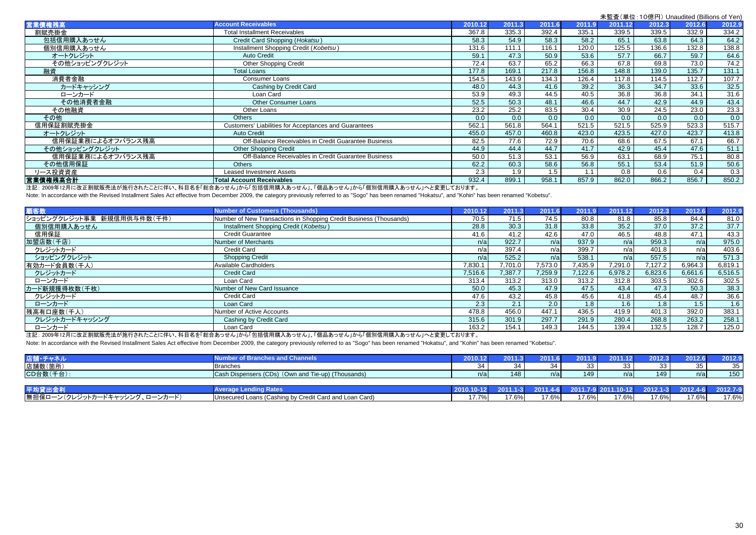未監査（単位：10億円）Unaudited (Billions of Yen)

| 営業債権残高 | Account Receivables | 2010.12 | 2011.3 | 2011.6 | 2011.9 | 2011.12 | 2012.3 | 2012.6 | 2012.9 |
|---|---|---|---|---|---|---|---|---|---|
| 割賦売掛金 | Total Installment Receivables | 367.8 | 335.3 | 392.4 | 335.1 | 339.5 | 339.5 | 332.9 | 334.2 |
| 包括信用購入あっせん | Credit Card Shopping (*Hokatsu*) | 58.3 | 54.9 | 58.3 | 58.2 | 65.1 | 63.8 | 64.3 | 64.2 |
| 個別信用購入あっせん | Installment Shopping Credit (*Kobetsu*) | 131.6 | 111.1 | 116.1 | 120.0 | 125.5 | 136.6 | 132.8 | 138.8 |
| オートクレジット | Auto Credit | 59.1 | 47.3 | 50.9 | 53.6 | 57.7 | 66.7 | 59.7 | 64.6 |
| その他ショッピングクレジット | Other Shopping Credit | 72.4 | 63.7 | 65.2 | 66.3 | 67.8 | 69.8 | 73.0 | 74.2 |
| 融資 | Total Loans | 177.8 | 169.1 | 217.8 | 156.8 | 148.8 | 139.0 | 135.7 | 131.1 |
| 消費者金融 | Consumer Loans | 154.5 | 143.9 | 134.3 | 126.4 | 117.8 | 114.5 | 112.7 | 107.7 |
| カードキャッシング | Cashing by Credit Card | 48.0 | 44.3 | 41.6 | 39.2 | 36.3 | 34.7 | 33.6 | 32.5 |
| ローンカード | Loan Card | 53.9 | 49.3 | 44.5 | 40.5 | 36.8 | 36.8 | 34.1 | 31.6 |
| その他消費者金融 | Other Consumer Loans | 52.5 | 50.3 | 48.1 | 46.6 | 44.7 | 42.9 | 44.9 | 43.4 |
| その他融資 | Other Loans | 23.2 | 25.2 | 83.5 | 30.4 | 30.9 | 24.5 | 23.0 | 23.3 |
| その他 | Others | 0.0 | 0.0 | 0.0 | 0.0 | 0.0 | 0.0 | 0.0 | 0.0 |
| 信用保証割賦売掛金 | Customers' Liabilities for Acceptances and Guarantees | 562.1 | 561.8 | 564.1 | 521.5 | 521.5 | 525.9 | 523.3 | 515.7 |
| オートクレジット | Auto Credit | 455.0 | 457.0 | 460.8 | 423.0 | 423.5 | 427.0 | 423.7 | 413.8 |
| 信用保証業務によるオフバランス残高 | Off-Balance Receivables in Credit Guarantee Business | 82.5 | 77.6 | 72.9 | 70.6 | 68.6 | 67.5 | 67.1 | 66.7 |
| その他ショッピングクレジット | Other Shopping Credit | 44.9 | 44.4 | 44.7 | 41.7 | 42.9 | 45.4 | 47.6 | 51.1 |
| 信用保証業務によるオフバランス残高 | Off-Balance Receivables in Credit Guarantee Business | 50.0 | 51.3 | 53.1 | 56.9 | 63.1 | 68.9 | 75.1 | 80.8 |
| その他信用保証 | Others | 62.2 | 60.3 | 58.6 | 56.8 | 55.1 | 53.4 | 51.9 | 50.6 |
| リース投資資産 | Leased Investment Assets | 2.3 | 1.9 | 1.5 | 1.1 | 0.8 | 0.6 | 0.4 | 0.3 |
| **営業債権残高合計** | **Total Account Receivables** | 932.4 | 899.1 | 958.1 | 857.9 | 862.0 | 866.2 | 856.7 | 850.2 |

注記：2009年12月に改正割賦販売法が施行されたことに伴い、科目名を「総合あっせん」から「包括信用購入あっせん」、「個品あっせん」から「個別信用購入あっせん」へと変更しております。

Note: In accordance with the Revised Installment Sales Act effective from December 2009, the category previously referred to as "Sogo" has been renamed "Hokatsu", and "Kohin" has been renamed "Kobetsu".

| 顧客数 | Number of Customers (Thousands) | 2010.12 | 2011.3 | 2011.6 | 2011.9 | 2011.12 | 2012.3 | 2012.6 | 2012.9 |
|---|---|---|---|---|---|---|---|---|---|
| ショッピングクレジット事業 新規信用供与件数(千件) | Number of New Transactions in Shopping Credit Business (Thousands) | 70.5 | 71.5 | 74.5 | 80.8 | 81.8 | 85.8 | 84.4 | 81.0 |
| 個別信用購入あっせん | Installment Shopping Credit (*Kobetsu*) | 28.8 | 30.3 | 31.8 | 33.8 | 35.2 | 37.0 | 37.2 | 37.7 |
| 信用保証 | Credit Guarantee | 41.6 | 41.2 | 42.6 | 47.0 | 46.5 | 48.8 | 47.1 | 43.3 |
| 加盟店数(千店) | Number of Merchants | n/a | 922.7 | n/a | 937.9 | n/a | 959.3 | n/a | 975.0 |
| クレジットカード | Credit Card | n/a | 397.4 | n/a | 399.7 | n/a | 401.8 | n/a | 403.6 |
| ショッピングクレジット | Shopping Credit | n/a | 525.2 | n/a | 538.1 | n/a | 557.5 | n/a | 571.3 |
| 有効カード会員数(千人) | Available Cardholders | 7,830.1 | 7,701.0 | 7,573.0 | 7,435.9 | 7,291.0 | 7,127.2 | 6,964.3 | 6,819.1 |
| クレジットカード | Credit Card | 7,516.6 | 7,387.7 | 7,259.9 | 7,122.6 | 6,978.2 | 6,823.6 | 6,661.6 | 6,516.5 |
| ローンカード | Loan Card | 313.4 | 313.2 | 313.0 | 313.2 | 312.8 | 303.5 | 302.6 | 302.5 |
| カード新規獲得枚数(千枚) | Number of New Card Issuance | 50.0 | 45.3 | 47.9 | 47.5 | 43.4 | 47.3 | 50.3 | 38.3 |
| クレジットカード | Credit Card | 47.6 | 43.2 | 45.8 | 45.6 | 41.8 | 45.4 | 48.7 | 36.6 |
| ローンカード | Loan Card | 2.3 | 2.1 | 2.0 | 1.8 | 1.6 | 1.8 | 1.5 | 1.6 |
| 残高有口座数(千人) | Number of Active Accounts | 478.8 | 456.0 | 447.1 | 436.5 | 419.9 | 401.3 | 392.0 | 383.1 |
| クレジットカードキャッシング | Cashing by Credit Card | 315.6 | 301.9 | 297.7 | 291.9 | 280.4 | 268.8 | 263.2 | 258.1 |
| ローンカード | Loan Card | 163.2 | 154.1 | 149.3 | 144.5 | 139.4 | 132.5 | 128.7 | 125.0 |

注記：2009年12月に改正割賦販売法が施行されたことに伴い、科目名を「総合あっせん」から「包括信用購入あっせん」、「個品あっせん」から「個別信用購入あっせん」へと変更しております。

Note: In accordance with the Revised Installment Sales Act effective from December 2009, the category previously referred to as "Sogo" has been renamed "Hokatsu", and "Kohin" has been renamed "Kobetsu".

| 店舗・チャネル | Number of Branches and Channels | 2010.12 | 2011.3 | 2011.6 | 2011.9 | 2011.12 | 2012.3 | 2012.6 | 2012.9 |
|---|---|---|---|---|---|---|---|---|---|
| 店舗数(箇所) | Branches | 34 | 34 | 34 | 33 | 33 | 33 | 35 | 35 |
| CD台数(千台) | Cash Dispensers (CDs) (Own and Tie-up) (Thousands) | n/a | 148 | n/a | 149 | n/a | 149 | n/a | 150 |

| 平均貸出金利 | Average Lending Rates | 2010.10-12 | 2011.1-3 | 2011.4-6 | 2011.7-9 | 2011.10-12 | 2012.1-3 | 2012.4-6 | 2012.7-9 |
|---|---|---|---|---|---|---|---|---|---|
| 無担保ローン(クレジットカードキャッシング、ローンカード) | Unsecured Loans (Cashing by Credit Card and Loan Card) | 17.7% | 17.6% | 17.6% | 17.6% | 17.6% | 17.6% | 17.6% | 17.6% |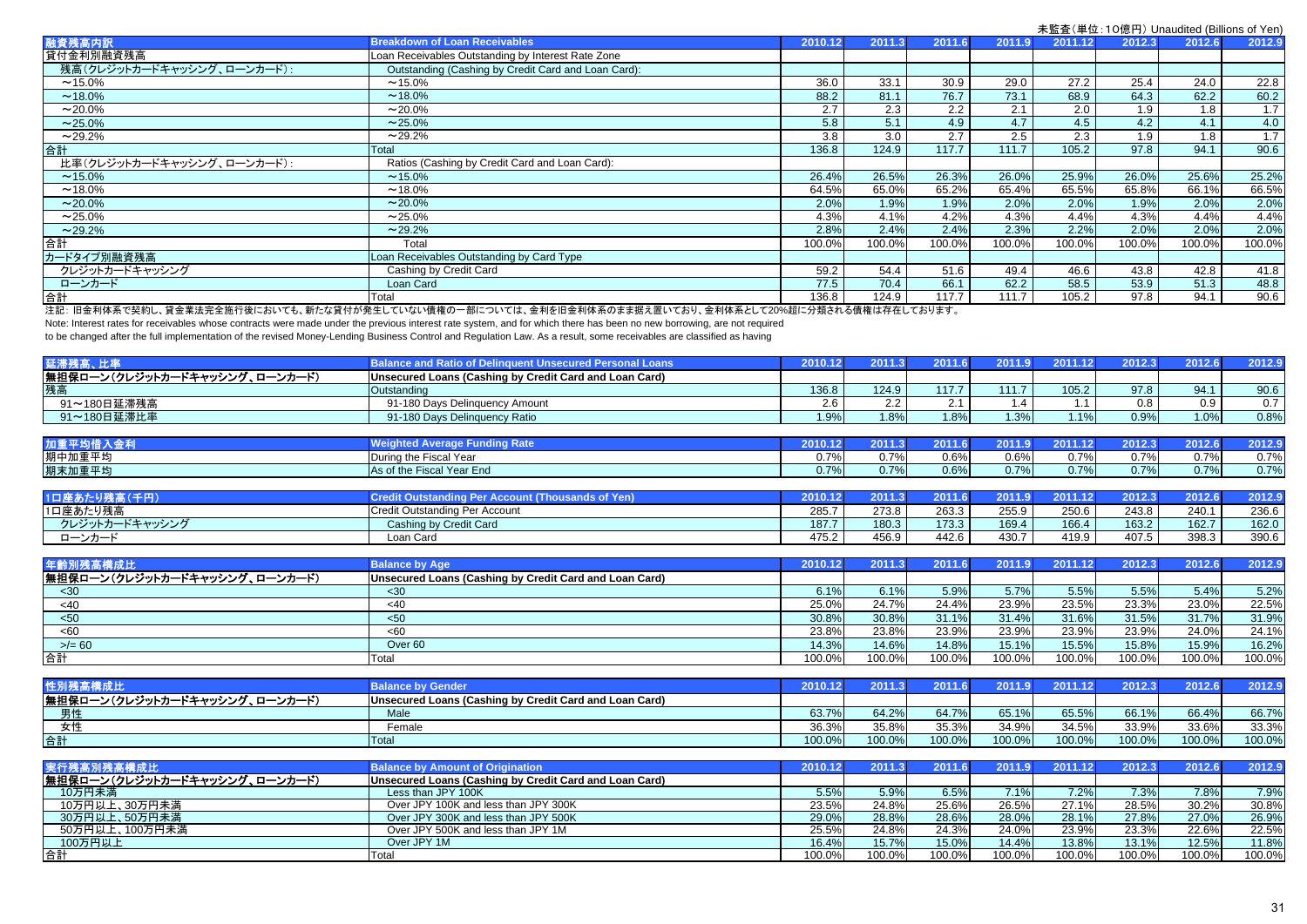未監査（単位：10億円）Unaudited (Billions of Yen)

| 融資残高内訳 | Breakdown of Loan Receivables | 2010.12 | 2011.3 | 2011.6 | 2011.9 | 2011.12 | 2012.3 | 2012.6 | 2012.9 |
|---|---|---|---|---|---|---|---|---|---|
| 貸付金利別融資残高 | Loan Receivables Outstanding by Interest Rate Zone | | | | | | | | |
| 残高（クレジットカードキャッシング、ローンカード）: | Outstanding (Cashing by Credit Card and Loan Card): | | | | | | | | |
| ～15.0% | ～15.0% | 36.0 | 33.1 | 30.9 | 29.0 | 27.2 | 25.4 | 24.0 | 22.8 |
| ～18.0% | ～18.0% | 88.2 | 81.1 | 76.7 | 73.1 | 68.9 | 64.3 | 62.2 | 60.2 |
| ～20.0% | ～20.0% | 2.7 | 2.3 | 2.2 | 2.1 | 2.0 | 1.9 | 1.8 | 1.7 |
| ～25.0% | ～25.0% | 5.8 | 5.1 | 4.9 | 4.7 | 4.5 | 4.2 | 4.1 | 4.0 |
| ～29.2% | ～29.2% | 3.8 | 3.0 | 2.7 | 2.5 | 2.3 | 1.9 | 1.8 | 1.7 |
| 合計 | Total | 136.8 | 124.9 | 117.7 | 111.7 | 105.2 | 97.8 | 94.1 | 90.6 |
| 比率（クレジットカードキャッシング、ローンカード）: | Ratios (Cashing by Credit Card and Loan Card): | | | | | | | | |
| ～15.0% | ～15.0% | 26.4% | 26.5% | 26.3% | 26.0% | 25.9% | 26.0% | 25.6% | 25.2% |
| ～18.0% | ～18.0% | 64.5% | 65.0% | 65.2% | 65.4% | 65.5% | 65.8% | 66.1% | 66.5% |
| ～20.0% | ～20.0% | 2.0% | 1.9% | 1.9% | 2.0% | 2.0% | 1.9% | 2.0% | 2.0% |
| ～25.0% | ～25.0% | 4.3% | 4.1% | 4.2% | 4.3% | 4.4% | 4.3% | 4.4% | 4.4% |
| ～29.2% | ～29.2% | 2.8% | 2.4% | 2.4% | 2.3% | 2.2% | 2.0% | 2.0% | 2.0% |
| 合計 | Total | 100.0% | 100.0% | 100.0% | 100.0% | 100.0% | 100.0% | 100.0% | 100.0% |
| カードタイプ別融資残高 | Loan Receivables Outstanding by Card Type | | | | | | | | |
| クレジットカードキャッシング | Cashing by Credit Card | 59.2 | 54.4 | 51.6 | 49.4 | 46.6 | 43.8 | 42.8 | 41.8 |
| ローンカード | Loan Card | 77.5 | 70.4 | 66.1 | 62.2 | 58.5 | 53.9 | 51.3 | 48.8 |
| 合計 | Total | 136.8 | 124.9 | 117.7 | 111.7 | 105.2 | 97.8 | 94.1 | 90.6 |

注記：旧金利体系で契約し、貸金業法完全施行後においても、新たな貸付が発生していない債権の一部については、金利を旧金利体系のまま据え置いており、金利体系として20%超に分類される債権は存在しております。
Note: Interest rates for receivables whose contracts were made under the previous interest rate system, and for which there has been no new borrowing, are not required to be changed after the full implementation of the revised Money-Lending Business Control and Regulation Law. As a result, some receivables are classified as having

| 延滞残高、比率 | Balance and Ratio of Delinquent Unsecured Personal Loans | 2010.12 | 2011.3 | 2011.6 | 2011.9 | 2011.12 | 2012.3 | 2012.6 | 2012.9 |
|---|---|---|---|---|---|---|---|---|---|
| 無担保ローン（クレジットカードキャッシング、ローンカード） | Unsecured Loans (Cashing by Credit Card and Loan Card) | | | | | | | | |
| 残高 | Outstanding | 136.8 | 124.9 | 117.7 | 111.7 | 105.2 | 97.8 | 94.1 | 90.6 |
| 91～180日延滞残高 | 91-180 Days Delinquency Amount | 2.6 | 2.2 | 2.1 | 1.4 | 1.1 | 0.8 | 0.9 | 0.7 |
| 91～180日延滞比率 | 91-180 Days Delinquency Ratio | 1.9% | 1.8% | 1.8% | 1.3% | 1.1% | 0.9% | 1.0% | 0.8% |

| 加重平均借入金利 | Weighted Average Funding Rate | 2010.12 | 2011.3 | 2011.6 | 2011.9 | 2011.12 | 2012.3 | 2012.6 | 2012.9 |
|---|---|---|---|---|---|---|---|---|---|
| 期中加重平均 | During the Fiscal Year | 0.7% | 0.7% | 0.6% | 0.6% | 0.7% | 0.7% | 0.7% | 0.7% |
| 期末加重平均 | As of the Fiscal Year End | 0.7% | 0.7% | 0.6% | 0.7% | 0.7% | 0.7% | 0.7% | 0.7% |

| 1口座あたり残高（千円） | Credit Outstanding Per Account (Thousands of Yen) | 2010.12 | 2011.3 | 2011.6 | 2011.9 | 2011.12 | 2012.3 | 2012.6 | 2012.9 |
|---|---|---|---|---|---|---|---|---|---|
| 1口座あたり残高 | Credit Outstanding Per Account | 285.7 | 273.8 | 263.3 | 255.9 | 250.6 | 243.8 | 240.1 | 236.6 |
| クレジットカードキャッシング | Cashing by Credit Card | 187.7 | 180.3 | 173.3 | 169.4 | 166.4 | 163.2 | 162.7 | 162.0 |
| ローンカード | Loan Card | 475.2 | 456.9 | 442.6 | 430.7 | 419.9 | 407.5 | 398.3 | 390.6 |

| 年齢別残高構成比 | Balance by Age | 2010.12 | 2011.3 | 2011.6 | 2011.9 | 2011.12 | 2012.3 | 2012.6 | 2012.9 |
|---|---|---|---|---|---|---|---|---|---|
| 無担保ローン（クレジットカードキャッシング、ローンカード） | Unsecured Loans (Cashing by Credit Card and Loan Card) | | | | | | | | |
| <30 | <30 | 6.1% | 6.1% | 5.9% | 5.7% | 5.5% | 5.5% | 5.4% | 5.2% |
| <40 | <40 | 25.0% | 24.7% | 24.4% | 23.9% | 23.5% | 23.3% | 23.0% | 22.5% |
| <50 | <50 | 30.8% | 30.8% | 31.1% | 31.4% | 31.6% | 31.5% | 31.7% | 31.9% |
| <60 | <60 | 23.8% | 23.8% | 23.9% | 23.9% | 23.9% | 23.9% | 24.0% | 24.1% |
| >/= 60 | Over 60 | 14.3% | 14.6% | 14.8% | 15.1% | 15.5% | 15.8% | 15.9% | 16.2% |
| 合計 | Total | 100.0% | 100.0% | 100.0% | 100.0% | 100.0% | 100.0% | 100.0% | 100.0% |

| 性別残高構成比 | Balance by Gender | 2010.12 | 2011.3 | 2011.6 | 2011.9 | 2011.12 | 2012.3 | 2012.6 | 2012.9 |
|---|---|---|---|---|---|---|---|---|---|
| 無担保ローン（クレジットカードキャッシング、ローンカード） | Unsecured Loans (Cashing by Credit Card and Loan Card) | | | | | | | | |
| 男性 | Male | 63.7% | 64.2% | 64.7% | 65.1% | 65.5% | 66.1% | 66.4% | 66.7% |
| 女性 | Female | 36.3% | 35.8% | 35.3% | 34.9% | 34.5% | 33.9% | 33.6% | 33.3% |
| 合計 | Total | 100.0% | 100.0% | 100.0% | 100.0% | 100.0% | 100.0% | 100.0% | 100.0% |

| 実行残高別残高構成比 | Balance by Amount of Origination | 2010.12 | 2011.3 | 2011.6 | 2011.9 | 2011.12 | 2012.3 | 2012.6 | 2012.9 |
|---|---|---|---|---|---|---|---|---|---|
| 無担保ローン（クレジットカードキャッシング、ローンカード） | Unsecured Loans (Cashing by Credit Card and Loan Card) | | | | | | | | |
| 10万円未満 | Less than JPY 100K | 5.5% | 5.9% | 6.5% | 7.1% | 7.2% | 7.3% | 7.8% | 7.9% |
| 10万円以上、30万円未満 | Over JPY 100K and less than JPY 300K | 23.5% | 24.8% | 25.6% | 26.5% | 27.1% | 28.5% | 30.2% | 30.8% |
| 30万円以上、50万円未満 | Over JPY 300K and less than JPY 500K | 29.0% | 28.8% | 28.6% | 28.0% | 28.1% | 27.8% | 27.0% | 26.9% |
| 50万円以上、100万円未満 | Over JPY 500K and less than JPY 1M | 25.5% | 24.8% | 24.3% | 24.0% | 23.9% | 23.3% | 22.6% | 22.5% |
| 100万円以上 | Over JPY 1M | 16.4% | 15.7% | 15.0% | 14.4% | 13.8% | 13.1% | 12.5% | 11.8% |
| 合計 | Total | 100.0% | 100.0% | 100.0% | 100.0% | 100.0% | 100.0% | 100.0% | 100.0% |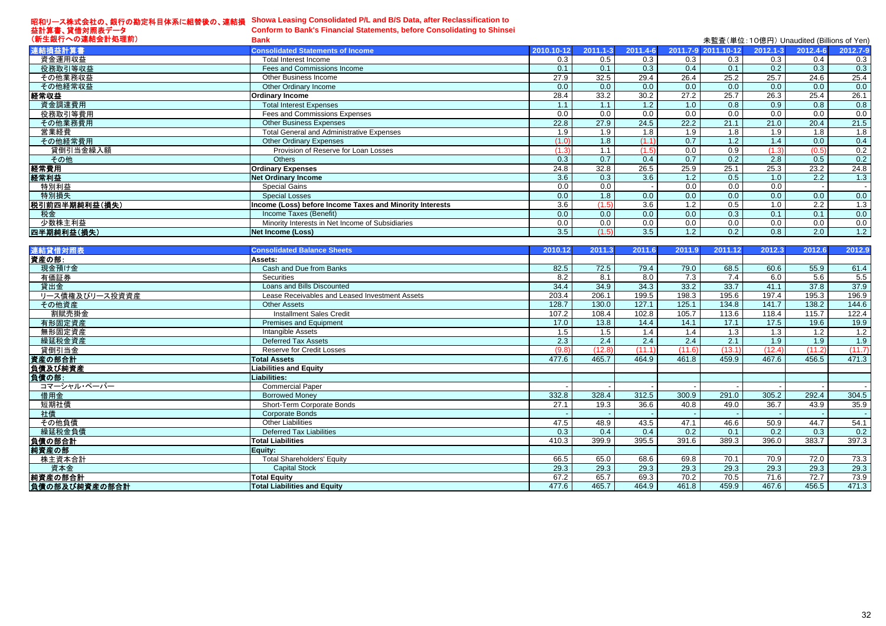# 昭和リース株式会社の、銀行の勘定科目体系に組替後の、連結損益計算書、貸借対照表データ（新生銀行への連結会計処理前）

# Showa Leasing Consolidated P/L and B/S Data, after Reclassification to Conform to Bank's Financial Statements, before Consolidating to Shinsei Bank

未監査（単位：10億円） Unaudited (Billions of Yen)

| 連結損益計算書 | Consolidated Statements of Income | 2010.10-12 | 2011.1-3 | 2011.4-6 | 2011.7-9 | 2011.10-12 | 2012.1-3 | 2012.4-6 | 2012.7-9 |
|---|---|---|---|---|---|---|---|---|---|
| 資金運用収益 | Total Interest Income | 0.3 | 0.5 | 0.3 | 0.3 | 0.3 | 0.3 | 0.4 | 0.3 |
| 役務取引等収益 | Fees and Commissions Income | 0.1 | 0.1 | 0.3 | 0.4 | 0.1 | 0.2 | 0.3 | 0.3 |
| その他業務収益 | Other Business Income | 27.9 | 32.5 | 29.4 | 26.4 | 25.2 | 25.7 | 24.6 | 25.4 |
| その他経常収益 | Other Ordinary Income | 0.0 | 0.0 | 0.0 | 0.0 | 0.0 | 0.0 | 0.0 | 0.0 |
| **経常収益** | **Ordinary Income** | 28.4 | 33.2 | 30.2 | 27.2 | 25.7 | 26.3 | 25.4 | 26.1 |
| 資金調達費用 | Total Interest Expenses | 1.1 | 1.1 | 1.2 | 1.0 | 0.8 | 0.9 | 0.8 | 0.8 |
| 役務取引等費用 | Fees and Commissions Expenses | 0.0 | 0.0 | 0.0 | 0.0 | 0.0 | 0.0 | 0.0 | 0.0 |
| その他業務費用 | Other Business Expenses | 22.8 | 27.9 | 24.5 | 22.2 | 21.1 | 21.0 | 20.4 | 21.5 |
| 営業経費 | Total General and Administrative Expenses | 1.9 | 1.9 | 1.8 | 1.9 | 1.8 | 1.9 | 1.8 | 1.8 |
| その他経常費用 | Other Ordinary Expenses | (1.0) | 1.8 | (1.1) | 0.7 | 1.2 | 1.4 | 0.0 | 0.4 |
| 貸倒引当金繰入額 | Provision of Reserve for Loan Losses | (1.3) | 1.1 | (1.5) | 0.0 | 0.9 | (1.3) | (0.5) | 0.2 |
| その他 | Others | 0.3 | 0.7 | 0.4 | 0.7 | 0.2 | 2.8 | 0.5 | 0.2 |
| **経常費用** | **Ordinary Expenses** | 24.8 | 32.8 | 26.5 | 25.9 | 25.1 | 25.3 | 23.2 | 24.8 |
| **経常利益** | **Net Ordinary Income** | 3.6 | 0.3 | 3.6 | 1.2 | 0.5 | 1.0 | 2.2 | 1.3 |
| 特別利益 | Special Gains | 0.0 | 0.0 | - | 0.0 | 0.0 | 0.0 | - | - |
| 特別損失 | Special Losses | 0.0 | 1.8 | 0.0 | 0.0 | 0.0 | 0.0 | 0.0 | 0.0 |
| **税引前四半期純利益(損失)** | **Income (Loss) before Income Taxes and Minority Interests** | 3.6 | (1.5) | 3.6 | 1.2 | 0.5 | 1.0 | 2.2 | 1.3 |
| 税金 | Income Taxes (Benefit) | 0.0 | 0.0 | 0.0 | 0.0 | 0.3 | 0.1 | 0.1 | 0.0 |
| 少数株主利益 | Minority Interests in Net Income of Subsidiaries | 0.0 | 0.0 | 0.0 | 0.0 | 0.0 | 0.0 | 0.0 | 0.0 |
| **四半期純利益(損失)** | **Net Income (Loss)** | 3.5 | (1.5) | 3.5 | 1.2 | 0.2 | 0.8 | 2.0 | 1.2 |

| 連結貸借対照表 | Consolidated Balance Sheets | 2010.12 | 2011.3 | 2011.6 | 2011.9 | 2011.12 | 2012.3 | 2012.6 | 2012.9 |
|---|---|---|---|---|---|---|---|---|---|
| **資産の部:** | **Assets:** | | | | | | | | |
| 現金預け金 | Cash and Due from Banks | 82.5 | 72.5 | 79.4 | 79.0 | 68.5 | 60.6 | 55.9 | 61.4 |
| 有価証券 | Securities | 8.2 | 8.1 | 8.0 | 7.3 | 7.4 | 6.0 | 5.6 | 5.5 |
| 貸出金 | Loans and Bills Discounted | 34.4 | 34.9 | 34.3 | 33.2 | 33.7 | 41.1 | 37.8 | 37.9 |
| リース債権及びリース投資資産 | Lease Receivables and Leased Investment Assets | 203.4 | 206.1 | 199.5 | 198.3 | 195.6 | 197.4 | 195.3 | 196.9 |
| その他資産 | Other Assets | 128.7 | 130.0 | 127.1 | 125.1 | 134.8 | 141.7 | 138.2 | 144.6 |
| 割賦売掛金 | Installment Sales Credit | 107.2 | 108.4 | 102.8 | 105.7 | 113.6 | 118.4 | 115.7 | 122.4 |
| 有形固定資産 | Premises and Equipment | 17.0 | 13.8 | 14.4 | 14.1 | 17.1 | 17.5 | 19.6 | 19.9 |
| 無形固定資産 | Intangible Assets | 1.5 | 1.5 | 1.4 | 1.4 | 1.3 | 1.3 | 1.2 | 1.2 |
| 繰延税金資産 | Deferred Tax Assets | 2.3 | 2.4 | 2.4 | 2.4 | 2.1 | 1.9 | 1.9 | 1.9 |
| 貸倒引当金 | Reserve for Credit Losses | (9.8) | (12.8) | (11.1) | (11.6) | (13.1) | (12.4) | (11.2) | (11.7) |
| **資産の部合計** | **Total Assets** | 477.6 | 465.7 | 464.9 | 461.8 | 459.9 | 467.6 | 456.5 | 471.3 |
| **負債及び純資産** | **Liabilities and Equity** | | | | | | | | |
| **負債の部:** | **Liabilities:** | | | | | | | | |
| コマーシャル・ペーパー | Commercial Paper | - | - | - | - | - | - | - | - |
| 借用金 | Borrowed Money | 332.8 | 328.4 | 312.5 | 300.9 | 291.0 | 305.2 | 292.4 | 304.5 |
| 短期社債 | Short-Term Corporate Bonds | 27.1 | 19.3 | 36.6 | 40.8 | 49.0 | 36.7 | 43.9 | 35.9 |
| 社債 | Corporate Bonds | - | - | - | - | - | - | - | - |
| その他負債 | Other Liabilities | 47.5 | 48.9 | 43.5 | 47.1 | 46.6 | 50.9 | 44.7 | 54.1 |
| 繰延税金負債 | Deferred Tax Liabilities | 0.3 | 0.4 | 0.4 | 0.2 | 0.1 | 0.2 | 0.3 | 0.2 |
| **負債の部合計** | **Total Liabilities** | 410.3 | 399.9 | 395.5 | 391.6 | 389.3 | 396.0 | 383.7 | 397.3 |
| **純資産の部** | **Equity:** | | | | | | | | |
| 株主資本合計 | Total Shareholders' Equity | 66.5 | 65.0 | 68.6 | 69.8 | 70.1 | 70.9 | 72.0 | 73.3 |
| 資本金 | Capital Stock | 29.3 | 29.3 | 29.3 | 29.3 | 29.3 | 29.3 | 29.3 | 29.3 |
| **純資産の部合計** | **Total Equity** | 67.2 | 65.7 | 69.3 | 70.2 | 70.5 | 71.6 | 72.7 | 73.9 |
| **負債の部及び純資産の部合計** | **Total Liabilities and Equity** | 477.6 | 465.7 | 464.9 | 461.8 | 459.9 | 467.6 | 456.5 | 471.3 |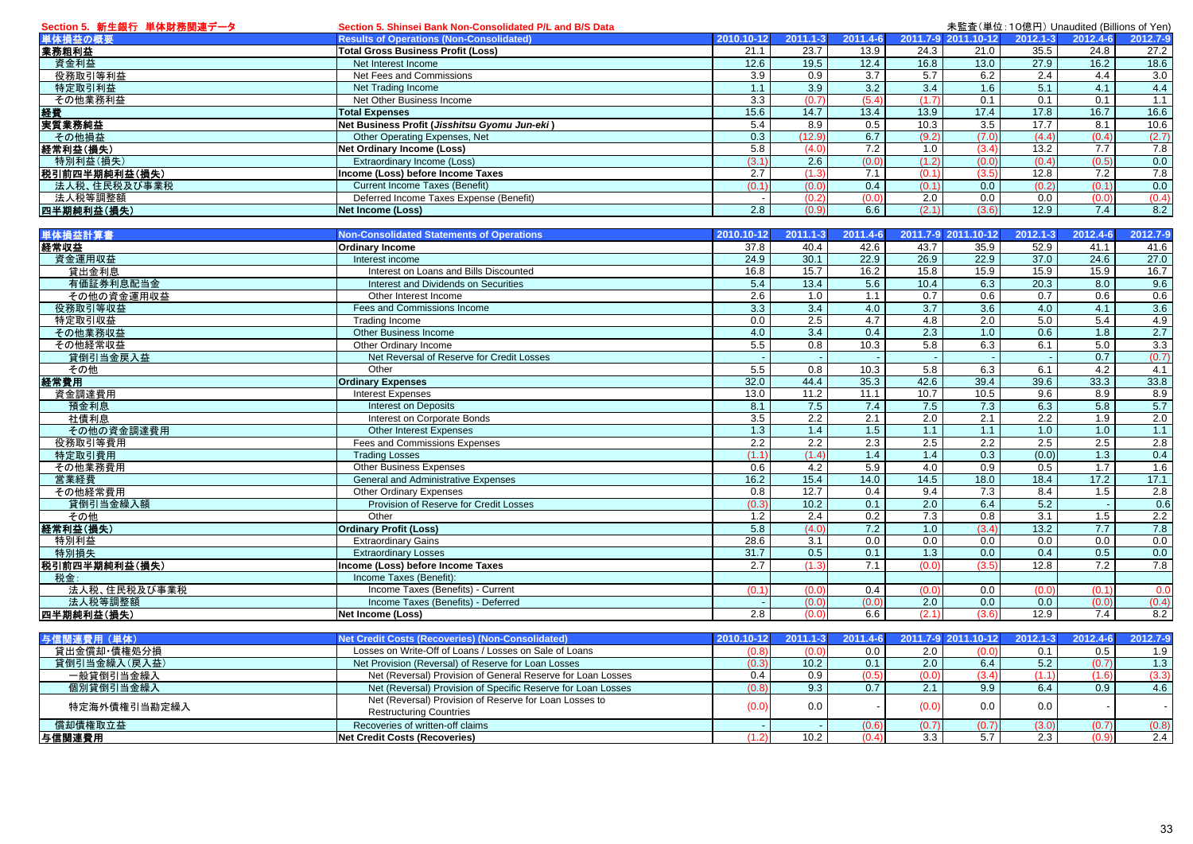## Section 5. 新生銀行 単体財務関連データ　Section 5. Shinsei Bank Non-Consolidated P/L and B/S Data

未監査(単位:10億円) Unaudited (Billions of Yen)

| 単体損益の概要 | Results of Operations (Non-Consolidated) | 2010.10-12 | 2011.1-3 | 2011.4-6 | 2011.7-9 | 2011.10-12 | 2012.1-3 | 2012.4-6 | 2012.7-9 |
|---|---|---|---|---|---|---|---|---|---|
| 業務粗利益 | Total Gross Business Profit (Loss) | 21.1 | 23.7 | 13.9 | 24.3 | 21.0 | 35.5 | 24.8 | 27.2 |
| 資金利益 | Net Interest Income | 12.6 | 19.5 | 12.4 | 16.8 | 13.0 | 27.9 | 16.2 | 18.6 |
| 役務取引等利益 | Net Fees and Commissions | 3.9 | 0.9 | 3.7 | 5.7 | 6.2 | 2.4 | 4.4 | 3.0 |
| 特定取引利益 | Net Trading Income | 1.1 | 3.9 | 3.2 | 3.4 | 1.6 | 5.1 | 4.1 | 4.4 |
| その他業務利益 | Net Other Business Income | 3.3 | (0.7) | (5.4) | (1.7) | 0.1 | 0.1 | 0.1 | 1.1 |
| 経費 | Total Expenses | 15.6 | 14.7 | 13.4 | 13.9 | 17.4 | 17.8 | 16.7 | 16.6 |
| 実質業務純益 | Net Business Profit (*Jisshitsu Gyomu Jun-eki*) | 5.4 | 8.9 | 0.5 | 10.3 | 3.5 | 17.7 | 8.1 | 10.6 |
| その他損益 | Other Operating Expenses, Net | 0.3 | (12.9) | 6.7 | (9.2) | (7.0) | (4.4) | (0.4) | (2.7) |
| 経常利益(損失) | Net Ordinary Income (Loss) | 5.8 | (4.0) | 7.2 | 1.0 | (3.4) | 13.2 | 7.7 | 7.8 |
| 特別利益(損失) | Extraordinary Income (Loss) | (3.1) | 2.6 | (0.0) | (1.2) | (0.0) | (0.4) | (0.5) | 0.0 |
| 税引前四半期純利益(損失) | Income (Loss) before Income Taxes | 2.7 | (1.3) | 7.1 | (0.1) | (3.5) | 12.8 | 7.2 | 7.8 |
| 法人税、住民税及び事業税 | Current Income Taxes (Benefit) | (0.1) | (0.0) | 0.4 | (0.1) | 0.0 | (0.2) | (0.1) | 0.0 |
| 法人税等調整額 | Deferred Income Taxes Expense (Benefit) | - | (0.2) | (0.0) | 2.0 | 0.0 | 0.0 | (0.0) | (0.4) |
| 四半期純利益(損失) | Net Income (Loss) | 2.8 | (0.9) | 6.6 | (2.1) | (3.6) | 12.9 | 7.4 | 8.2 |

| 単体損益計算書 | Non-Consolidated Statements of Operations | 2010.10-12 | 2011.1-3 | 2011.4-6 | 2011.7-9 | 2011.10-12 | 2012.1-3 | 2012.4-6 | 2012.7-9 |
|---|---|---|---|---|---|---|---|---|---|
| 経常収益 | Ordinary Income | 37.8 | 40.4 | 42.6 | 43.7 | 35.9 | 52.9 | 41.1 | 41.6 |
| 資金運用収益 | Interest income | 24.9 | 30.1 | 22.9 | 26.9 | 22.9 | 37.0 | 24.6 | 27.0 |
| 貸出金利息 | Interest on Loans and Bills Discounted | 16.8 | 15.7 | 16.2 | 15.8 | 15.9 | 15.9 | 15.9 | 16.7 |
| 有価証券利息配当金 | Interest and Dividends on Securities | 5.4 | 13.4 | 5.6 | 10.4 | 6.3 | 20.3 | 8.0 | 9.6 |
| その他の資金運用収益 | Other Interest Income | 2.6 | 1.0 | 1.1 | 0.7 | 0.6 | 0.7 | 0.6 | 0.6 |
| 役務取引等収益 | Fees and Commissions Income | 3.3 | 3.4 | 4.0 | 3.7 | 3.6 | 4.0 | 4.1 | 3.6 |
| 特定取引収益 | Trading Income | 0.0 | 2.5 | 4.7 | 4.8 | 2.0 | 5.0 | 5.4 | 4.9 |
| その他業務収益 | Other Business Income | 4.0 | 3.4 | 0.4 | 2.3 | 1.0 | 0.6 | 1.8 | 2.7 |
| その他経常収益 | Other Ordinary Income | 5.5 | 0.8 | 10.3 | 5.8 | 6.3 | 6.1 | 5.0 | 3.3 |
| 貸倒引当金戻入益 | Net Reversal of Reserve for Credit Losses | - | - | - | - | - | - | 0.7 | (0.7) |
| その他 | Other | 5.5 | 0.8 | 10.3 | 5.8 | 6.3 | 6.1 | 4.2 | 4.1 |
| 経常費用 | Ordinary Expenses | 32.0 | 44.4 | 35.3 | 42.6 | 39.4 | 39.6 | 33.3 | 33.8 |
| 資金調達費用 | Interest Expenses | 13.0 | 11.2 | 11.1 | 10.7 | 10.5 | 9.6 | 8.9 | 8.9 |
| 預金利息 | Interest on Deposits | 8.1 | 7.5 | 7.4 | 7.5 | 7.3 | 6.3 | 5.8 | 5.7 |
| 社債利息 | Interest on Corporate Bonds | 3.5 | 2.2 | 2.1 | 2.0 | 2.1 | 2.2 | 1.9 | 2.0 |
| その他の資金調達費用 | Other Interest Expenses | 1.3 | 1.4 | 1.5 | 1.1 | 1.1 | 1.0 | 1.0 | 1.1 |
| 役務取引等費用 | Fees and Commissions Expenses | 2.2 | 2.2 | 2.3 | 2.5 | 2.2 | 2.5 | 2.5 | 2.8 |
| 特定取引費用 | Trading Losses | (1.1) | (1.4) | 1.4 | 1.4 | 0.3 | (0.0) | 1.3 | 0.4 |
| その他業務費用 | Other Business Expenses | 0.6 | 4.2 | 5.9 | 4.0 | 0.9 | 0.5 | 1.7 | 1.6 |
| 営業経費 | General and Administrative Expenses | 16.2 | 15.4 | 14.0 | 14.5 | 18.0 | 18.4 | 17.2 | 17.1 |
| その他経常費用 | Other Ordinary Expenses | 0.8 | 12.7 | 0.4 | 9.4 | 7.3 | 8.4 | 1.5 | 2.8 |
| 貸倒引当金繰入額 | Provision of Reserve for Credit Losses | (0.3) | 10.2 | 0.1 | 2.0 | 6.4 | 5.2 | - | 0.6 |
| その他 | Other | 1.2 | 2.4 | 0.2 | 7.3 | 0.8 | 3.1 | 1.5 | 2.2 |
| 経常利益(損失) | Ordinary Profit (Loss) | 5.8 | (4.0) | 7.2 | 1.0 | (3.4) | 13.2 | 7.7 | 7.8 |
| 特別利益 | Extraordinary Gains | 28.6 | 3.1 | 0.0 | 0.0 | 0.0 | 0.0 | 0.0 | 0.0 |
| 特別損失 | Extraordinary Losses | 31.7 | 0.5 | 0.1 | 1.3 | 0.0 | 0.4 | 0.5 | 0.0 |
| 税引前四半期純利益(損失) | Income (Loss) before Income Taxes | 2.7 | (1.3) | 7.1 | (0.0) | (3.5) | 12.8 | 7.2 | 7.8 |
| 税金: | Income Taxes (Benefit): | | | | | | | | |
| 法人税、住民税及び事業税 | Income Taxes (Benefits) - Current | (0.1) | (0.0) | 0.4 | (0.0) | 0.0 | (0.0) | (0.1) | 0.0 |
| 法人税等調整額 | Income Taxes (Benefits) - Deferred | - | (0.0) | (0.0) | 2.0 | 0.0 | 0.0 | (0.0) | (0.4) |
| 四半期純利益(損失) | Net Income (Loss) | 2.8 | (0.0) | 6.6 | (2.1) | (3.6) | 12.9 | 7.4 | 8.2 |

| 与信関連費用 (単体) | Net Credit Costs (Recoveries) (Non-Consolidated) | 2010.10-12 | 2011.1-3 | 2011.4-6 | 2011.7-9 | 2011.10-12 | 2012.1-3 | 2012.4-6 | 2012.7-9 |
|---|---|---|---|---|---|---|---|---|---|
| 貸出金償却・債権処分損 | Losses on Write-Off of Loans / Losses on Sale of Loans | (0.8) | (0.0) | 0.0 | 2.0 | (0.0) | 0.1 | 0.5 | 1.9 |
| 貸倒引当金繰入(戻入益) | Net Provision (Reversal) of Reserve for Loan Losses | (0.3) | 10.2 | 0.1 | 2.0 | 6.4 | 5.2 | (0.7) | 1.3 |
| 一般貸倒引当金繰入 | Net (Reversal) Provision of General Reserve for Loan Losses | 0.4 | 0.9 | (0.5) | (0.0) | (3.4) | (1.1) | (1.6) | (3.3) |
| 個別貸倒引当金繰入 | Net (Reversal) Provision of Specific Reserve for Loan Losses | (0.8) | 9.3 | 0.7 | 2.1 | 9.9 | 6.4 | 0.9 | 4.6 |
| 特定海外債権引当勘定繰入 | Net (Reversal) Provision of Reserve for Loan Losses to Restructuring Countries | (0.0) | 0.0 | - | (0.0) | 0.0 | 0.0 | - | - |
| 償却債権取立益 | Recoveries of written-off claims | - | - | (0.6) | (0.7) | (0.7) | (3.0) | (0.7) | (0.8) |
| 与信関連費用 | Net Credit Costs (Recoveries) | (1.2) | 10.2 | (0.4) | 3.3 | 5.7 | 2.3 | (0.9) | 2.4 |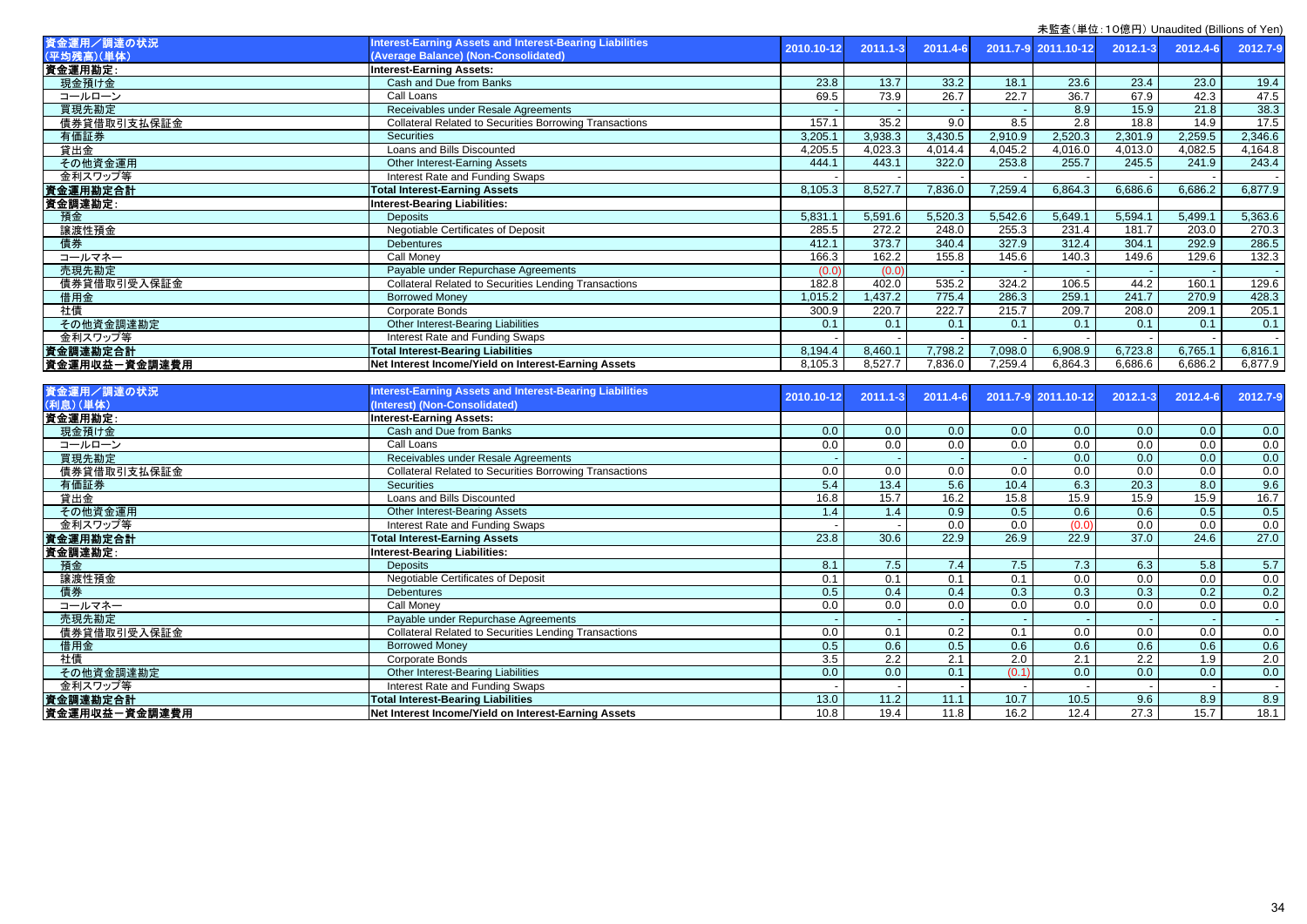未監査（単位：10億円） Unaudited (Billions of Yen)

| 資金運用／調達の状況 (平均残高)(単体) | Interest-Earning Assets and Interest-Bearing Liabilities (Average Balance) (Non-Consolidated) | 2010.10-12 | 2011.1-3 | 2011.4-6 | 2011.7-9 | 2011.10-12 | 2012.1-3 | 2012.4-6 | 2012.7-9 |
|---|---|---|---|---|---|---|---|---|---|
| 資金運用勘定: | Interest-Earning Assets: | | | | | | | | |
| 現金預け金 | Cash and Due from Banks | 23.8 | 13.7 | 33.2 | 18.1 | 23.6 | 23.4 | 23.0 | 19.4 |
| コールローン | Call Loans | 69.5 | 73.9 | 26.7 | 22.7 | 36.7 | 67.9 | 42.3 | 47.5 |
| 買現先勘定 | Receivables under Resale Agreements | - | - | - | - | 8.9 | 15.9 | 21.8 | 38.3 |
| 債券貸借取引支払保証金 | Collateral Related to Securities Borrowing Transactions | 157.1 | 35.2 | 9.0 | 8.5 | 2.8 | 18.8 | 14.9 | 17.5 |
| 有価証券 | Securities | 3,205.1 | 3,938.3 | 3,430.5 | 2,910.9 | 2,520.3 | 2,301.9 | 2,259.5 | 2,346.6 |
| 貸出金 | Loans and Bills Discounted | 4,205.5 | 4,023.3 | 4,014.4 | 4,045.2 | 4,016.0 | 4,013.0 | 4,082.5 | 4,164.8 |
| その他資金運用 | Other Interest-Earning Assets | 444.1 | 443.1 | 322.0 | 253.8 | 255.7 | 245.5 | 241.9 | 243.4 |
| 金利スワップ等 | Interest Rate and Funding Swaps | - | - | - | - | - | - | - | - |
| 資金運用勘定合計 | Total Interest-Earning Assets | 8,105.3 | 8,527.7 | 7,836.0 | 7,259.4 | 6,864.3 | 6,686.6 | 6,686.2 | 6,877.9 |
| 資金調達勘定: | Interest-Bearing Liabilities: | | | | | | | | |
| 預金 | Deposits | 5,831.1 | 5,591.6 | 5,520.3 | 5,542.6 | 5,649.1 | 5,594.1 | 5,499.1 | 5,363.6 |
| 譲渡性預金 | Negotiable Certificates of Deposit | 285.5 | 272.2 | 248.0 | 255.3 | 231.4 | 181.7 | 203.0 | 270.3 |
| 債券 | Debentures | 412.1 | 373.7 | 340.4 | 327.9 | 312.4 | 304.1 | 292.9 | 286.5 |
| コールマネー | Call Money | 166.3 | 162.2 | 155.8 | 145.6 | 140.3 | 149.6 | 129.6 | 132.3 |
| 売現先勘定 | Payable under Repurchase Agreements | (0.0) | (0.0) | - | - | - | - | - | - |
| 債券貸借取引受入保証金 | Collateral Related to Securities Lending Transactions | 182.8 | 402.0 | 535.2 | 324.2 | 106.5 | 44.2 | 160.1 | 129.6 |
| 借用金 | Borrowed Money | 1,015.2 | 1,437.2 | 775.4 | 286.3 | 259.1 | 241.7 | 270.9 | 428.3 |
| 社債 | Corporate Bonds | 300.9 | 220.7 | 222.7 | 215.7 | 209.7 | 208.0 | 209.1 | 205.1 |
| その他資金調達勘定 | Other Interest-Bearing Liabilities | 0.1 | 0.1 | 0.1 | 0.1 | 0.1 | 0.1 | 0.1 | 0.1 |
| 金利スワップ等 | Interest Rate and Funding Swaps | - | - | - | - | - | - | - | - |
| 資金調達勘定合計 | Total Interest-Bearing Liabilities | 8,194.4 | 8,460.1 | 7,798.2 | 7,098.0 | 6,908.9 | 6,723.8 | 6,765.1 | 6,816.1 |
| 資金運用収益－資金調達費用 | Net Interest Income/Yield on Interest-Earning Assets | 8,105.3 | 8,527.7 | 7,836.0 | 7,259.4 | 6,864.3 | 6,686.6 | 6,686.2 | 6,877.9 |

| 資金運用／調達の状況 (利息)(単体) | Interest-Earning Assets and Interest-Bearing Liabilities (Interest) (Non-Consolidated) | 2010.10-12 | 2011.1-3 | 2011.4-6 | 2011.7-9 | 2011.10-12 | 2012.1-3 | 2012.4-6 | 2012.7-9 |
|---|---|---|---|---|---|---|---|---|---|
| 資金運用勘定: | Interest-Earning Assets: | | | | | | | | |
| 現金預け金 | Cash and Due from Banks | 0.0 | 0.0 | 0.0 | 0.0 | 0.0 | 0.0 | 0.0 | 0.0 |
| コールローン | Call Loans | 0.0 | 0.0 | 0.0 | 0.0 | 0.0 | 0.0 | 0.0 | 0.0 |
| 買現先勘定 | Receivables under Resale Agreements | - | - | - | - | 0.0 | 0.0 | 0.0 | 0.0 |
| 債券貸借取引支払保証金 | Collateral Related to Securities Borrowing Transactions | 0.0 | 0.0 | 0.0 | 0.0 | 0.0 | 0.0 | 0.0 | 0.0 |
| 有価証券 | Securities | 5.4 | 13.4 | 5.6 | 10.4 | 6.3 | 20.3 | 8.0 | 9.6 |
| 貸出金 | Loans and Bills Discounted | 16.8 | 15.7 | 16.2 | 15.8 | 15.9 | 15.9 | 15.9 | 16.7 |
| その他資金運用 | Other Interest-Bearing Assets | 1.4 | 1.4 | 0.9 | 0.5 | 0.6 | 0.6 | 0.5 | 0.5 |
| 金利スワップ等 | Interest Rate and Funding Swaps | - | - | 0.0 | 0.0 | (0.0) | 0.0 | 0.0 | 0.0 |
| 資金運用勘定合計 | Total Interest-Earning Assets | 23.8 | 30.6 | 22.9 | 26.9 | 22.9 | 37.0 | 24.6 | 27.0 |
| 資金調達勘定: | Interest-Bearing Liabilities: | | | | | | | | |
| 預金 | Deposits | 8.1 | 7.5 | 7.4 | 7.5 | 7.3 | 6.3 | 5.8 | 5.7 |
| 譲渡性預金 | Negotiable Certificates of Deposit | 0.1 | 0.1 | 0.1 | 0.1 | 0.0 | 0.0 | 0.0 | 0.0 |
| 債券 | Debentures | 0.5 | 0.4 | 0.4 | 0.3 | 0.3 | 0.3 | 0.2 | 0.2 |
| コールマネー | Call Money | 0.0 | 0.0 | 0.0 | 0.0 | 0.0 | 0.0 | 0.0 | 0.0 |
| 売現先勘定 | Payable under Repurchase Agreements | - | - | - | - | - | - | - | - |
| 債券貸借取引受入保証金 | Collateral Related to Securities Lending Transactions | 0.0 | 0.1 | 0.2 | 0.1 | 0.0 | 0.0 | 0.0 | 0.0 |
| 借用金 | Borrowed Money | 0.5 | 0.6 | 0.5 | 0.6 | 0.6 | 0.6 | 0.6 | 0.6 |
| 社債 | Corporate Bonds | 3.5 | 2.2 | 2.1 | 2.0 | 2.1 | 2.2 | 1.9 | 2.0 |
| その他資金調達勘定 | Other Interest-Bearing Liabilities | 0.0 | 0.0 | 0.1 | (0.1) | 0.0 | 0.0 | 0.0 | 0.0 |
| 金利スワップ等 | Interest Rate and Funding Swaps | - | - | - | - | - | - | - | - |
| 資金調達勘定合計 | Total Interest-Bearing Liabilities | 13.0 | 11.2 | 11.1 | 10.7 | 10.5 | 9.6 | 8.9 | 8.9 |
| 資金運用収益－資金調達費用 | Net Interest Income/Yield on Interest-Earning Assets | 10.8 | 19.4 | 11.8 | 16.2 | 12.4 | 27.3 | 15.7 | 18.1 |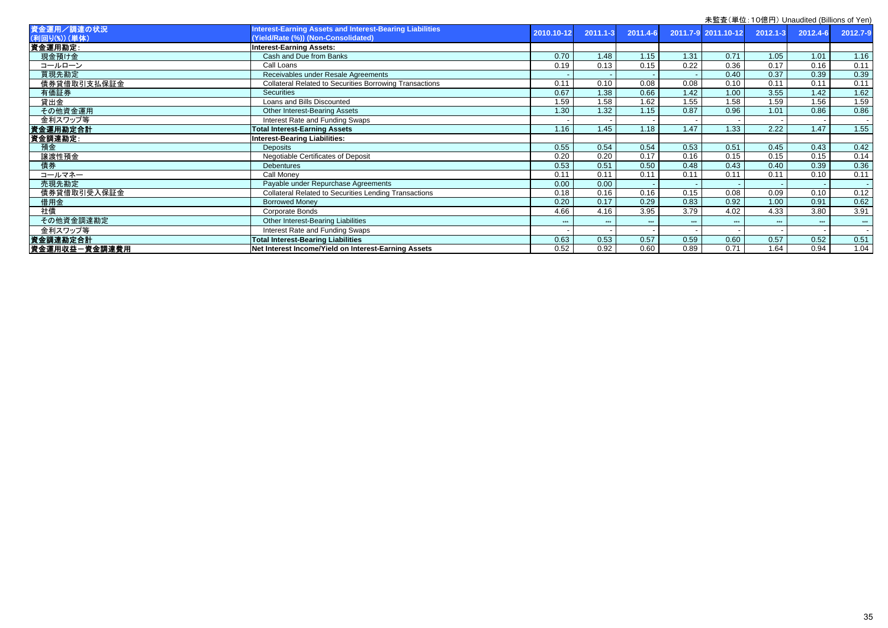未監査（単位：10億円）Unaudited (Billions of Yen)

| 資金運用／調達の状況 (利回り(%))（単体） | Interest-Earning Assets and Interest-Bearing Liabilities (Yield/Rate (%)) (Non-Consolidated) | 2010.10-12 | 2011.1-3 | 2011.4-6 | 2011.7-9 | 2011.10-12 | 2012.1-3 | 2012.4-6 | 2012.7-9 |
|---|---|---|---|---|---|---|---|---|---|
| 資金運用勘定: | Interest-Earning Assets: | | | | | | | | |
| 現金預け金 | Cash and Due from Banks | 0.70 | 1.48 | 1.15 | 1.31 | 0.71 | 1.05 | 1.01 | 1.16 |
| コールローン | Call Loans | 0.19 | 0.13 | 0.15 | 0.22 | 0.36 | 0.17 | 0.16 | 0.11 |
| 買現先勘定 | Receivables under Resale Agreements | - | - | - | - | 0.40 | 0.37 | 0.39 | 0.39 |
| 債券貸借取引支払保証金 | Collateral Related to Securities Borrowing Transactions | 0.11 | 0.10 | 0.08 | 0.08 | 0.10 | 0.11 | 0.11 | 0.11 |
| 有価証券 | Securities | 0.67 | 1.38 | 0.66 | 1.42 | 1.00 | 3.55 | 1.42 | 1.62 |
| 貸出金 | Loans and Bills Discounted | 1.59 | 1.58 | 1.62 | 1.55 | 1.58 | 1.59 | 1.56 | 1.59 |
| その他資金運用 | Other Interest-Bearing Assets | 1.30 | 1.32 | 1.15 | 0.87 | 0.96 | 1.01 | 0.86 | 0.86 |
| 金利スワップ等 | Interest Rate and Funding Swaps | - | - | - | - | - | - | - | - |
| 資金運用勘定合計 | Total Interest-Earning Assets | 1.16 | 1.45 | 1.18 | 1.47 | 1.33 | 2.22 | 1.47 | 1.55 |
| 資金調達勘定: | Interest-Bearing Liabilities: | | | | | | | | |
| 預金 | Deposits | 0.55 | 0.54 | 0.54 | 0.53 | 0.51 | 0.45 | 0.43 | 0.42 |
| 譲渡性預金 | Negotiable Certificates of Deposit | 0.20 | 0.20 | 0.17 | 0.16 | 0.15 | 0.15 | 0.15 | 0.14 |
| 債券 | Debentures | 0.53 | 0.51 | 0.50 | 0.48 | 0.43 | 0.40 | 0.39 | 0.36 |
| コールマネー | Call Money | 0.11 | 0.11 | 0.11 | 0.11 | 0.11 | 0.11 | 0.10 | 0.11 |
| 売現先勘定 | Payable under Repurchase Agreements | 0.00 | 0.00 | - | - | - | - | - | - |
| 債券貸借取引受入保証金 | Collateral Related to Securities Lending Transactions | 0.18 | 0.16 | 0.16 | 0.15 | 0.08 | 0.09 | 0.10 | 0.12 |
| 借用金 | Borrowed Money | 0.20 | 0.17 | 0.29 | 0.83 | 0.92 | 1.00 | 0.91 | 0.62 |
| 社債 | Corporate Bonds | 4.66 | 4.16 | 3.95 | 3.79 | 4.02 | 4.33 | 3.80 | 3.91 |
| その他資金調達勘定 | Other Interest-Bearing Liabilities | *** | *** | *** | *** | *** | *** | *** | *** |
| 金利スワップ等 | Interest Rate and Funding Swaps | - | - | - | - | - | - | - | - |
| 資金調達勘定合計 | Total Interest-Bearing Liabilities | 0.63 | 0.53 | 0.57 | 0.59 | 0.60 | 0.57 | 0.52 | 0.51 |
| 資金運用収益－資金調達費用 | Net Interest Income/Yield on Interest-Earning Assets | 0.52 | 0.92 | 0.60 | 0.89 | 0.71 | 1.64 | 0.94 | 1.04 |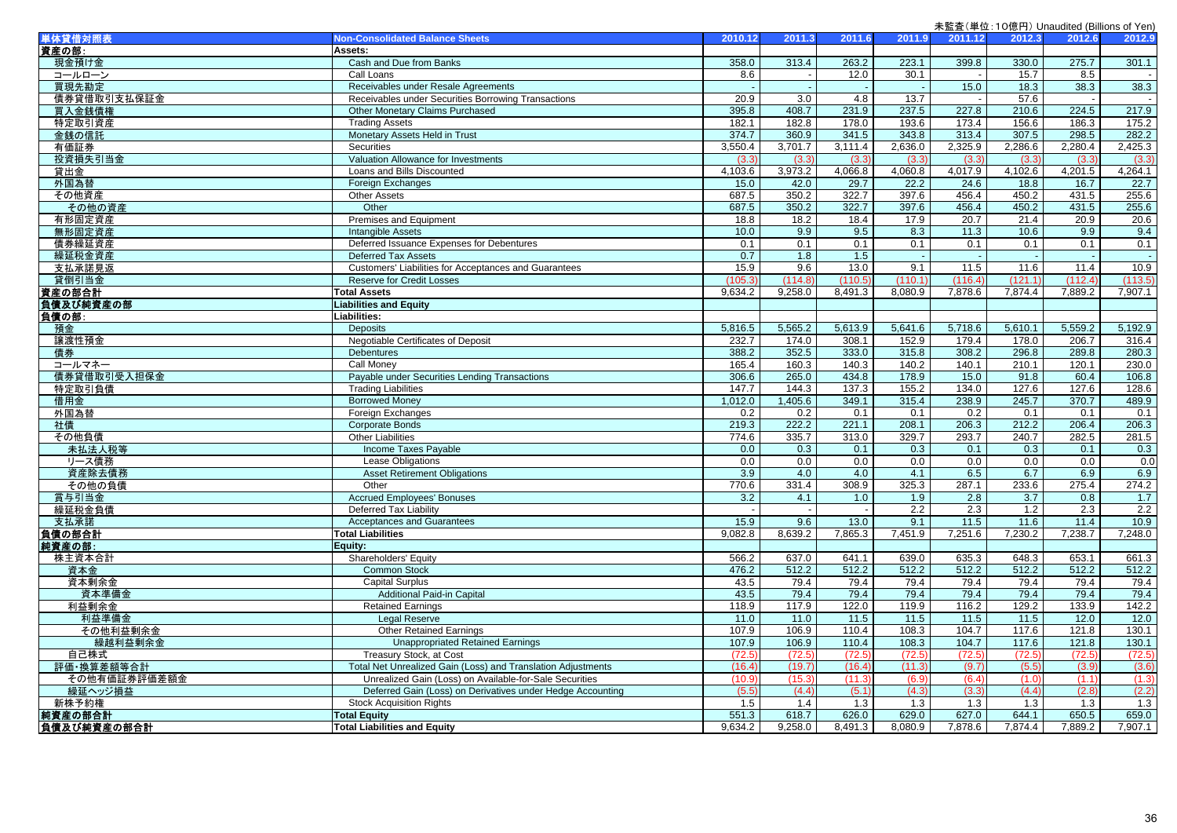未監査（単位：10億円） Unaudited (Billions of Yen)

| 単体貸借対照表 | Non-Consolidated Balance Sheets | 2010.12 | 2011.3 | 2011.6 | 2011.9 | 2011.12 | 2012.3 | 2012.6 | 2012.9 |
|---|---|---|---|---|---|---|---|---|---|
| 資産の部： | Assets: | | | | | | | | |
| 現金預け金 | Cash and Due from Banks | 358.0 | 313.4 | 263.2 | 223.1 | 399.8 | 330.0 | 275.7 | 301.1 |
| コールローン | Call Loans | 8.6 | - | 12.0 | 30.1 | - | 15.7 | 8.5 | - |
| 買現先勘定 | Receivables under Resale Agreements | - | - | - | - | 15.0 | 18.3 | 38.3 | 38.3 |
| 債券貸借取引支払保証金 | Receivables under Securities Borrowing Transactions | 20.9 | 3.0 | 4.8 | 13.7 | - | 57.6 | - | - |
| 買入金銭債権 | Other Monetary Claims Purchased | 395.8 | 408.7 | 231.9 | 237.5 | 227.8 | 210.6 | 224.5 | 217.9 |
| 特定取引資産 | Trading Assets | 182.1 | 182.8 | 178.0 | 193.6 | 173.4 | 156.6 | 186.3 | 175.2 |
| 金銭の信託 | Monetary Assets Held in Trust | 374.7 | 360.9 | 341.5 | 343.8 | 313.4 | 307.5 | 298.5 | 282.2 |
| 有価証券 | Securities | 3,550.4 | 3,701.7 | 3,111.4 | 2,636.0 | 2,325.9 | 2,286.6 | 2,280.4 | 2,425.3 |
| 投資損失引当金 | Valuation Allowance for Investments | (3.3) | (3.3) | (3.3) | (3.3) | (3.3) | (3.3) | (3.3) | (3.3) |
| 貸出金 | Loans and Bills Discounted | 4,103.6 | 3,973.2 | 4,066.8 | 4,060.8 | 4,017.9 | 4,102.6 | 4,201.5 | 4,264.1 |
| 外国為替 | Foreign Exchanges | 15.0 | 42.0 | 29.7 | 22.2 | 24.6 | 18.8 | 16.7 | 22.7 |
| その他資産 | Other Assets | 687.5 | 350.2 | 322.7 | 397.6 | 456.4 | 450.2 | 431.5 | 255.6 |
| その他の資産 | Other | 687.5 | 350.2 | 322.7 | 397.6 | 456.4 | 450.2 | 431.5 | 255.6 |
| 有形固定資産 | Premises and Equipment | 18.8 | 18.2 | 18.4 | 17.9 | 20.7 | 21.4 | 20.9 | 20.6 |
| 無形固定資産 | Intangible Assets | 10.0 | 9.9 | 9.5 | 8.3 | 11.3 | 10.6 | 9.9 | 9.4 |
| 債券繰延資産 | Deferred Issuance Expenses for Debentures | 0.1 | 0.1 | 0.1 | 0.1 | 0.1 | 0.1 | 0.1 | 0.1 |
| 繰延税金資産 | Deferred Tax Assets | 0.7 | 1.8 | 1.5 | - | - | - | - | - |
| 支払承諾見返 | Customers' Liabilities for Acceptances and Guarantees | 15.9 | 9.6 | 13.0 | 9.1 | 11.5 | 11.6 | 11.4 | 10.9 |
| 貸倒引当金 | Reserve for Credit Losses | (105.3) | (114.8) | (110.5) | (110.1) | (116.4) | (121.1) | (112.4) | (113.5) |
| 資産の部合計 | Total Assets | 9,634.2 | 9,258.0 | 8,491.3 | 8,080.9 | 7,878.6 | 7,874.4 | 7,889.2 | 7,907.1 |
| 負債及び純資産の部 | Liabilities and Equity | | | | | | | | |
| 負債の部： | Liabilities: | | | | | | | | |
| 預金 | Deposits | 5,816.5 | 5,565.2 | 5,613.9 | 5,641.6 | 5,718.6 | 5,610.1 | 5,559.2 | 5,192.9 |
| 譲渡性預金 | Negotiable Certificates of Deposit | 232.7 | 174.0 | 308.1 | 152.9 | 179.4 | 178.0 | 206.7 | 316.4 |
| 債券 | Debentures | 388.2 | 352.5 | 333.0 | 315.8 | 308.2 | 296.8 | 289.8 | 280.3 |
| コールマネー | Call Money | 165.4 | 160.3 | 140.3 | 140.2 | 140.1 | 210.1 | 120.1 | 230.0 |
| 債券貸借取引受入担保金 | Payable under Securities Lending Transactions | 306.6 | 265.0 | 434.8 | 178.9 | 15.0 | 91.8 | 60.4 | 106.8 |
| 特定取引負債 | Trading Liabilities | 147.7 | 144.3 | 137.3 | 155.2 | 134.0 | 127.6 | 127.6 | 128.6 |
| 借用金 | Borrowed Money | 1,012.0 | 1,405.6 | 349.1 | 315.4 | 238.9 | 245.7 | 370.7 | 489.9 |
| 外国為替 | Foreign Exchanges | 0.2 | 0.2 | 0.1 | 0.1 | 0.2 | 0.1 | 0.1 | 0.1 |
| 社債 | Corporate Bonds | 219.3 | 222.2 | 221.1 | 208.1 | 206.3 | 212.2 | 206.4 | 206.3 |
| その他負債 | Other Liabilities | 774.6 | 335.7 | 313.0 | 329.7 | 293.7 | 240.7 | 282.5 | 281.5 |
| 未払法人税等 | Income Taxes Payable | 0.0 | 0.3 | 0.1 | 0.3 | 0.1 | 0.3 | 0.1 | 0.3 |
| リース債務 | Lease Obligations | 0.0 | 0.0 | 0.0 | 0.0 | 0.0 | 0.0 | 0.0 | 0.0 |
| 資産除去債務 | Asset Retirement Obligations | 3.9 | 4.0 | 4.0 | 4.1 | 6.5 | 6.7 | 6.9 | 6.9 |
| その他の負債 | Other | 770.6 | 331.4 | 308.9 | 325.3 | 287.1 | 233.6 | 275.4 | 274.2 |
| 賞与引当金 | Accrued Employees' Bonuses | 3.2 | 4.1 | 1.0 | 1.9 | 2.8 | 3.7 | 0.8 | 1.7 |
| 繰延税金負債 | Deferred Tax Liability | - | - | - | 2.2 | 2.3 | 1.2 | 2.3 | 2.2 |
| 支払承諾 | Acceptances and Guarantees | 15.9 | 9.6 | 13.0 | 9.1 | 11.5 | 11.6 | 11.4 | 10.9 |
| 負債の部合計 | Total Liabilities | 9,082.8 | 8,639.2 | 7,865.3 | 7,451.9 | 7,251.6 | 7,230.2 | 7,238.7 | 7,248.0 |
| 純資産の部： | Equity: | | | | | | | | |
| 株主資本合計 | Shareholders' Equity | 566.2 | 637.0 | 641.1 | 639.0 | 635.3 | 648.3 | 653.1 | 661.3 |
| 資本金 | Common Stock | 476.2 | 512.2 | 512.2 | 512.2 | 512.2 | 512.2 | 512.2 | 512.2 |
| 資本剰余金 | Capital Surplus | 43.5 | 79.4 | 79.4 | 79.4 | 79.4 | 79.4 | 79.4 | 79.4 |
| 資本準備金 | Additional Paid-in Capital | 43.5 | 79.4 | 79.4 | 79.4 | 79.4 | 79.4 | 79.4 | 79.4 |
| 利益剰余金 | Retained Earnings | 118.9 | 117.9 | 122.0 | 119.9 | 116.2 | 129.2 | 133.9 | 142.2 |
| 利益準備金 | Legal Reserve | 11.0 | 11.0 | 11.5 | 11.5 | 11.5 | 11.5 | 12.0 | 12.0 |
| その他利益剰余金 | Other Retained Earnings | 107.9 | 106.9 | 110.4 | 108.3 | 104.7 | 117.6 | 121.8 | 130.1 |
| 繰越利益剰余金 | Unappropriated Retained Earnings | 107.9 | 106.9 | 110.4 | 108.3 | 104.7 | 117.6 | 121.8 | 130.1 |
| 自己株式 | Treasury Stock, at Cost | (72.5) | (72.5) | (72.5) | (72.5) | (72.5) | (72.5) | (72.5) | (72.5) |
| 評価・換算差額等合計 | Total Net Unrealized Gain (Loss) and Translation Adjustments | (16.4) | (19.7) | (16.4) | (11.3) | (9.7) | (5.5) | (3.9) | (3.6) |
| その他有価証券評価差額金 | Unrealized Gain (Loss) on Available-for-Sale Securities | (10.9) | (15.3) | (11.3) | (6.9) | (6.4) | (1.0) | (1.1) | (1.3) |
| 繰延ヘッジ損益 | Deferred Gain (Loss) on Derivatives under Hedge Accounting | (5.5) | (4.4) | (5.1) | (4.3) | (3.3) | (4.4) | (2.8) | (2.2) |
| 新株予約権 | Stock Acquisition Rights | 1.5 | 1.4 | 1.3 | 1.3 | 1.3 | 1.3 | 1.3 | 1.3 |
| 純資産の部合計 | Total Equity | 551.3 | 618.7 | 626.0 | 629.0 | 627.0 | 644.1 | 650.5 | 659.0 |
| 負債及び純資産の部合計 | Total Liabilities and Equity | 9,634.2 | 9,258.0 | 8,491.3 | 8,080.9 | 7,878.6 | 7,874.4 | 7,889.2 | 7,907.1 |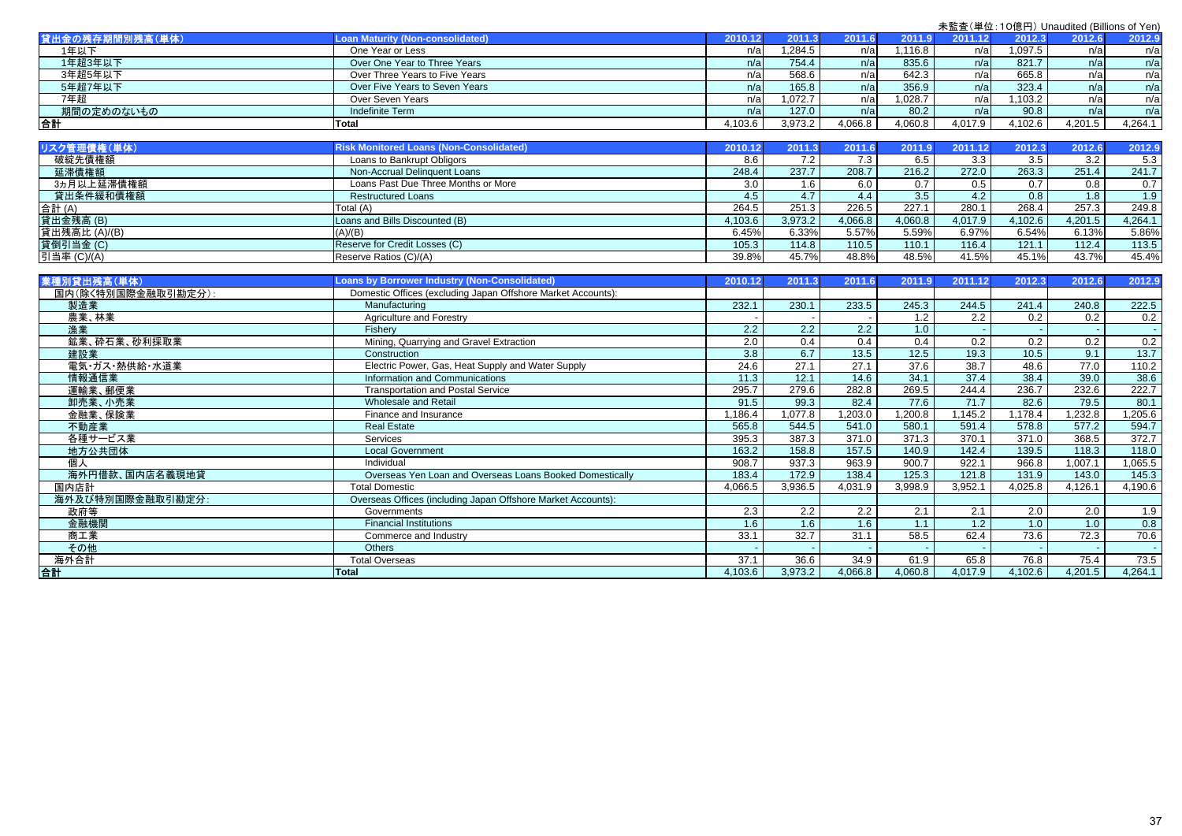未監査（単位：10億円） Unaudited (Billions of Yen)

| 貸出金の残存期間別残高（単体） | Loan Maturity (Non-consolidated) | 2010.12 | 2011.3 | 2011.6 | 2011.9 | 2011.12 | 2012.3 | 2012.6 | 2012.9 |
|---|---|---|---|---|---|---|---|---|---|
| 1年以下 | One Year or Less | n/a | 1,284.5 | n/a | 1,116.8 | n/a | 1,097.5 | n/a | n/a |
| 1年超3年以下 | Over One Year to Three Years | n/a | 754.4 | n/a | 835.6 | n/a | 821.7 | n/a | n/a |
| 3年超5年以下 | Over Three Years to Five Years | n/a | 568.6 | n/a | 642.3 | n/a | 665.8 | n/a | n/a |
| 5年超7年以下 | Over Five Years to Seven Years | n/a | 165.8 | n/a | 356.9 | n/a | 323.4 | n/a | n/a |
| 7年超 | Over Seven Years | n/a | 1,072.7 | n/a | 1,028.7 | n/a | 1,103.2 | n/a | n/a |
| 期間の定めのないもの | Indefinite Term | n/a | 127.0 | n/a | 80.2 | n/a | 90.8 | n/a | n/a |
| **合計** | **Total** | 4,103.6 | 3,973.2 | 4,066.8 | 4,060.8 | 4,017.9 | 4,102.6 | 4,201.5 | 4,264.1 |

| リスク管理債権（単体） | Risk Monitored Loans (Non-Consolidated) | 2010.12 | 2011.3 | 2011.6 | 2011.9 | 2011.12 | 2012.3 | 2012.6 | 2012.9 |
|---|---|---|---|---|---|---|---|---|---|
| 破綻先債権額 | Loans to Bankrupt Obligors | 8.6 | 7.2 | 7.3 | 6.5 | 3.3 | 3.5 | 3.2 | 5.3 |
| 延滞債権額 | Non-Accrual Delinquent Loans | 248.4 | 237.7 | 208.7 | 216.2 | 272.0 | 263.3 | 251.4 | 241.7 |
| 3ヵ月以上延滞債権額 | Loans Past Due Three Months or More | 3.0 | 1.6 | 6.0 | 0.7 | 0.5 | 0.7 | 0.8 | 0.7 |
| 貸出条件緩和債権額 | Restructured Loans | 4.5 | 4.7 | 4.4 | 3.5 | 4.2 | 0.8 | 1.8 | 1.9 |
| 合計 (A) | Total (A) | 264.5 | 251.3 | 226.5 | 227.1 | 280.1 | 268.4 | 257.3 | 249.8 |
| 貸出金残高 (B) | Loans and Bills Discounted (B) | 4,103.6 | 3,973.2 | 4,066.8 | 4,060.8 | 4,017.9 | 4,102.6 | 4,201.5 | 4,264.1 |
| 貸出残高比 (A)/(B) | (A)/(B) | 6.45% | 6.33% | 5.57% | 5.59% | 6.97% | 6.54% | 6.13% | 5.86% |
| 貸倒引当金 (C) | Reserve for Credit Losses (C) | 105.3 | 114.8 | 110.5 | 110.1 | 116.4 | 121.1 | 112.4 | 113.5 |
| 引当率 (C)/(A) | Reserve Ratios (C)/(A) | 39.8% | 45.7% | 48.8% | 48.5% | 41.5% | 45.1% | 43.7% | 45.4% |

| 業種別貸出残高（単体） | Loans by Borrower Industry (Non-Consolidated) | 2010.12 | 2011.3 | 2011.6 | 2011.9 | 2011.12 | 2012.3 | 2012.6 | 2012.9 |
|---|---|---|---|---|---|---|---|---|---|
| 国内（除く特別国際金融取引勘定分）: | Domestic Offices (excluding Japan Offshore Market Accounts): | | | | | | | | |
| 製造業 | Manufacturing | 232.1 | 230.1 | 233.5 | 245.3 | 244.5 | 241.4 | 240.8 | 222.5 |
| 農業、林業 | Agriculture and Forestry | - | - | - | 1.2 | 2.2 | 0.2 | 0.2 | 0.2 |
| 漁業 | Fishery | 2.2 | 2.2 | 2.2 | 1.0 | - | - | - | - |
| 鉱業、砕石業、砂利採取業 | Mining, Quarrying and Gravel Extraction | 2.0 | 0.4 | 0.4 | 0.4 | 0.2 | 0.2 | 0.2 | 0.2 |
| 建設業 | Construction | 3.8 | 6.7 | 13.5 | 12.5 | 19.3 | 10.5 | 9.1 | 13.7 |
| 電気・ガス・熱供給・水道業 | Electric Power, Gas, Heat Supply and Water Supply | 24.6 | 27.1 | 27.1 | 37.6 | 38.7 | 48.6 | 77.0 | 110.2 |
| 情報通信業 | Information and Communications | 11.3 | 12.1 | 14.6 | 34.1 | 37.4 | 38.4 | 39.0 | 38.6 |
| 運輸業、郵便業 | Transportation and Postal Service | 295.7 | 279.6 | 282.8 | 269.5 | 244.4 | 236.7 | 232.6 | 222.7 |
| 卸売業、小売業 | Wholesale and Retail | 91.5 | 99.3 | 82.4 | 77.6 | 71.7 | 82.6 | 79.5 | 80.1 |
| 金融業、保険業 | Finance and Insurance | 1,186.4 | 1,077.8 | 1,203.0 | 1,200.8 | 1,145.2 | 1,178.4 | 1,232.8 | 1,205.6 |
| 不動産業 | Real Estate | 565.8 | 544.5 | 541.0 | 580.1 | 591.4 | 578.8 | 577.2 | 594.7 |
| 各種サービス業 | Services | 395.3 | 387.3 | 371.0 | 371.3 | 370.1 | 371.0 | 368.5 | 372.7 |
| 地方公共団体 | Local Government | 163.2 | 158.8 | 157.5 | 140.9 | 142.4 | 139.5 | 118.3 | 118.0 |
| 個人 | Individual | 908.7 | 937.3 | 963.9 | 900.7 | 922.1 | 966.8 | 1,007.1 | 1,065.5 |
| 海外円借款、国内店名義現地貸 | Overseas Yen Loan and Overseas Loans Booked Domestically | 183.4 | 172.9 | 138.4 | 125.3 | 121.8 | 131.9 | 143.0 | 145.3 |
| 国内店計 | Total Domestic | 4,066.5 | 3,936.5 | 4,031.9 | 3,998.9 | 3,952.1 | 4,025.8 | 4,126.1 | 4,190.6 |
| 海外及び特別国際金融取引勘定分: | Overseas Offices (including Japan Offshore Market Accounts): | | | | | | | | |
| 政府等 | Governments | 2.3 | 2.2 | 2.2 | 2.1 | 2.1 | 2.0 | 2.0 | 1.9 |
| 金融機関 | Financial Institutions | 1.6 | 1.6 | 1.6 | 1.1 | 1.2 | 1.0 | 1.0 | 0.8 |
| 商工業 | Commerce and Industry | 33.1 | 32.7 | 31.1 | 58.5 | 62.4 | 73.6 | 72.3 | 70.6 |
| その他 | Others | - | - | - | - | - | - | - | - |
| 海外合計 | Total Overseas | 37.1 | 36.6 | 34.9 | 61.9 | 65.8 | 76.8 | 75.4 | 73.5 |
| **合計** | **Total** | 4,103.6 | 3,973.2 | 4,066.8 | 4,060.8 | 4,017.9 | 4,102.6 | 4,201.5 | 4,264.1 |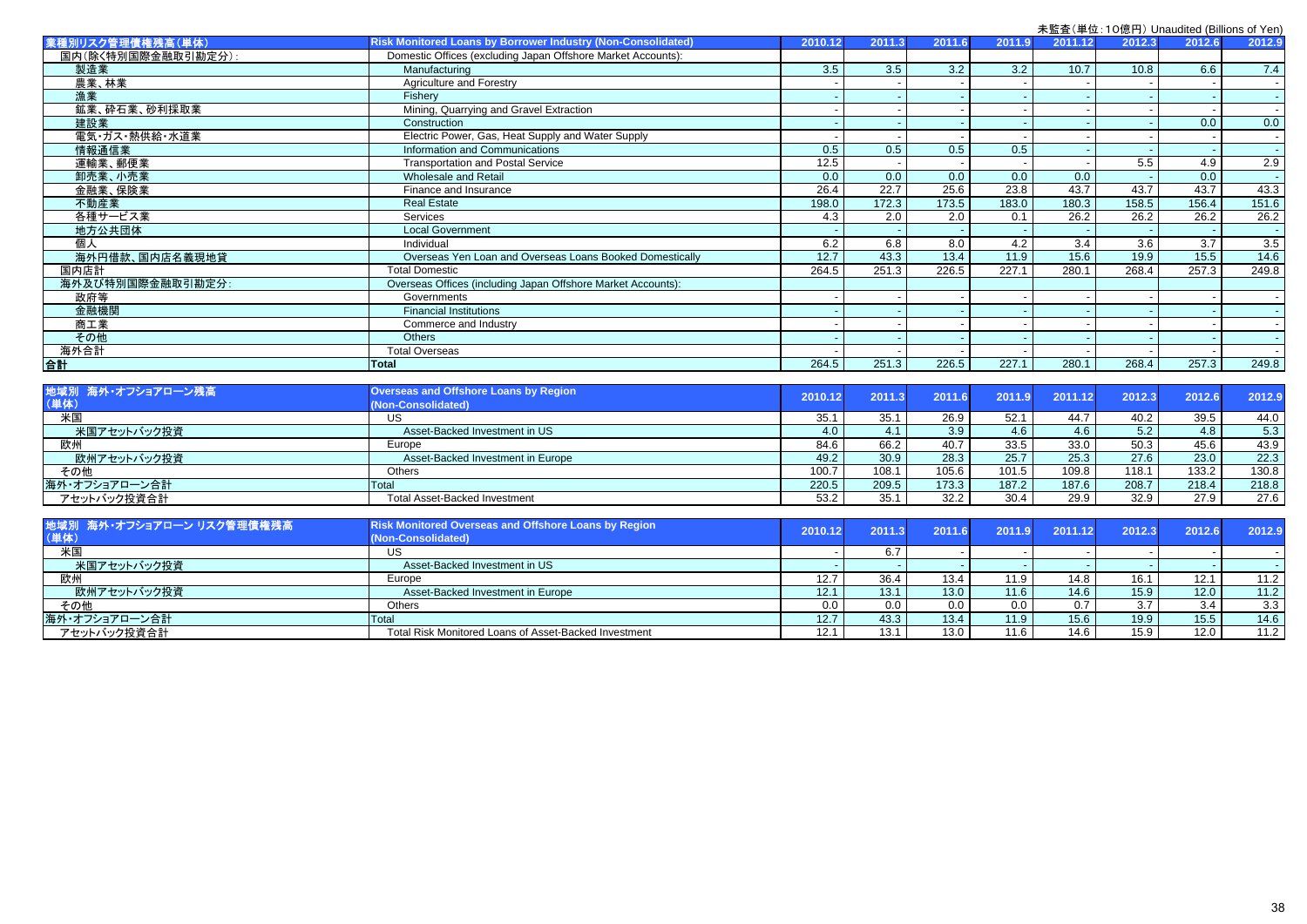未監査（単位：10億円） Unaudited (Billions of Yen)

| 業種別リスク管理債権残高（単体） | Risk Monitored Loans by Borrower Industry (Non-Consolidated) | 2010.12 | 2011.3 | 2011.6 | 2011.9 | 2011.12 | 2012.3 | 2012.6 | 2012.9 |
|---|---|---|---|---|---|---|---|---|---|
| 国内（除く特別国際金融取引勘定分）: | Domestic Offices (excluding Japan Offshore Market Accounts): | | | | | | | | |
| 製造業 | Manufacturing | 3.5 | 3.5 | 3.2 | 3.2 | 10.7 | 10.8 | 6.6 | 7.4 |
| 農業、林業 | Agriculture and Forestry | - | - | - | - | - | - | - | - |
| 漁業 | Fishery | - | - | - | - | - | - | - | - |
| 鉱業、砕石業、砂利採取業 | Mining, Quarrying and Gravel Extraction | - | - | - | - | - | - | - | - |
| 建設業 | Construction | - | - | - | - | - | - | 0.0 | 0.0 |
| 電気・ガス・熱供給・水道業 | Electric Power, Gas, Heat Supply and Water Supply | - | - | - | - | - | - | - | - |
| 情報通信業 | Information and Communications | 0.5 | 0.5 | 0.5 | 0.5 | - | - | - | - |
| 運輸業、郵便業 | Transportation and Postal Service | 12.5 | - | - | - | - | 5.5 | 4.9 | 2.9 |
| 卸売業、小売業 | Wholesale and Retail | 0.0 | 0.0 | 0.0 | 0.0 | 0.0 | - | 0.0 | - |
| 金融業、保険業 | Finance and Insurance | 26.4 | 22.7 | 25.6 | 23.8 | 43.7 | 43.7 | 43.7 | 43.3 |
| 不動産業 | Real Estate | 198.0 | 172.3 | 173.5 | 183.0 | 180.3 | 158.5 | 156.4 | 151.6 |
| 各種サービス業 | Services | 4.3 | 2.0 | 2.0 | 0.1 | 26.2 | 26.2 | 26.2 | 26.2 |
| 地方公共団体 | Local Government | - | - | - | - | - | - | - | - |
| 個人 | Individual | 6.2 | 6.8 | 8.0 | 4.2 | 3.4 | 3.6 | 3.7 | 3.5 |
| 海外円借款、国内店名義現地貸 | Overseas Yen Loan and Overseas Loans Booked Domestically | 12.7 | 43.3 | 13.4 | 11.9 | 15.6 | 19.9 | 15.5 | 14.6 |
| 国内店計 | Total Domestic | 264.5 | 251.3 | 226.5 | 227.1 | 280.1 | 268.4 | 257.3 | 249.8 |
| 海外及び特別国際金融取引勘定分: | Overseas Offices (including Japan Offshore Market Accounts): | | | | | | | | |
| 政府等 | Governments | - | - | - | - | - | - | - | - |
| 金融機関 | Financial Institutions | - | - | - | - | - | - | - | - |
| 商工業 | Commerce and Industry | - | - | - | - | - | - | - | - |
| その他 | Others | - | - | - | - | - | - | - | - |
| 海外合計 | Total Overseas | - | - | - | - | - | - | - | - |
| **合計** | **Total** | 264.5 | 251.3 | 226.5 | 227.1 | 280.1 | 268.4 | 257.3 | 249.8 |

| 地域別 海外・オフショアローン残高（単体） | Overseas and Offshore Loans by Region (Non-Consolidated) | 2010.12 | 2011.3 | 2011.6 | 2011.9 | 2011.12 | 2012.3 | 2012.6 | 2012.9 |
|---|---|---|---|---|---|---|---|---|---|
| 米国 | US | 35.1 | 35.1 | 26.9 | 52.1 | 44.7 | 40.2 | 39.5 | 44.0 |
| 米国アセットバック投資 | Asset-Backed Investment in US | 4.0 | 4.1 | 3.9 | 4.6 | 4.6 | 5.2 | 4.8 | 5.3 |
| 欧州 | Europe | 84.6 | 66.2 | 40.7 | 33.5 | 33.0 | 50.3 | 45.6 | 43.9 |
| 欧州アセットバック投資 | Asset-Backed Investment in Europe | 49.2 | 30.9 | 28.3 | 25.7 | 25.3 | 27.6 | 23.0 | 22.3 |
| その他 | Others | 100.7 | 108.1 | 105.6 | 101.5 | 109.8 | 118.1 | 133.2 | 130.8 |
| 海外・オフショアローン合計 | Total | 220.5 | 209.5 | 173.3 | 187.2 | 187.6 | 208.7 | 218.4 | 218.8 |
| アセットバック投資合計 | Total Asset-Backed Investment | 53.2 | 35.1 | 32.2 | 30.4 | 29.9 | 32.9 | 27.9 | 27.6 |

| 地域別 海外・オフショアローン リスク管理債権残高（単体） | Risk Monitored Overseas and Offshore Loans by Region (Non-Consolidated) | 2010.12 | 2011.3 | 2011.6 | 2011.9 | 2011.12 | 2012.3 | 2012.6 | 2012.9 |
|---|---|---|---|---|---|---|---|---|---|
| 米国 | US | - | 6.7 | - | - | - | - | - | - |
| 米国アセットバック投資 | Asset-Backed Investment in US | - | - | - | - | - | - | - | - |
| 欧州 | Europe | 12.7 | 36.4 | 13.4 | 11.9 | 14.8 | 16.1 | 12.1 | 11.2 |
| 欧州アセットバック投資 | Asset-Backed Investment in Europe | 12.1 | 13.1 | 13.0 | 11.6 | 14.6 | 15.9 | 12.0 | 11.2 |
| その他 | Others | 0.0 | 0.0 | 0.0 | 0.0 | 0.7 | 3.7 | 3.4 | 3.3 |
| 海外・オフショアローン合計 | Total | 12.7 | 43.3 | 13.4 | 11.9 | 15.6 | 19.9 | 15.5 | 14.6 |
| アセットバック投資合計 | Total Risk Monitored Loans of Asset-Backed Investment | 12.1 | 13.1 | 13.0 | 11.6 | 14.6 | 15.9 | 12.0 | 11.2 |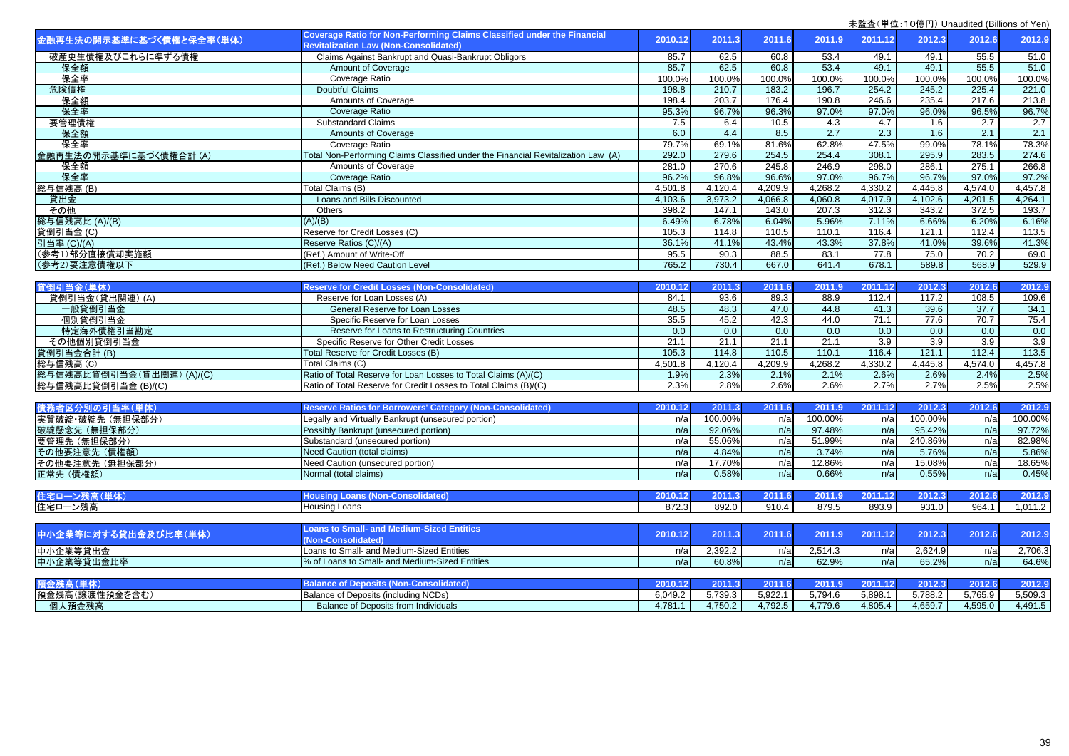未監査(単位:10億円) Unaudited (Billions of Yen)

| 金融再生法の開示基準に基づく債権と保全率(単体) | Coverage Ratio for Non-Performing Claims Classified under the Financial Revitalization Law (Non-Consolidated) | 2010.12 | 2011.3 | 2011.6 | 2011.9 | 2011.12 | 2012.3 | 2012.6 | 2012.9 |
|---|---|---|---|---|---|---|---|---|---|
| 破産更生債権及びこれらに準ずる債権 | Claims Against Bankrupt and Quasi-Bankrupt Obligors | 85.7 | 62.5 | 60.8 | 53.4 | 49.1 | 49.1 | 55.5 | 51.0 |
| 保全額 | Amount of Coverage | 85.7 | 62.5 | 60.8 | 53.4 | 49.1 | 49.1 | 55.5 | 51.0 |
| 保全率 | Coverage Ratio | 100.0% | 100.0% | 100.0% | 100.0% | 100.0% | 100.0% | 100.0% | 100.0% |
| 危険債権 | Doubtful Claims | 198.8 | 210.7 | 183.2 | 196.7 | 254.2 | 245.2 | 225.4 | 221.0 |
| 保全額 | Amounts of Coverage | 198.4 | 203.7 | 176.4 | 190.8 | 246.6 | 235.4 | 217.6 | 213.8 |
| 保全率 | Coverage Ratio | 95.3% | 96.7% | 96.3% | 97.0% | 97.0% | 96.0% | 96.5% | 96.7% |
| 要管理債権 | Substandard Claims | 7.5 | 6.4 | 10.5 | 4.3 | 4.7 | 1.6 | 2.7 | 2.7 |
| 保全額 | Amounts of Coverage | 6.0 | 4.4 | 8.5 | 2.7 | 2.3 | 1.6 | 2.1 | 2.1 |
| 保全率 | Coverage Ratio | 79.7% | 69.1% | 81.6% | 62.8% | 47.5% | 99.0% | 78.1% | 78.3% |
| 金融再生法の開示基準に基づく債権合計 (A) | Total Non-Performing Claims Classified under the Financial Revitalization Law (A) | 292.0 | 279.6 | 254.5 | 254.4 | 308.1 | 295.9 | 283.5 | 274.6 |
| 保全額 | Amounts of Coverage | 281.0 | 270.6 | 245.8 | 246.9 | 298.0 | 286.1 | 275.1 | 266.8 |
| 保全率 | Coverage Ratio | 96.2% | 96.8% | 96.6% | 97.0% | 96.7% | 96.7% | 97.0% | 97.2% |
| 総与信残高 (B) | Total Claims (B) | 4,501.8 | 4,120.4 | 4,209.9 | 4,268.2 | 4,330.2 | 4,445.8 | 4,574.0 | 4,457.8 |
| 貸出金 | Loans and Bills Discounted | 4,103.6 | 3,973.2 | 4,066.8 | 4,060.8 | 4,017.9 | 4,102.6 | 4,201.5 | 4,264.1 |
| その他 | Others | 398.2 | 147.1 | 143.0 | 207.3 | 312.3 | 343.2 | 372.5 | 193.7 |
| 総与信残高比 (A)/(B) | (A)/(B) | 6.49% | 6.78% | 6.04% | 5.96% | 7.11% | 6.66% | 6.20% | 6.16% |
| 貸倒引当金 (C) | Reserve for Credit Losses (C) | 105.3 | 114.8 | 110.5 | 110.1 | 116.4 | 121.1 | 112.4 | 113.5 |
| 引当率 (C)/(A) | Reserve Ratios (C)/(A) | 36.1% | 41.1% | 43.4% | 43.3% | 37.8% | 41.0% | 39.6% | 41.3% |
| (参考1)部分直接償却実施額 | (Ref.) Amount of Write-Off | 95.5 | 90.3 | 88.5 | 83.1 | 77.8 | 75.0 | 70.2 | 69.0 |
| (参考2)要注意債権以下 | (Ref.) Below Need Caution Level | 765.2 | 730.4 | 667.0 | 641.4 | 678.1 | 589.8 | 568.9 | 529.9 |

| 貸倒引当金(単体) | Reserve for Credit Losses (Non-Consolidated) | 2010.12 | 2011.3 | 2011.6 | 2011.9 | 2011.12 | 2012.3 | 2012.6 | 2012.9 |
|---|---|---|---|---|---|---|---|---|---|
| 貸倒引当金(貸出関連) (A) | Reserve for Loan Losses (A) | 84.1 | 93.6 | 89.3 | 88.9 | 112.4 | 117.2 | 108.5 | 109.6 |
| 一般貸倒引当金 | General Reserve for Loan Losses | 48.5 | 48.3 | 47.0 | 44.8 | 41.3 | 39.6 | 37.7 | 34.1 |
| 個別貸倒引当金 | Specific Reserve for Loan Losses | 35.5 | 45.2 | 42.3 | 44.0 | 71.1 | 77.6 | 70.7 | 75.4 |
| 特定海外債権引当勘定 | Reserve for Loans to Restructuring Countries | 0.0 | 0.0 | 0.0 | 0.0 | 0.0 | 0.0 | 0.0 | 0.0 |
| その他個別貸倒引当金 | Specific Reserve for Other Credit Losses | 21.1 | 21.1 | 21.1 | 21.1 | 3.9 | 3.9 | 3.9 | 3.9 |
| 貸倒引当金合計 (B) | Total Reserve for Credit Losses (B) | 105.3 | 114.8 | 110.5 | 110.1 | 116.4 | 121.1 | 112.4 | 113.5 |
| 総与信残高 (C) | Total Claims (C) | 4,501.8 | 4,120.4 | 4,209.9 | 4,268.2 | 4,330.2 | 4,445.8 | 4,574.0 | 4,457.8 |
| 総与信残高比貸倒引当金(貸出関連) (A)/(C) | Ratio of Total Reserve for Loan Losses to Total Claims (A)/(C) | 1.9% | 2.3% | 2.1% | 2.1% | 2.6% | 2.6% | 2.4% | 2.5% |
| 総与信残高比貸倒引当金 (B)/(C) | Ratio of Total Reserve for Credit Losses to Total Claims (B)/(C) | 2.3% | 2.8% | 2.6% | 2.6% | 2.7% | 2.7% | 2.5% | 2.5% |

| 債務者区分別の引当率(単体) | Reserve Ratios for Borrowers' Category (Non-Consolidated) | 2010.12 | 2011.3 | 2011.6 | 2011.9 | 2011.12 | 2012.3 | 2012.6 | 2012.9 |
|---|---|---|---|---|---|---|---|---|---|
| 実質破綻・破綻先 (無担保部分) | Legally and Virtually Bankrupt (unsecured portion) | n/a | 100.00% | n/a | 100.00% | n/a | 100.00% | n/a | 100.00% |
| 破綻懸念先 (無担保部分) | Possibly Bankrupt (unsecured portion) | n/a | 92.06% | n/a | 97.48% | n/a | 95.42% | n/a | 97.72% |
| 要管理先 (無担保部分) | Substandard (unsecured portion) | n/a | 55.06% | n/a | 51.99% | n/a | 240.86% | n/a | 82.98% |
| その他要注意先 (債権額) | Need Caution (total claims) | n/a | 4.84% | n/a | 3.74% | n/a | 5.76% | n/a | 5.86% |
| その他要注意先 (無担保部分) | Need Caution (unsecured portion) | n/a | 17.70% | n/a | 12.86% | n/a | 15.08% | n/a | 18.65% |
| 正常先 (債権額) | Normal (total claims) | n/a | 0.58% | n/a | 0.66% | n/a | 0.55% | n/a | 0.45% |

| 住宅ローン残高(単体) | Housing Loans (Non-Consolidated) | 2010.12 | 2011.3 | 2011.6 | 2011.9 | 2011.12 | 2012.3 | 2012.6 | 2012.9 |
|---|---|---|---|---|---|---|---|---|---|
| 住宅ローン残高 | Housing Loans | 872.3 | 892.0 | 910.4 | 879.5 | 893.9 | 931.0 | 964.1 | 1,011.2 |

| 中小企業等に対する貸出金及び比率(単体) | Loans to Small- and Medium-Sized Entities (Non-Consolidated) | 2010.12 | 2011.3 | 2011.6 | 2011.9 | 2011.12 | 2012.3 | 2012.6 | 2012.9 |
|---|---|---|---|---|---|---|---|---|---|
| 中小企業等貸出金 | Loans to Small- and Medium-Sized Entities | n/a | 2,392.2 | n/a | 2,514.3 | n/a | 2,624.9 | n/a | 2,706.3 |
| 中小企業等貸出金比率 | % of Loans to Small- and Medium-Sized Entities | n/a | 60.8% | n/a | 62.9% | n/a | 65.2% | n/a | 64.6% |

| 預金残高(単体) | Balance of Deposits (Non-Consolidated) | 2010.12 | 2011.3 | 2011.6 | 2011.9 | 2011.12 | 2012.3 | 2012.6 | 2012.9 |
|---|---|---|---|---|---|---|---|---|---|
| 預金残高(譲渡性預金を含む) | Balance of Deposits (including NCDs) | 6,049.2 | 5,739.3 | 5,922.1 | 5,794.6 | 5,898.1 | 5,788.2 | 5,765.9 | 5,509.3 |
| 個人預金残高 | Balance of Deposits from Individuals | 4,781.1 | 4,750.2 | 4,792.5 | 4,779.6 | 4,805.4 | 4,659.7 | 4,595.0 | 4,491.5 |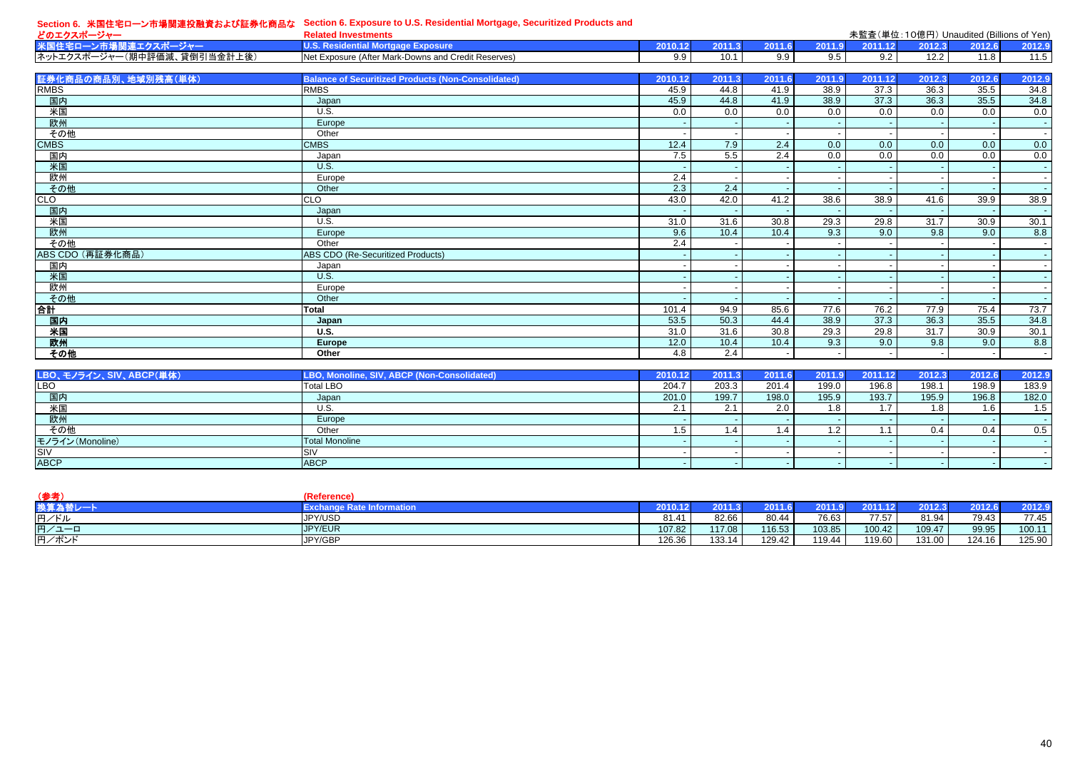## Section 6. 米国住宅ローン市場関連投融資および証券化商品などのエクスポージャー Section 6. Exposure to U.S. Residential Mortgage, Securitized Products and Related Investments

未監査（単位：10億円）Unaudited (Billions of Yen)

| 米国住宅ローン市場関連エクスポージャー | U.S. Residential Mortgage Exposure | 2010.12 | 2011.3 | 2011.6 | 2011.9 | 2011.12 | 2012.3 | 2012.6 | 2012.9 |
|---|---|---|---|---|---|---|---|---|---|
| ネットエクスポージャー（期中評価減、貸倒引当金計上後） | Net Exposure (After Mark-Downs and Credit Reserves) | 9.9 | 10.1 | 9.9 | 9.5 | 9.2 | 12.2 | 11.8 | 11.5 |

| 証券化商品の商品別、地域別残高（単体） | Balance of Securitized Products (Non-Consolidated) | 2010.12 | 2011.3 | 2011.6 | 2011.9 | 2011.12 | 2012.3 | 2012.6 | 2012.9 |
|---|---|---|---|---|---|---|---|---|---|
| RMBS | RMBS | 45.9 | 44.8 | 41.9 | 38.9 | 37.3 | 36.3 | 35.5 | 34.8 |
| 国内 | Japan | 45.9 | 44.8 | 41.9 | 38.9 | 37.3 | 36.3 | 35.5 | 34.8 |
| 米国 | U.S. | 0.0 | 0.0 | 0.0 | 0.0 | 0.0 | 0.0 | 0.0 | 0.0 |
| 欧州 | Europe | - | - | - | - | - | - | - | - |
| その他 | Other | - | - | - | - | - | - | - | - |
| CMBS | CMBS | 12.4 | 7.9 | 2.4 | 0.0 | 0.0 | 0.0 | 0.0 | 0.0 |
| 国内 | Japan | 7.5 | 5.5 | 2.4 | 0.0 | 0.0 | 0.0 | 0.0 | 0.0 |
| 米国 | U.S. | - | - | - | - | - | - | - | - |
| 欧州 | Europe | 2.4 | - | - | - | - | - | - | - |
| その他 | Other | 2.3 | 2.4 | - | - | - | - | - | - |
| CLO | CLO | 43.0 | 42.0 | 41.2 | 38.6 | 38.9 | 41.6 | 39.9 | 38.9 |
| 国内 | Japan | - | - | - | - | - | - | - | - |
| 米国 | U.S. | 31.0 | 31.6 | 30.8 | 29.3 | 29.8 | 31.7 | 30.9 | 30.1 |
| 欧州 | Europe | 9.6 | 10.4 | 10.4 | 9.3 | 9.0 | 9.8 | 9.0 | 8.8 |
| その他 | Other | 2.4 | - | - | - | - | - | - | - |
| ABS CDO（再証券化商品） | ABS CDO (Re-Securitized Products) | - | - | - | - | - | - | - | - |
| 国内 | Japan | - | - | - | - | - | - | - | - |
| 米国 | U.S. | - | - | - | - | - | - | - | - |
| 欧州 | Europe | - | - | - | - | - | - | - | - |
| その他 | Other | - | - | - | - | - | - | - | - |
| **合計** | **Total** | 101.4 | 94.9 | 85.6 | 77.6 | 76.2 | 77.9 | 75.4 | 73.7 |
| **国内** | **Japan** | 53.5 | 50.3 | 44.4 | 38.9 | 37.3 | 36.3 | 35.5 | 34.8 |
| **米国** | **U.S.** | 31.0 | 31.6 | 30.8 | 29.3 | 29.8 | 31.7 | 30.9 | 30.1 |
| **欧州** | **Europe** | 12.0 | 10.4 | 10.4 | 9.3 | 9.0 | 9.8 | 9.0 | 8.8 |
| **その他** | **Other** | 4.8 | 2.4 | - | - | - | - | - | - |

| LBO、モノライン、SIV、ABCP(単体) | LBO, Monoline, SIV, ABCP (Non-Consolidated) | 2010.12 | 2011.3 | 2011.6 | 2011.9 | 2011.12 | 2012.3 | 2012.6 | 2012.9 |
|---|---|---|---|---|---|---|---|---|---|
| LBO | Total LBO | 204.7 | 203.3 | 201.4 | 199.0 | 196.8 | 198.1 | 198.9 | 183.9 |
| 国内 | Japan | 201.0 | 199.7 | 198.0 | 195.9 | 193.7 | 195.9 | 196.8 | 182.0 |
| 米国 | U.S. | 2.1 | 2.1 | 2.0 | 1.8 | 1.7 | 1.8 | 1.6 | 1.5 |
| 欧州 | Europe | - | - | - | - | - | - | - | - |
| その他 | Other | 1.5 | 1.4 | 1.4 | 1.2 | 1.1 | 0.4 | 0.4 | 0.5 |
| モノライン(Monoline) | Total Monoline | - | - | - | - | - | - | - | - |
| SIV | SIV | - | - | - | - | - | - | - | - |
| ABCP | ABCP | - | - | - | - | - | - | - | - |

（参考） (Reference)

| 換算為替レート | Exchange Rate Information | 2010.12 | 2011.3 | 2011.6 | 2011.9 | 2011.12 | 2012.3 | 2012.6 | 2012.9 |
|---|---|---|---|---|---|---|---|---|---|
| 円／ドル | JPY/USD | 81.41 | 82.66 | 80.44 | 76.63 | 77.57 | 81.94 | 79.43 | 77.45 |
| 円／ユーロ | JPY/EUR | 107.82 | 117.08 | 116.53 | 103.85 | 100.42 | 109.47 | 99.95 | 100.11 |
| 円／ポンド | JPY/GBP | 126.36 | 133.14 | 129.42 | 119.44 | 119.60 | 131.00 | 124.16 | 125.90 |